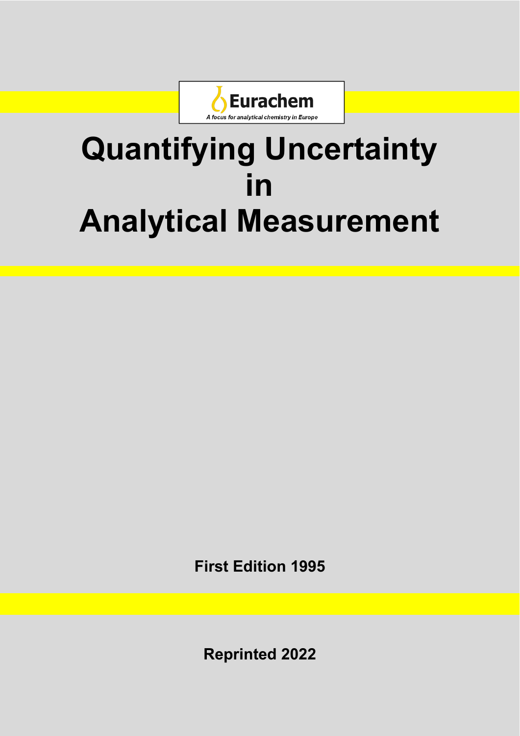**Eurachem**

*A focus for analytical chemistry in Europe*

# Quantifying Uncertainty in Analytical Measurement

**First Edition 1995**

**Reprinted 2022**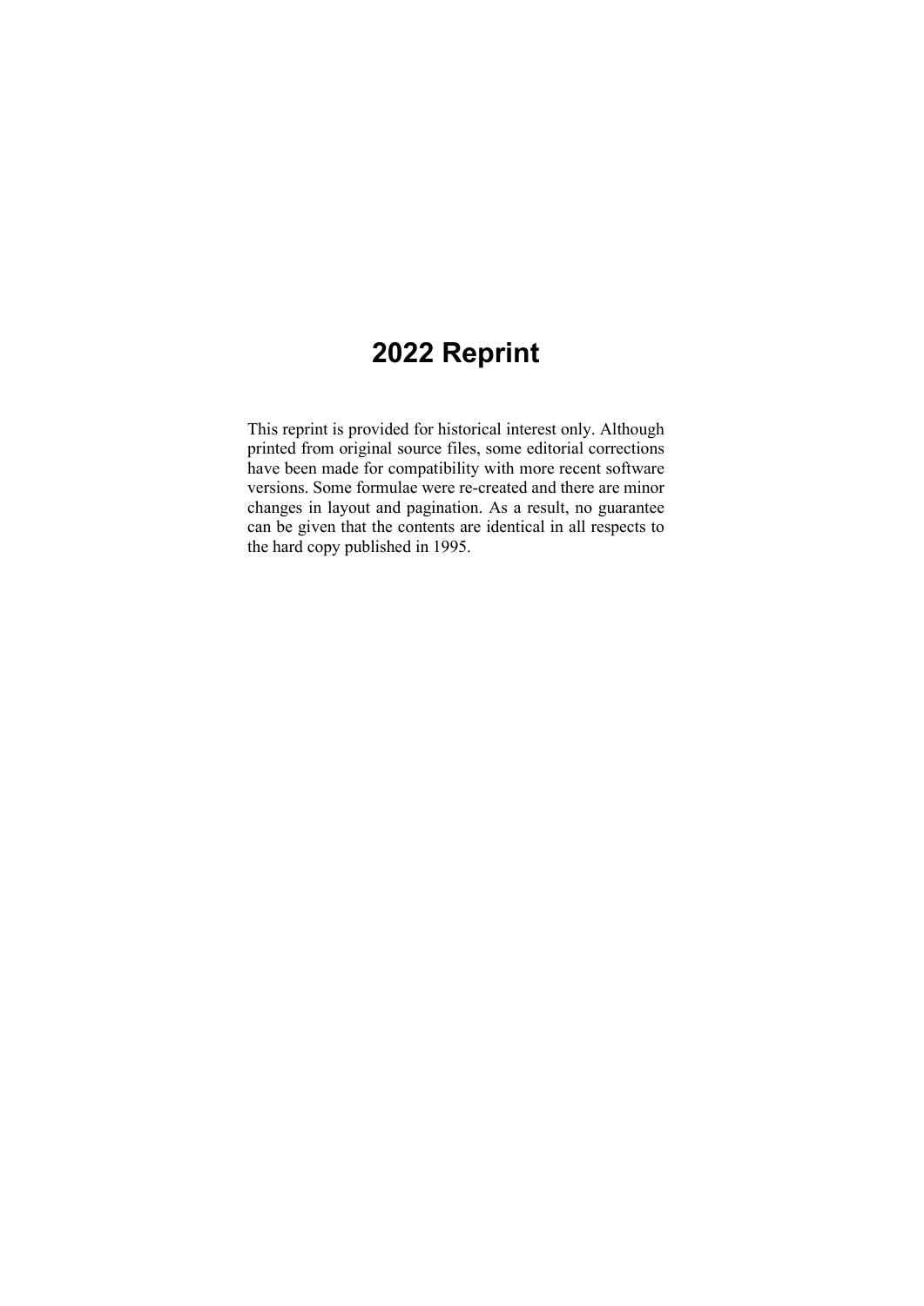# 2022 Reprint

This reprint is provided for historical interest only. Although printed from original source files, some editorial corrections have been made for compatibility with more recent software versions. Some formulae were re-created and there are minor changes in layout and pagination. As a result, no guarantee can be given that the contents are identical in all respects to the hard copy published in 1995.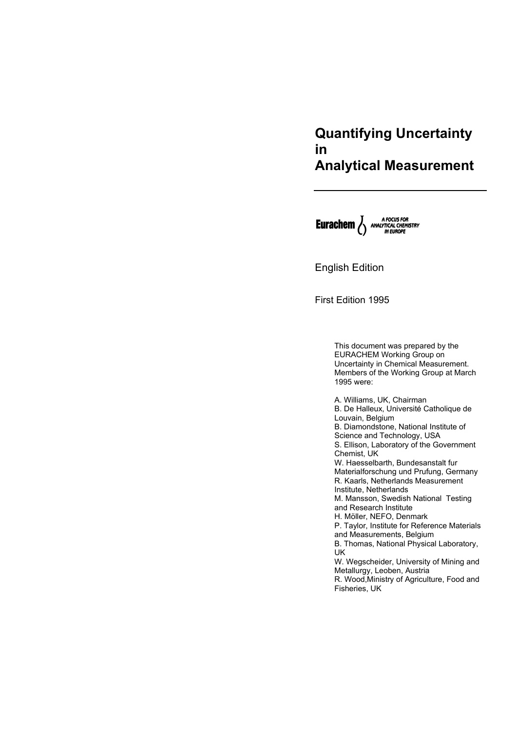# Quantifying Uncertainty in Analytical Measurement

Eurachem — A FOCUS FOR ANALYTICAL CHEMISTRY IN EUROPE

English Edition

First Edition 1995

This document was prepared by the EURACHEM Working Group on Uncertainty in Chemical Measurement. Members of the Working Group at March 1995 were:

A. Williams, UK, Chairman
B. De Halleux, Université Catholique de Louvain, Belgium
B. Diamondstone, National Institute of Science and Technology, USA
S. Ellison, Laboratory of the Government Chemist, UK
W. Haesselbarth, Bundesanstalt fur Materialforschung und Prufung, Germany
R. Kaarls, Netherlands Measurement Institute, Netherlands
M. Mansson, Swedish National Testing and Research Institute
H. Möller, NEFO, Denmark
P. Taylor, Institute for Reference Materials and Measurements, Belgium
B. Thomas, National Physical Laboratory, UK
W. Wegscheider, University of Mining and Metallurgy, Leoben, Austria
R. Wood, Ministry of Agriculture, Food and Fisheries, UK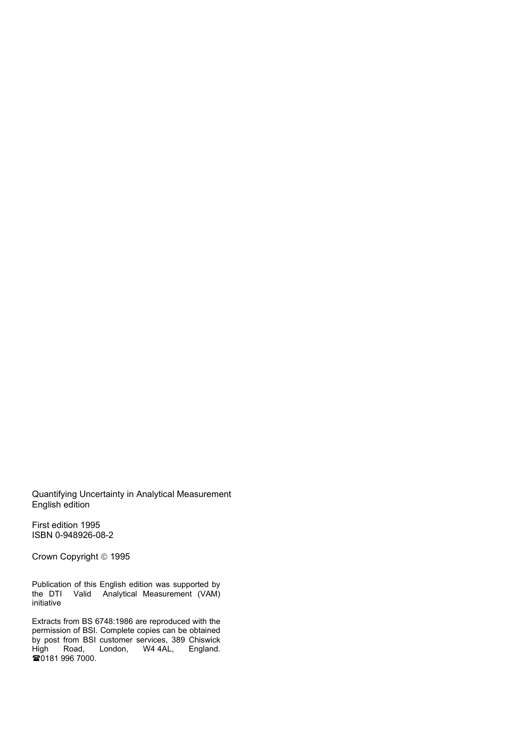Quantifying Uncertainty in Analytical Measurement
English edition

First edition 1995
ISBN 0-948926-08-2

Crown Copyright © 1995

Publication of this English edition was supported by the DTI Valid Analytical Measurement (VAM) initiative

Extracts from BS 6748:1986 are reproduced with the permission of BSI. Complete copies can be obtained by post from BSI customer services, 389 Chiswick High Road, London, W4 4AL, England. ☎0181 996 7000.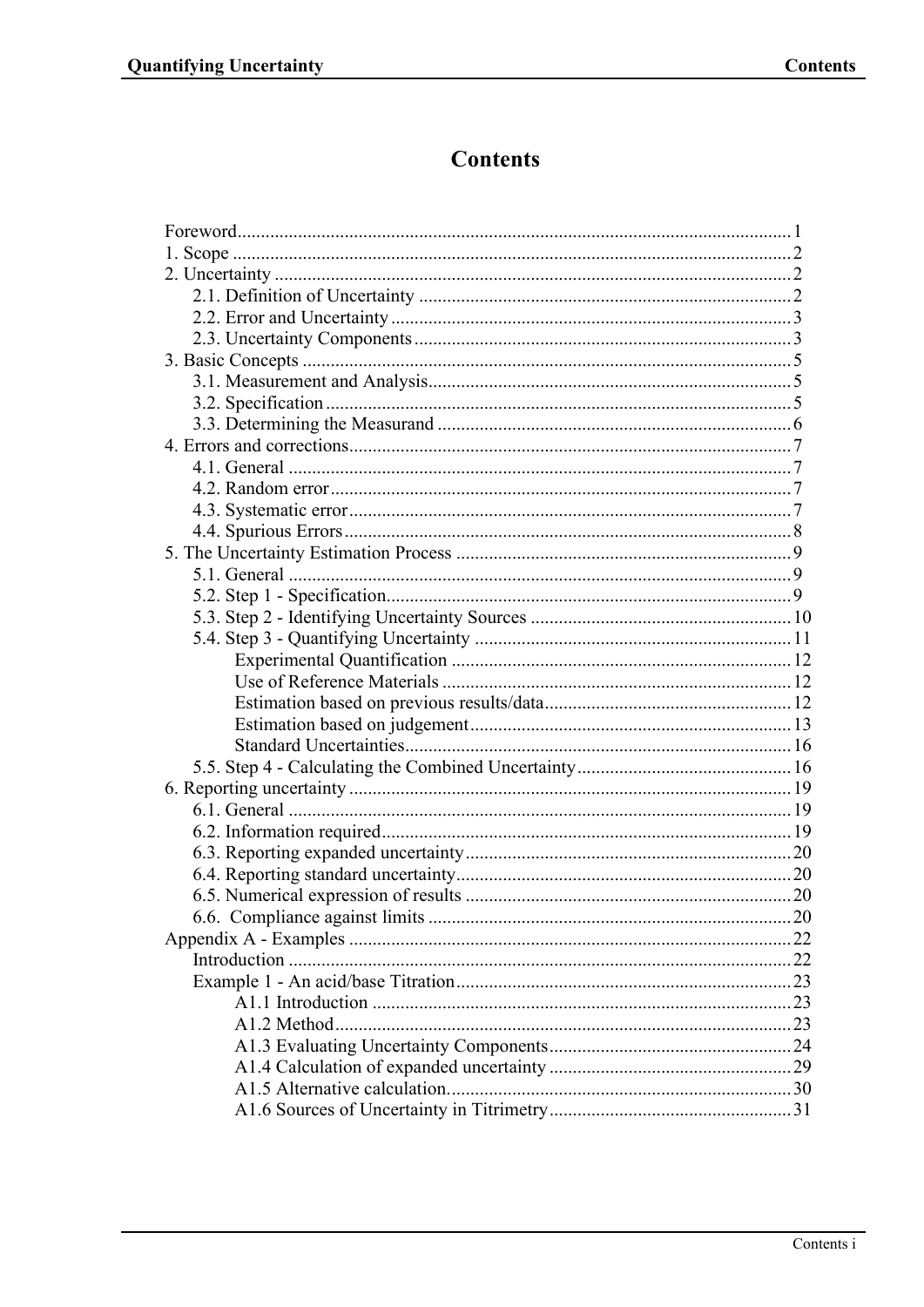# Contents

Foreword ... 1
1. Scope ... 2
2. Uncertainty ... 2
   2.1. Definition of Uncertainty ... 2
   2.2. Error and Uncertainty ... 3
   2.3. Uncertainty Components ... 3
3. Basic Concepts ... 5
   3.1. Measurement and Analysis ... 5
   3.2. Specification ... 5
   3.3. Determining the Measurand ... 6
4. Errors and corrections ... 7
   4.1. General ... 7
   4.2. Random error ... 7
   4.3. Systematic error ... 7
   4.4. Spurious Errors ... 8
5. The Uncertainty Estimation Process ... 9
   5.1. General ... 9
   5.2. Step 1 - Specification ... 9
   5.3. Step 2 - Identifying Uncertainty Sources ... 10
   5.4. Step 3 - Quantifying Uncertainty ... 11
      Experimental Quantification ... 12
      Use of Reference Materials ... 12
      Estimation based on previous results/data ... 12
      Estimation based on judgement ... 13
      Standard Uncertainties ... 16
   5.5. Step 4 - Calculating the Combined Uncertainty ... 16
6. Reporting uncertainty ... 19
   6.1. General ... 19
   6.2. Information required ... 19
   6.3. Reporting expanded uncertainty ... 20
   6.4. Reporting standard uncertainty ... 20
   6.5. Numerical expression of results ... 20
   6.6. Compliance against limits ... 20
Appendix A - Examples ... 22
   Introduction ... 22
   Example 1 - An acid/base Titration ... 23
      A1.1 Introduction ... 23
      A1.2 Method ... 23
      A1.3 Evaluating Uncertainty Components ... 24
      A1.4 Calculation of expanded uncertainty ... 29
      A1.5 Alternative calculation ... 30
      A1.6 Sources of Uncertainty in Titrimetry ... 31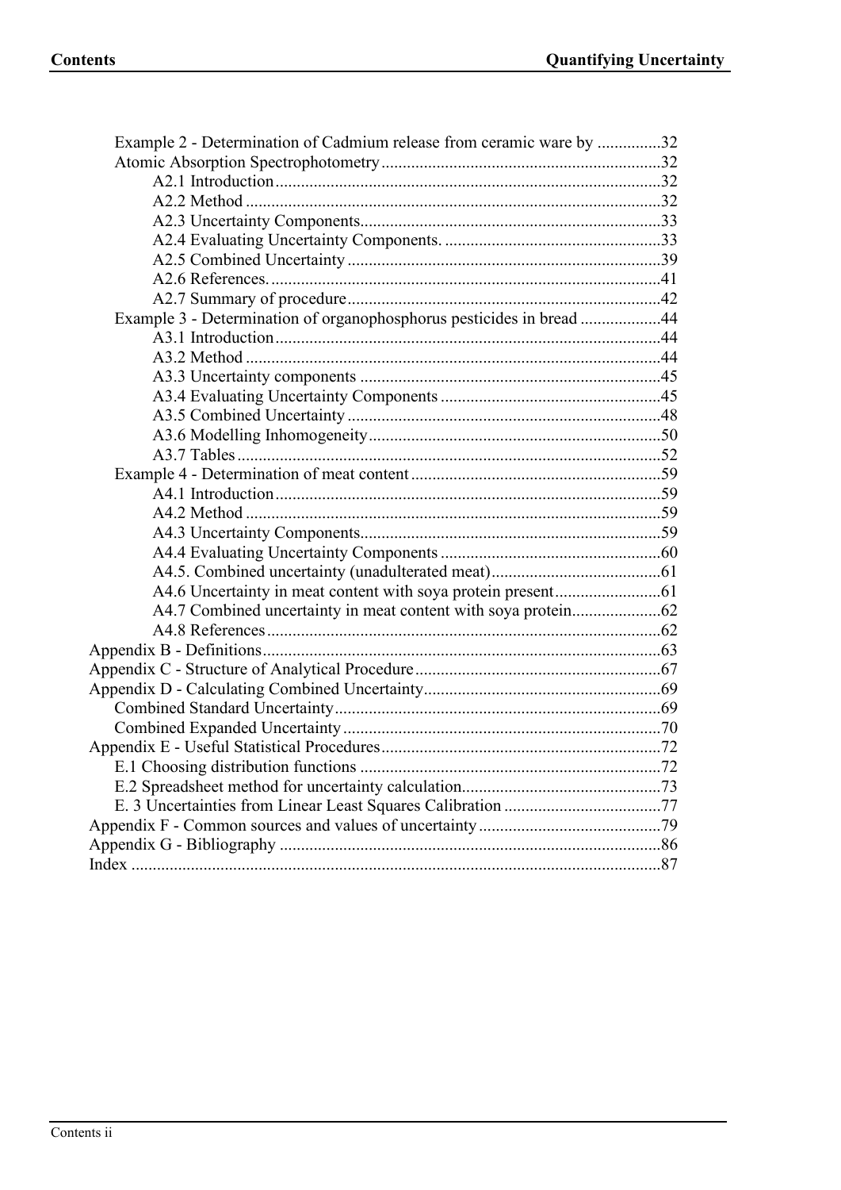Example 2 - Determination of Cadmium release from ceramic ware by ...............32
Atomic Absorption Spectrophotometry..................................................................32
A2.1 Introduction...........................................................................................32
A2.2 Method ..................................................................................................32
A2.3 Uncertainty Components.......................................................................33
A2.4 Evaluating Uncertainty Components. ...................................................33
A2.5 Combined Uncertainty ..........................................................................39
A2.6 References.............................................................................................41
A2.7 Summary of procedure..........................................................................42
Example 3 - Determination of organophosphorus pesticides in bread ...................44
A3.1 Introduction...........................................................................................44
A3.2 Method ..................................................................................................44
A3.3 Uncertainty components .......................................................................45
A3.4 Evaluating Uncertainty Components ....................................................45
A3.5 Combined Uncertainty ..........................................................................48
A3.6 Modelling Inhomogeneity.....................................................................50
A3.7 Tables....................................................................................................52
Example 4 - Determination of meat content ...........................................................59
A4.1 Introduction...........................................................................................59
A4.2 Method ..................................................................................................59
A4.3 Uncertainty Components.......................................................................59
A4.4 Evaluating Uncertainty Components ....................................................60
A4.5. Combined uncertainty (unadulterated meat)........................................61
A4.6 Uncertainty in meat content with soya protein present.........................61
A4.7 Combined uncertainty in meat content with soya protein.....................62
A4.8 References.............................................................................................62
Appendix B - Definitions.............................................................................................63
Appendix C - Structure of Analytical Procedure..........................................................67
Appendix D - Calculating Combined Uncertainty........................................................69
Combined Standard Uncertainty............................................................................69
Combined Expanded Uncertainty...........................................................................70
Appendix E - Useful Statistical Procedures..................................................................72
E.1 Choosing distribution functions .......................................................................72
E.2 Spreadsheet method for uncertainty calculation...............................................73
E. 3 Uncertainties from Linear Least Squares Calibration .....................................77
Appendix F - Common sources and values of uncertainty...........................................79
Appendix G - Bibliography .........................................................................................86
Index ............................................................................................................................87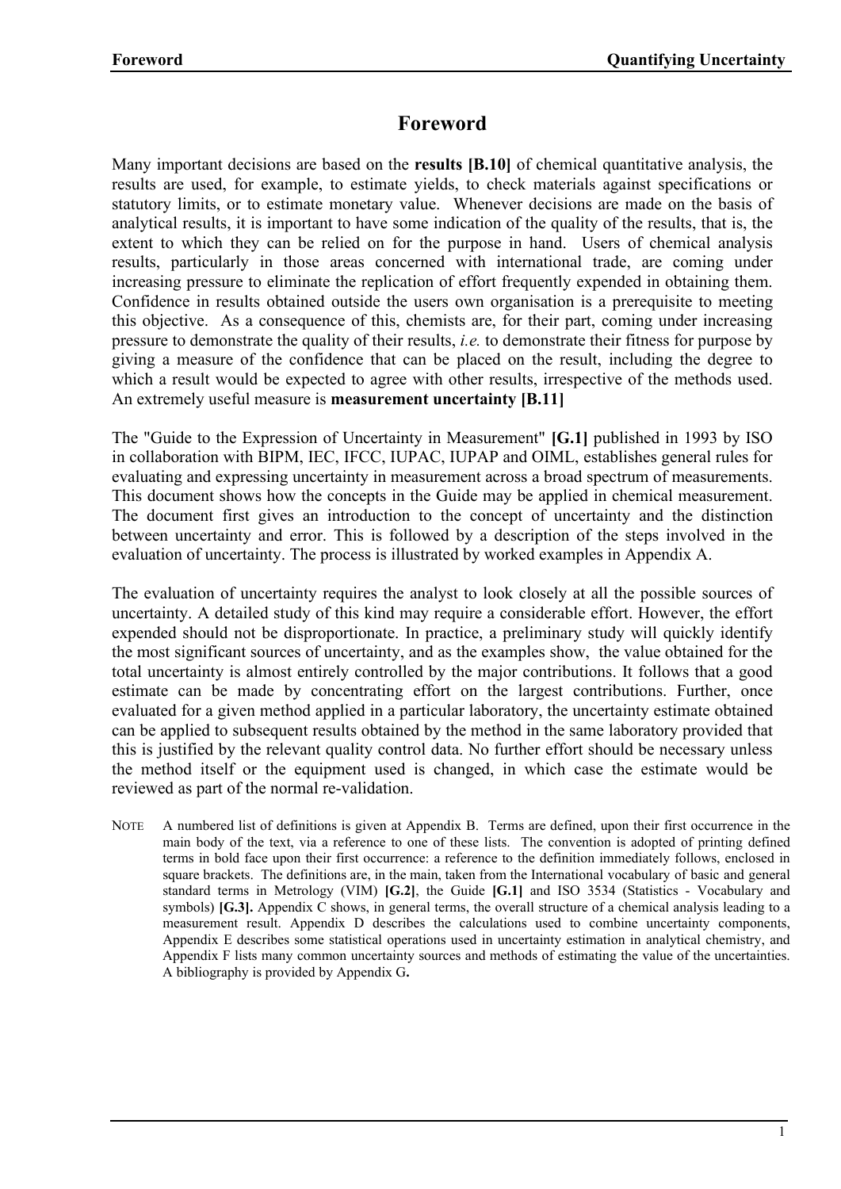# Foreword

Many important decisions are based on the **results [B.10]** of chemical quantitative analysis, the results are used, for example, to estimate yields, to check materials against specifications or statutory limits, or to estimate monetary value. Whenever decisions are made on the basis of analytical results, it is important to have some indication of the quality of the results, that is, the extent to which they can be relied on for the purpose in hand. Users of chemical analysis results, particularly in those areas concerned with international trade, are coming under increasing pressure to eliminate the replication of effort frequently expended in obtaining them. Confidence in results obtained outside the users own organisation is a prerequisite to meeting this objective. As a consequence of this, chemists are, for their part, coming under increasing pressure to demonstrate the quality of their results, *i.e.* to demonstrate their fitness for purpose by giving a measure of the confidence that can be placed on the result, including the degree to which a result would be expected to agree with other results, irrespective of the methods used. An extremely useful measure is **measurement uncertainty [B.11]**

The "Guide to the Expression of Uncertainty in Measurement" **[G.1]** published in 1993 by ISO in collaboration with BIPM, IEC, IFCC, IUPAC, IUPAP and OIML, establishes general rules for evaluating and expressing uncertainty in measurement across a broad spectrum of measurements. This document shows how the concepts in the Guide may be applied in chemical measurement. The document first gives an introduction to the concept of uncertainty and the distinction between uncertainty and error. This is followed by a description of the steps involved in the evaluation of uncertainty. The process is illustrated by worked examples in Appendix A.

The evaluation of uncertainty requires the analyst to look closely at all the possible sources of uncertainty. A detailed study of this kind may require a considerable effort. However, the effort expended should not be disproportionate. In practice, a preliminary study will quickly identify the most significant sources of uncertainty, and as the examples show, the value obtained for the total uncertainty is almost entirely controlled by the major contributions. It follows that a good estimate can be made by concentrating effort on the largest contributions. Further, once evaluated for a given method applied in a particular laboratory, the uncertainty estimate obtained can be applied to subsequent results obtained by the method in the same laboratory provided that this is justified by the relevant quality control data. No further effort should be necessary unless the method itself or the equipment used is changed, in which case the estimate would be reviewed as part of the normal re-validation.

NOTE A numbered list of definitions is given at Appendix B. Terms are defined, upon their first occurrence in the main body of the text, via a reference to one of these lists. The convention is adopted of printing defined terms in bold face upon their first occurrence: a reference to the definition immediately follows, enclosed in square brackets. The definitions are, in the main, taken from the International vocabulary of basic and general standard terms in Metrology (VIM) **[G.2]**, the Guide **[G.1]** and ISO 3534 (Statistics - Vocabulary and symbols) **[G.3].** Appendix C shows, in general terms, the overall structure of a chemical analysis leading to a measurement result. Appendix D describes the calculations used to combine uncertainty components, Appendix E describes some statistical operations used in uncertainty estimation in analytical chemistry, and Appendix F lists many common uncertainty sources and methods of estimating the value of the uncertainties. A bibliography is provided by Appendix G**.**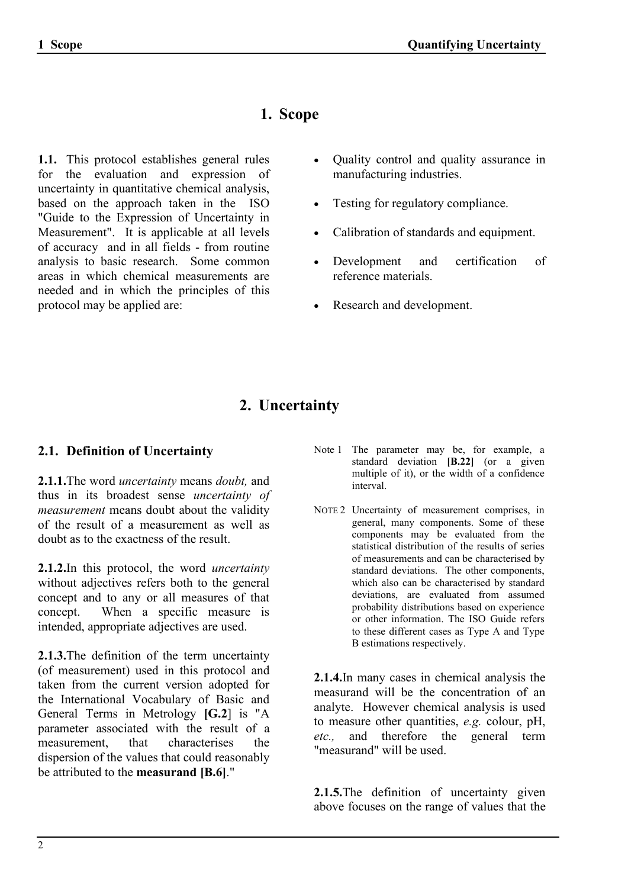# 1. Scope

**1.1.** This protocol establishes general rules for the evaluation and expression of uncertainty in quantitative chemical analysis, based on the approach taken in the ISO "Guide to the Expression of Uncertainty in Measurement". It is applicable at all levels of accuracy and in all fields - from routine analysis to basic research. Some common areas in which chemical measurements are needed and in which the principles of this protocol may be applied are:

- Quality control and quality assurance in manufacturing industries.
- Testing for regulatory compliance.
- Calibration of standards and equipment.
- Development and certification of reference materials.
- Research and development.

# 2. Uncertainty

## 2.1. Definition of Uncertainty

**2.1.1.** The word *uncertainty* means *doubt,* and thus in its broadest sense *uncertainty of measurement* means doubt about the validity of the result of a measurement as well as doubt as to the exactness of the result.

**2.1.2.** In this protocol, the word *uncertainty* without adjectives refers both to the general concept and to any or all measures of that concept. When a specific measure is intended, appropriate adjectives are used.

**2.1.3.** The definition of the term uncertainty (of measurement) used in this protocol and taken from the current version adopted for the International Vocabulary of Basic and General Terms in Metrology **[G.2]** is "A parameter associated with the result of a measurement, that characterises the dispersion of the values that could reasonably be attributed to the **measurand [B.6]**."

Note 1 The parameter may be, for example, a standard deviation **[B.22]** (or a given multiple of it), or the width of a confidence interval.

NOTE 2 Uncertainty of measurement comprises, in general, many components. Some of these components may be evaluated from the statistical distribution of the results of series of measurements and can be characterised by standard deviations. The other components, which also can be characterised by standard deviations, are evaluated from assumed probability distributions based on experience or other information. The ISO Guide refers to these different cases as Type A and Type B estimations respectively.

**2.1.4.** In many cases in chemical analysis the measurand will be the concentration of an analyte. However chemical analysis is used to measure other quantities, *e.g.* colour, pH, *etc.,* and therefore the general term "measurand" will be used.

**2.1.5.** The definition of uncertainty given above focuses on the range of values that the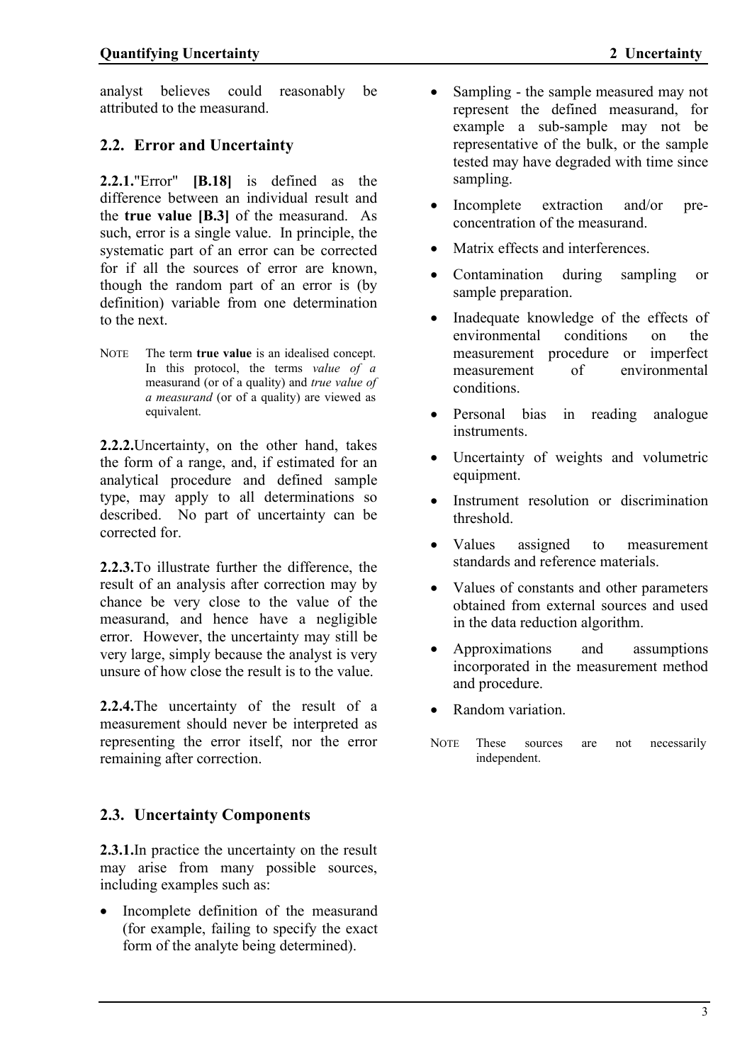analyst believes could reasonably be attributed to the measurand.

## 2.2. Error and Uncertainty

**2.2.1.**"Error" **[B.18]** is defined as the difference between an individual result and the **true value [B.3]** of the measurand. As such, error is a single value. In principle, the systematic part of an error can be corrected for if all the sources of error are known, though the random part of an error is (by definition) variable from one determination to the next.

NOTE The term **true value** is an idealised concept. In this protocol, the terms *value of a* measurand (or of a quality) and *true value of a measurand* (or of a quality) are viewed as equivalent.

**2.2.2.**Uncertainty, on the other hand, takes the form of a range, and, if estimated for an analytical procedure and defined sample type, may apply to all determinations so described. No part of uncertainty can be corrected for.

**2.2.3.**To illustrate further the difference, the result of an analysis after correction may by chance be very close to the value of the measurand, and hence have a negligible error. However, the uncertainty may still be very large, simply because the analyst is very unsure of how close the result is to the value.

**2.2.4.**The uncertainty of the result of a measurement should never be interpreted as representing the error itself, nor the error remaining after correction.

## 2.3. Uncertainty Components

**2.3.1.**In practice the uncertainty on the result may arise from many possible sources, including examples such as:

- Incomplete definition of the measurand (for example, failing to specify the exact form of the analyte being determined).
- Sampling - the sample measured may not represent the defined measurand, for example a sub-sample may not be representative of the bulk, or the sample tested may have degraded with time since sampling.
- Incomplete extraction and/or pre-concentration of the measurand.
- Matrix effects and interferences.
- Contamination during sampling or sample preparation.
- Inadequate knowledge of the effects of environmental conditions on the measurement procedure or imperfect measurement of environmental conditions.
- Personal bias in reading analogue instruments.
- Uncertainty of weights and volumetric equipment.
- Instrument resolution or discrimination threshold.
- Values assigned to measurement standards and reference materials.
- Values of constants and other parameters obtained from external sources and used in the data reduction algorithm.
- Approximations and assumptions incorporated in the measurement method and procedure.
- Random variation.

NOTE These sources are not necessarily independent.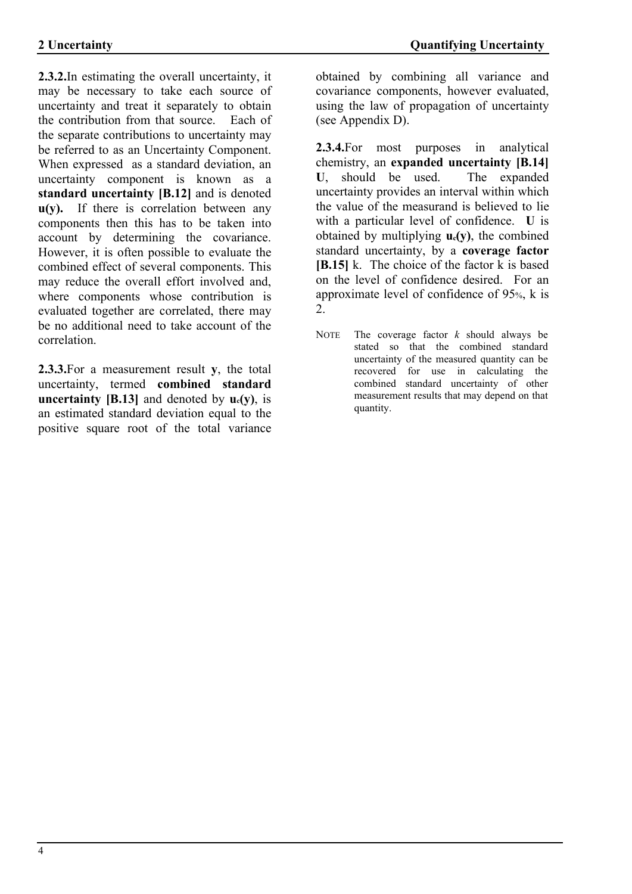**2.3.2.** In estimating the overall uncertainty, it may be necessary to take each source of uncertainty and treat it separately to obtain the contribution from that source. Each of the separate contributions to uncertainty may be referred to as an Uncertainty Component. When expressed as a standard deviation, an uncertainty component is known as a **standard uncertainty [B.12]** and is denoted **u(y).** If there is correlation between any components then this has to be taken into account by determining the covariance. However, it is often possible to evaluate the combined effect of several components. This may reduce the overall effort involved and, where components whose contribution is evaluated together are correlated, there may be no additional need to take account of the correlation.

**2.3.3.** For a measurement result **y**, the total uncertainty, termed **combined standard uncertainty [B.13]** and denoted by $\mathbf{u_c(y)}$, is an estimated standard deviation equal to the positive square root of the total variance obtained by combining all variance and covariance components, however evaluated, using the law of propagation of uncertainty (see Appendix D).

**2.3.4.** For most purposes in analytical chemistry, an **expanded uncertainty [B.14] U**, should be used. The expanded uncertainty provides an interval within which the value of the measurand is believed to lie with a particular level of confidence. **U** is obtained by multiplying $\mathbf{u_c(y)}$, the combined standard uncertainty, by a **coverage factor [B.15]** k. The choice of the factor k is based on the level of confidence desired. For an approximate level of confidence of 95%, k is 2.

NOTE The coverage factor *k* should always be stated so that the combined standard uncertainty of the measured quantity can be recovered for use in calculating the combined standard uncertainty of other measurement results that may depend on that quantity.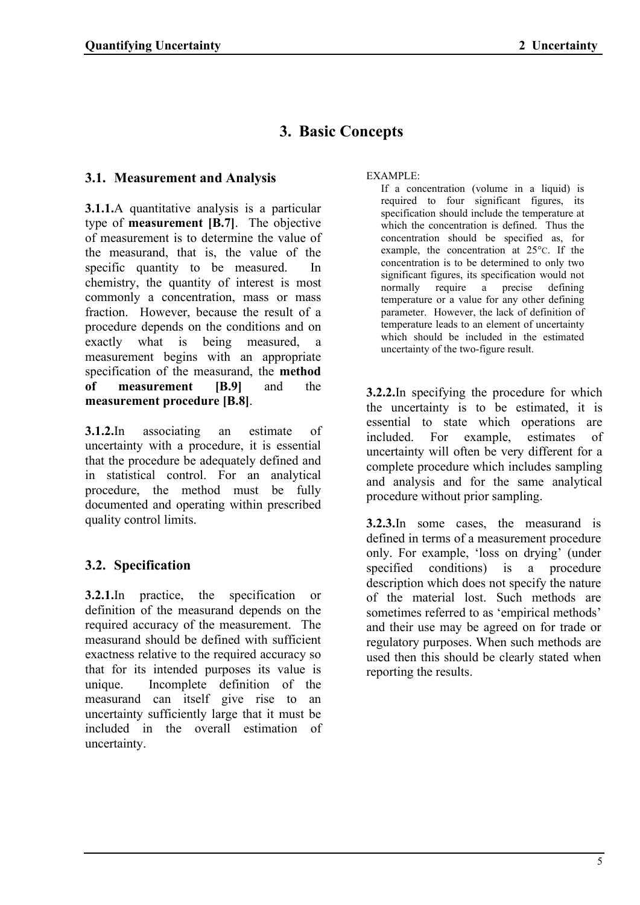# 3. Basic Concepts

## 3.1. Measurement and Analysis

**3.1.1.** A quantitative analysis is a particular type of **measurement [B.7]**. The objective of measurement is to determine the value of the measurand, that is, the value of the specific quantity to be measured. In chemistry, the quantity of interest is most commonly a concentration, mass or mass fraction. However, because the result of a procedure depends on the conditions and on exactly what is being measured, a measurement begins with an appropriate specification of the measurand, the **method of measurement [B.9]** and the **measurement procedure [B.8]**.

**3.1.2.** In associating an estimate of uncertainty with a procedure, it is essential that the procedure be adequately defined and in statistical control. For an analytical procedure, the method must be fully documented and operating within prescribed quality control limits.

## 3.2. Specification

**3.2.1.** In practice, the specification or definition of the measurand depends on the required accuracy of the measurement. The measurand should be defined with sufficient exactness relative to the required accuracy so that for its intended purposes its value is unique. Incomplete definition of the measurand can itself give rise to an uncertainty sufficiently large that it must be included in the overall estimation of uncertainty.

EXAMPLE:

If a concentration (volume in a liquid) is required to four significant figures, its specification should include the temperature at which the concentration is defined. Thus the concentration should be specified as, for example, the concentration at 25°C. If the concentration is to be determined to only two significant figures, its specification would not normally require a precise defining temperature or a value for any other defining parameter. However, the lack of definition of temperature leads to an element of uncertainty which should be included in the estimated uncertainty of the two-figure result.

**3.2.2.** In specifying the procedure for which the uncertainty is to be estimated, it is essential to state which operations are included. For example, estimates of uncertainty will often be very different for a complete procedure which includes sampling and analysis and for the same analytical procedure without prior sampling.

**3.2.3.** In some cases, the measurand is defined in terms of a measurement procedure only. For example, 'loss on drying' (under specified conditions) is a procedure description which does not specify the nature of the material lost. Such methods are sometimes referred to as 'empirical methods' and their use may be agreed on for trade or regulatory purposes. When such methods are used then this should be clearly stated when reporting the results.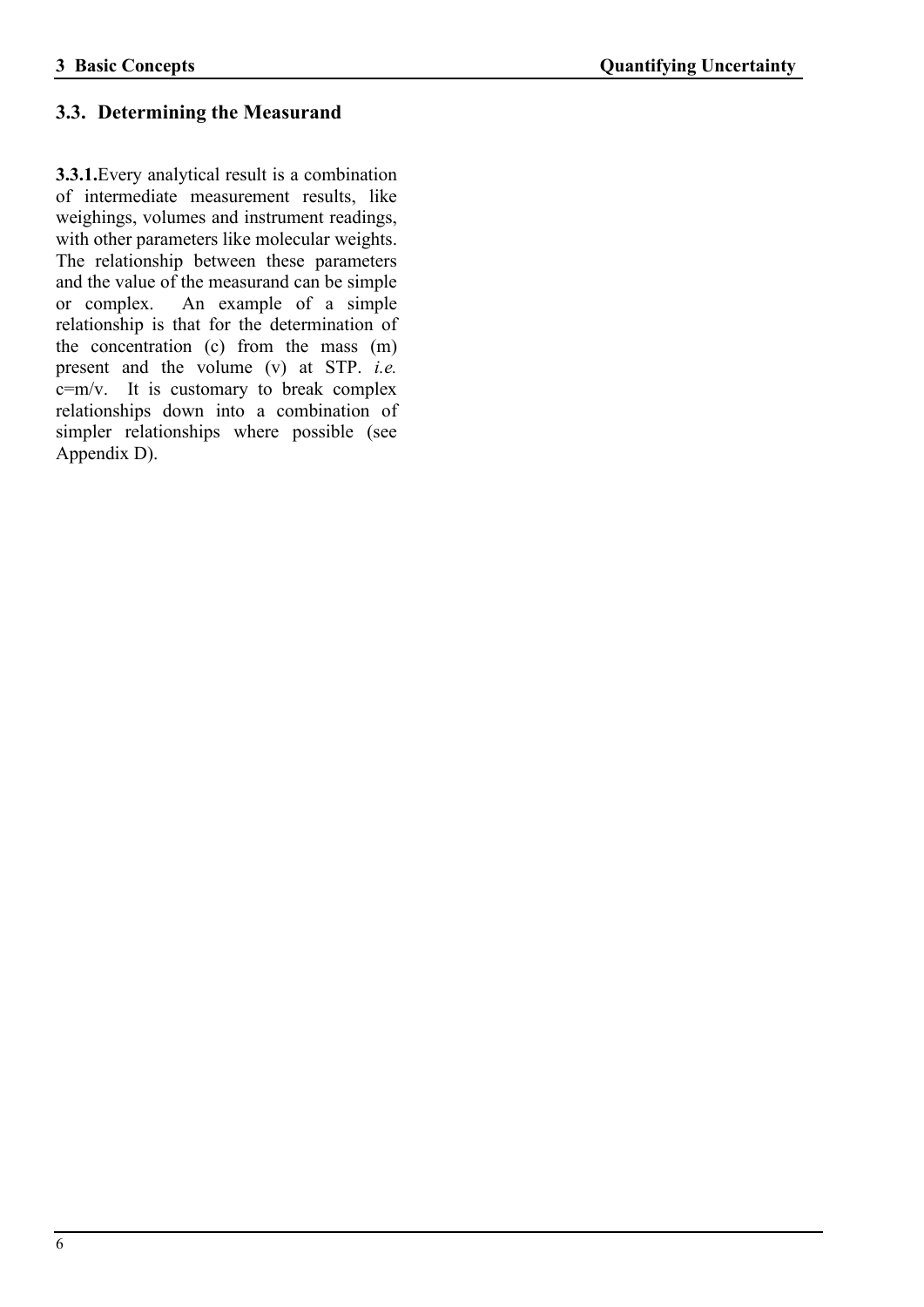## 3.3. Determining the Measurand

**3.3.1.** Every analytical result is a combination of intermediate measurement results, like weighings, volumes and instrument readings, with other parameters like molecular weights. The relationship between these parameters and the value of the measurand can be simple or complex. An example of a simple relationship is that for the determination of the concentration (c) from the mass (m) present and the volume (v) at STP. *i.e.* $c=m/v$. It is customary to break complex relationships down into a combination of simpler relationships where possible (see Appendix D).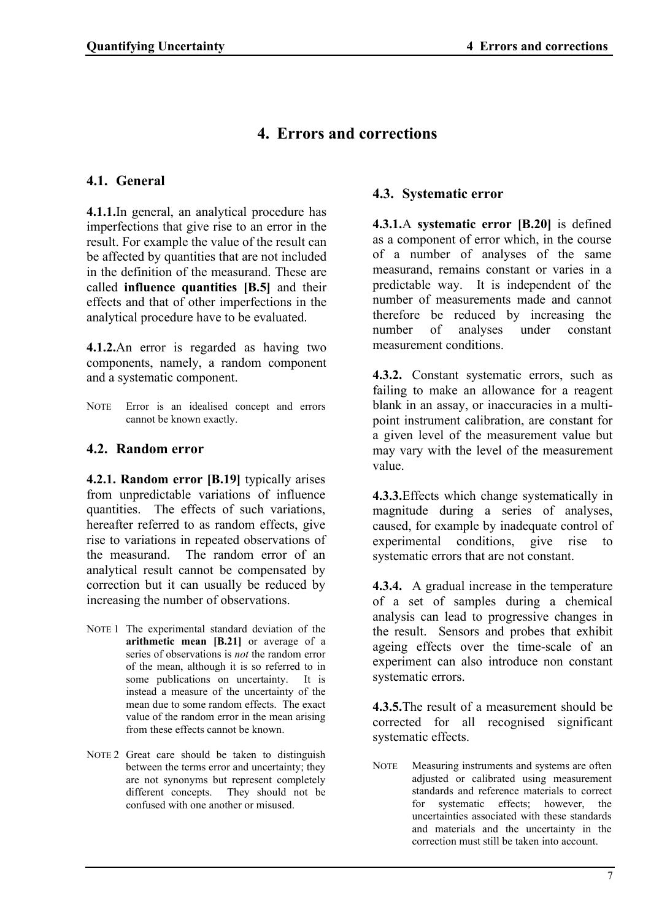# 4. Errors and corrections

## 4.1. General

**4.1.1.** In general, an analytical procedure has imperfections that give rise to an error in the result. For example the value of the result can be affected by quantities that are not included in the definition of the measurand. These are called **influence quantities [B.5]** and their effects and that of other imperfections in the analytical procedure have to be evaluated.

**4.1.2.** An error is regarded as having two components, namely, a random component and a systematic component.

NOTE Error is an idealised concept and errors cannot be known exactly.

## 4.2. Random error

**4.2.1. Random error [B.19]** typically arises from unpredictable variations of influence quantities. The effects of such variations, hereafter referred to as random effects, give rise to variations in repeated observations of the measurand. The random error of an analytical result cannot be compensated by correction but it can usually be reduced by increasing the number of observations.

NOTE 1 The experimental standard deviation of the **arithmetic mean [B.21]** or average of a series of observations is *not* the random error of the mean, although it is so referred to in some publications on uncertainty. It is instead a measure of the uncertainty of the mean due to some random effects. The exact value of the random error in the mean arising from these effects cannot be known.

NOTE 2 Great care should be taken to distinguish between the terms error and uncertainty; they are not synonyms but represent completely different concepts. They should not be confused with one another or misused.

## 4.3. Systematic error

**4.3.1.** A **systematic error [B.20]** is defined as a component of error which, in the course of a number of analyses of the same measurand, remains constant or varies in a predictable way. It is independent of the number of measurements made and cannot therefore be reduced by increasing the number of analyses under constant measurement conditions.

**4.3.2.** Constant systematic errors, such as failing to make an allowance for a reagent blank in an assay, or inaccuracies in a multi-point instrument calibration, are constant for a given level of the measurement value but may vary with the level of the measurement value.

**4.3.3.** Effects which change systematically in magnitude during a series of analyses, caused, for example by inadequate control of experimental conditions, give rise to systematic errors that are not constant.

**4.3.4.** A gradual increase in the temperature of a set of samples during a chemical analysis can lead to progressive changes in the result. Sensors and probes that exhibit ageing effects over the time-scale of an experiment can also introduce non constant systematic errors.

**4.3.5.** The result of a measurement should be corrected for all recognised significant systematic effects.

NOTE Measuring instruments and systems are often adjusted or calibrated using measurement standards and reference materials to correct for systematic effects; however, the uncertainties associated with these standards and materials and the uncertainty in the correction must still be taken into account.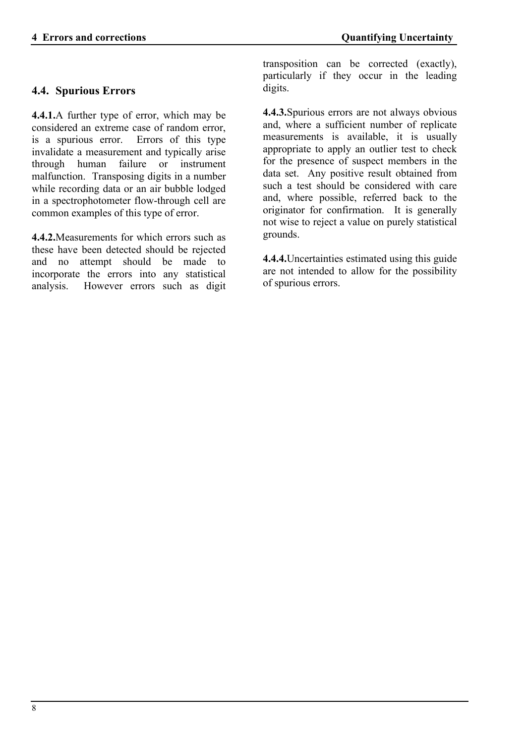## 4.4. Spurious Errors

**4.4.1.** A further type of error, which may be considered an extreme case of random error, is a spurious error. Errors of this type invalidate a measurement and typically arise through human failure or instrument malfunction. Transposing digits in a number while recording data or an air bubble lodged in a spectrophotometer flow-through cell are common examples of this type of error.

**4.4.2.** Measurements for which errors such as these have been detected should be rejected and no attempt should be made to incorporate the errors into any statistical analysis. However errors such as digit transposition can be corrected (exactly), particularly if they occur in the leading digits.

**4.4.3.** Spurious errors are not always obvious and, where a sufficient number of replicate measurements is available, it is usually appropriate to apply an outlier test to check for the presence of suspect members in the data set. Any positive result obtained from such a test should be considered with care and, where possible, referred back to the originator for confirmation. It is generally not wise to reject a value on purely statistical grounds.

**4.4.4.** Uncertainties estimated using this guide are not intended to allow for the possibility of spurious errors.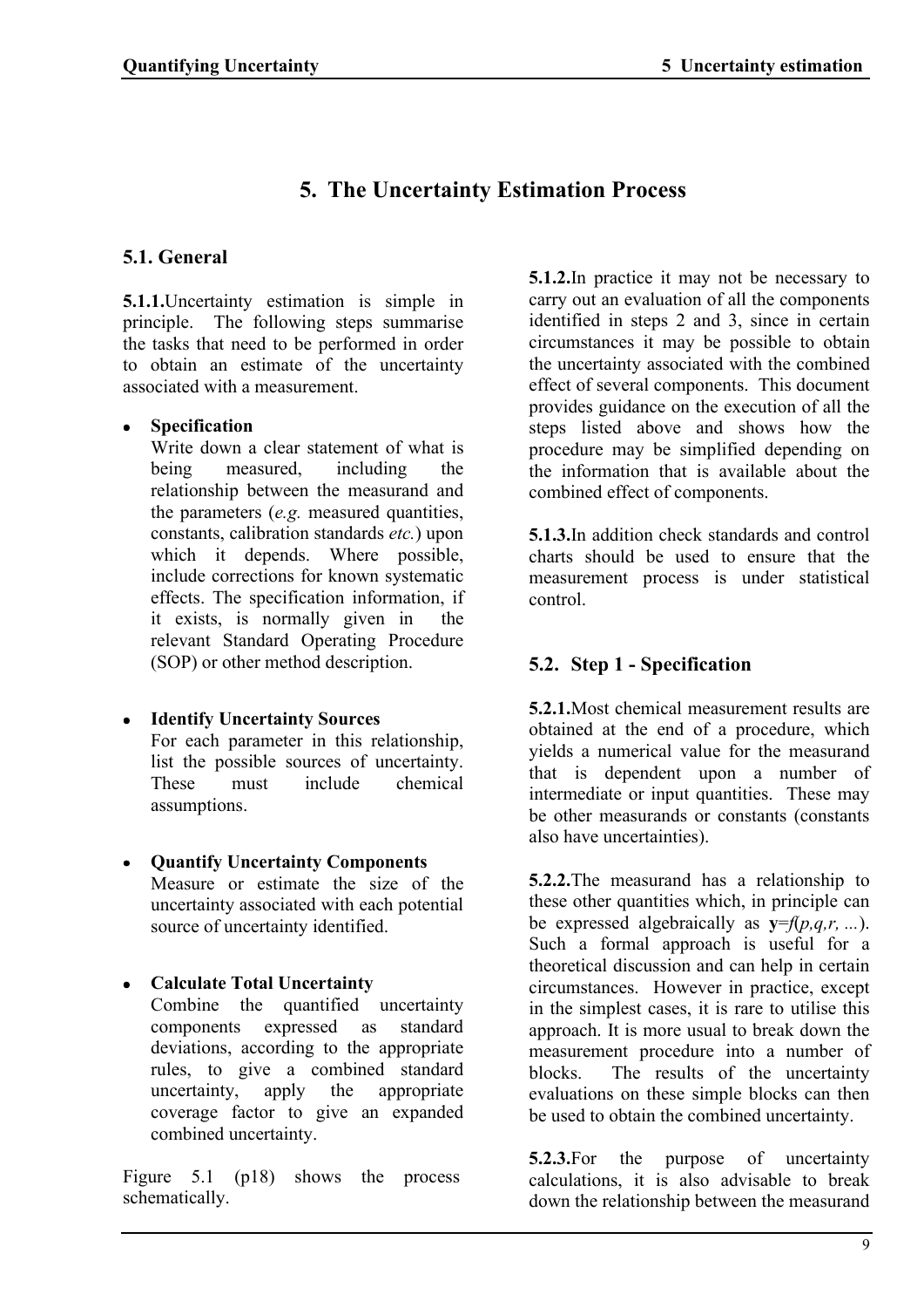# 5. The Uncertainty Estimation Process

## 5.1. General

**5.1.1.** Uncertainty estimation is simple in principle. The following steps summarise the tasks that need to be performed in order to obtain an estimate of the uncertainty associated with a measurement.

- **Specification**
  Write down a clear statement of what is being measured, including the relationship between the measurand and the parameters (*e.g.* measured quantities, constants, calibration standards *etc.*) upon which it depends. Where possible, include corrections for known systematic effects. The specification information, if it exists, is normally given in the relevant Standard Operating Procedure (SOP) or other method description.

- **Identify Uncertainty Sources**
  For each parameter in this relationship, list the possible sources of uncertainty. These must include chemical assumptions.

- **Quantify Uncertainty Components**
  Measure or estimate the size of the uncertainty associated with each potential source of uncertainty identified.

- **Calculate Total Uncertainty**
  Combine the quantified uncertainty components expressed as standard deviations, according to the appropriate rules, to give a combined standard uncertainty, apply the appropriate coverage factor to give an expanded combined uncertainty.

Figure 5.1 (p18) shows the process schematically.

**5.1.2.** In practice it may not be necessary to carry out an evaluation of all the components identified in steps 2 and 3, since in certain circumstances it may be possible to obtain the uncertainty associated with the combined effect of several components. This document provides guidance on the execution of all the steps listed above and shows how the procedure may be simplified depending on the information that is available about the combined effect of components.

**5.1.3.** In addition check standards and control charts should be used to ensure that the measurement process is under statistical control.

## 5.2. Step 1 - Specification

**5.2.1.** Most chemical measurement results are obtained at the end of a procedure, which yields a numerical value for the measurand that is dependent upon a number of intermediate or input quantities. These may be other measurands or constants (constants also have uncertainties).

**5.2.2.** The measurand has a relationship to these other quantities which, in principle can be expressed algebraically as $\mathbf{y}=f(p,q,r, ...)$. Such a formal approach is useful for a theoretical discussion and can help in certain circumstances. However in practice, except in the simplest cases, it is rare to utilise this approach. It is more usual to break down the measurement procedure into a number of blocks. The results of the uncertainty evaluations on these simple blocks can then be used to obtain the combined uncertainty.

**5.2.3.** For the purpose of uncertainty calculations, it is also advisable to break down the relationship between the measurand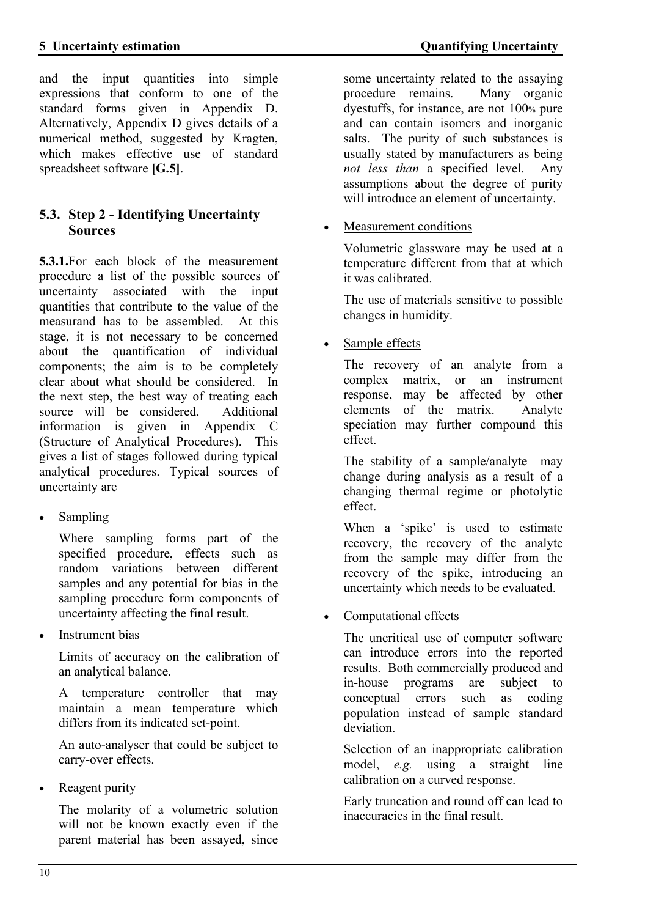and the input quantities into simple expressions that conform to one of the standard forms given in Appendix D. Alternatively, Appendix D gives details of a numerical method, suggested by Kragten, which makes effective use of standard spreadsheet software **[G.5]**.

## 5.3. Step 2 - Identifying Uncertainty Sources

**5.3.1.** For each block of the measurement procedure a list of the possible sources of uncertainty associated with the input quantities that contribute to the value of the measurand has to be assembled. At this stage, it is not necessary to be concerned about the quantification of individual components; the aim is to be completely clear about what should be considered. In the next step, the best way of treating each source will be considered. Additional information is given in Appendix C (Structure of Analytical Procedures). This gives a list of stages followed during typical analytical procedures. Typical sources of uncertainty are

- Sampling

  Where sampling forms part of the specified procedure, effects such as random variations between different samples and any potential for bias in the sampling procedure form components of uncertainty affecting the final result.

- Instrument bias

  Limits of accuracy on the calibration of an analytical balance.

  A temperature controller that may maintain a mean temperature which differs from its indicated set-point.

  An auto-analyser that could be subject to carry-over effects.

- Reagent purity

  The molarity of a volumetric solution will not be known exactly even if the parent material has been assayed, since some uncertainty related to the assaying procedure remains. Many organic dyestuffs, for instance, are not 100% pure and can contain isomers and inorganic salts. The purity of such substances is usually stated by manufacturers as being *not less than* a specified level. Any assumptions about the degree of purity will introduce an element of uncertainty.

- Measurement conditions

  Volumetric glassware may be used at a temperature different from that at which it was calibrated.

  The use of materials sensitive to possible changes in humidity.

- Sample effects

  The recovery of an analyte from a complex matrix, or an instrument response, may be affected by other elements of the matrix. Analyte speciation may further compound this effect.

  The stability of a sample/analyte may change during analysis as a result of a changing thermal regime or photolytic effect.

  When a 'spike' is used to estimate recovery, the recovery of the analyte from the sample may differ from the recovery of the spike, introducing an uncertainty which needs to be evaluated.

- Computational effects

  The uncritical use of computer software can introduce errors into the reported results. Both commercially produced and in-house programs are subject to conceptual errors such as coding population instead of sample standard deviation.

  Selection of an inappropriate calibration model, *e.g.* using a straight line calibration on a curved response.

  Early truncation and round off can lead to inaccuracies in the final result.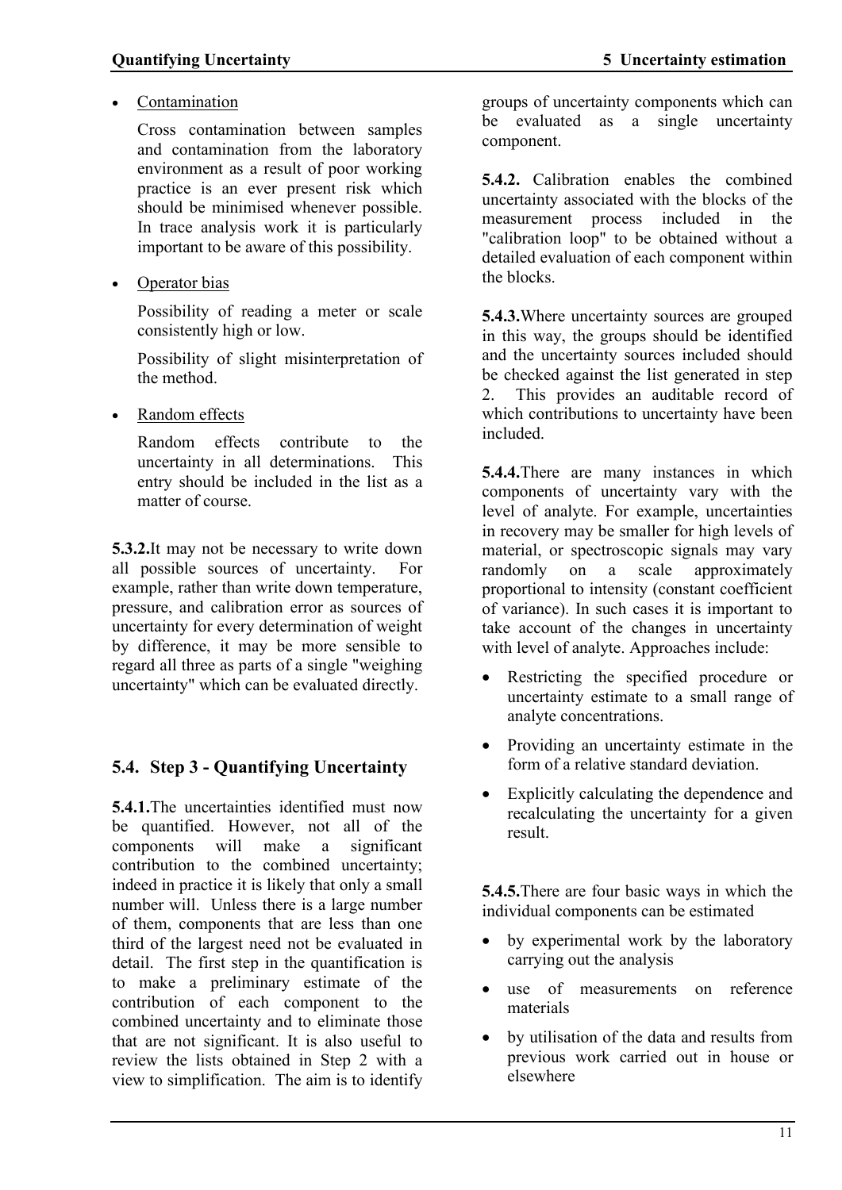- Contamination

  Cross contamination between samples and contamination from the laboratory environment as a result of poor working practice is an ever present risk which should be minimised whenever possible. In trace analysis work it is particularly important to be aware of this possibility.

- Operator bias

  Possibility of reading a meter or scale consistently high or low.

  Possibility of slight misinterpretation of the method.

- Random effects

  Random effects contribute to the uncertainty in all determinations. This entry should be included in the list as a matter of course.

**5.3.2.** It may not be necessary to write down all possible sources of uncertainty. For example, rather than write down temperature, pressure, and calibration error as sources of uncertainty for every determination of weight by difference, it may be more sensible to regard all three as parts of a single "weighing uncertainty" which can be evaluated directly.

## 5.4. Step 3 - Quantifying Uncertainty

**5.4.1.** The uncertainties identified must now be quantified. However, not all of the components will make a significant contribution to the combined uncertainty; indeed in practice it is likely that only a small number will. Unless there is a large number of them, components that are less than one third of the largest need not be evaluated in detail. The first step in the quantification is to make a preliminary estimate of the contribution of each component to the combined uncertainty and to eliminate those that are not significant. It is also useful to review the lists obtained in Step 2 with a view to simplification. The aim is to identify groups of uncertainty components which can be evaluated as a single uncertainty component.

**5.4.2.** Calibration enables the combined uncertainty associated with the blocks of the measurement process included in the "calibration loop" to be obtained without a detailed evaluation of each component within the blocks.

**5.4.3.** Where uncertainty sources are grouped in this way, the groups should be identified and the uncertainty sources included should be checked against the list generated in step 2. This provides an auditable record of which contributions to uncertainty have been included.

**5.4.4.** There are many instances in which components of uncertainty vary with the level of analyte. For example, uncertainties in recovery may be smaller for high levels of material, or spectroscopic signals may vary randomly on a scale approximately proportional to intensity (constant coefficient of variance). In such cases it is important to take account of the changes in uncertainty with level of analyte. Approaches include:

- Restricting the specified procedure or uncertainty estimate to a small range of analyte concentrations.
- Providing an uncertainty estimate in the form of a relative standard deviation.
- Explicitly calculating the dependence and recalculating the uncertainty for a given result.

**5.4.5.** There are four basic ways in which the individual components can be estimated

- by experimental work by the laboratory carrying out the analysis
- use of measurements on reference materials
- by utilisation of the data and results from previous work carried out in house or elsewhere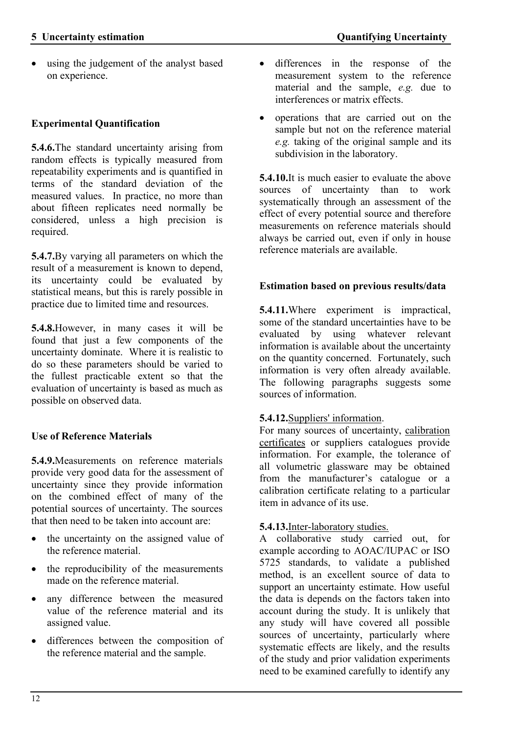- using the judgement of the analyst based on experience.

### Experimental Quantification

**5.4.6.**The standard uncertainty arising from random effects is typically measured from repeatability experiments and is quantified in terms of the standard deviation of the measured values. In practice, no more than about fifteen replicates need normally be considered, unless a high precision is required.

**5.4.7.**By varying all parameters on which the result of a measurement is known to depend, its uncertainty could be evaluated by statistical means, but this is rarely possible in practice due to limited time and resources.

**5.4.8.**However, in many cases it will be found that just a few components of the uncertainty dominate. Where it is realistic to do so these parameters should be varied to the fullest practicable extent so that the evaluation of uncertainty is based as much as possible on observed data.

### Use of Reference Materials

**5.4.9.**Measurements on reference materials provide very good data for the assessment of uncertainty since they provide information on the combined effect of many of the potential sources of uncertainty. The sources that then need to be taken into account are:

- the uncertainty on the assigned value of the reference material.
- the reproducibility of the measurements made on the reference material.
- any difference between the measured value of the reference material and its assigned value.
- differences between the composition of the reference material and the sample.
- differences in the response of the measurement system to the reference material and the sample, *e.g.* due to interferences or matrix effects.
- operations that are carried out on the sample but not on the reference material *e.g.* taking of the original sample and its subdivision in the laboratory.

**5.4.10.**It is much easier to evaluate the above sources of uncertainty than to work systematically through an assessment of the effect of every potential source and therefore measurements on reference materials should always be carried out, even if only in house reference materials are available.

### Estimation based on previous results/data

**5.4.11.**Where experiment is impractical, some of the standard uncertainties have to be evaluated by using whatever relevant information is available about the uncertainty on the quantity concerned. Fortunately, such information is very often already available. The following paragraphs suggests some sources of information.

**5.4.12.**Suppliers' information.
For many sources of uncertainty, calibration certificates or suppliers catalogues provide information. For example, the tolerance of all volumetric glassware may be obtained from the manufacturer's catalogue or a calibration certificate relating to a particular item in advance of its use.

**5.4.13.**Inter-laboratory studies.
A collaborative study carried out, for example according to AOAC/IUPAC or ISO 5725 standards, to validate a published method, is an excellent source of data to support an uncertainty estimate. How useful the data is depends on the factors taken into account during the study. It is unlikely that any study will have covered all possible sources of uncertainty, particularly where systematic effects are likely, and the results of the study and prior validation experiments need to be examined carefully to identify any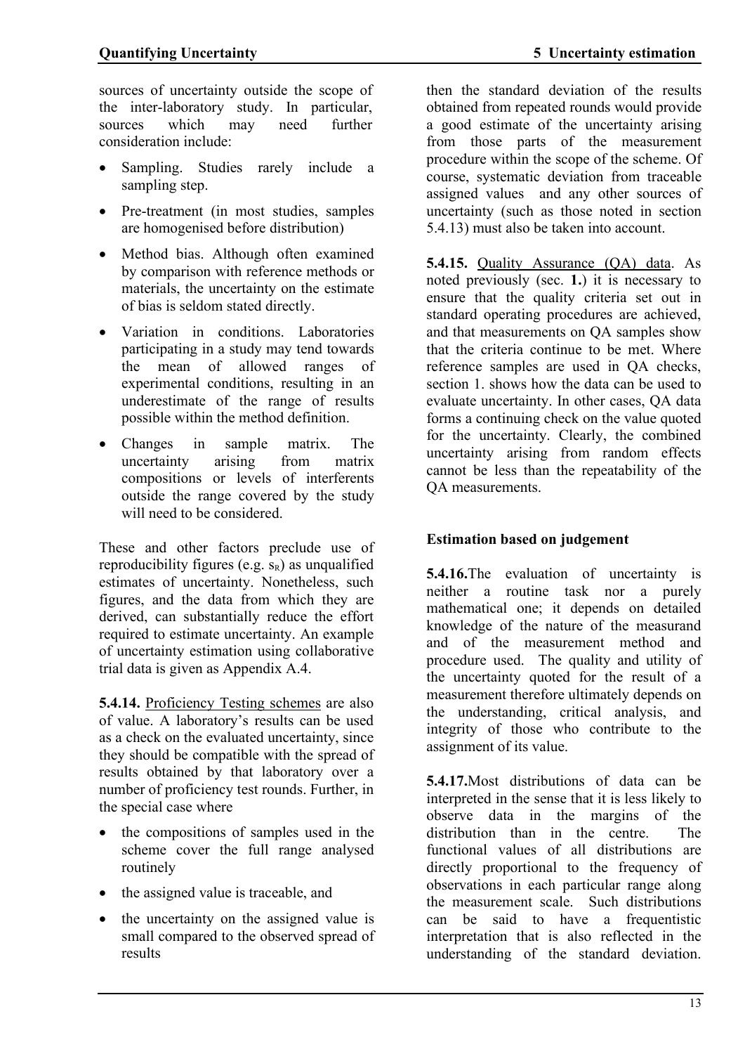sources of uncertainty outside the scope of the inter-laboratory study. In particular, sources which may need further consideration include:

- Sampling. Studies rarely include a sampling step.
- Pre-treatment (in most studies, samples are homogenised before distribution)
- Method bias. Although often examined by comparison with reference methods or materials, the uncertainty on the estimate of bias is seldom stated directly.
- Variation in conditions. Laboratories participating in a study may tend towards the mean of allowed ranges of experimental conditions, resulting in an underestimate of the range of results possible within the method definition.
- Changes in sample matrix. The uncertainty arising from matrix compositions or levels of interferents outside the range covered by the study will need to be considered.

These and other factors preclude use of reproducibility figures (e.g. $s_R$) as unqualified estimates of uncertainty. Nonetheless, such figures, and the data from which they are derived, can substantially reduce the effort required to estimate uncertainty. An example of uncertainty estimation using collaborative trial data is given as Appendix A.4.

**5.4.14.** Proficiency Testing schemes are also of value. A laboratory's results can be used as a check on the evaluated uncertainty, since they should be compatible with the spread of results obtained by that laboratory over a number of proficiency test rounds. Further, in the special case where

- the compositions of samples used in the scheme cover the full range analysed routinely
- the assigned value is traceable, and
- the uncertainty on the assigned value is small compared to the observed spread of results

then the standard deviation of the results obtained from repeated rounds would provide a good estimate of the uncertainty arising from those parts of the measurement procedure within the scope of the scheme. Of course, systematic deviation from traceable assigned values and any other sources of uncertainty (such as those noted in section 5.4.13) must also be taken into account.

**5.4.15.** Quality Assurance (QA) data. As noted previously (sec. **1.**) it is necessary to ensure that the quality criteria set out in standard operating procedures are achieved, and that measurements on QA samples show that the criteria continue to be met. Where reference samples are used in QA checks, section 1. shows how the data can be used to evaluate uncertainty. In other cases, QA data forms a continuing check on the value quoted for the uncertainty. Clearly, the combined uncertainty arising from random effects cannot be less than the repeatability of the QA measurements.

### Estimation based on judgement

**5.4.16.**The evaluation of uncertainty is neither a routine task nor a purely mathematical one; it depends on detailed knowledge of the nature of the measurand and of the measurement method and procedure used. The quality and utility of the uncertainty quoted for the result of a measurement therefore ultimately depends on the understanding, critical analysis, and integrity of those who contribute to the assignment of its value.

**5.4.17.**Most distributions of data can be interpreted in the sense that it is less likely to observe data in the margins of the distribution than in the centre. The functional values of all distributions are directly proportional to the frequency of observations in each particular range along the measurement scale. Such distributions can be said to have a frequentistic interpretation that is also reflected in the understanding of the standard deviation.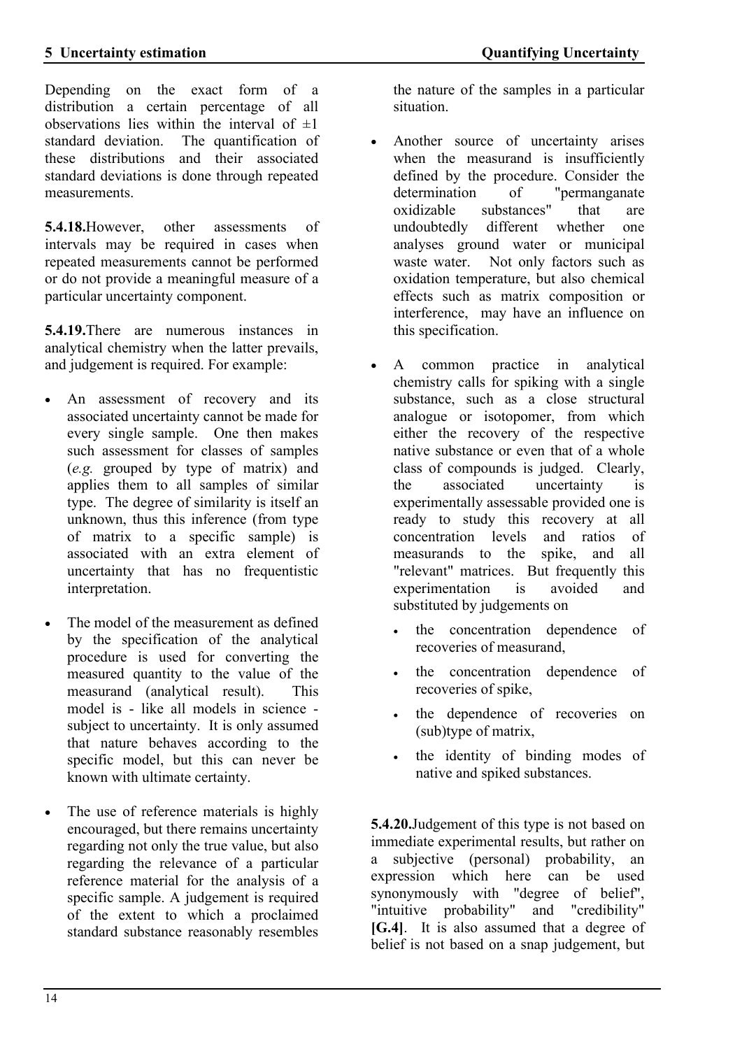Depending on the exact form of a distribution a certain percentage of all observations lies within the interval of ±1 standard deviation. The quantification of these distributions and their associated standard deviations is done through repeated measurements.

**5.4.18.** However, other assessments of intervals may be required in cases when repeated measurements cannot be performed or do not provide a meaningful measure of a particular uncertainty component.

**5.4.19.** There are numerous instances in analytical chemistry when the latter prevails, and judgement is required. For example:

- An assessment of recovery and its associated uncertainty cannot be made for every single sample. One then makes such assessment for classes of samples (*e.g.* grouped by type of matrix) and applies them to all samples of similar type. The degree of similarity is itself an unknown, thus this inference (from type of matrix to a specific sample) is associated with an extra element of uncertainty that has no frequentistic interpretation.

- The model of the measurement as defined by the specification of the analytical procedure is used for converting the measured quantity to the value of the measurand (analytical result). This model is - like all models in science - subject to uncertainty. It is only assumed that nature behaves according to the specific model, but this can never be known with ultimate certainty.

- The use of reference materials is highly encouraged, but there remains uncertainty regarding not only the true value, but also regarding the relevance of a particular reference material for the analysis of a specific sample. A judgement is required of the extent to which a proclaimed standard substance reasonably resembles the nature of the samples in a particular situation.

- Another source of uncertainty arises when the measurand is insufficiently defined by the procedure. Consider the determination of "permanganate oxidizable substances" that are undoubtedly different whether one analyses ground water or municipal waste water. Not only factors such as oxidation temperature, but also chemical effects such as matrix composition or interference, may have an influence on this specification.

- A common practice in analytical chemistry calls for spiking with a single substance, such as a close structural analogue or isotopomer, from which either the recovery of the respective native substance or even that of a whole class of compounds is judged. Clearly, the associated uncertainty is experimentally assessable provided one is ready to study this recovery at all concentration levels and ratios of measurands to the spike, and all "relevant" matrices. But frequently this experimentation is avoided and substituted by judgements on
  - the concentration dependence of recoveries of measurand,
  - the concentration dependence of recoveries of spike,
  - the dependence of recoveries on (sub)type of matrix,
  - the identity of binding modes of native and spiked substances.

**5.4.20.** Judgement of this type is not based on immediate experimental results, but rather on a subjective (personal) probability, an expression which here can be used synonymously with "degree of belief", "intuitive probability" and "credibility" **[G.4]**. It is also assumed that a degree of belief is not based on a snap judgement, but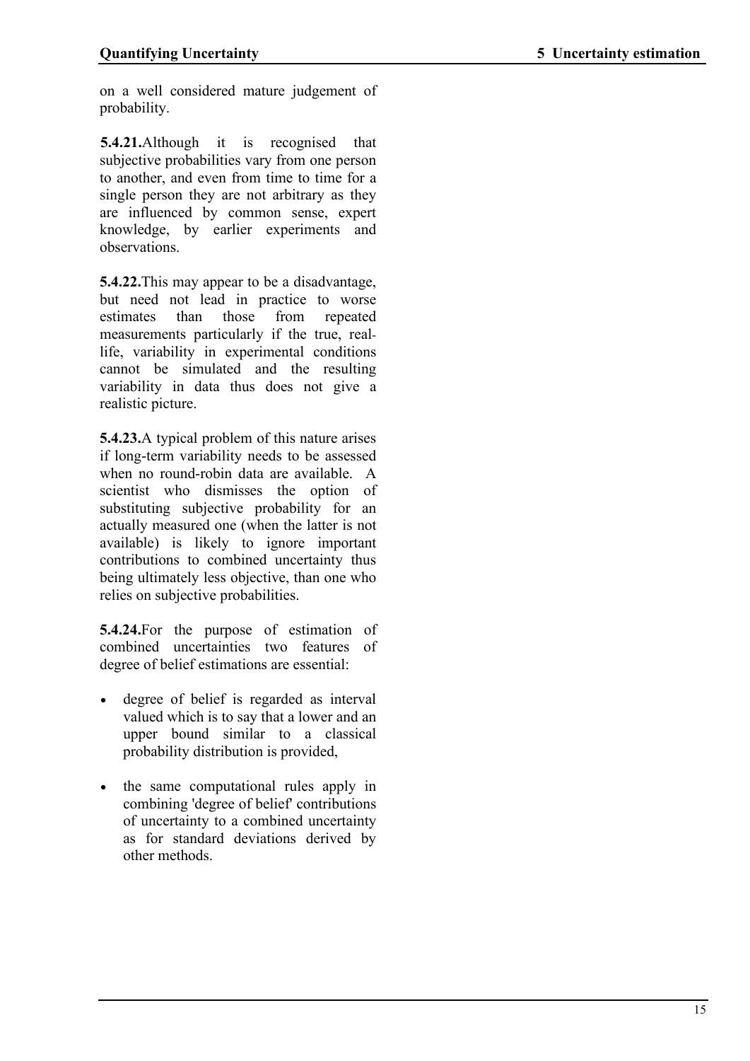on a well considered mature judgement of probability.

**5.4.21.** Although it is recognised that subjective probabilities vary from one person to another, and even from time to time for a single person they are not arbitrary as they are influenced by common sense, expert knowledge, by earlier experiments and observations.

**5.4.22.** This may appear to be a disadvantage, but need not lead in practice to worse estimates than those from repeated measurements particularly if the true, real-life, variability in experimental conditions cannot be simulated and the resulting variability in data thus does not give a realistic picture.

**5.4.23.** A typical problem of this nature arises if long-term variability needs to be assessed when no round-robin data are available. A scientist who dismisses the option of substituting subjective probability for an actually measured one (when the latter is not available) is likely to ignore important contributions to combined uncertainty thus being ultimately less objective, than one who relies on subjective probabilities.

**5.4.24.** For the purpose of estimation of combined uncertainties two features of degree of belief estimations are essential:

- degree of belief is regarded as interval valued which is to say that a lower and an upper bound similar to a classical probability distribution is provided,
- the same computational rules apply in combining 'degree of belief' contributions of uncertainty to a combined uncertainty as for standard deviations derived by other methods.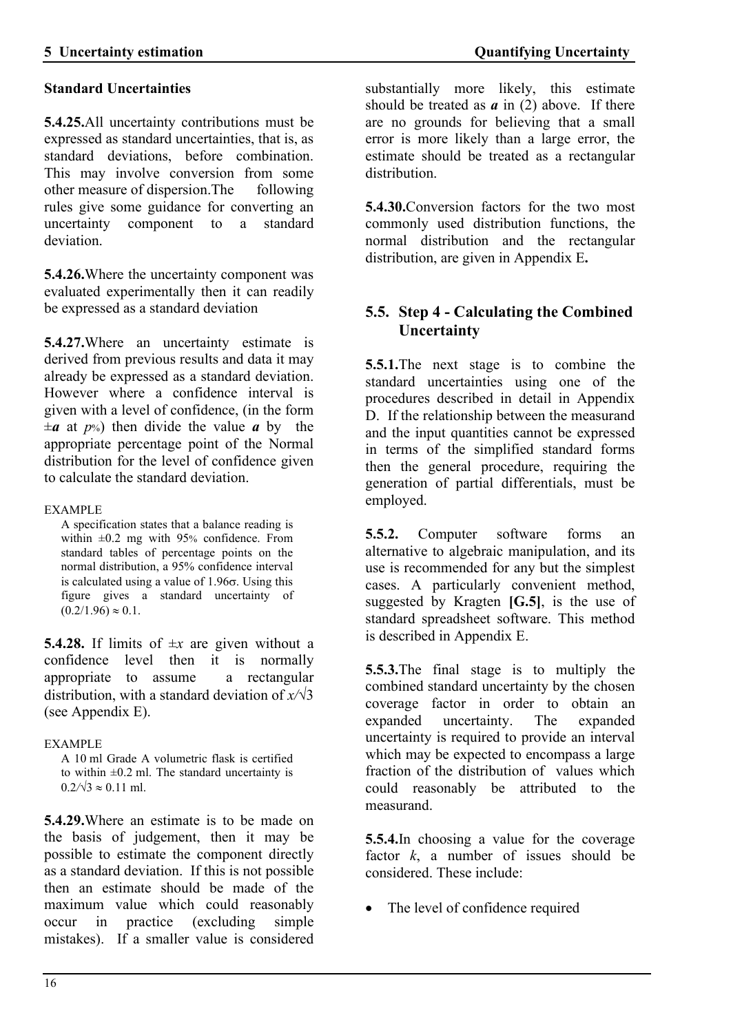**Standard Uncertainties**

**5.4.25.** All uncertainty contributions must be expressed as standard uncertainties, that is, as standard deviations, before combination. This may involve conversion from some other measure of dispersion. The following rules give some guidance for converting an uncertainty component to a standard deviation.

**5.4.26.** Where the uncertainty component was evaluated experimentally then it can readily be expressed as a standard deviation

**5.4.27.** Where an uncertainty estimate is derived from previous results and data it may already be expressed as a standard deviation. However where a confidence interval is given with a level of confidence, (in the form $\pm \boldsymbol{a}$ at $p\%$) then divide the value $\boldsymbol{a}$ by the appropriate percentage point of the Normal distribution for the level of confidence given to calculate the standard deviation.

EXAMPLE

A specification states that a balance reading is within ±0.2 mg with 95% confidence. From standard tables of percentage points on the normal distribution, a 95% confidence interval is calculated using a value of 1.96σ. Using this figure gives a standard uncertainty of $(0.2/1.96) \approx 0.1$.

**5.4.28.** If limits of $\pm x$ are given without a confidence level then it is normally appropriate to assume a rectangular distribution, with a standard deviation of $x/\sqrt{3}$ (see Appendix E).

EXAMPLE

A 10 ml Grade A volumetric flask is certified to within ±0.2 ml. The standard uncertainty is $0.2/\sqrt{3} \approx 0.11$ ml.

**5.4.29.** Where an estimate is to be made on the basis of judgement, then it may be possible to estimate the component directly as a standard deviation. If this is not possible then an estimate should be made of the maximum value which could reasonably occur in practice (excluding simple mistakes). If a smaller value is considered substantially more likely, this estimate should be treated as $\boldsymbol{a}$ in (2) above. If there are no grounds for believing that a small error is more likely than a large error, the estimate should be treated as a rectangular distribution.

**5.4.30.** Conversion factors for the two most commonly used distribution functions, the normal distribution and the rectangular distribution, are given in Appendix E**.**

## 5.5. Step 4 - Calculating the Combined Uncertainty

**5.5.1.** The next stage is to combine the standard uncertainties using one of the procedures described in detail in Appendix D. If the relationship between the measurand and the input quantities cannot be expressed in terms of the simplified standard forms then the general procedure, requiring the generation of partial differentials, must be employed.

**5.5.2.** Computer software forms an alternative to algebraic manipulation, and its use is recommended for any but the simplest cases. A particularly convenient method, suggested by Kragten **[G.5]**, is the use of standard spreadsheet software. This method is described in Appendix E.

**5.5.3.** The final stage is to multiply the combined standard uncertainty by the chosen coverage factor in order to obtain an expanded uncertainty. The expanded uncertainty is required to provide an interval which may be expected to encompass a large fraction of the distribution of values which could reasonably be attributed to the measurand.

**5.5.4.** In choosing a value for the coverage factor $k$, a number of issues should be considered. These include:

- The level of confidence required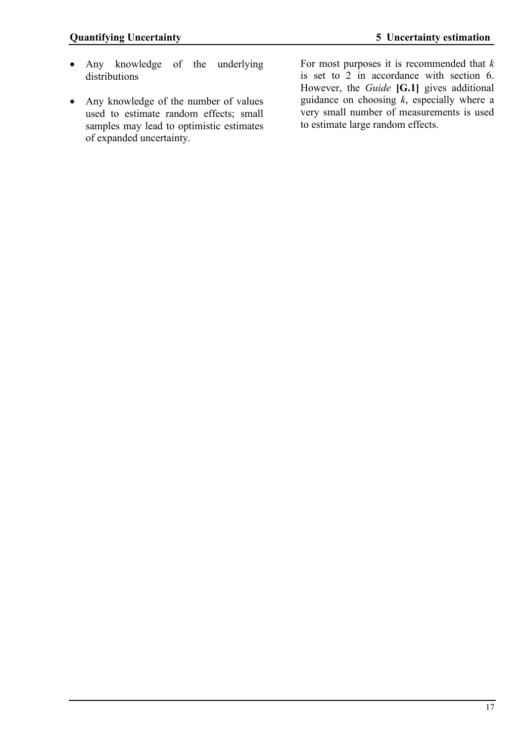- Any knowledge of the underlying distributions
- Any knowledge of the number of values used to estimate random effects; small samples may lead to optimistic estimates of expanded uncertainty.

For most purposes it is recommended that $k$ is set to 2 in accordance with section 6. However, the *Guide* **[G.1]** gives additional guidance on choosing $k$, especially where a very small number of measurements is used to estimate large random effects.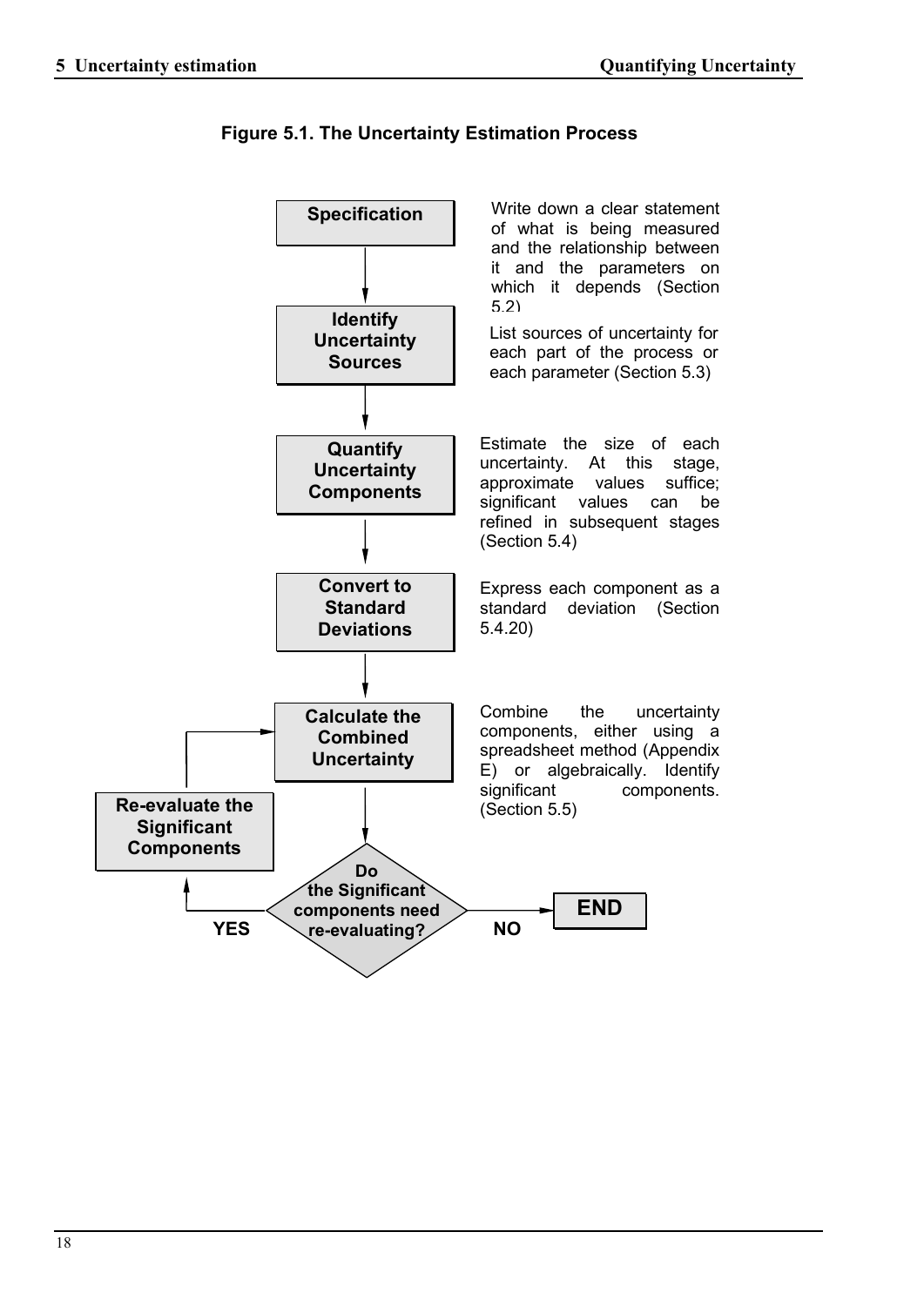**Figure 5.1. The Uncertainty Estimation Process**

**Specification** — Write down a clear statement of what is being measured and the relationship between it and the parameters on which it depends (Section 5.2)

**Identify Uncertainty Sources** — List sources of uncertainty for each part of the process or each parameter (Section 5.3)

**Quantify Uncertainty Components** — Estimate the size of each uncertainty. At this stage, approximate values suffice; significant values can be refined in subsequent stages (Section 5.4)

**Convert to Standard Deviations** — Express each component as a standard deviation (Section 5.4.20)

**Calculate the Combined Uncertainty** — Combine the uncertainty components, either using a spreadsheet method (Appendix E) or algebraically. Identify significant components. (Section 5.5)

**Do the Significant components need re-evaluating?**

- YES → **Re-evaluate the Significant Components** → return to **Calculate the Combined Uncertainty**
- NO → **END**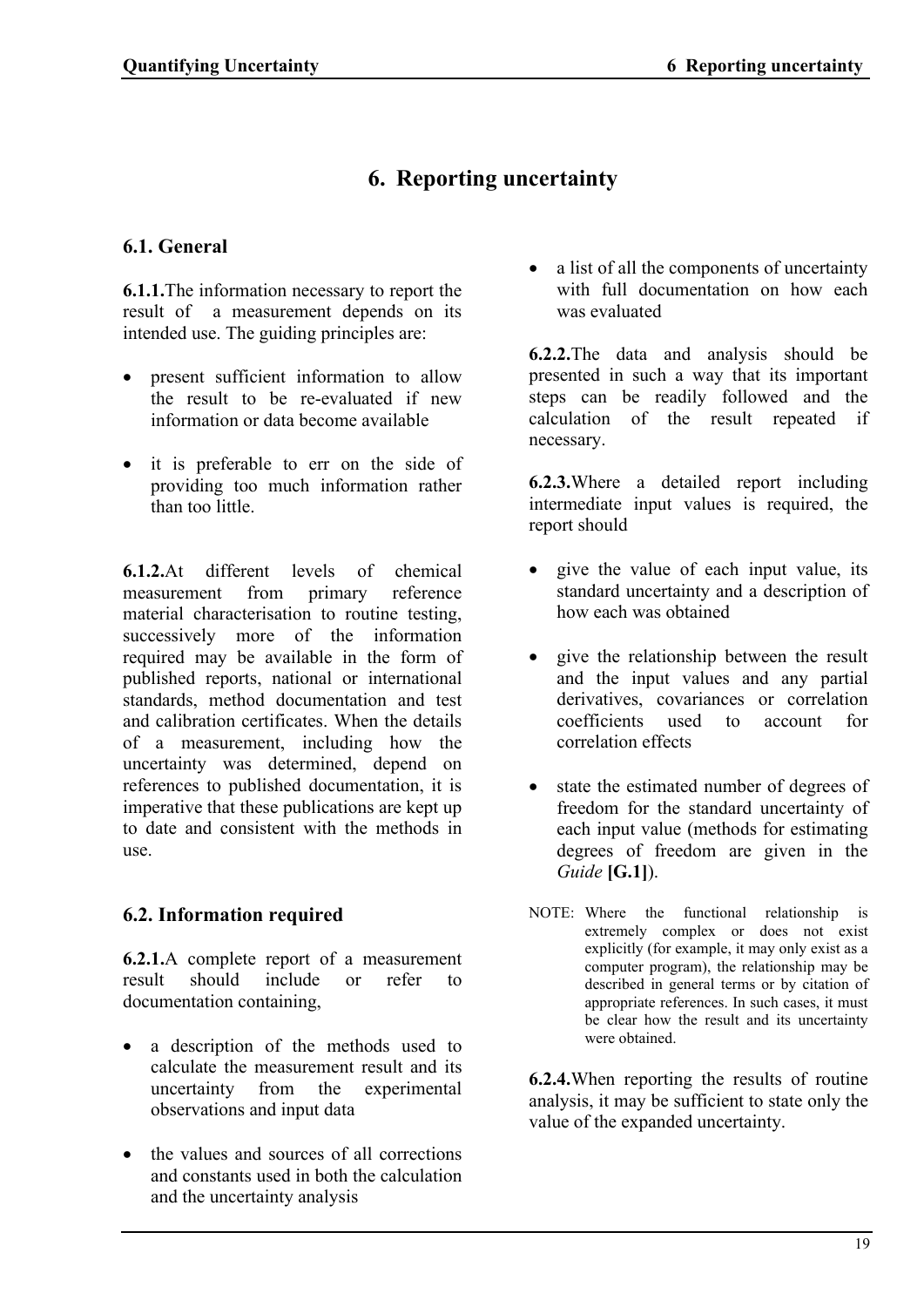# 6. Reporting uncertainty

## 6.1. General

**6.1.1.** The information necessary to report the result of a measurement depends on its intended use. The guiding principles are:

- present sufficient information to allow the result to be re-evaluated if new information or data become available
- it is preferable to err on the side of providing too much information rather than too little.

**6.1.2.** At different levels of chemical measurement from primary reference material characterisation to routine testing, successively more of the information required may be available in the form of published reports, national or international standards, method documentation and test and calibration certificates. When the details of a measurement, including how the uncertainty was determined, depend on references to published documentation, it is imperative that these publications are kept up to date and consistent with the methods in use.

## 6.2. Information required

**6.2.1.** A complete report of a measurement result should include or refer to documentation containing,

- a description of the methods used to calculate the measurement result and its uncertainty from the experimental observations and input data
- the values and sources of all corrections and constants used in both the calculation and the uncertainty analysis
- a list of all the components of uncertainty with full documentation on how each was evaluated

**6.2.2.** The data and analysis should be presented in such a way that its important steps can be readily followed and the calculation of the result repeated if necessary.

**6.2.3.** Where a detailed report including intermediate input values is required, the report should

- give the value of each input value, its standard uncertainty and a description of how each was obtained
- give the relationship between the result and the input values and any partial derivatives, covariances or correlation coefficients used to account for correlation effects
- state the estimated number of degrees of freedom for the standard uncertainty of each input value (methods for estimating degrees of freedom are given in the *Guide* **[G.1]**).

NOTE: Where the functional relationship is extremely complex or does not exist explicitly (for example, it may only exist as a computer program), the relationship may be described in general terms or by citation of appropriate references. In such cases, it must be clear how the result and its uncertainty were obtained.

**6.2.4.** When reporting the results of routine analysis, it may be sufficient to state only the value of the expanded uncertainty.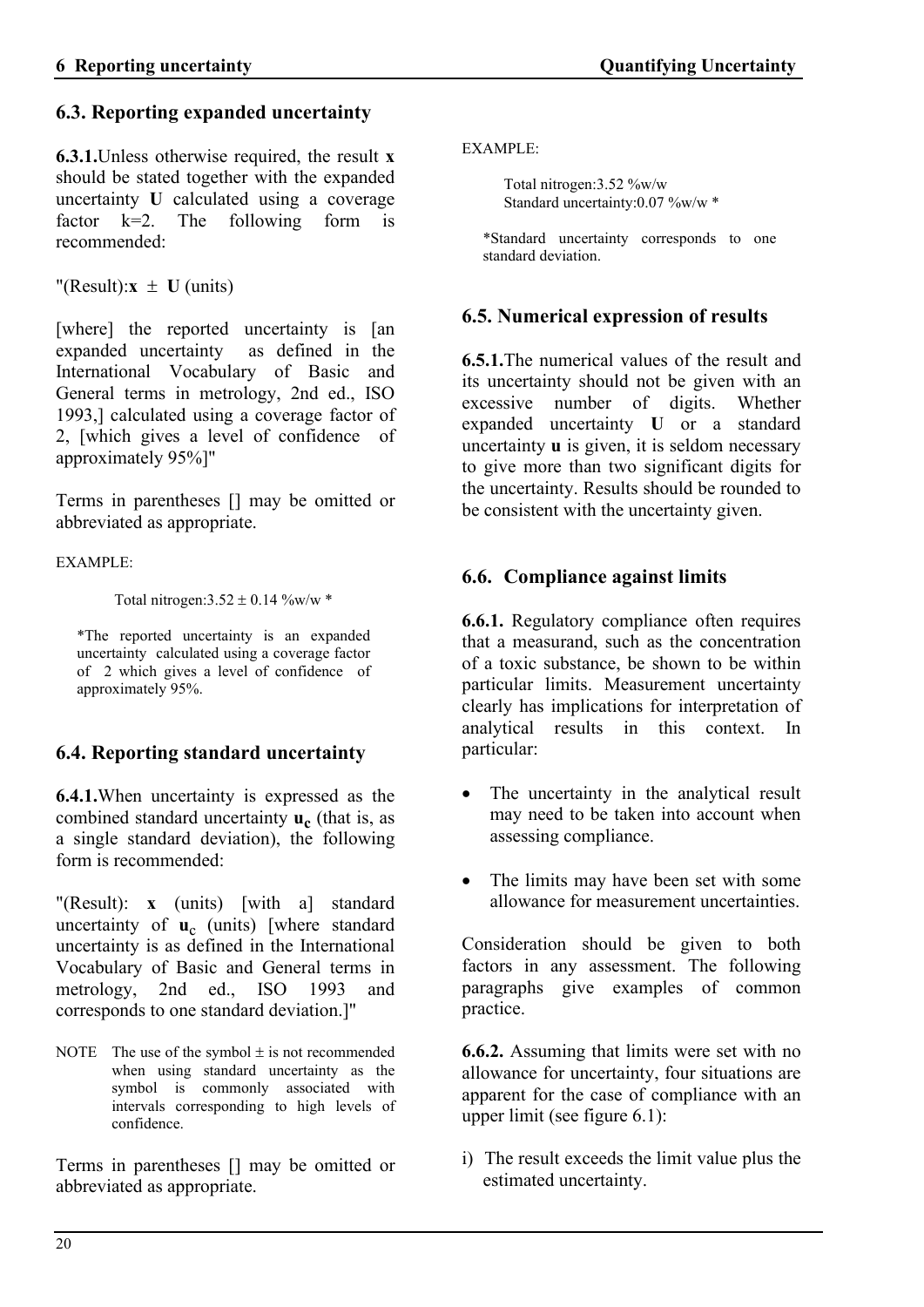## 6.3. Reporting expanded uncertainty

**6.3.1.** Unless otherwise required, the result **x** should be stated together with the expanded uncertainty **U** calculated using a coverage factor k=2. The following form is recommended:

"(Result): **x** ± **U** (units)

[where] the reported uncertainty is [an expanded uncertainty as defined in the International Vocabulary of Basic and General terms in metrology, 2nd ed., ISO 1993,] calculated using a coverage factor of 2, [which gives a level of confidence of approximately 95%]"

Terms in parentheses [] may be omitted or abbreviated as appropriate.

EXAMPLE:

> Total nitrogen: 3.52 ± 0.14 %w/w *
>
> *The reported uncertainty is an expanded uncertainty calculated using a coverage factor of 2 which gives a level of confidence of approximately 95%.

## 6.4. Reporting standard uncertainty

**6.4.1.** When uncertainty is expressed as the combined standard uncertainty $\mathbf{u_c}$ (that is, as a single standard deviation), the following form is recommended:

"(Result): **x** (units) [with a] standard uncertainty of $\mathbf{u_c}$ (units) [where standard uncertainty is as defined in the International Vocabulary of Basic and General terms in metrology, 2nd ed., ISO 1993 and corresponds to one standard deviation.]"

NOTE The use of the symbol ± is not recommended when using standard uncertainty as the symbol is commonly associated with intervals corresponding to high levels of confidence.

Terms in parentheses [] may be omitted or abbreviated as appropriate.

EXAMPLE:

> Total nitrogen: 3.52 %w/w
> Standard uncertainty: 0.07 %w/w *
>
> *Standard uncertainty corresponds to one standard deviation.

## 6.5. Numerical expression of results

**6.5.1.** The numerical values of the result and its uncertainty should not be given with an excessive number of digits. Whether expanded uncertainty **U** or a standard uncertainty **u** is given, it is seldom necessary to give more than two significant digits for the uncertainty. Results should be rounded to be consistent with the uncertainty given.

## 6.6. Compliance against limits

**6.6.1.** Regulatory compliance often requires that a measurand, such as the concentration of a toxic substance, be shown to be within particular limits. Measurement uncertainty clearly has implications for interpretation of analytical results in this context. In particular:

- The uncertainty in the analytical result may need to be taken into account when assessing compliance.
- The limits may have been set with some allowance for measurement uncertainties.

Consideration should be given to both factors in any assessment. The following paragraphs give examples of common practice.

**6.6.2.** Assuming that limits were set with no allowance for uncertainty, four situations are apparent for the case of compliance with an upper limit (see figure 6.1):

i) The result exceeds the limit value plus the estimated uncertainty.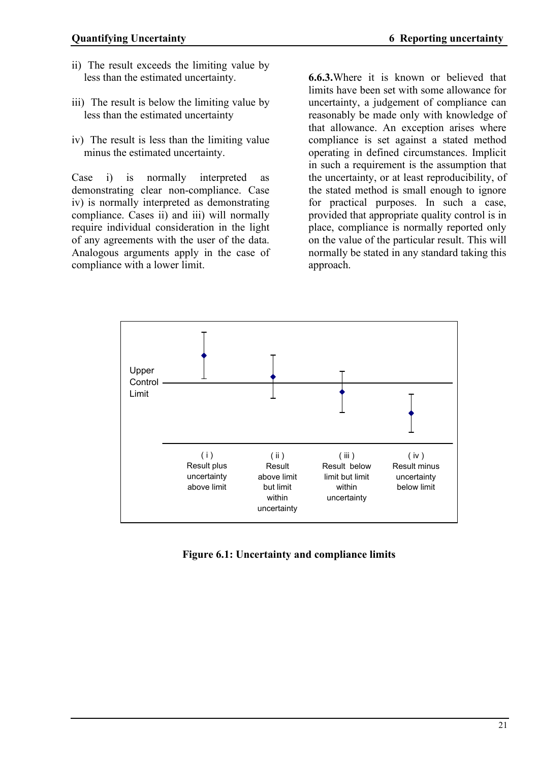ii) The result exceeds the limiting value by less than the estimated uncertainty.

iii) The result is below the limiting value by less than the estimated uncertainty

iv) The result is less than the limiting value minus the estimated uncertainty.

Case i) is normally interpreted as demonstrating clear non-compliance. Case iv) is normally interpreted as demonstrating compliance. Cases ii) and iii) will normally require individual consideration in the light of any agreements with the user of the data. Analogous arguments apply in the case of compliance with a lower limit.

**6.6.3.** Where it is known or believed that limits have been set with some allowance for uncertainty, a judgement of compliance can reasonably be made only with knowledge of that allowance. An exception arises where compliance is set against a stated method operating in defined circumstances. Implicit in such a requirement is the assumption that the uncertainty, or at least reproducibility, of the stated method is small enough to ignore for practical purposes. In such a case, provided that appropriate quality control is in place, compliance is normally reported only on the value of the particular result. This will normally be stated in any standard taking this approach.

Upper Control Limit

( i ) Result plus uncertainty above limit

( ii ) Result above limit but limit within uncertainty

( iii ) Result below limit but limit within uncertainty

( iv ) Result minus uncertainty below limit

**Figure 6.1: Uncertainty and compliance limits**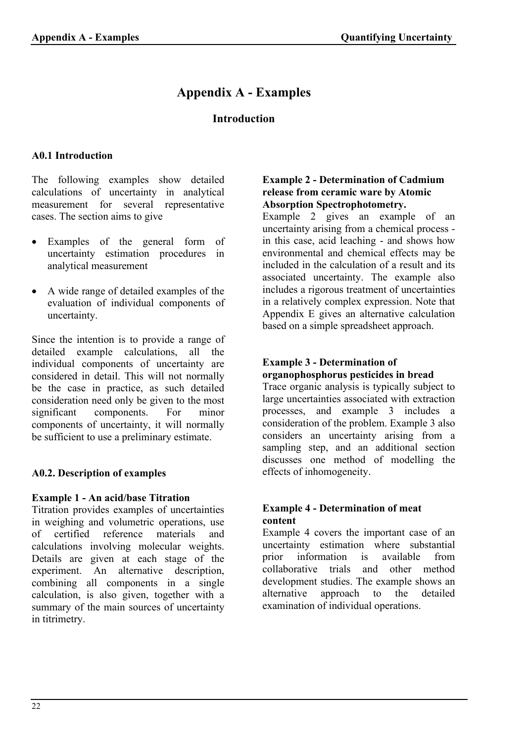# Appendix A - Examples

## Introduction

### A0.1 Introduction

The following examples show detailed calculations of uncertainty in analytical measurement for several representative cases. The section aims to give

- Examples of the general form of uncertainty estimation procedures in analytical measurement
- A wide range of detailed examples of the evaluation of individual components of uncertainty.

Since the intention is to provide a range of detailed example calculations, all the individual components of uncertainty are considered in detail. This will not normally be the case in practice, as such detailed consideration need only be given to the most significant components. For minor components of uncertainty, it will normally be sufficient to use a preliminary estimate.

### A0.2. Description of examples

**Example 1 - An acid/base Titration**
Titration provides examples of uncertainties in weighing and volumetric operations, use of certified reference materials and calculations involving molecular weights. Details are given at each stage of the experiment. An alternative description, combining all components in a single calculation, is also given, together with a summary of the main sources of uncertainty in titrimetry.

**Example 2 - Determination of Cadmium release from ceramic ware by Atomic Absorption Spectrophotometry.**
Example 2 gives an example of an uncertainty arising from a chemical process - in this case, acid leaching - and shows how environmental and chemical effects may be included in the calculation of a result and its associated uncertainty. The example also includes a rigorous treatment of uncertainties in a relatively complex expression. Note that Appendix E gives an alternative calculation based on a simple spreadsheet approach.

**Example 3 - Determination of organophosphorus pesticides in bread**
Trace organic analysis is typically subject to large uncertainties associated with extraction processes, and example 3 includes a consideration of the problem. Example 3 also considers an uncertainty arising from a sampling step, and an additional section discusses one method of modelling the effects of inhomogeneity.

**Example 4 - Determination of meat content**
Example 4 covers the important case of an uncertainty estimation where substantial prior information is available from collaborative trials and other method development studies. The example shows an alternative approach to the detailed examination of individual operations.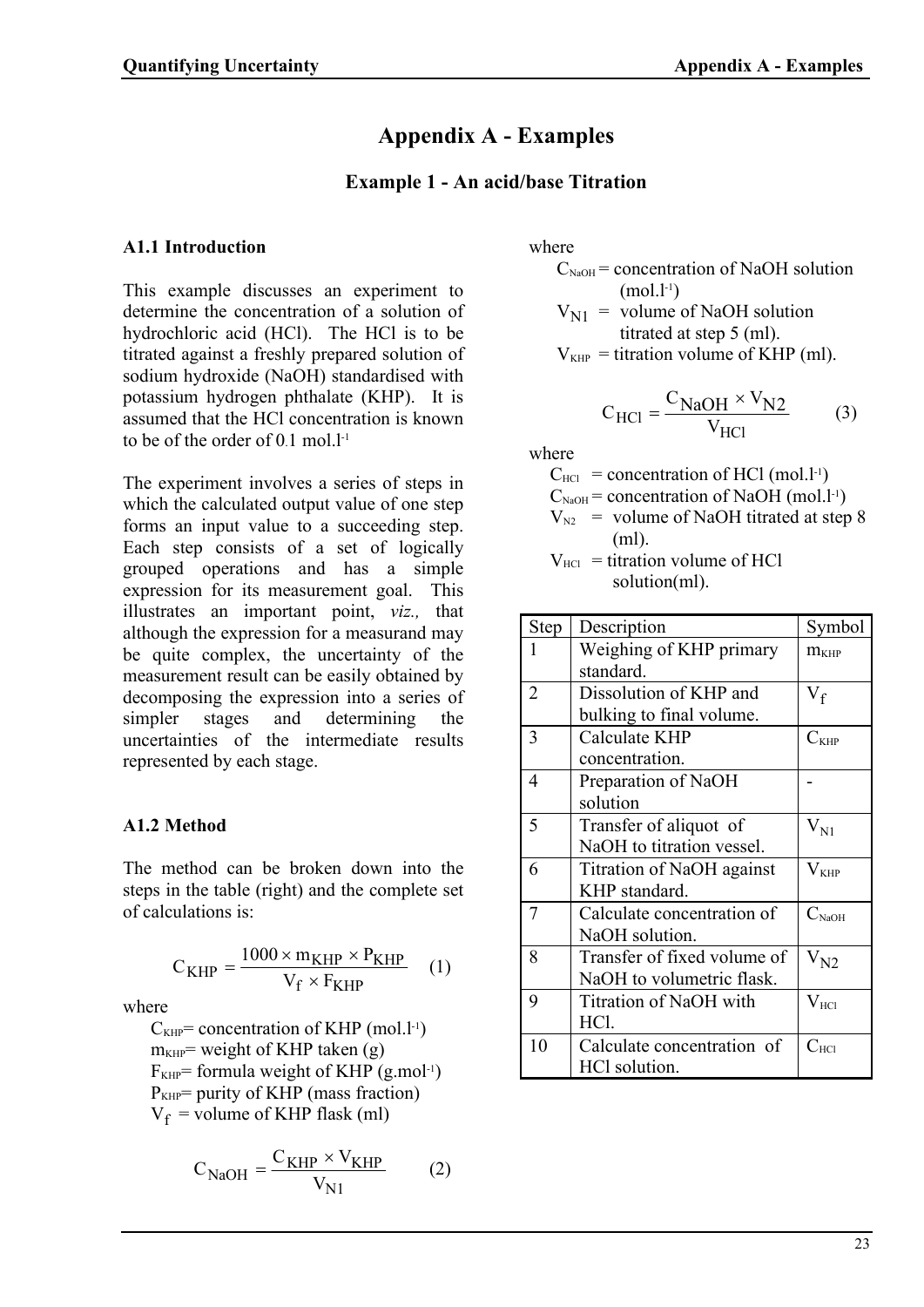# Appendix A - Examples

## Example 1 - An acid/base Titration

### A1.1 Introduction

This example discusses an experiment to determine the concentration of a solution of hydrochloric acid (HCl). The HCl is to be titrated against a freshly prepared solution of sodium hydroxide (NaOH) standardised with potassium hydrogen phthalate (KHP). It is assumed that the HCl concentration is known to be of the order of 0.1 mol.l$^{-1}$

The experiment involves a series of steps in which the calculated output value of one step forms an input value to a succeeding step. Each step consists of a set of logically grouped operations and has a simple expression for its measurement goal. This illustrates an important point, *viz.,* that although the expression for a measurand may be quite complex, the uncertainty of the measurement result can be easily obtained by decomposing the expression into a series of simpler stages and determining the uncertainties of the intermediate results represented by each stage.

### A1.2 Method

The method can be broken down into the steps in the table (right) and the complete set of calculations is:

$$C_{KHP} = \frac{1000 \times m_{KHP} \times P_{KHP}}{V_f \times F_{KHP}} \qquad (1)$$

where

$C_{KHP}$= concentration of KHP (mol.l$^{-1}$)
$m_{KHP}$= weight of KHP taken (g)
$F_{KHP}$= formula weight of KHP (g.mol$^{-1}$)
$P_{KHP}$= purity of KHP (mass fraction)
$V_f$ = volume of KHP flask (ml)

$$C_{NaOH} = \frac{C_{KHP} \times V_{KHP}}{V_{N1}} \qquad (2)$$

where

$C_{NaOH}$ = concentration of NaOH solution (mol.l$^{-1}$)
$V_{N1}$ = volume of NaOH solution titrated at step 5 (ml).
$V_{KHP}$ = titration volume of KHP (ml).

$$C_{HCl} = \frac{C_{NaOH} \times V_{N2}}{V_{HCl}} \qquad (3)$$

where

$C_{HCl}$ = concentration of HCl (mol.l$^{-1}$)
$C_{NaOH}$ = concentration of NaOH (mol.l$^{-1}$)
$V_{N2}$ = volume of NaOH titrated at step 8 (ml).
$V_{HCl}$ = titration volume of HCl solution(ml).

| Step | Description | Symbol |
|---|---|---|
| 1 | Weighing of KHP primary standard. | $m_{KHP}$ |
| 2 | Dissolution of KHP and bulking to final volume. | $V_f$ |
| 3 | Calculate KHP concentration. | $C_{KHP}$ |
| 4 | Preparation of NaOH solution | - |
| 5 | Transfer of aliquot of NaOH to titration vessel. | $V_{N1}$ |
| 6 | Titration of NaOH against KHP standard. | $V_{KHP}$ |
| 7 | Calculate concentration of NaOH solution. | $C_{NaOH}$ |
| 8 | Transfer of fixed volume of NaOH to volumetric flask. | $V_{N2}$ |
| 9 | Titration of NaOH with HCl. | $V_{HCl}$ |
| 10 | Calculate concentration of HCl solution. | $C_{HCl}$ |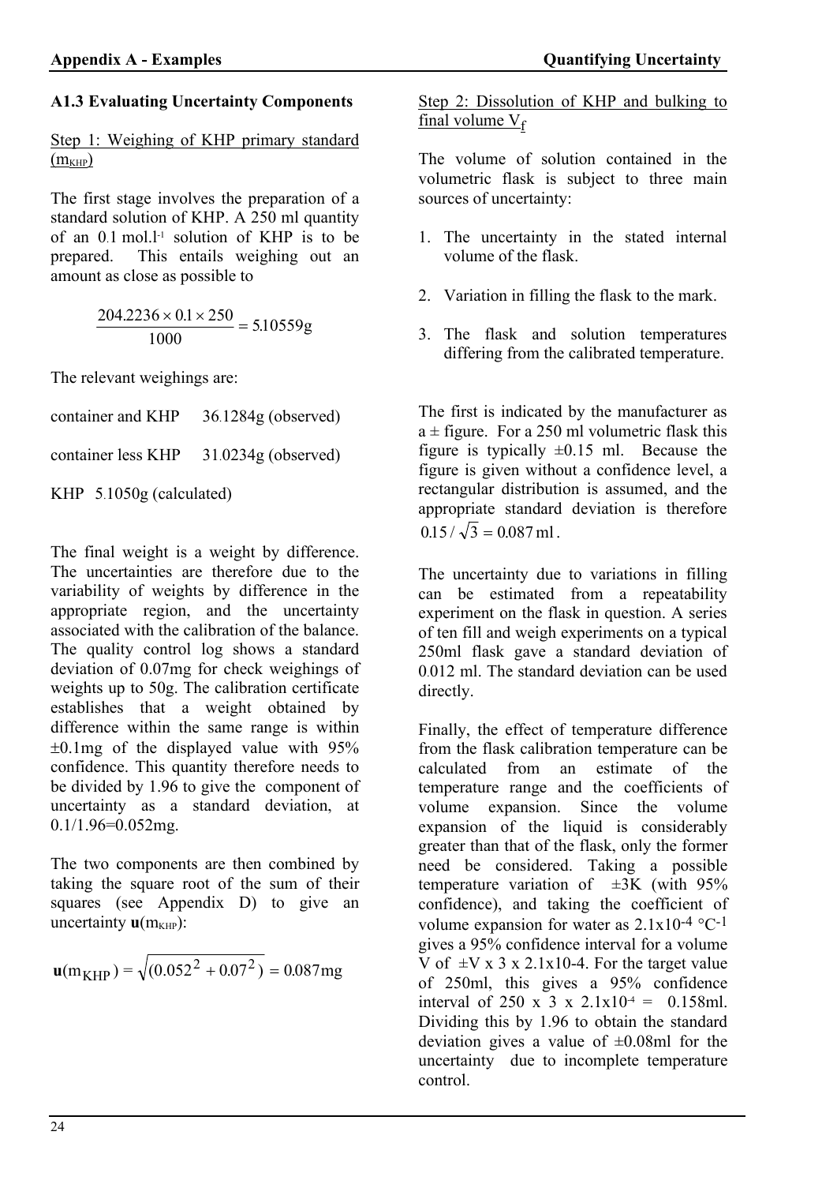### A1.3 Evaluating Uncertainty Components

Step 1: Weighing of KHP primary standard ($m_{KHP}$)

The first stage involves the preparation of a standard solution of KHP. A 250 ml quantity of an 0.1 mol.l$^{-1}$ solution of KHP is to be prepared. This entails weighing out an amount as close as possible to

$$\frac{204.2236 \times 0.1 \times 250}{1000} = 5.10559\text{g}$$

The relevant weighings are:

container and KHP 36.1284g (observed)

container less KHP 31.0234g (observed)

KHP 5.1050g (calculated)

The final weight is a weight by difference. The uncertainties are therefore due to the variability of weights by difference in the appropriate region, and the uncertainty associated with the calibration of the balance. The quality control log shows a standard deviation of 0.07mg for check weighings of weights up to 50g. The calibration certificate establishes that a weight obtained by difference within the same range is within ±0.1mg of the displayed value with 95% confidence. This quantity therefore needs to be divided by 1.96 to give the component of uncertainty as a standard deviation, at 0.1/1.96=0.052mg.

The two components are then combined by taking the square root of the sum of their squares (see Appendix D) to give an uncertainty $\mathbf{u}(m_{KHP})$:

$$\mathbf{u}(m_{KHP}) = \sqrt{(0.052^2 + 0.07^2)} = 0.087\text{mg}$$

Step 2: Dissolution of KHP and bulking to final volume $V_f$

The volume of solution contained in the volumetric flask is subject to three main sources of uncertainty:

1. The uncertainty in the stated internal volume of the flask.
2. Variation in filling the flask to the mark.
3. The flask and solution temperatures differing from the calibrated temperature.

The first is indicated by the manufacturer as a ± figure. For a 250 ml volumetric flask this figure is typically ±0.15 ml. Because the figure is given without a confidence level, a rectangular distribution is assumed, and the appropriate standard deviation is therefore $0.15/\sqrt{3} = 0.087\,\text{ml}$.

The uncertainty due to variations in filling can be estimated from a repeatability experiment on the flask in question. A series of ten fill and weigh experiments on a typical 250ml flask gave a standard deviation of 0.012 ml. The standard deviation can be used directly.

Finally, the effect of temperature difference from the flask calibration temperature can be calculated from an estimate of the temperature range and the coefficients of volume expansion. Since the volume expansion of the liquid is considerably greater than that of the flask, only the former need be considered. Taking a possible temperature variation of ±3K (with 95% confidence), and taking the coefficient of volume expansion for water as $2.1\text{x}10^{-4}\ ^{\circ}\text{C}^{-1}$ gives a 95% confidence interval for a volume V of ±V x 3 x 2.1x10-4. For the target value of 250ml, this gives a 95% confidence interval of 250 x 3 x $2.1\text{x}10^{-4}$ = 0.158ml. Dividing this by 1.96 to obtain the standard deviation gives a value of ±0.08ml for the uncertainty due to incomplete temperature control.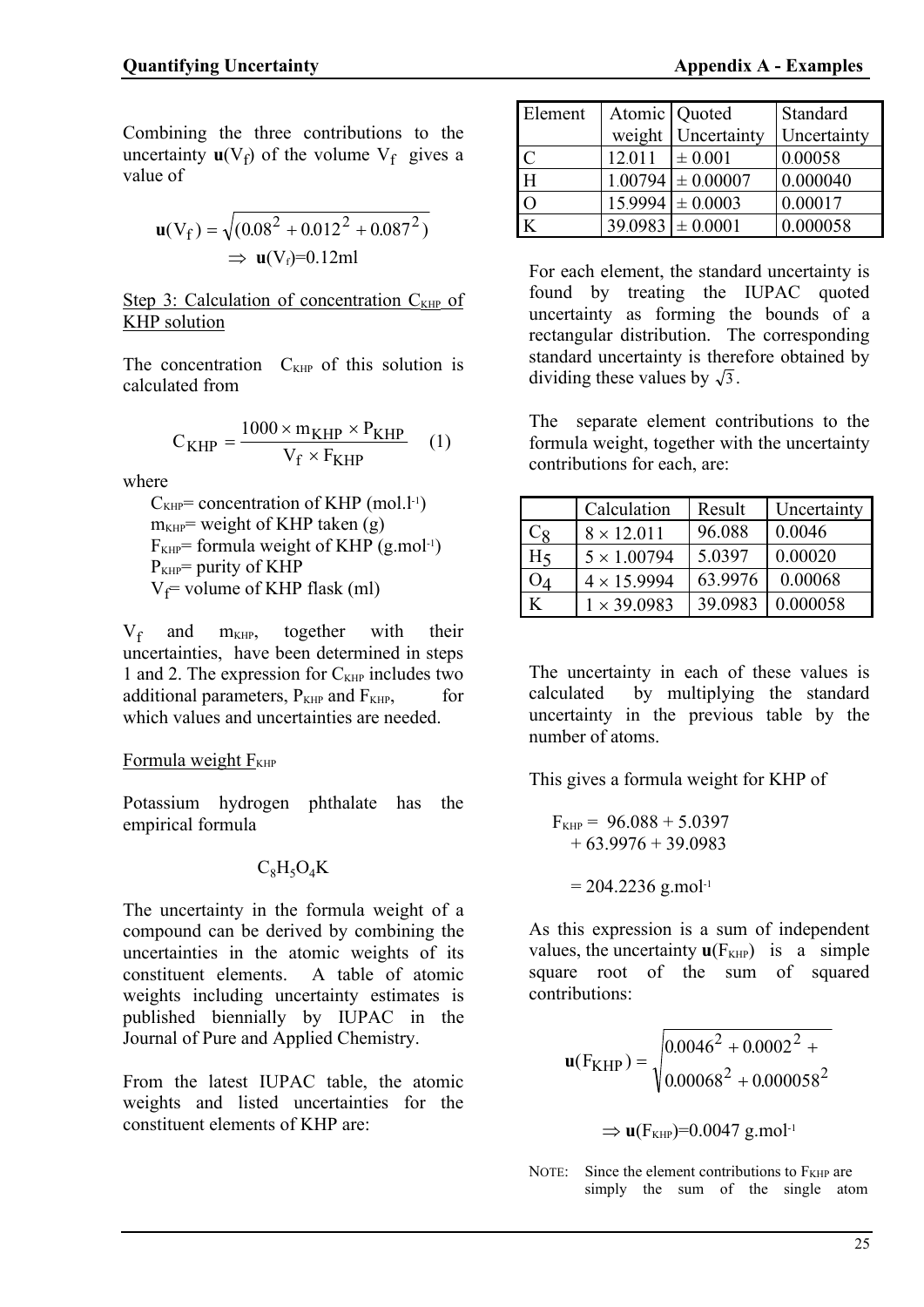Combining the three contributions to the uncertainty $\mathbf{u}(V_f)$ of the volume $V_f$ gives a value of

$$\mathbf{u}(V_f) = \sqrt{(0.08^2 + 0.012^2 + 0.087^2)}$$

$$\Rightarrow \mathbf{u}(V_f)\text{=0.12ml}$$

Step 3: Calculation of concentration $C_{KHP}$ of KHP solution

The concentration $C_{KHP}$ of this solution is calculated from

$$C_{KHP} = \frac{1000 \times m_{KHP} \times P_{KHP}}{V_f \times F_{KHP}} \quad (1)$$

where

$C_{KHP}$= concentration of KHP ($mol.l^{-1}$)
$m_{KHP}$= weight of KHP taken (g)
$F_{KHP}$= formula weight of KHP ($g.mol^{-1}$)
$P_{KHP}$= purity of KHP
$V_f$= volume of KHP flask (ml)

$V_f$ and $m_{KHP}$, together with their uncertainties, have been determined in steps 1 and 2. The expression for $C_{KHP}$ includes two additional parameters, $P_{KHP}$ and $F_{KHP}$, for which values and uncertainties are needed.

Formula weight $F_{KHP}$

Potassium hydrogen phthalate has the empirical formula

$$C_8H_5O_4K$$

The uncertainty in the formula weight of a compound can be derived by combining the uncertainties in the atomic weights of its constituent elements. A table of atomic weights including uncertainty estimates is published biennially by IUPAC in the Journal of Pure and Applied Chemistry.

From the latest IUPAC table, the atomic weights and listed uncertainties for the constituent elements of KHP are:

| Element | Atomic weight | Quoted Uncertainty | Standard Uncertainty |
|---|---|---|---|
| C | 12.011 | ± 0.001 | 0.00058 |
| H | 1.00794 | ± 0.00007 | 0.000040 |
| O | 15.9994 | ± 0.0003 | 0.00017 |
| K | 39.0983 | ± 0.0001 | 0.000058 |

For each element, the standard uncertainty is found by treating the IUPAC quoted uncertainty as forming the bounds of a rectangular distribution. The corresponding standard uncertainty is therefore obtained by dividing these values by $\sqrt{3}$.

The separate element contributions to the formula weight, together with the uncertainty contributions for each, are:

| | Calculation | Result | Uncertainty |
|---|---|---|---|
| $C_8$ | $8 \times 12.011$ | 96.088 | 0.0046 |
| $H_5$ | $5 \times 1.00794$ | 5.0397 | 0.00020 |
| $O_4$ | $4 \times 15.9994$ | 63.9976 | 0.00068 |
| K | $1 \times 39.0983$ | 39.0983 | 0.000058 |

The uncertainty in each of these values is calculated by multiplying the standard uncertainty in the previous table by the number of atoms.

This gives a formula weight for KHP of

$$F_{KHP} = 96.088 + 5.0397 + 63.9976 + 39.0983$$

$$= 204.2236 \text{ g.mol}^{-1}$$

As this expression is a sum of independent values, the uncertainty $\mathbf{u}(F_{KHP})$ is a simple square root of the sum of squared contributions:

$$\mathbf{u}(F_{KHP}) = \sqrt{\begin{matrix}0.0046^2 + 0.0002^2 + \\ 0.00068^2 + 0.000058^2\end{matrix}}$$

$$\Rightarrow \mathbf{u}(F_{KHP})\text{=0.0047 g.mol}^{-1}$$

NOTE: Since the element contributions to $F_{KHP}$ are simply the sum of the single atom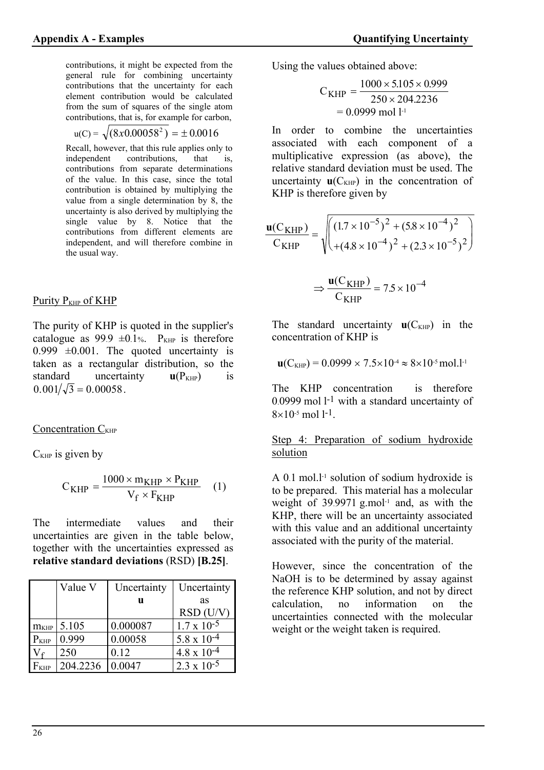contributions, it might be expected from the general rule for combining uncertainty contributions that the uncertainty for each element contribution would be calculated from the sum of squares of the single atom contributions, that is, for example for carbon,

$$u(C) = \sqrt{(8x0.00058^2)} = \pm 0.0016$$

Recall, however, that this rule applies only to independent contributions, that is, contributions from separate determinations of the value. In this case, since the total contribution is obtained by multiplying the value from a single determination by 8, the uncertainty is also derived by multiplying the single value by 8. Notice that the contributions from different elements are independent, and will therefore combine in the usual way.

Purity $P_{KHP}$ of KHP

The purity of KHP is quoted in the supplier's catalogue as 99.9 ±0.1%. $P_{KHP}$ is therefore 0.999 ±0.001. The quoted uncertainty is taken as a rectangular distribution, so the standard uncertainty $\mathbf{u}(P_{KHP})$ is $0.001/\sqrt{3} = 0.00058$.

Concentration $C_{KHP}$

$C_{KHP}$ is given by

$$C_{KHP} = \frac{1000 \times m_{KHP} \times P_{KHP}}{V_f \times F_{KHP}} \quad (1)$$

The intermediate values and their uncertainties are given in the table below, together with the uncertainties expressed as **relative standard deviations** (RSD) **[B.25]**.

| | Value V | Uncertainty **u** | Uncertainty as RSD (U/V) |
|---|---|---|---|
| $m_{KHP}$ | 5.105 | 0.000087 | $1.7 \times 10^{-5}$ |
| $P_{KHP}$ | 0.999 | 0.00058 | $5.8 \times 10^{-4}$ |
| $V_f$ | 250 | 0.12 | $4.8 \times 10^{-4}$ |
| $F_{KHP}$ | 204.2236 | 0.0047 | $2.3 \times 10^{-5}$ |

Using the values obtained above:

$$C_{KHP} = \frac{1000 \times 5.105 \times 0.999}{250 \times 204.2236}$$
$$= 0.0999 \text{ mol l}^{-1}$$

In order to combine the uncertainties associated with each component of a multiplicative expression (as above), the relative standard deviation must be used. The uncertainty $\mathbf{u}(C_{KHP})$ in the concentration of KHP is therefore given by

$$\frac{\mathbf{u}(C_{KHP})}{C_{KHP}} = \sqrt{\begin{pmatrix}(1.7 \times 10^{-5})^2 + (5.8 \times 10^{-4})^2 \\ +(4.8 \times 10^{-4})^2 + (2.3 \times 10^{-5})^2\end{pmatrix}}$$

$$\Rightarrow \frac{\mathbf{u}(C_{KHP})}{C_{KHP}} = 7.5 \times 10^{-4}$$

The standard uncertainty $\mathbf{u}(C_{KHP})$ in the concentration of KHP is

$$\mathbf{u}(C_{KHP}) = 0.0999 \times 7.5 \times 10^{-4} \approx 8 \times 10^{-5} \text{ mol.l}^{-1}$$

The KHP concentration is therefore 0.0999 mol l$^{-1}$ with a standard uncertainty of $8 \times 10^{-5}$ mol l$^{-1}$.

Step 4: Preparation of sodium hydroxide solution

A 0.1 mol.l$^{-1}$ solution of sodium hydroxide is to be prepared. This material has a molecular weight of 39.9971 g.mol$^{-1}$ and, as with the KHP, there will be an uncertainty associated with this value and an additional uncertainty associated with the purity of the material.

However, since the concentration of the NaOH is to be determined by assay against the reference KHP solution, and not by direct calculation, no information on the uncertainties connected with the molecular weight or the weight taken is required.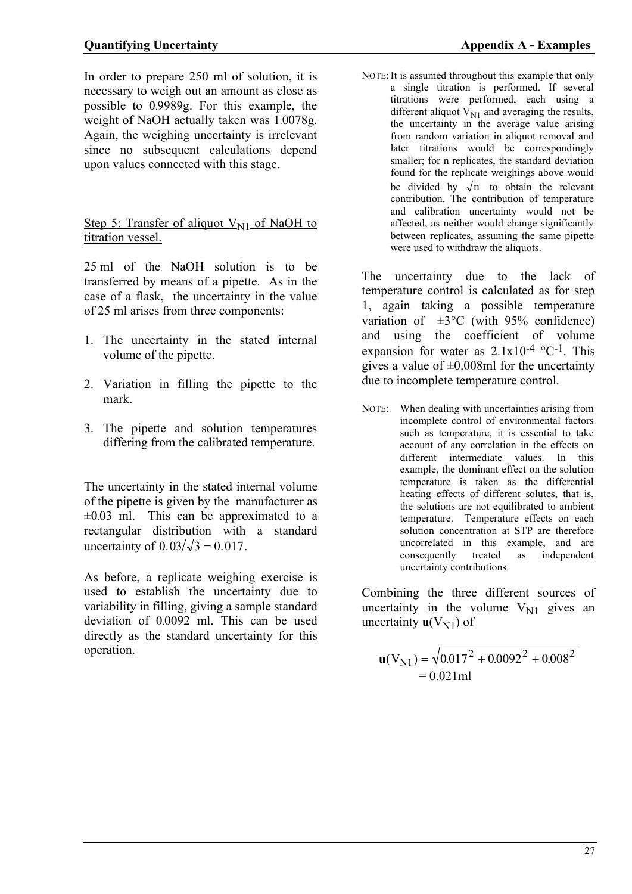In order to prepare 250 ml of solution, it is necessary to weigh out an amount as close as possible to 0.9989g. For this example, the weight of NaOH actually taken was 1.0078g. Again, the weighing uncertainty is irrelevant since no subsequent calculations depend upon values connected with this stage.

Step 5: Transfer of aliquot $V_{N1}$ of NaOH to titration vessel.

25 ml of the NaOH solution is to be transferred by means of a pipette. As in the case of a flask, the uncertainty in the value of 25 ml arises from three components:

1. The uncertainty in the stated internal volume of the pipette.
2. Variation in filling the pipette to the mark.
3. The pipette and solution temperatures differing from the calibrated temperature.

The uncertainty in the stated internal volume of the pipette is given by the manufacturer as ±0.03 ml. This can be approximated to a rectangular distribution with a standard uncertainty of $0.03/\sqrt{3} = 0.017$.

As before, a replicate weighing exercise is used to establish the uncertainty due to variability in filling, giving a sample standard deviation of 0.0092 ml. This can be used directly as the standard uncertainty for this operation.

NOTE: It is assumed throughout this example that only a single titration is performed. If several titrations were performed, each using a different aliquot $V_{N1}$ and averaging the results, the uncertainty in the average value arising from random variation in aliquot removal and later titrations would be correspondingly smaller; for n replicates, the standard deviation found for the replicate weighings above would be divided by $\sqrt{n}$ to obtain the relevant contribution. The contribution of temperature and calibration uncertainty would not be affected, as neither would change significantly between replicates, assuming the same pipette were used to withdraw the aliquots.

The uncertainty due to the lack of temperature control is calculated as for step 1, again taking a possible temperature variation of ±3°C (with 95% confidence) and using the coefficient of volume expansion for water as $2.1\times10^{-4}$ °C$^{-1}$. This gives a value of ±0.008ml for the uncertainty due to incomplete temperature control.

NOTE: When dealing with uncertainties arising from incomplete control of environmental factors such as temperature, it is essential to take account of any correlation in the effects on different intermediate values. In this example, the dominant effect on the solution temperature is taken as the differential heating effects of different solutes, that is, the solutions are not equilibrated to ambient temperature. Temperature effects on each solution concentration at STP are therefore uncorrelated in this example, and are consequently treated as independent uncertainty contributions.

Combining the three different sources of uncertainty in the volume $V_{N1}$ gives an uncertainty $\mathbf{u}(V_{N1})$ of

$$\mathbf{u}(V_{N1}) = \sqrt{0.017^2 + 0.0092^2 + 0.008^2}$$
$$= 0.021\text{ml}$$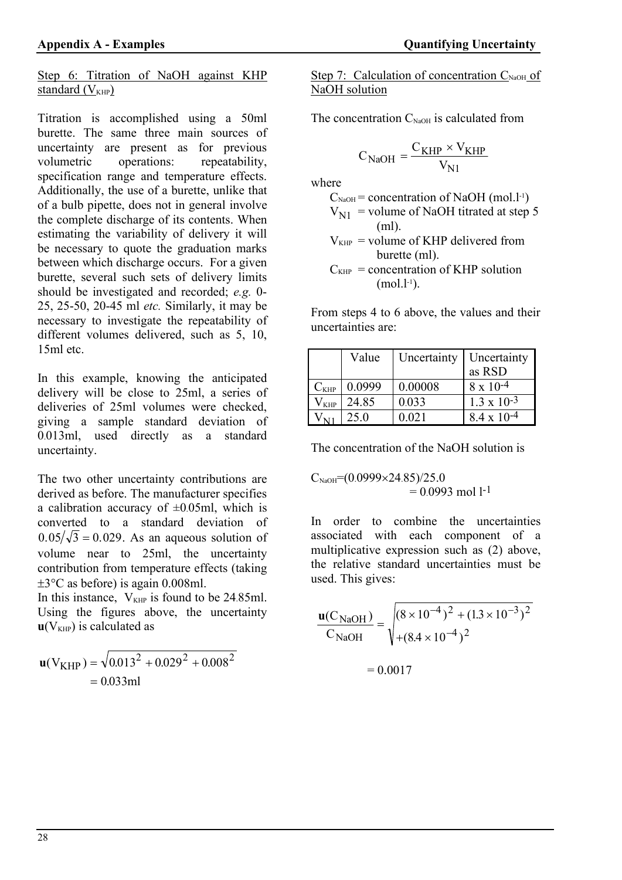Step 6: Titration of NaOH against KHP standard ($V_{KHP}$)

Titration is accomplished using a 50ml burette. The same three main sources of uncertainty are present as for previous volumetric operations: repeatability, specification range and temperature effects. Additionally, the use of a burette, unlike that of a bulb pipette, does not in general involve the complete discharge of its contents. When estimating the variability of delivery it will be necessary to quote the graduation marks between which discharge occurs. For a given burette, several such sets of delivery limits should be investigated and recorded; *e.g.* 0-25, 25-50, 20-45 ml *etc.* Similarly, it may be necessary to investigate the repeatability of different volumes delivered, such as 5, 10, 15ml etc.

In this example, knowing the anticipated delivery will be close to 25ml, a series of deliveries of 25ml volumes were checked, giving a sample standard deviation of 0.013ml, used directly as a standard uncertainty.

The two other uncertainty contributions are derived as before. The manufacturer specifies a calibration accuracy of ±0.05ml, which is converted to a standard deviation of $0.05/\sqrt{3} = 0.029$. As an aqueous solution of volume near to 25ml, the uncertainty contribution from temperature effects (taking ±3°C as before) is again 0.008ml.

In this instance, $V_{KHP}$ is found to be 24.85ml. Using the figures above, the uncertainty $\mathbf{u}(V_{KHP})$ is calculated as

$$\mathbf{u}(V_{KHP}) = \sqrt{0.013^2 + 0.029^2 + 0.008^2}$$
$$= 0.033\text{ml}$$

Step 7: Calculation of concentration $C_{NaOH}$ of NaOH solution

The concentration $C_{NaOH}$ is calculated from

$$C_{NaOH} = \frac{C_{KHP} \times V_{KHP}}{V_{N1}}$$

where

$C_{NaOH}$ = concentration of NaOH (mol.l$^{-1}$)
$V_{N1}$ = volume of NaOH titrated at step 5 (ml).
$V_{KHP}$ = volume of KHP delivered from burette (ml).
$C_{KHP}$ = concentration of KHP solution (mol.l$^{-1}$).

From steps 4 to 6 above, the values and their uncertainties are:

| | Value | Uncertainty | Uncertainty as RSD |
|---|---|---|---|
| $C_{KHP}$ | 0.0999 | 0.00008 | 8 x $10^{-4}$ |
| $V_{KHP}$ | 24.85 | 0.033 | 1.3 x $10^{-3}$ |
| $V_{N1}$ | 25.0 | 0.021 | 8.4 x $10^{-4}$ |

The concentration of the NaOH solution is

$$C_{NaOH} = (0.0999 \times 24.85)/25.0$$
$$= 0.0993 \text{ mol l}^{-1}$$

In order to combine the uncertainties associated with each component of a multiplicative expression such as (2) above, the relative standard uncertainties must be used. This gives:

$$\frac{\mathbf{u}(C_{NaOH})}{C_{NaOH}} = \sqrt{(8 \times 10^{-4})^2 + (1.3 \times 10^{-3})^2 + (8.4 \times 10^{-4})^2}$$

$$= 0.0017$$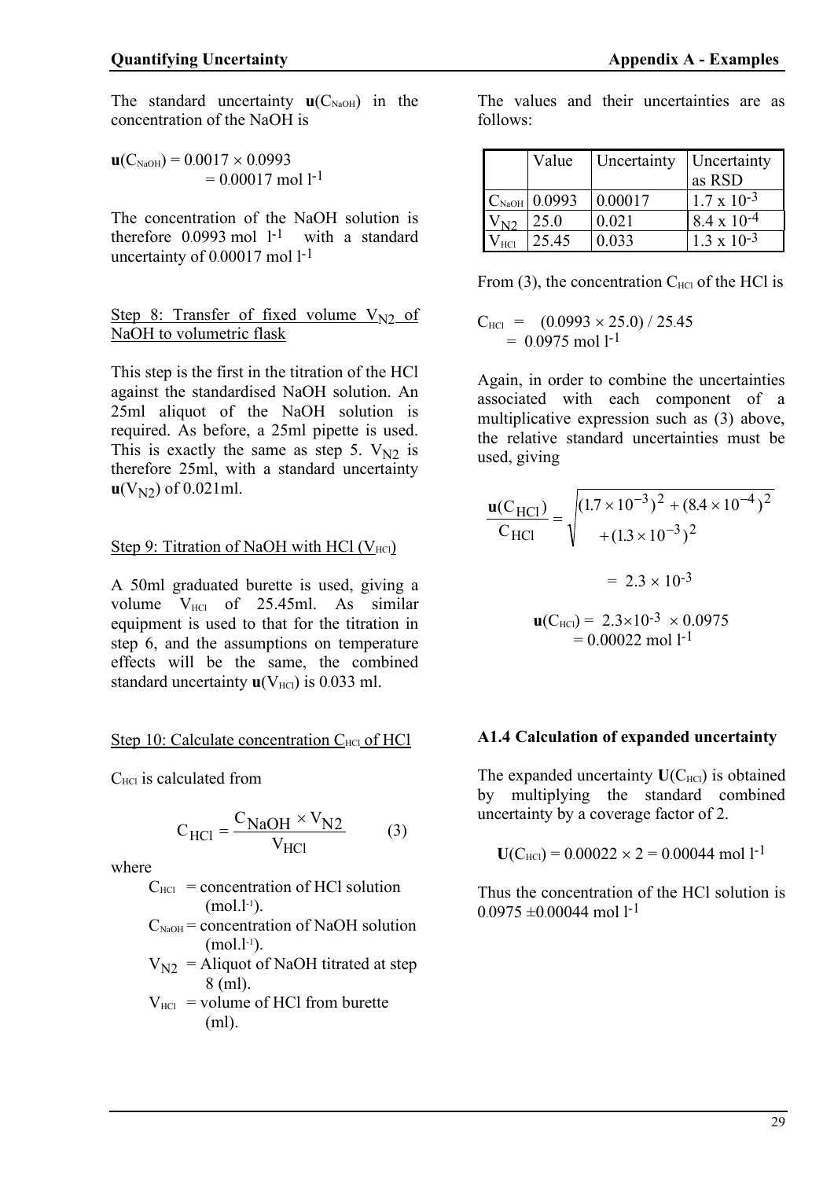The standard uncertainty $\mathbf{u}(C_{NaOH})$ in the concentration of the NaOH is

$$\mathbf{u}(C_{NaOH}) = 0.0017 \times 0.0993 = 0.00017 \text{ mol l}^{-1}$$

The concentration of the NaOH solution is therefore 0.0993 mol $l^{-1}$ with a standard uncertainty of 0.00017 mol $l^{-1}$

Step 8: Transfer of fixed volume $V_{N2}$ of NaOH to volumetric flask

This step is the first in the titration of the HCl against the standardised NaOH solution. An 25ml aliquot of the NaOH solution is required. As before, a 25ml pipette is used. This is exactly the same as step 5. $V_{N2}$ is therefore 25ml, with a standard uncertainty $\mathbf{u}(V_{N2})$ of 0.021ml.

Step 9: Titration of NaOH with HCl ($V_{HCl}$)

A 50ml graduated burette is used, giving a volume $V_{HCl}$ of 25.45ml. As similar equipment is used to that for the titration in step 6, and the assumptions on temperature effects will be the same, the combined standard uncertainty $\mathbf{u}(V_{HCl})$ is 0.033 ml.

Step 10: Calculate concentration $C_{HCl}$ of HCl

$C_{HCl}$ is calculated from

$$C_{HCl} = \frac{C_{NaOH} \times V_{N2}}{V_{HCl}} \qquad (3)$$

where

- $C_{HCl}$ = concentration of HCl solution (mol.$l^{-1}$).
- $C_{NaOH}$ = concentration of NaOH solution (mol.$l^{-1}$).
- $V_{N2}$ = Aliquot of NaOH titrated at step 8 (ml).
- $V_{HCl}$ = volume of HCl from burette (ml).

The values and their uncertainties are as follows:

| | Value | Uncertainty | Uncertainty as RSD |
|---|---|---|---|
| $C_{NaOH}$ | 0.0993 | 0.00017 | $1.7 \times 10^{-3}$ |
| $V_{N2}$ | 25.0 | 0.021 | $8.4 \times 10^{-4}$ |
| $V_{HCl}$ | 25.45 | 0.033 | $1.3 \times 10^{-3}$ |

From (3), the concentration $C_{HCl}$ of the HCl is

$$C_{HCl} = (0.0993 \times 25.0) / 25.45 = 0.0975 \text{ mol l}^{-1}$$

Again, in order to combine the uncertainties associated with each component of a multiplicative expression such as (3) above, the relative standard uncertainties must be used, giving

$$\frac{\mathbf{u}(C_{HCl})}{C_{HCl}} = \sqrt{(1.7 \times 10^{-3})^2 + (8.4 \times 10^{-4})^2 + (1.3 \times 10^{-3})^2}$$

$$= 2.3 \times 10^{-3}$$

$$\mathbf{u}(C_{HCl}) = 2.3 \times 10^{-3} \times 0.0975 = 0.00022 \text{ mol l}^{-1}$$

### A1.4 Calculation of expanded uncertainty

The expanded uncertainty $\mathbf{U}(C_{HCl})$ is obtained by multiplying the standard combined uncertainty by a coverage factor of 2.

$$\mathbf{U}(C_{HCl}) = 0.00022 \times 2 = 0.00044 \text{ mol l}^{-1}$$

Thus the concentration of the HCl solution is $0.0975 \pm 0.00044$ mol $l^{-1}$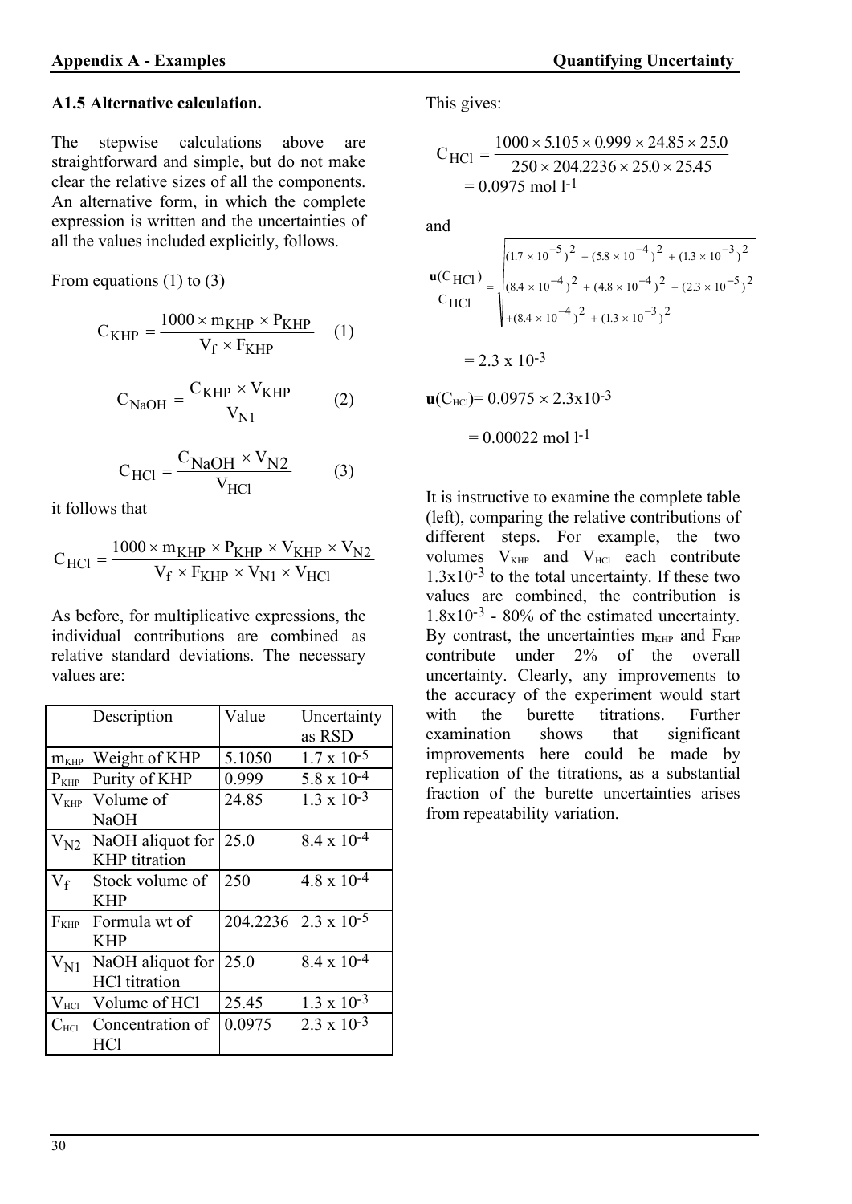### A1.5 Alternative calculation.

The stepwise calculations above are straightforward and simple, but do not make clear the relative sizes of all the components. An alternative form, in which the complete expression is written and the uncertainties of all the values included explicitly, follows.

From equations (1) to (3)

$$C_{KHP} = \frac{1000 \times m_{KHP} \times P_{KHP}}{V_f \times F_{KHP}} \quad (1)$$

$$C_{NaOH} = \frac{C_{KHP} \times V_{KHP}}{V_{N1}} \quad (2)$$

$$C_{HCl} = \frac{C_{NaOH} \times V_{N2}}{V_{HCl}} \quad (3)$$

it follows that

$$C_{HCl} = \frac{1000 \times m_{KHP} \times P_{KHP} \times V_{KHP} \times V_{N2}}{V_f \times F_{KHP} \times V_{N1} \times V_{HCl}}$$

As before, for multiplicative expressions, the individual contributions are combined as relative standard deviations. The necessary values are:

| | Description | Value | Uncertainty as RSD |
|---|---|---|---|
| $m_{KHP}$ | Weight of KHP | 5.1050 | $1.7 \times 10^{-5}$ |
| $P_{KHP}$ | Purity of KHP | 0.999 | $5.8 \times 10^{-4}$ |
| $V_{KHP}$ | Volume of NaOH | 24.85 | $1.3 \times 10^{-3}$ |
| $V_{N2}$ | NaOH aliquot for KHP titration | 25.0 | $8.4 \times 10^{-4}$ |
| $V_f$ | Stock volume of KHP | 250 | $4.8 \times 10^{-4}$ |
| $F_{KHP}$ | Formula wt of KHP | 204.2236 | $2.3 \times 10^{-5}$ |
| $V_{N1}$ | NaOH aliquot for HCl titration | 25.0 | $8.4 \times 10^{-4}$ |
| $V_{HCl}$ | Volume of HCl | 25.45 | $1.3 \times 10^{-3}$ |
| $C_{HCl}$ | Concentration of HCl | 0.0975 | $2.3 \times 10^{-3}$ |

This gives:

$$C_{HCl} = \frac{1000 \times 5.105 \times 0.999 \times 24.85 \times 25.0}{250 \times 204.2236 \times 25.0 \times 25.45}$$

$$= 0.0975 \text{ mol l}^{-1}$$

and

$$\frac{\mathbf{u}(C_{HCl})}{C_{HCl}} = \sqrt{\begin{array}{l}(1.7 \times 10^{-5})^2 + (5.8 \times 10^{-4})^2 + (1.3 \times 10^{-3})^2 \\ (8.4 \times 10^{-4})^2 + (4.8 \times 10^{-4})^2 + (2.3 \times 10^{-5})^2 \\ +(8.4 \times 10^{-4})^2 + (1.3 \times 10^{-3})^2\end{array}}$$

$$= 2.3 \times 10^{-3}$$

$\mathbf{u}(C_{HCl}) = 0.0975 \times 2.3 \times 10^{-3}$

$= 0.00022 \text{ mol l}^{-1}$

It is instructive to examine the complete table (left), comparing the relative contributions of different steps. For example, the two volumes $V_{KHP}$ and $V_{HCl}$ each contribute $1.3 \times 10^{-3}$ to the total uncertainty. If these two values are combined, the contribution is $1.8 \times 10^{-3}$ - 80% of the estimated uncertainty. By contrast, the uncertainties $m_{KHP}$ and $F_{KHP}$ contribute under 2% of the overall uncertainty. Clearly, any improvements to the accuracy of the experiment would start with the burette titrations. Further examination shows that significant improvements here could be made by replication of the titrations, as a substantial fraction of the burette uncertainties arises from repeatability variation.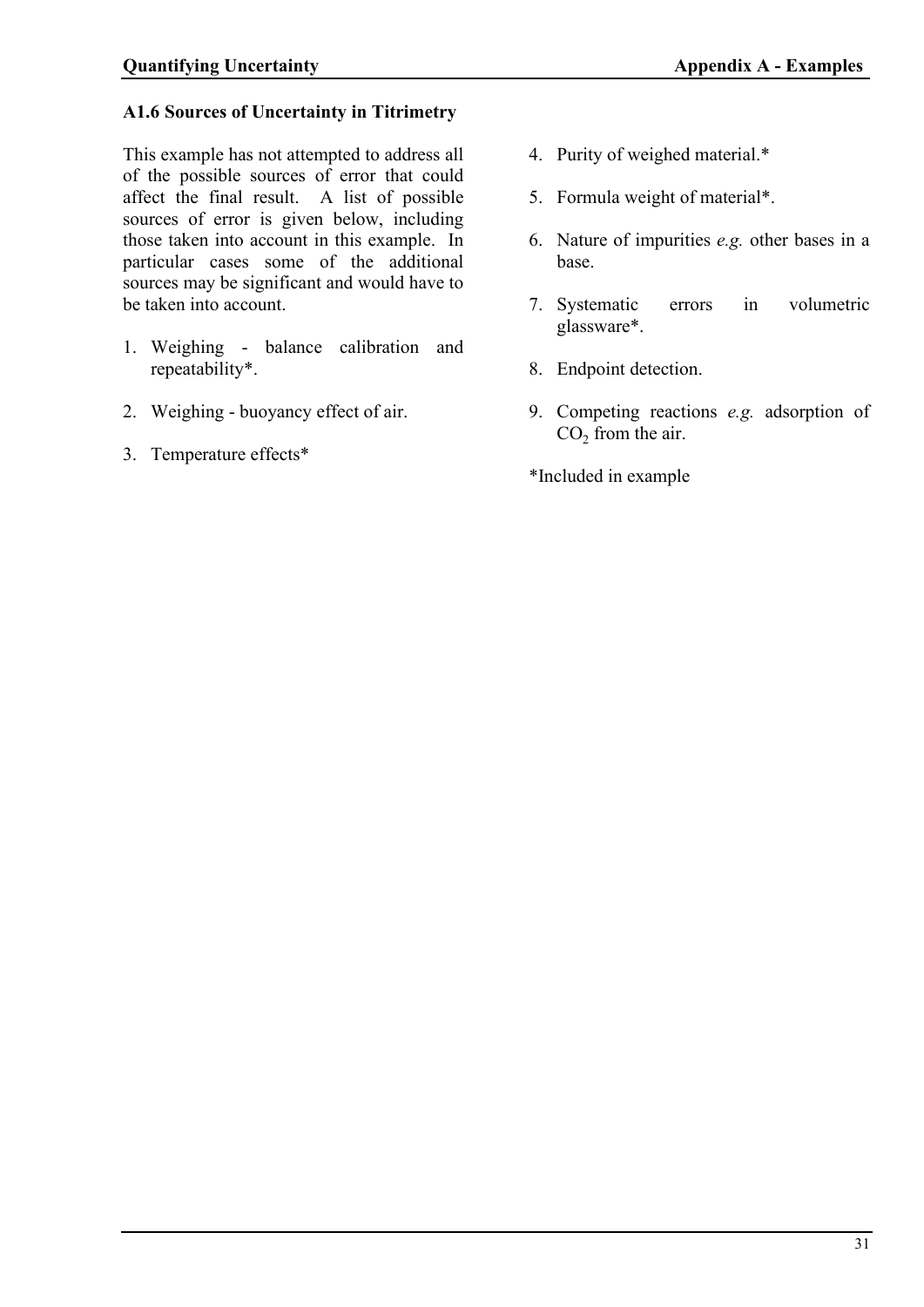### A1.6 Sources of Uncertainty in Titrimetry

This example has not attempted to address all of the possible sources of error that could affect the final result. A list of possible sources of error is given below, including those taken into account in this example. In particular cases some of the additional sources may be significant and would have to be taken into account.

1. Weighing - balance calibration and repeatability*.
2. Weighing - buoyancy effect of air.
3. Temperature effects*
4. Purity of weighed material.*
5. Formula weight of material*.
6. Nature of impurities *e.g.* other bases in a base.
7. Systematic errors in volumetric glassware*.
8. Endpoint detection.
9. Competing reactions *e.g.* adsorption of $CO_2$ from the air.

*Included in example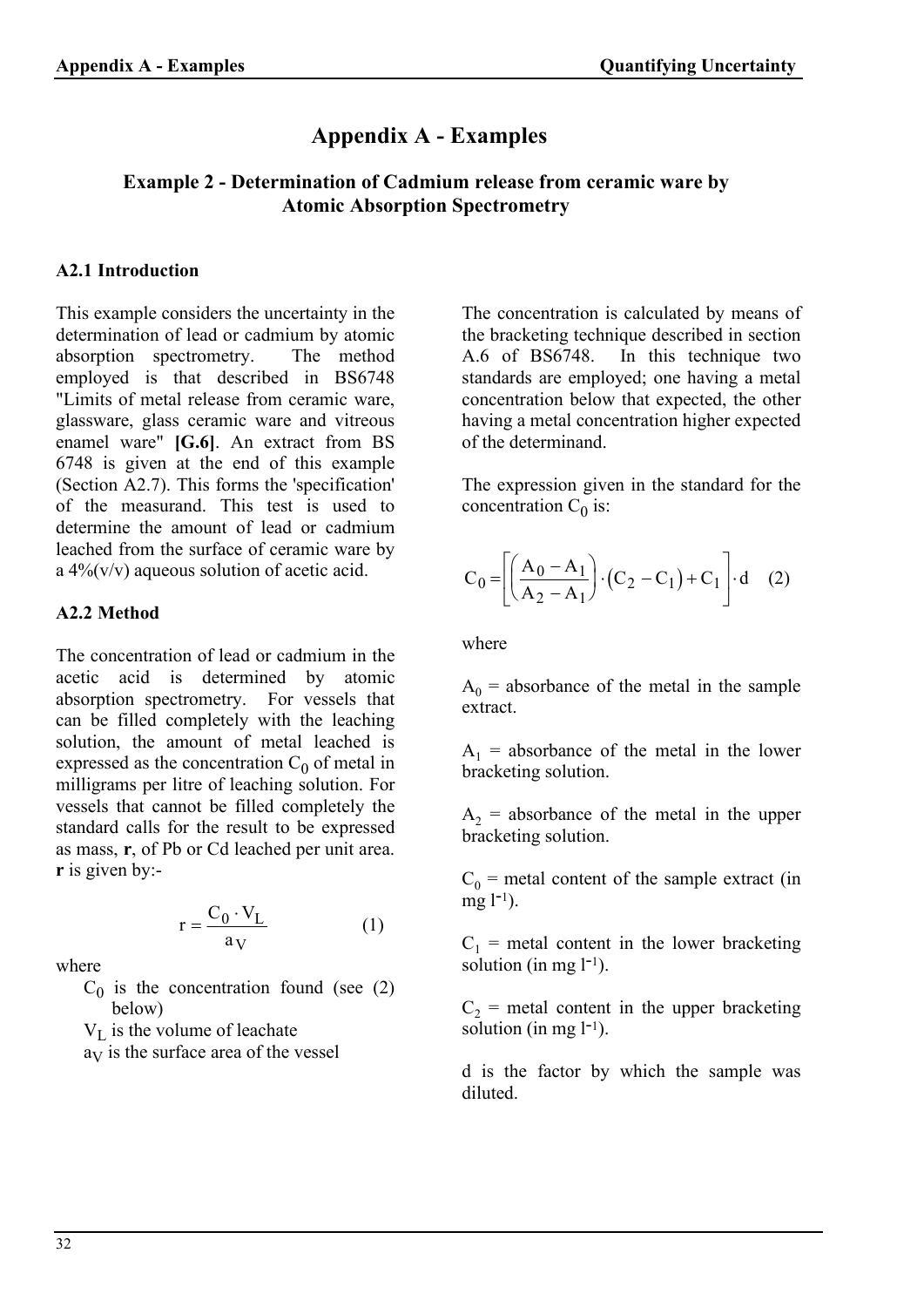# Appendix A - Examples

## Example 2 - Determination of Cadmium release from ceramic ware by Atomic Absorption Spectrometry

### A2.1 Introduction

This example considers the uncertainty in the determination of lead or cadmium by atomic absorption spectrometry. The method employed is that described in BS6748 "Limits of metal release from ceramic ware, glassware, glass ceramic ware and vitreous enamel ware" **[G.6]**. An extract from BS 6748 is given at the end of this example (Section A2.7). This forms the 'specification' of the measurand. This test is used to determine the amount of lead or cadmium leached from the surface of ceramic ware by a 4%(v/v) aqueous solution of acetic acid.

### A2.2 Method

The concentration of lead or cadmium in the acetic acid is determined by atomic absorption spectrometry. For vessels that can be filled completely with the leaching solution, the amount of metal leached is expressed as the concentration $C_0$ of metal in milligrams per litre of leaching solution. For vessels that cannot be filled completely the standard calls for the result to be expressed as mass, **r**, of Pb or Cd leached per unit area. **r** is given by:-

$$r = \frac{C_0 \cdot V_L}{a_V} \qquad (1)$$

where

- $C_0$ is the concentration found (see (2) below)
- $V_L$ is the volume of leachate
- $a_V$ is the surface area of the vessel

The concentration is calculated by means of the bracketing technique described in section A.6 of BS6748. In this technique two standards are employed; one having a metal concentration below that expected, the other having a metal concentration higher expected of the determinand.

The expression given in the standard for the concentration $C_0$ is:

$$C_0 = \left[\left(\frac{A_0 - A_1}{A_2 - A_1}\right) \cdot \left(C_2 - C_1\right) + C_1\right] \cdot d \qquad (2)$$

where

$A_0$ = absorbance of the metal in the sample extract.

$A_1$ = absorbance of the metal in the lower bracketing solution.

$A_2$ = absorbance of the metal in the upper bracketing solution.

$C_0$ = metal content of the sample extract (in mg $l^{-1}$).

$C_1$ = metal content in the lower bracketing solution (in mg $l^{-1}$).

$C_2$ = metal content in the upper bracketing solution (in mg $l^{-1}$).

d is the factor by which the sample was diluted.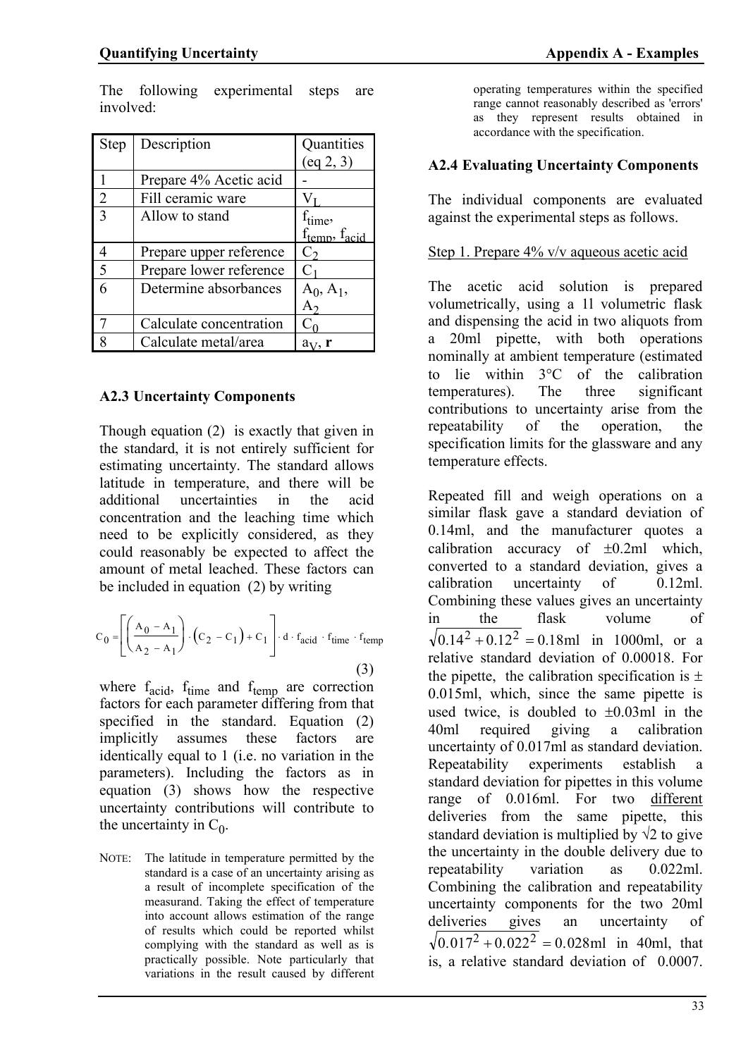The following experimental steps are involved:

| Step | Description | Quantities (eq 2, 3) |
|---|---|---|
| 1 | Prepare 4% Acetic acid | - |
| 2 | Fill ceramic ware | $V_L$ |
| 3 | Allow to stand | $f_{time}$, $f_{temp}$, $f_{acid}$ |
| 4 | Prepare upper reference | $C_2$ |
| 5 | Prepare lower reference | $C_1$ |
| 6 | Determine absorbances | $A_0$, $A_1$, $A_2$ |
| 7 | Calculate concentration | $C_0$ |
| 8 | Calculate metal/area | $a_V$, **r** |

## A2.3 Uncertainty Components

Though equation (2) is exactly that given in the standard, it is not entirely sufficient for estimating uncertainty. The standard allows latitude in temperature, and there will be additional uncertainties in the acid concentration and the leaching time which need to be explicitly considered, as they could reasonably be expected to affect the amount of metal leached. These factors can be included in equation (2) by writing

$$C_0 = \left[ \left( \frac{A_0 - A_1}{A_2 - A_1} \right) \cdot \left( C_2 - C_1 \right) + C_1 \right] \cdot d \cdot f_{acid} \cdot f_{time} \cdot f_{temp} \qquad (3)$$

where $f_{acid}$, $f_{time}$ and $f_{temp}$ are correction factors for each parameter differing from that specified in the standard. Equation (2) implicitly assumes these factors are identically equal to 1 (i.e. no variation in the parameters). Including the factors as in equation (3) shows how the respective uncertainty contributions will contribute to the uncertainty in $C_0$.

NOTE: The latitude in temperature permitted by the standard is a case of an uncertainty arising as a result of incomplete specification of the measurand. Taking the effect of temperature into account allows estimation of the range of results which could be reported whilst complying with the standard as well as is practically possible. Note particularly that variations in the result caused by different operating temperatures within the specified range cannot reasonably described as 'errors' as they represent results obtained in accordance with the specification.

## A2.4 Evaluating Uncertainty Components

The individual components are evaluated against the experimental steps as follows.

Step 1. Prepare 4% v/v aqueous acetic acid

The acetic acid solution is prepared volumetrically, using a 1l volumetric flask and dispensing the acid in two aliquots from a 20ml pipette, with both operations nominally at ambient temperature (estimated to lie within 3°C of the calibration temperatures). The three significant contributions to uncertainty arise from the repeatability of the operation, the specification limits for the glassware and any temperature effects.

Repeated fill and weigh operations on a similar flask gave a standard deviation of 0.14ml, and the manufacturer quotes a calibration accuracy of ±0.2ml which, converted to a standard deviation, gives a calibration uncertainty of 0.12ml. Combining these values gives an uncertainty in the flask volume of $\sqrt{0.14^2 + 0.12^2} = 0.18\text{ml}$ in 1000ml, or a relative standard deviation of 0.00018. For the pipette, the calibration specification is ± 0.015ml, which, since the same pipette is used twice, is doubled to ±0.03ml in the 40ml required giving a calibration uncertainty of 0.017ml as standard deviation. Repeatability experiments establish a standard deviation for pipettes in this volume range of 0.016ml. For two different deliveries from the same pipette, this standard deviation is multiplied by √2 to give the uncertainty in the double delivery due to repeatability variation as 0.022ml. Combining the calibration and repeatability uncertainty components for the two 20ml deliveries gives an uncertainty of $\sqrt{0.017^2 + 0.022^2} = 0.028\text{ml}$ in 40ml, that is, a relative standard deviation of 0.0007.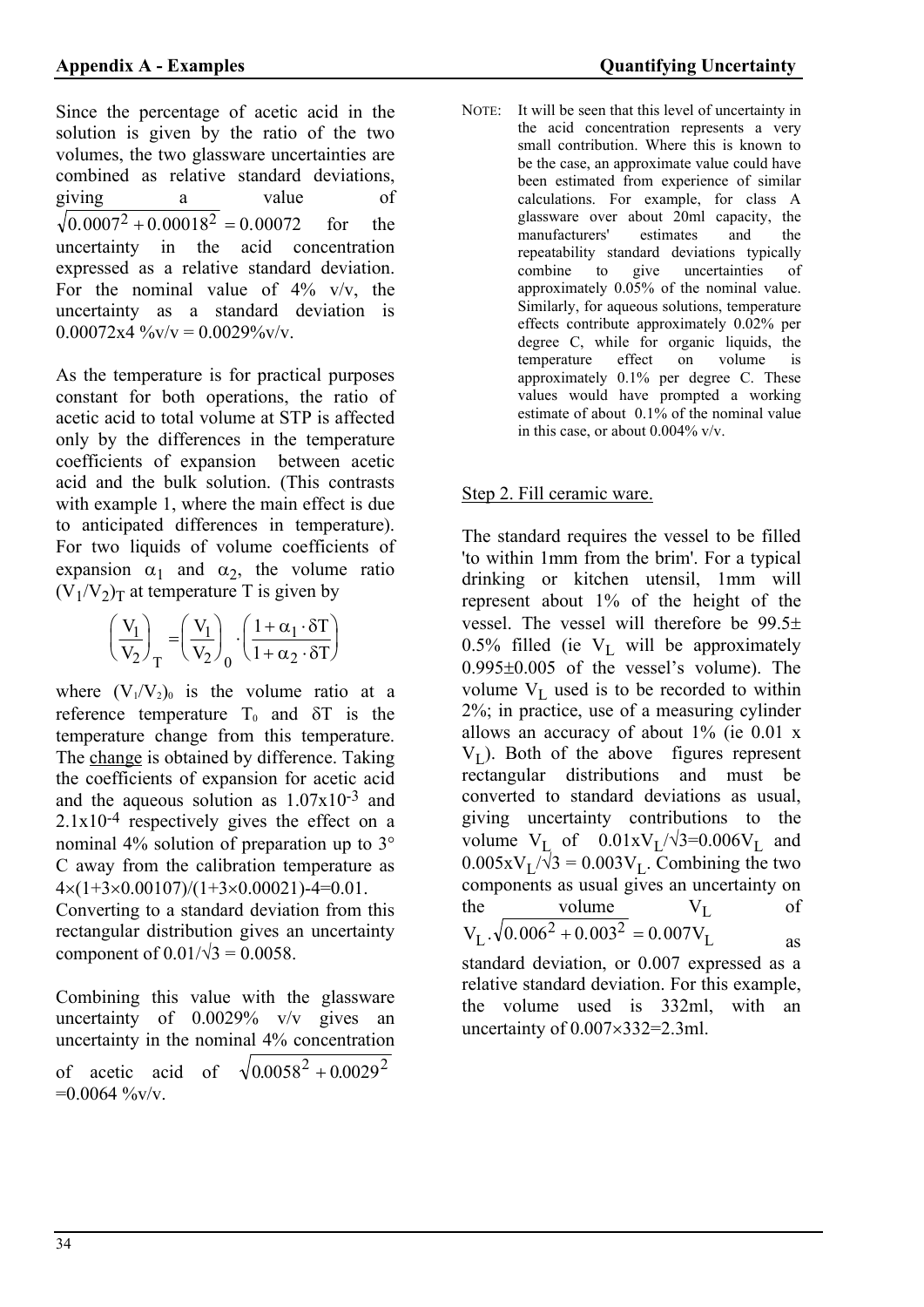Since the percentage of acetic acid in the solution is given by the ratio of the two volumes, the two glassware uncertainties are combined as relative standard deviations, giving a value of $\sqrt{0.0007^2 + 0.00018^2} = 0.00072$ for the uncertainty in the acid concentration expressed as a relative standard deviation. For the nominal value of 4% v/v, the uncertainty as a standard deviation is 0.00072x4 %v/v = 0.0029%v/v.

As the temperature is for practical purposes constant for both operations, the ratio of acetic acid to total volume at STP is affected only by the differences in the temperature coefficients of expansion between acetic acid and the bulk solution. (This contrasts with example 1, where the main effect is due to anticipated differences in temperature). For two liquids of volume coefficients of expansion $\alpha_1$ and $\alpha_2$, the volume ratio $(V_1/V_2)_T$ at temperature T is given by

$$\left(\frac{V_1}{V_2}\right)_T = \left(\frac{V_1}{V_2}\right)_0 \cdot \left(\frac{1+\alpha_1 \cdot \delta T}{1+\alpha_2 \cdot \delta T}\right)$$

where $(V_1/V_2)_0$ is the volume ratio at a reference temperature $T_0$ and $\delta T$ is the temperature change from this temperature. The change is obtained by difference. Taking the coefficients of expansion for acetic acid and the aqueous solution as $1.07 \times 10^{-3}$ and $2.1 \times 10^{-4}$ respectively gives the effect on a nominal 4% solution of preparation up to 3° C away from the calibration temperature as $4 \times (1+3 \times 0.00107)/(1+3 \times 0.00021)-4=0.01$. Converting to a standard deviation from this rectangular distribution gives an uncertainty component of $0.01/\sqrt{3} = 0.0058$.

Combining this value with the glassware uncertainty of 0.0029% v/v gives an uncertainty in the nominal 4% concentration of acetic acid of $\sqrt{0.0058^2 + 0.0029^2}$ =0.0064 %v/v.

NOTE: It will be seen that this level of uncertainty in the acid concentration represents a very small contribution. Where this is known to be the case, an approximate value could have been estimated from experience of similar calculations. For example, for class A glassware over about 20ml capacity, the manufacturers' estimates and the repeatability standard deviations typically combine to give uncertainties of approximately 0.05% of the nominal value. Similarly, for aqueous solutions, temperature effects contribute approximately 0.02% per degree C, while for organic liquids, the temperature effect on volume is approximately 0.1% per degree C. These values would have prompted a working estimate of about 0.1% of the nominal value in this case, or about 0.004% v/v.

Step 2. Fill ceramic ware.

The standard requires the vessel to be filled 'to within 1mm from the brim'. For a typical drinking or kitchen utensil, 1mm will represent about 1% of the height of the vessel. The vessel will therefore be 99.5± 0.5% filled (ie $V_L$ will be approximately 0.995±0.005 of the vessel's volume). The volume $V_L$ used is to be recorded to within 2%; in practice, use of a measuring cylinder allows an accuracy of about 1% (ie 0.01 x $V_L$). Both of the above figures represent rectangular distributions and must be converted to standard deviations as usual, giving uncertainty contributions to the volume $V_L$ of $0.01 \mathrm{x} V_L/\sqrt{3}=0.006V_L$ and $0.005 \mathrm{x} V_L/\sqrt{3} = 0.003V_L$. Combining the two components as usual gives an uncertainty on the volume $V_L$ of $V_L \cdot \sqrt{0.006^2 + 0.003^2} = 0.007V_L$ as standard deviation, or 0.007 expressed as a relative standard deviation. For this example, the volume used is 332ml, with an uncertainty of $0.007 \times 332=2.3$ml.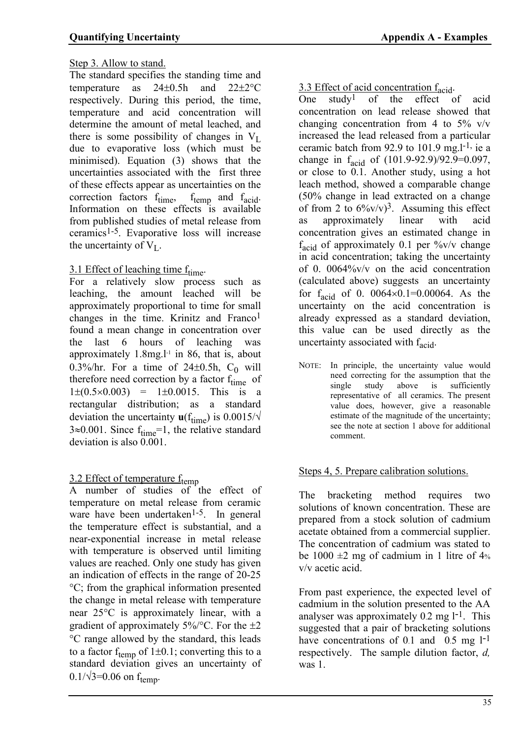Step 3. Allow to stand.

The standard specifies the standing time and temperature as 24±0.5h and 22±2°C respectively. During this period, the time, temperature and acid concentration will determine the amount of metal leached, and there is some possibility of changes in $V_L$ due to evaporative loss (which must be minimised). Equation (3) shows that the uncertainties associated with the first three of these effects appear as uncertainties on the correction factors $f_{time}$, $f_{temp}$ and $f_{acid}$. Information on these effects is available from published studies of metal release from ceramics[1-5]. Evaporative loss will increase the uncertainty of $V_L$.

3.1 Effect of leaching time $f_{time}$.

For a relatively slow process such as leaching, the amount leached will be approximately proportional to time for small changes in the time. Krinitz and Franco[1] found a mean change in concentration over the last 6 hours of leaching was approximately 1.8mg.l$^{-1}$ in 86, that is, about 0.3%/hr. For a time of 24±0.5h, $C_0$ will therefore need correction by a factor $f_{time}$ of $1\pm(0.5\times0.003) = 1\pm0.0015$. This is a rectangular distribution; as a standard deviation the uncertainty $\mathbf{u}(f_{time})$ is $0.0015/\sqrt{3}\approx0.001$. Since $f_{time}$=1, the relative standard deviation is also 0.001.

3.2 Effect of temperature $f_{temp}$

A number of studies of the effect of temperature on metal release from ceramic ware have been undertaken[1-5]. In general the temperature effect is substantial, and a near-exponential increase in metal release with temperature is observed until limiting values are reached. Only one study has given an indication of effects in the range of 20-25 °C; from the graphical information presented the change in metal release with temperature near 25°C is approximately linear, with a gradient of approximately 5%/°C. For the ±2 °C range allowed by the standard, this leads to a factor $f_{temp}$ of 1±0.1; converting this to a standard deviation gives an uncertainty of $0.1/\sqrt{3}=0.06$ on $f_{temp}$.

3.3 Effect of acid concentration $f_{acid}$.

One study[1] of the effect of acid concentration on lead release showed that changing concentration from 4 to 5% v/v increased the lead released from a particular ceramic batch from 92.9 to 101.9 mg.l$^{-1}$, ie a change in $f_{acid}$ of (101.9-92.9)/92.9=0.097, or close to 0.1. Another study, using a hot leach method, showed a comparable change (50% change in lead extracted on a change of from 2 to 6%v/v)[3]. Assuming this effect as approximately linear with acid concentration gives an estimated change in $f_{acid}$ of approximately 0.1 per %v/v change in acid concentration; taking the uncertainty of 0. 0064%v/v on the acid concentration (calculated above) suggests an uncertainty for $f_{acid}$ of $0.0064\times0.1=0.00064$. As the uncertainty on the acid concentration is already expressed as a standard deviation, this value can be used directly as the uncertainty associated with $f_{acid}$.

NOTE: In principle, the uncertainty value would need correcting for the assumption that the single study above is sufficiently representative of all ceramics. The present value does, however, give a reasonable estimate of the magnitude of the uncertainty; see the note at section 1 above for additional comment.

Steps 4, 5. Prepare calibration solutions.

The bracketing method requires two solutions of known concentration. These are prepared from a stock solution of cadmium acetate obtained from a commercial supplier. The concentration of cadmium was stated to be 1000 ±2 mg of cadmium in 1 litre of 4% v/v acetic acid.

From past experience, the expected level of cadmium in the solution presented to the AA analyser was approximately 0.2 mg l$^{-1}$. This suggested that a pair of bracketing solutions have concentrations of 0.1 and 0.5 mg l$^{-1}$ respectively. The sample dilution factor, *d,* was 1.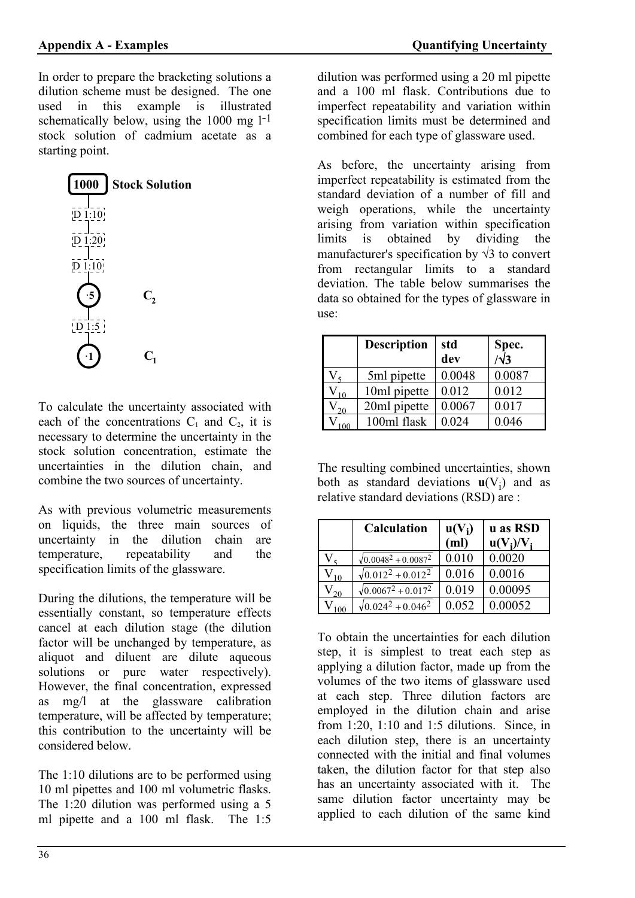In order to prepare the bracketing solutions a dilution scheme must be designed. The one used in this example is illustrated schematically below, using the 1000 mg $l^{-1}$ stock solution of cadmium acetate as a starting point.

```
1000   Stock Solution
  |
D 1:10
  |
D 1:20
  |
D 1:10
  |
 ·5          C2
  |
D 1:5
  |
 ·1          C1
```

To calculate the uncertainty associated with each of the concentrations $C_1$ and $C_2$, it is necessary to determine the uncertainty in the stock solution concentration, estimate the uncertainties in the dilution chain, and combine the two sources of uncertainty.

As with previous volumetric measurements on liquids, the three main sources of uncertainty in the dilution chain are temperature, repeatability and the specification limits of the glassware.

During the dilutions, the temperature will be essentially constant, so temperature effects cancel at each dilution stage (the dilution factor will be unchanged by temperature, as aliquot and diluent are dilute aqueous solutions or pure water respectively). However, the final concentration, expressed as mg/l at the glassware calibration temperature, will be affected by temperature; this contribution to the uncertainty will be considered below.

The 1:10 dilutions are to be performed using 10 ml pipettes and 100 ml volumetric flasks. The 1:20 dilution was performed using a 5 ml pipette and a 100 ml flask. The 1:5 dilution was performed using a 20 ml pipette and a 100 ml flask. Contributions due to imperfect repeatability and variation within specification limits must be determined and combined for each type of glassware used.

As before, the uncertainty arising from imperfect repeatability is estimated from the standard deviation of a number of fill and weigh operations, while the uncertainty arising from variation within specification limits is obtained by dividing the manufacturer's specification by √3 to convert from rectangular limits to a standard deviation. The table below summarises the data so obtained for the types of glassware in use:

| | Description | std dev | Spec. /√3 |
|---|---|---|---|
| $V_5$ | 5ml pipette | 0.0048 | 0.0087 |
| $V_{10}$ | 10ml pipette | 0.012 | 0.012 |
| $V_{20}$ | 20ml pipette | 0.0067 | 0.017 |
| $V_{100}$ | 100ml flask | 0.024 | 0.046 |

The resulting combined uncertainties, shown both as standard deviations **u**($V_i$) and as relative standard deviations (RSD) are :

| | Calculation | $u(V_i)$ (ml) | u as RSD $u(V_i)/V_i$ |
|---|---|---|---|
| $V_5$ | $\sqrt{0.0048^2+0.0087^2}$ | 0.010 | 0.0020 |
| $V_{10}$ | $\sqrt{0.012^2+0.012^2}$ | 0.016 | 0.0016 |
| $V_{20}$ | $\sqrt{0.0067^2+0.017^2}$ | 0.019 | 0.00095 |
| $V_{100}$ | $\sqrt{0.024^2+0.046^2}$ | 0.052 | 0.00052 |

To obtain the uncertainties for each dilution step, it is simplest to treat each step as applying a dilution factor, made up from the volumes of the two items of glassware used at each step. Three dilution factors are employed in the dilution chain and arise from 1:20, 1:10 and 1:5 dilutions. Since, in each dilution step, there is an uncertainty connected with the initial and final volumes taken, the dilution factor for that step also has an uncertainty associated with it. The same dilution factor uncertainty may be applied to each dilution of the same kind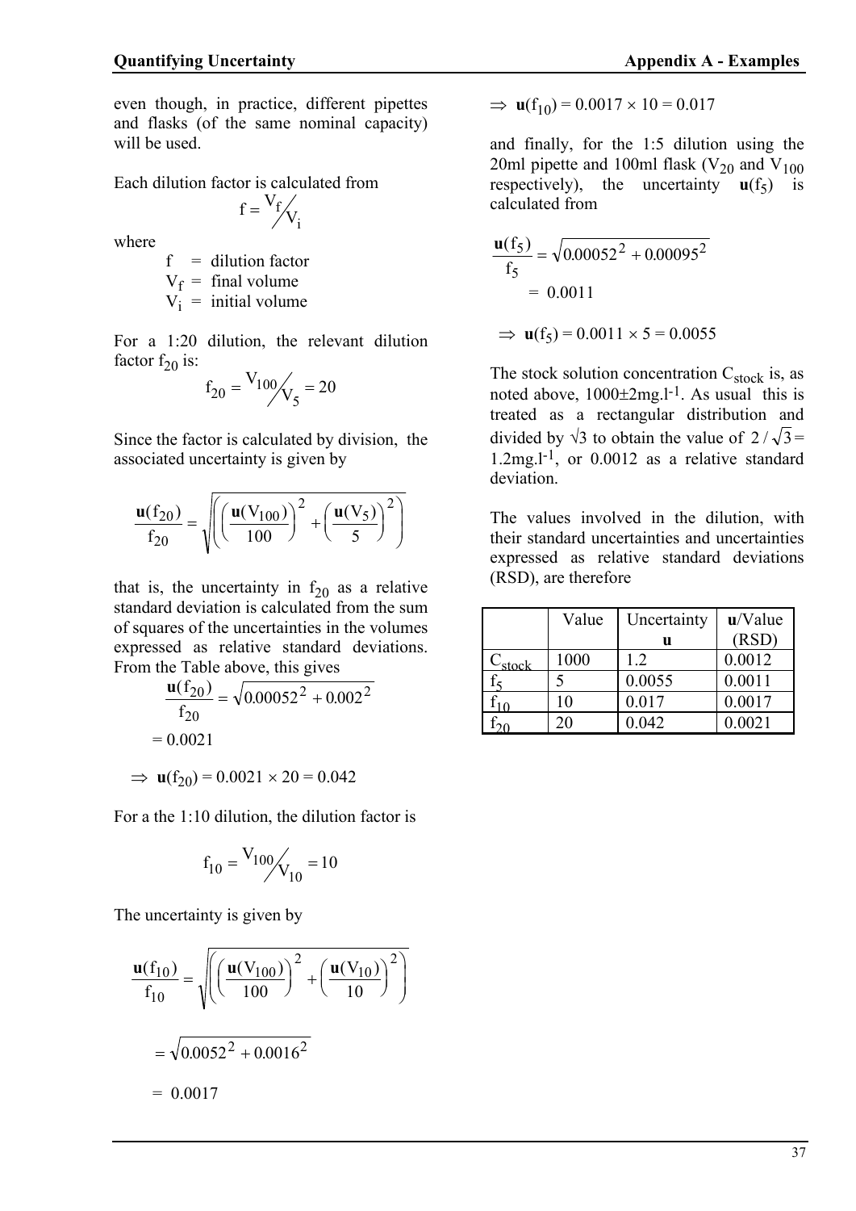even though, in practice, different pipettes and flasks (of the same nominal capacity) will be used.

Each dilution factor is calculated from

$$f = V_f / V_i$$

where

- f = dilution factor
- $V_f$ = final volume
- $V_i$ = initial volume

For a 1:20 dilution, the relevant dilution factor $f_{20}$ is:

$$f_{20} = V_{100} / V_5 = 20$$

Since the factor is calculated by division, the associated uncertainty is given by

$$\frac{\mathbf{u}(f_{20})}{f_{20}} = \sqrt{\left(\left(\frac{\mathbf{u}(V_{100})}{100}\right)^2 + \left(\frac{\mathbf{u}(V_5)}{5}\right)^2\right)}$$

that is, the uncertainty in $f_{20}$ as a relative standard deviation is calculated from the sum of squares of the uncertainties in the volumes expressed as relative standard deviations. From the Table above, this gives

$$\frac{\mathbf{u}(f_{20})}{f_{20}} = \sqrt{0.00052^2 + 0.002^2}$$

$$= 0.0021$$

$$\Rightarrow \mathbf{u}(f_{20}) = 0.0021 \times 20 = 0.042$$

For a the 1:10 dilution, the dilution factor is

$$f_{10} = V_{100} / V_{10} = 10$$

The uncertainty is given by

$$\frac{\mathbf{u}(f_{10})}{f_{10}} = \sqrt{\left(\left(\frac{\mathbf{u}(V_{100})}{100}\right)^2 + \left(\frac{\mathbf{u}(V_{10})}{10}\right)^2\right)}$$

$$= \sqrt{0.0052^2 + 0.0016^2}$$

$$= 0.0017$$

$$\Rightarrow \mathbf{u}(f_{10}) = 0.0017 \times 10 = 0.017$$

and finally, for the 1:5 dilution using the 20ml pipette and 100ml flask ($V_{20}$ and $V_{100}$ respectively), the uncertainty $\mathbf{u}(f_5)$ is calculated from

$$\frac{\mathbf{u}(f_5)}{f_5} = \sqrt{0.00052^2 + 0.00095^2}$$

$$= 0.0011$$

$$\Rightarrow \mathbf{u}(f_5) = 0.0011 \times 5 = 0.0055$$

The stock solution concentration $C_{stock}$ is, as noted above, 1000±2mg.l$^{-1}$. As usual this is treated as a rectangular distribution and divided by √3 to obtain the value of $2/\sqrt{3}$ = 1.2mg.l$^{-1}$, or 0.0012 as a relative standard deviation.

The values involved in the dilution, with their standard uncertainties and uncertainties expressed as relative standard deviations (RSD), are therefore

| | Value | Uncertainty **u** | **u**/Value (RSD) |
|---|---|---|---|
| $C_{stock}$ | 1000 | 1.2 | 0.0012 |
| $f_5$ | 5 | 0.0055 | 0.0011 |
| $f_{10}$ | 10 | 0.017 | 0.0017 |
| $f_{20}$ | 20 | 0.042 | 0.0021 |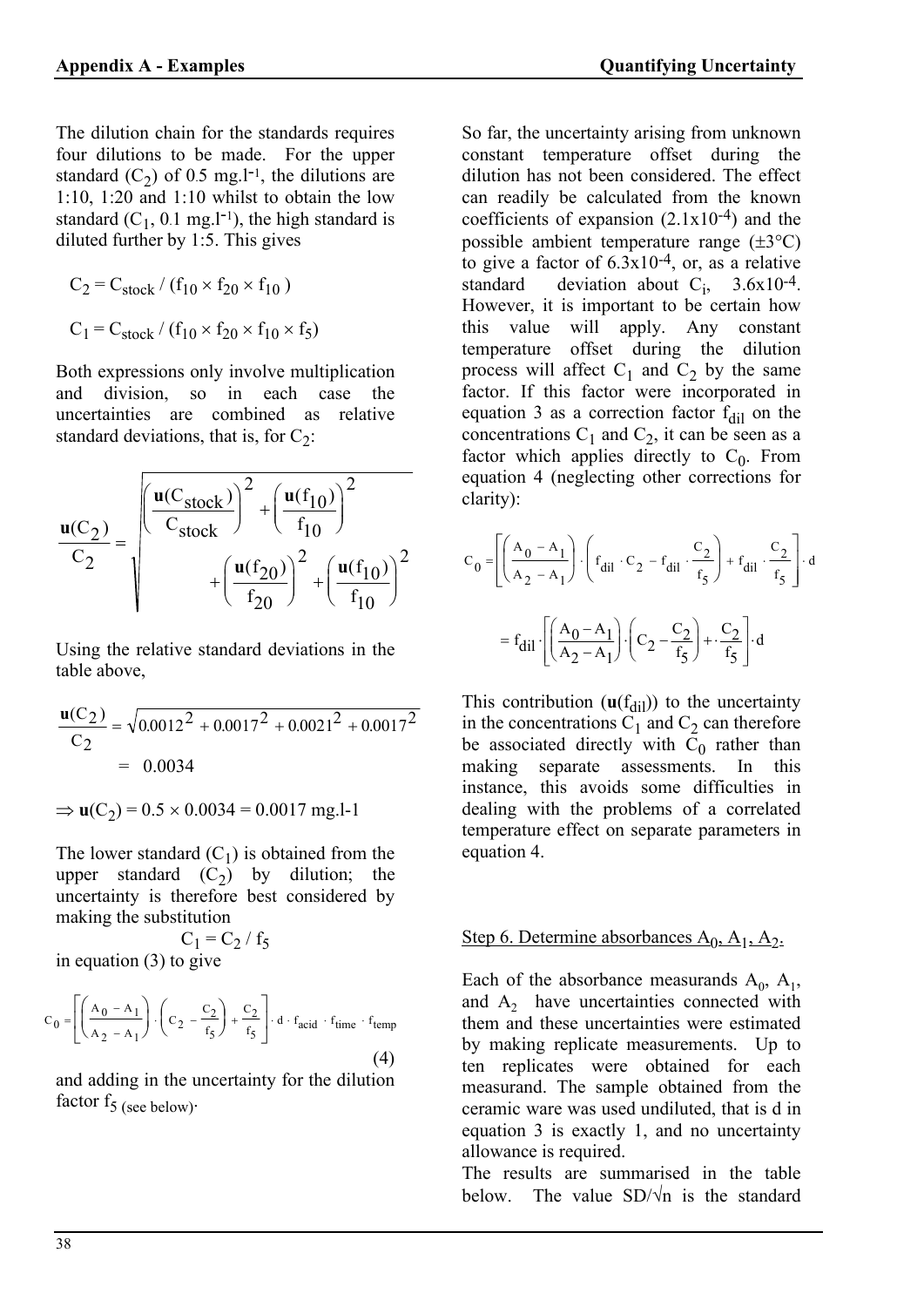The dilution chain for the standards requires four dilutions to be made. For the upper standard ($C_2$) of 0.5 mg.l$^{-1}$, the dilutions are 1:10, 1:20 and 1:10 whilst to obtain the low standard ($C_1$, 0.1 mg.l$^{-1}$), the high standard is diluted further by 1:5. This gives

$$C_2 = C_{stock} / (f_{10} \times f_{20} \times f_{10})$$

$$C_1 = C_{stock} / (f_{10} \times f_{20} \times f_{10} \times f_5)$$

Both expressions only involve multiplication and division, so in each case the uncertainties are combined as relative standard deviations, that is, for $C_2$:

$$\frac{\mathbf{u}(C_2)}{C_2} = \sqrt{\left(\frac{\mathbf{u}(C_{stock})}{C_{stock}}\right)^2 + \left(\frac{\mathbf{u}(f_{10})}{f_{10}}\right)^2 + \left(\frac{\mathbf{u}(f_{20})}{f_{20}}\right)^2 + \left(\frac{\mathbf{u}(f_{10})}{f_{10}}\right)^2}$$

Using the relative standard deviations in the table above,

$$\frac{\mathbf{u}(C_2)}{C_2} = \sqrt{0.0012^2 + 0.0017^2 + 0.0021^2 + 0.0017^2}$$
$$= 0.0034$$

$\Rightarrow \mathbf{u}(C_2) = 0.5 \times 0.0034 = 0.0017$ mg.l-1

The lower standard ($C_1$) is obtained from the upper standard ($C_2$) by dilution; the uncertainty is therefore best considered by making the substitution

$$C_1 = C_2 / f_5$$

in equation (3) to give

$$C_0 = \left[\left(\frac{A_0 - A_1}{A_2 - A_1}\right) \cdot \left(C_2 - \frac{C_2}{f_5}\right) + \frac{C_2}{f_5}\right] \cdot d \cdot f_{acid} \cdot f_{time} \cdot f_{temp} \qquad (4)$$

and adding in the uncertainty for the dilution factor $f_5$ (see below).

So far, the uncertainty arising from unknown constant temperature offset during the dilution has not been considered. The effect can readily be calculated from the known coefficients of expansion (2.1x10$^{-4}$) and the possible ambient temperature range (±3°C) to give a factor of 6.3x10$^{-4}$, or, as a relative standard deviation about $C_i$, 3.6x10$^{-4}$. However, it is important to be certain how this value will apply. Any constant temperature offset during the dilution process will affect $C_1$ and $C_2$ by the same factor. If this factor were incorporated in equation 3 as a correction factor $f_{dil}$ on the concentrations $C_1$ and $C_2$, it can be seen as a factor which applies directly to $C_0$. From equation 4 (neglecting other corrections for clarity):

$$C_0 = \left[\left(\frac{A_0 - A_1}{A_2 - A_1}\right) \cdot \left(f_{dil} \cdot C_2 - f_{dil} \cdot \frac{C_2}{f_5}\right) + f_{dil} \cdot \frac{C_2}{f_5}\right] \cdot d$$

$$= f_{dil} \cdot \left[\left(\frac{A_0 - A_1}{A_2 - A_1}\right) \cdot \left(C_2 - \frac{C_2}{f_5}\right) + \cdot \frac{C_2}{f_5}\right] \cdot d$$

This contribution ($\mathbf{u}(f_{dil})$) to the uncertainty in the concentrations $C_1$ and $C_2$ can therefore be associated directly with $C_0$ rather than making separate assessments. In this instance, this avoids some difficulties in dealing with the problems of a correlated temperature effect on separate parameters in equation 4.

Step 6. Determine absorbances $A_0$, $A_1$, $A_2$.

Each of the absorbance measurands $A_0$, $A_1$, and $A_2$ have uncertainties connected with them and these uncertainties were estimated by making replicate measurements. Up to ten replicates were obtained for each measurand. The sample obtained from the ceramic ware was used undiluted, that is d in equation 3 is exactly 1, and no uncertainty allowance is required.

The results are summarised in the table below. The value SD/√n is the standard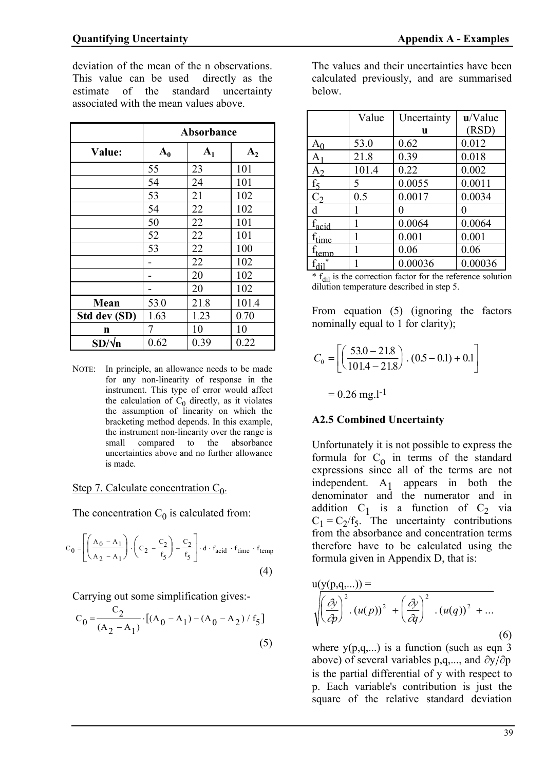deviation of the mean of the n observations. This value can be used directly as the estimate of the standard uncertainty associated with the mean values above.

| | Absorbance | | |
|---|---|---|---|
| **Value:** | $A_0$ | $A_1$ | $A_2$ |
| | 55 | 23 | 101 |
| | 54 | 24 | 101 |
| | 53 | 21 | 102 |
| | 54 | 22 | 102 |
| | 50 | 22 | 101 |
| | 52 | 22 | 101 |
| | 53 | 22 | 100 |
| | - | 22 | 102 |
| | - | 20 | 102 |
| | - | 20 | 102 |
| **Mean** | 53.0 | 21.8 | 101.4 |
| **Std dev (SD)** | 1.63 | 1.23 | 0.70 |
| **n** | 7 | 10 | 10 |
| **SD/√n** | 0.62 | 0.39 | 0.22 |

NOTE: In principle, an allowance needs to be made for any non-linearity of response in the instrument. This type of error would affect the calculation of $C_0$ directly, as it violates the assumption of linearity on which the bracketing method depends. In this example, the instrument non-linearity over the range is small compared to the absorbance uncertainties above and no further allowance is made.

Step 7. Calculate concentration $C_0$.

The concentration $C_0$ is calculated from:

$$C_0 = \left[ \left( \frac{A_0 - A_1}{A_2 - A_1} \right) \cdot \left( C_2 - \frac{C_2}{f_5} \right) + \frac{C_2}{f_5} \right] \cdot d \cdot f_{acid} \cdot f_{time} \cdot f_{temp} \quad (4)$$

Carrying out some simplification gives:-

$$C_0 = \frac{C_2}{(A_2 - A_1)} \cdot \left[ (A_0 - A_1) - (A_0 - A_2)/f_5 \right] \quad (5)$$

The values and their uncertainties have been calculated previously, and are summarised below.

| | Value | Uncertainty **u** | **u**/Value (RSD) |
|---|---|---|---|
| $A_0$ | 53.0 | 0.62 | 0.012 |
| $A_1$ | 21.8 | 0.39 | 0.018 |
| $A_2$ | 101.4 | 0.22 | 0.002 |
| $f_5$ | 5 | 0.0055 | 0.0011 |
| $C_2$ | 0.5 | 0.0017 | 0.0034 |
| d | 1 | 0 | 0 |
| $f_{acid}$ | 1 | 0.0064 | 0.0064 |
| $f_{time}$ | 1 | 0.001 | 0.001 |
| $f_{temp}$ | 1 | 0.06 | 0.06 |
| $f_{dil}$* | 1 | 0.00036 | 0.00036 |

* $f_{dil}$ is the correction factor for the reference solution dilution temperature described in step 5.

From equation (5) (ignoring the factors nominally equal to 1 for clarity);

$$C_0 = \left[ \left( \frac{53.0 - 21.8}{101.4 - 21.8} \right) . (0.5 - 0.1) + 0.1 \right]$$

$$= 0.26 \text{ mg.l}^{-1}$$

### A2.5 Combined Uncertainty

Unfortunately it is not possible to express the formula for $C_0$ in terms of the standard expressions since all of the terms are not independent. $A_1$ appears in both the denominator and the numerator and in addition $C_1$ is a function of $C_2$ via $C_1 = C_2/f_5$. The uncertainty contributions from the absorbance and concentration terms therefore have to be calculated using the formula given in Appendix D, that is:

$$u(y(p,q,...)) = \sqrt{\left( \frac{\partial y}{\partial p} \right)^2 . (u(p))^2 + \left( \frac{\partial y}{\partial q} \right)^2 . (u(q))^2 + ...} \quad (6)$$

where y(p,q,...) is a function (such as eqn 3 above) of several variables p,q,..., and $\partial y / \partial p$ is the partial differential of y with respect to p. Each variable's contribution is just the square of the relative standard deviation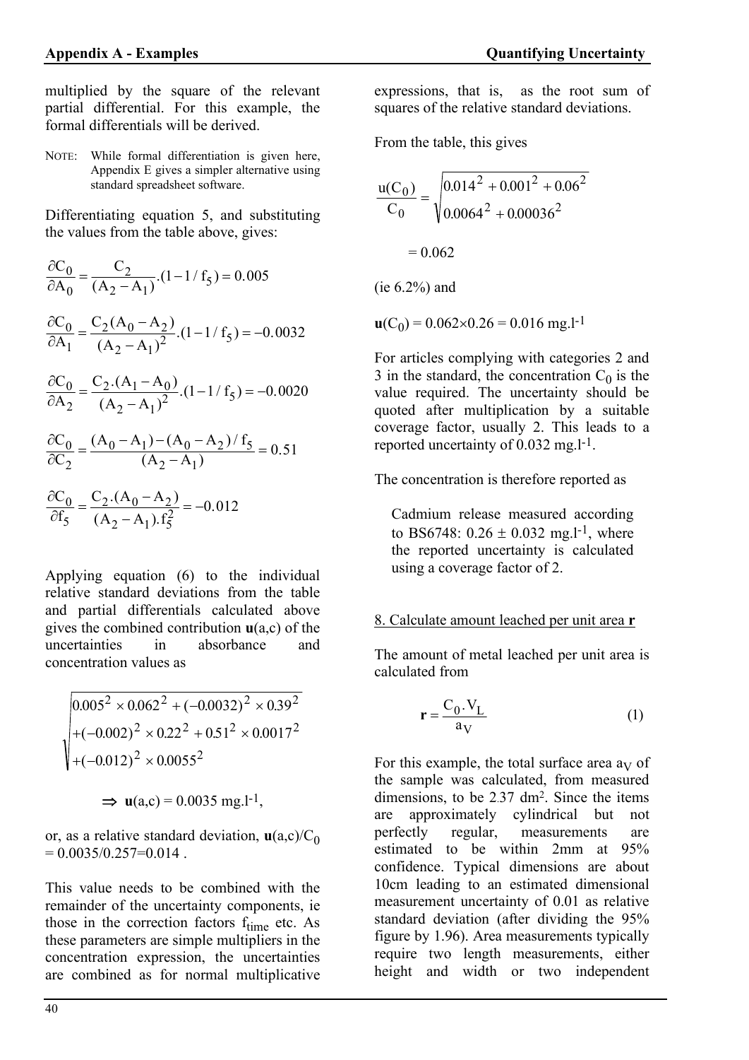multiplied by the square of the relevant partial differential. For this example, the formal differentials will be derived.

NOTE: While formal differentiation is given here, Appendix E gives a simpler alternative using standard spreadsheet software.

Differentiating equation 5, and substituting the values from the table above, gives:

$$\frac{\partial C_0}{\partial A_0} = \frac{C_2}{(A_2 - A_1)}.(1 - 1/f_5) = 0.005$$

$$\frac{\partial C_0}{\partial A_1} = \frac{C_2(A_0 - A_2)}{(A_2 - A_1)^2}.(1 - 1/f_5) = -0.0032$$

$$\frac{\partial C_0}{\partial A_2} = \frac{C_2.(A_1 - A_0)}{(A_2 - A_1)^2}.(1 - 1/f_5) = -0.0020$$

$$\frac{\partial C_0}{\partial C_2} = \frac{(A_0 - A_1) - (A_0 - A_2)/f_5}{(A_2 - A_1)} = 0.51$$

$$\frac{\partial C_0}{\partial f_5} = \frac{C_2.(A_0 - A_2)}{(A_2 - A_1).f_5^2} = -0.012$$

Applying equation (6) to the individual relative standard deviations from the table and partial differentials calculated above gives the combined contribution **u**(a,c) of the uncertainties in absorbance and concentration values as

$$\sqrt{\begin{array}{l} 0.005^2 \times 0.062^2 + (-0.0032)^2 \times 0.39^2 \\ +(-0.002)^2 \times 0.22^2 + 0.51^2 \times 0.0017^2 \\ +(-0.012)^2 \times 0.0055^2 \end{array}}$$

$$\Rightarrow \mathbf{u}(a,c) = 0.0035 \text{ mg.l}^{-1},$$

or, as a relative standard deviation, $\mathbf{u}(a,c)/C_0 = 0.0035/0.257 = 0.014$ .

This value needs to be combined with the remainder of the uncertainty components, ie those in the correction factors $f_{time}$ etc. As these parameters are simple multipliers in the concentration expression, the uncertainties are combined as for normal multiplicative expressions, that is, as the root sum of squares of the relative standard deviations.

From the table, this gives

$$\frac{u(C_0)}{C_0} = \sqrt{\begin{array}{l} 0.014^2 + 0.001^2 + 0.06^2 \\ 0.0064^2 + 0.00036^2 \end{array}}$$

$$= 0.062$$

(ie 6.2%) and

$\mathbf{u}(C_0) = 0.062 \times 0.26 = 0.016 \text{ mg.l}^{-1}$

For articles complying with categories 2 and 3 in the standard, the concentration $C_0$ is the value required. The uncertainty should be quoted after multiplication by a suitable coverage factor, usually 2. This leads to a reported uncertainty of 0.032 mg.l$^{-1}$.

The concentration is therefore reported as

> Cadmium release measured according to BS6748: 0.26 ± 0.032 mg.l$^{-1}$, where the reported uncertainty is calculated using a coverage factor of 2.

8. Calculate amount leached per unit area **r**

The amount of metal leached per unit area is calculated from

$$\mathbf{r} = \frac{C_0 . V_L}{a_V} \qquad (1)$$

For this example, the total surface area $a_V$ of the sample was calculated, from measured dimensions, to be 2.37 dm$^2$. Since the items are approximately cylindrical but not perfectly regular, measurements are estimated to be within 2mm at 95% confidence. Typical dimensions are about 10cm leading to an estimated dimensional measurement uncertainty of 0.01 as relative standard deviation (after dividing the 95% figure by 1.96). Area measurements typically require two length measurements, either height and width or two independent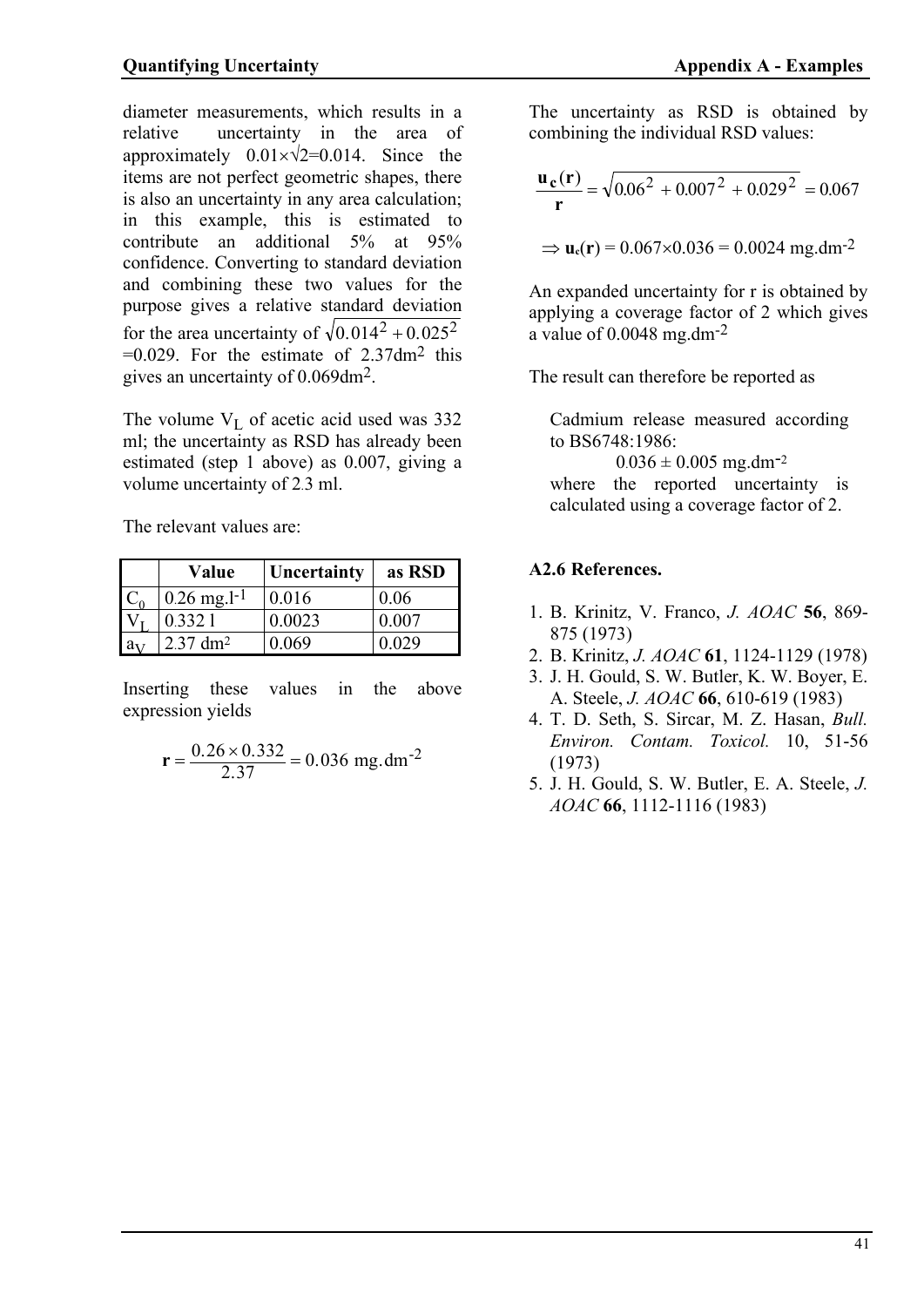diameter measurements, which results in a relative uncertainty in the area of approximately $0.01\times\sqrt{2}=0.014$. Since the items are not perfect geometric shapes, there is also an uncertainty in any area calculation; in this example, this is estimated to contribute an additional 5% at 95% confidence. Converting to standard deviation and combining these two values for the purpose gives a relative standard deviation for the area uncertainty of $\sqrt{0.014^2+0.025^2}$ =0.029. For the estimate of 2.37dm$^2$ this gives an uncertainty of 0.069dm$^2$.

The volume $V_L$ of acetic acid used was 332 ml; the uncertainty as RSD has already been estimated (step 1 above) as 0.007, giving a volume uncertainty of 2.3 ml.

The relevant values are:

| | Value | Uncertainty | as RSD |
|---|---|---|---|
| $C_0$ | 0.26 mg.l$^{-1}$ | 0.016 | 0.06 |
| $V_L$ | 0.332 l | 0.0023 | 0.007 |
| $a_V$ | 2.37 dm$^2$ | 0.069 | 0.029 |

Inserting these values in the above expression yields

$$\mathbf{r} = \frac{0.26 \times 0.332}{2.37} = 0.036 \text{ mg.dm}^{-2}$$

The uncertainty as RSD is obtained by combining the individual RSD values:

$$\frac{\mathbf{u_c(r)}}{\mathbf{r}} = \sqrt{0.06^2 + 0.007^2 + 0.029^2} = 0.067$$

$$\Rightarrow \mathbf{u_c(r)} = 0.067 \times 0.036 = 0.0024 \text{ mg.dm}^{-2}$$

An expanded uncertainty for r is obtained by applying a coverage factor of 2 which gives a value of 0.0048 mg.dm$^{-2}$

The result can therefore be reported as

> Cadmium release measured according to BS6748:1986:
>
> 0.036 ± 0.005 mg.dm$^{-2}$
>
> where the reported uncertainty is calculated using a coverage factor of 2.

### A2.6 References.

1. B. Krinitz, V. Franco, *J. AOAC* **56**, 869-875 (1973)
2. B. Krinitz, *J. AOAC* **61**, 1124-1129 (1978)
3. J. H. Gould, S. W. Butler, K. W. Boyer, E. A. Steele, *J. AOAC* **66**, 610-619 (1983)
4. T. D. Seth, S. Sircar, M. Z. Hasan, *Bull. Environ. Contam. Toxicol.* 10, 51-56 (1973)
5. J. H. Gould, S. W. Butler, E. A. Steele, *J. AOAC* **66**, 1112-1116 (1983)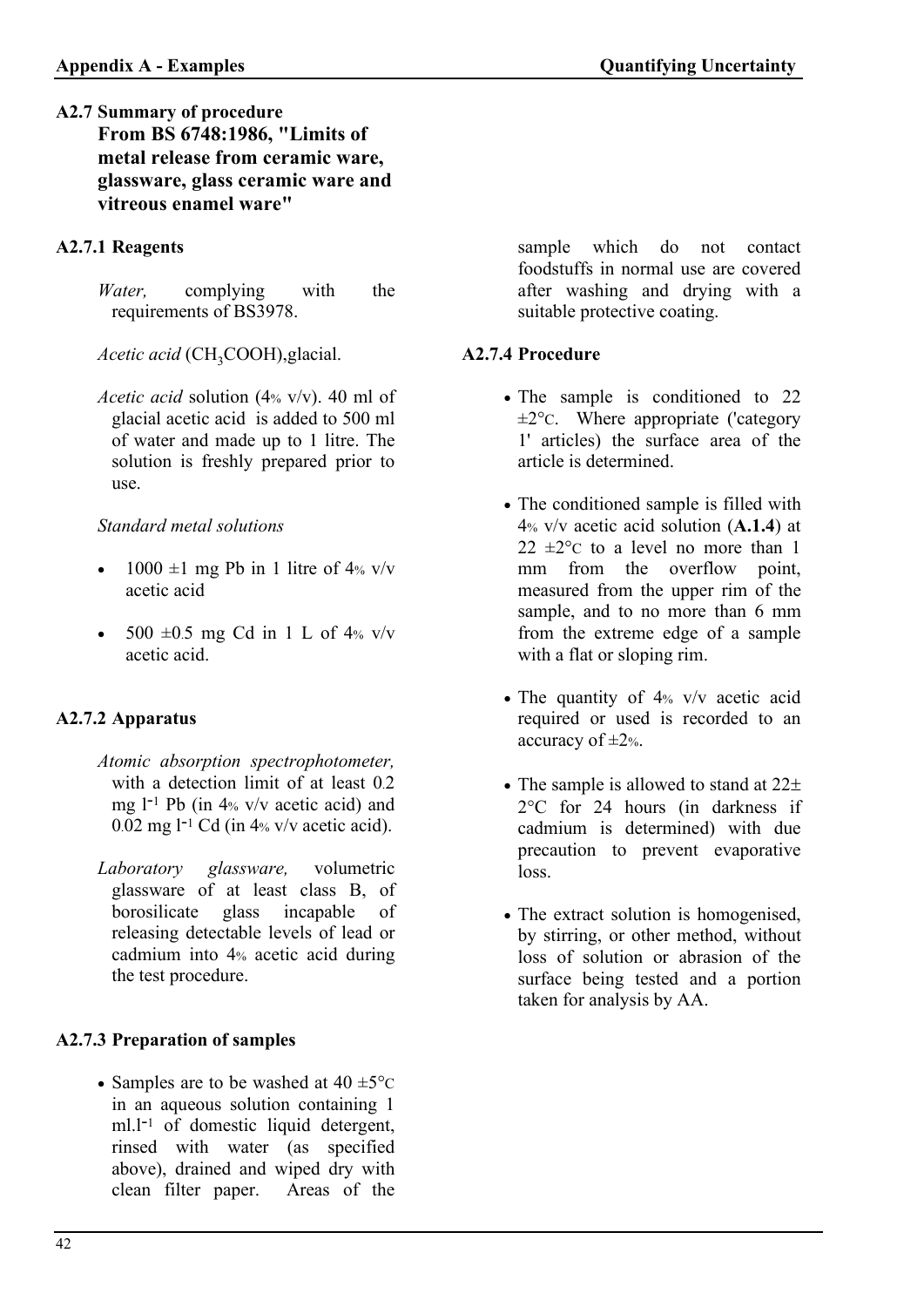## A2.7 Summary of procedure

### From BS 6748:1986, "Limits of metal release from ceramic ware, glassware, glass ceramic ware and vitreous enamel ware"

#### A2.7.1 Reagents

*Water,* complying with the requirements of BS3978.

*Acetic acid* ($CH_3COOH$),glacial.

*Acetic acid* solution (4% v/v). 40 ml of glacial acetic acid is added to 500 ml of water and made up to 1 litre. The solution is freshly prepared prior to use.

*Standard metal solutions*

- 1000 ±1 mg Pb in 1 litre of 4% v/v acetic acid
- 500 ±0.5 mg Cd in 1 L of 4% v/v acetic acid.

#### A2.7.2 Apparatus

*Atomic absorption spectrophotometer,* with a detection limit of at least 0.2 mg $l^{-1}$ Pb (in 4% v/v acetic acid) and 0.02 mg $l^{-1}$ Cd (in 4% v/v acetic acid).

*Laboratory glassware,* volumetric glassware of at least class B, of borosilicate glass incapable of releasing detectable levels of lead or cadmium into 4% acetic acid during the test procedure.

#### A2.7.3 Preparation of samples

- Samples are to be washed at 40 ±5°C in an aqueous solution containing 1 ml.$l^{-1}$ of domestic liquid detergent, rinsed with water (as specified above), drained and wiped dry with clean filter paper. Areas of the sample which do not contact foodstuffs in normal use are covered after washing and drying with a suitable protective coating.

#### A2.7.4 Procedure

- The sample is conditioned to 22 ±2°C. Where appropriate ('category 1' articles) the surface area of the article is determined.
- The conditioned sample is filled with 4% v/v acetic acid solution (**A.1.4**) at 22 ±2°C to a level no more than 1 mm from the overflow point, measured from the upper rim of the sample, and to no more than 6 mm from the extreme edge of a sample with a flat or sloping rim.
- The quantity of 4% v/v acetic acid required or used is recorded to an accuracy of ±2%.
- The sample is allowed to stand at 22± 2°C for 24 hours (in darkness if cadmium is determined) with due precaution to prevent evaporative loss.
- The extract solution is homogenised, by stirring, or other method, without loss of solution or abrasion of the surface being tested and a portion taken for analysis by AA.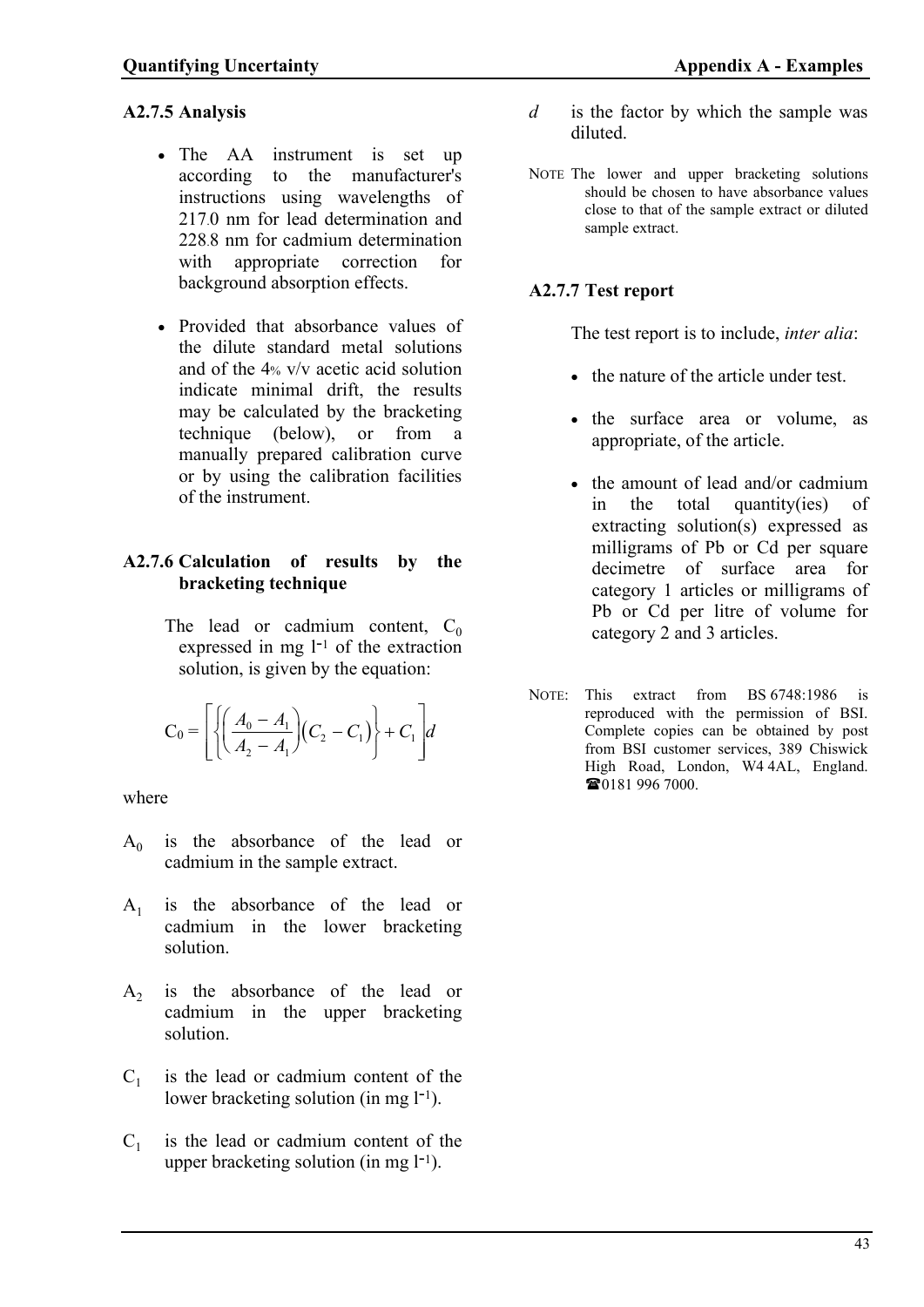### A2.7.5 Analysis

- The AA instrument is set up according to the manufacturer's instructions using wavelengths of 217.0 nm for lead determination and 228.8 nm for cadmium determination with appropriate correction for background absorption effects.

- Provided that absorbance values of the dilute standard metal solutions and of the 4% v/v acetic acid solution indicate minimal drift, the results may be calculated by the bracketing technique (below), or from a manually prepared calibration curve or by using the calibration facilities of the instrument.

### A2.7.6 Calculation of results by the bracketing technique

The lead or cadmium content, $C_0$ expressed in mg $l^{-1}$ of the extraction solution, is given by the equation:

$$C_0 = \left[ \left\{ \left( \frac{A_0 - A_1}{A_2 - A_1} \right) \left( C_2 - C_1 \right) \right\} + C_1 \right] d$$

where

$A_0$ is the absorbance of the lead or cadmium in the sample extract.

$A_1$ is the absorbance of the lead or cadmium in the lower bracketing solution.

$A_2$ is the absorbance of the lead or cadmium in the upper bracketing solution.

$C_1$ is the lead or cadmium content of the lower bracketing solution (in mg $l^{-1}$).

$C_1$ is the lead or cadmium content of the upper bracketing solution (in mg $l^{-1}$).

$d$ is the factor by which the sample was diluted.

NOTE The lower and upper bracketing solutions should be chosen to have absorbance values close to that of the sample extract or diluted sample extract.

### A2.7.7 Test report

The test report is to include, *inter alia*:

- the nature of the article under test.

- the surface area or volume, as appropriate, of the article.

- the amount of lead and/or cadmium in the total quantity(ies) of extracting solution(s) expressed as milligrams of Pb or Cd per square decimetre of surface area for category 1 articles or milligrams of Pb or Cd per litre of volume for category 2 and 3 articles.

NOTE: This extract from BS 6748:1986 is reproduced with the permission of BSI. Complete copies can be obtained by post from BSI customer services, 389 Chiswick High Road, London, W4 4AL, England. ☎0181 996 7000.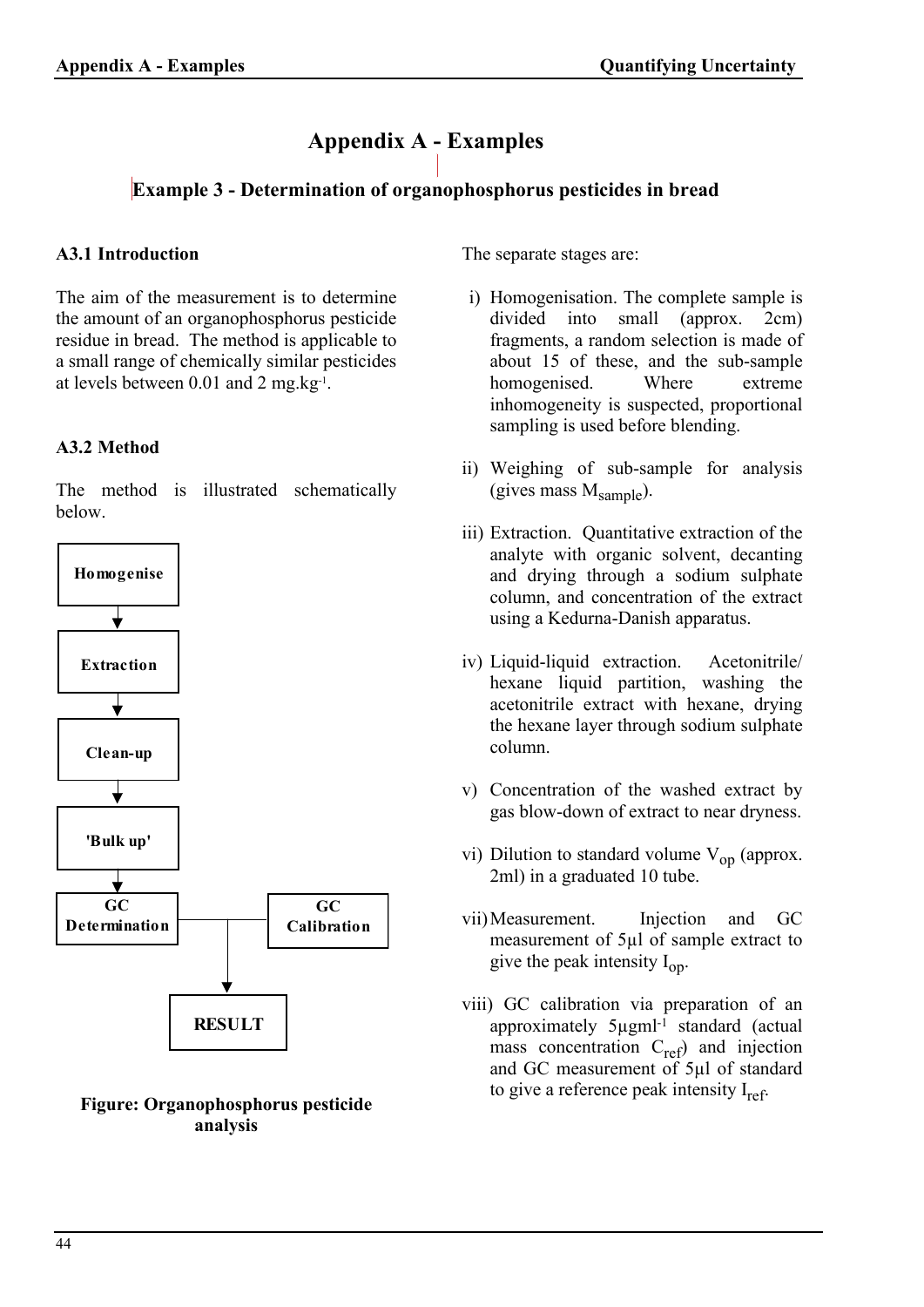# Appendix A - Examples

## Example 3 - Determination of organophosphorus pesticides in bread

### A3.1 Introduction

The aim of the measurement is to determine the amount of an organophosphorus pesticide residue in bread. The method is applicable to a small range of chemically similar pesticides at levels between 0.01 and 2 mg.kg$^{-1}$.

### A3.2 Method

The method is illustrated schematically below.

Homogenise → Extraction → Clean-up → 'Bulk up' → GC Determination + GC Calibration → RESULT

**Figure: Organophosphorus pesticide analysis**

The separate stages are:

i) Homogenisation. The complete sample is divided into small (approx. 2cm) fragments, a random selection is made of about 15 of these, and the sub-sample homogenised. Where extreme inhomogeneity is suspected, proportional sampling is used before blending.

ii) Weighing of sub-sample for analysis (gives mass $M_{sample}$).

iii) Extraction. Quantitative extraction of the analyte with organic solvent, decanting and drying through a sodium sulphate column, and concentration of the extract using a Kedurna-Danish apparatus.

iv) Liquid-liquid extraction. Acetonitrile/ hexane liquid partition, washing the acetonitrile extract with hexane, drying the hexane layer through sodium sulphate column.

v) Concentration of the washed extract by gas blow-down of extract to near dryness.

vi) Dilution to standard volume $V_{op}$ (approx. 2ml) in a graduated 10 tube.

vii) Measurement. Injection and GC measurement of 5µl of sample extract to give the peak intensity $I_{op}$.

viii) GC calibration via preparation of an approximately 5µgml$^{-1}$ standard (actual mass concentration $C_{ref}$) and injection and GC measurement of 5µl of standard to give a reference peak intensity $I_{ref}$.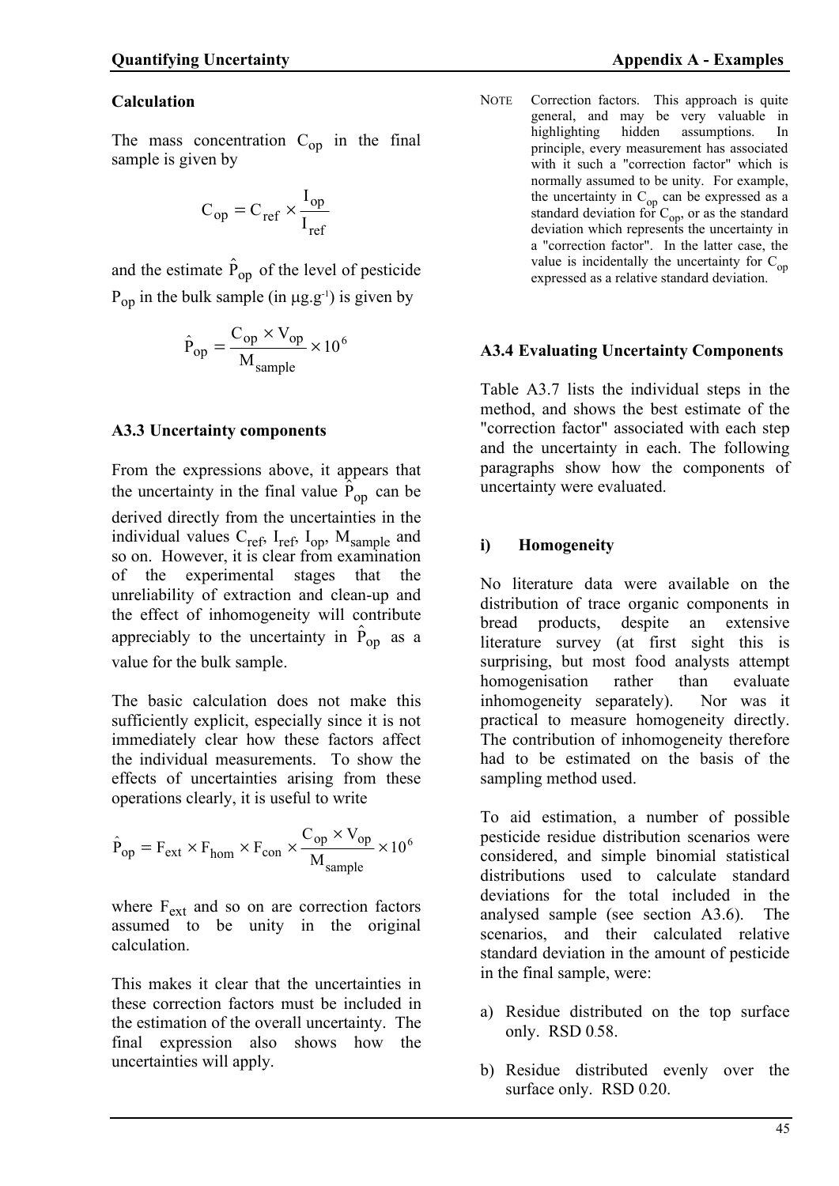**Calculation**

The mass concentration $C_{op}$ in the final sample is given by

$$C_{op} = C_{ref} \times \frac{I_{op}}{I_{ref}}$$

and the estimate $\hat{P}_{op}$ of the level of pesticide $P_{op}$ in the bulk sample (in $\mu g.g^{-1}$) is given by

$$\hat{P}_{op} = \frac{C_{op} \times V_{op}}{M_{sample}} \times 10^{6}$$

### A3.3 Uncertainty components

From the expressions above, it appears that the uncertainty in the final value $\hat{P}_{op}$ can be derived directly from the uncertainties in the individual values $C_{ref}$, $I_{ref}$, $I_{op}$, $M_{sample}$ and so on. However, it is clear from examination of the experimental stages that the unreliability of extraction and clean-up and the effect of inhomogeneity will contribute appreciably to the uncertainty in $\hat{P}_{op}$ as a value for the bulk sample.

The basic calculation does not make this sufficiently explicit, especially since it is not immediately clear how these factors affect the individual measurements. To show the effects of uncertainties arising from these operations clearly, it is useful to write

$$\hat{P}_{op} = F_{ext} \times F_{hom} \times F_{con} \times \frac{C_{op} \times V_{op}}{M_{sample}} \times 10^{6}$$

where $F_{ext}$ and so on are correction factors assumed to be unity in the original calculation.

This makes it clear that the uncertainties in these correction factors must be included in the estimation of the overall uncertainty. The final expression also shows how the uncertainties will apply.

NOTE Correction factors. This approach is quite general, and may be very valuable in highlighting hidden assumptions. In principle, every measurement has associated with it such a "correction factor" which is normally assumed to be unity. For example, the uncertainty in $C_{op}$ can be expressed as a standard deviation for $C_{op}$, or as the standard deviation which represents the uncertainty in a "correction factor". In the latter case, the value is incidentally the uncertainty for $C_{op}$ expressed as a relative standard deviation.

### A3.4 Evaluating Uncertainty Components

Table A3.7 lists the individual steps in the method, and shows the best estimate of the "correction factor" associated with each step and the uncertainty in each. The following paragraphs show how the components of uncertainty were evaluated.

#### i) Homogeneity

No literature data were available on the distribution of trace organic components in bread products, despite an extensive literature survey (at first sight this is surprising, but most food analysts attempt homogenisation rather than evaluate inhomogeneity separately). Nor was it practical to measure homogeneity directly. The contribution of inhomogeneity therefore had to be estimated on the basis of the sampling method used.

To aid estimation, a number of possible pesticide residue distribution scenarios were considered, and simple binomial statistical distributions used to calculate standard deviations for the total included in the analysed sample (see section A3.6). The scenarios, and their calculated relative standard deviation in the amount of pesticide in the final sample, were:

a) Residue distributed on the top surface only. RSD 0.58.

b) Residue distributed evenly over the surface only. RSD 0.20.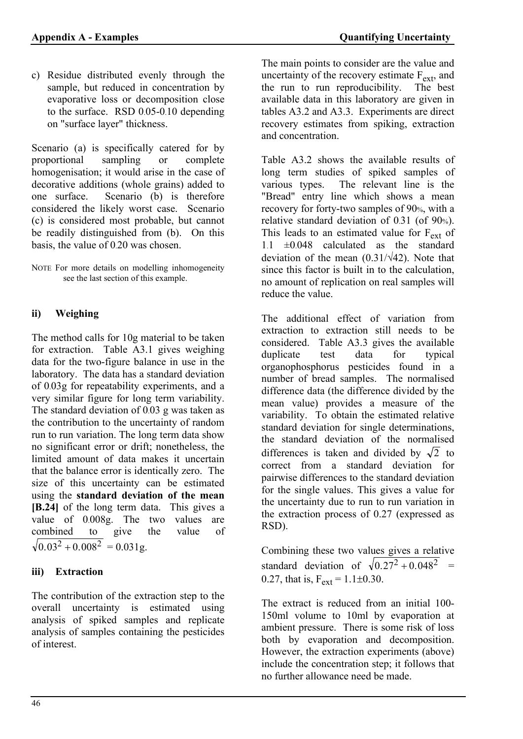c) Residue distributed evenly through the sample, but reduced in concentration by evaporative loss or decomposition close to the surface. RSD 0.05-0.10 depending on "surface layer" thickness.

Scenario (a) is specifically catered for by proportional sampling or complete homogenisation; it would arise in the case of decorative additions (whole grains) added to one surface. Scenario (b) is therefore considered the likely worst case. Scenario (c) is considered most probable, but cannot be readily distinguished from (b). On this basis, the value of 0.20 was chosen.

NOTE For more details on modelling inhomogeneity see the last section of this example.

### ii) Weighing

The method calls for 10g material to be taken for extraction. Table A3.1 gives weighing data for the two-figure balance in use in the laboratory. The data has a standard deviation of 0.03g for repeatability experiments, and a very similar figure for long term variability. The standard deviation of 0.03 g was taken as the contribution to the uncertainty of random run to run variation. The long term data show no significant error or drift; nonetheless, the limited amount of data makes it uncertain that the balance error is identically zero. The size of this uncertainty can be estimated using the **standard deviation of the mean [B.24]** of the long term data. This gives a value of 0.008g. The two values are combined to give the value of $\sqrt{0.03^2 + 0.008^2}$ = 0.031g.

### iii) Extraction

The contribution of the extraction step to the overall uncertainty is estimated using analysis of spiked samples and replicate analysis of samples containing the pesticides of interest.

The main points to consider are the value and uncertainty of the recovery estimate $F_{ext}$, and the run to run reproducibility. The best available data in this laboratory are given in tables A3.2 and A3.3. Experiments are direct recovery estimates from spiking, extraction and concentration.

Table A3.2 shows the available results of long term studies of spiked samples of various types. The relevant line is the "Bread" entry line which shows a mean recovery for forty-two samples of 90%, with a relative standard deviation of 0.31 (of 90%). This leads to an estimated value for $F_{ext}$ of 1.1 ±0.048 calculated as the standard deviation of the mean ($0.31/\sqrt{42}$). Note that since this factor is built in to the calculation, no amount of replication on real samples will reduce the value.

The additional effect of variation from extraction to extraction still needs to be considered. Table A3.3 gives the available duplicate test data for typical organophosphorus pesticides found in a number of bread samples. The normalised difference data (the difference divided by the mean value) provides a measure of the variability. To obtain the estimated relative standard deviation for single determinations, the standard deviation of the normalised differences is taken and divided by $\sqrt{2}$ to correct from a standard deviation for pairwise differences to the standard deviation for the single values. This gives a value for the uncertainty due to run to run variation in the extraction process of 0.27 (expressed as RSD).

Combining these two values gives a relative standard deviation of $\sqrt{0.27^2 + 0.048^2}$ = 0.27, that is, $F_{ext}$ = 1.1±0.30.

The extract is reduced from an initial 100-150ml volume to 10ml by evaporation at ambient pressure. There is some risk of loss both by evaporation and decomposition. However, the extraction experiments (above) include the concentration step; it follows that no further allowance need be made.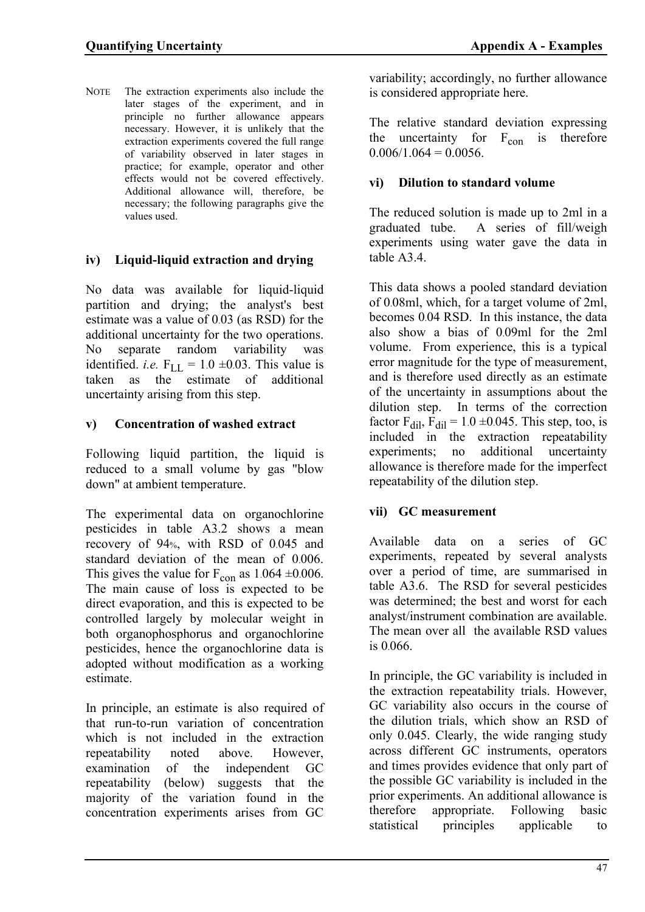NOTE The extraction experiments also include the later stages of the experiment, and in principle no further allowance appears necessary. However, it is unlikely that the extraction experiments covered the full range of variability observed in later stages in practice; for example, operator and other effects would not be covered effectively. Additional allowance will, therefore, be necessary; the following paragraphs give the values used.

### iv) Liquid-liquid extraction and drying

No data was available for liquid-liquid partition and drying; the analyst's best estimate was a value of 0.03 (as RSD) for the additional uncertainty for the two operations. No separate random variability was identified. *i.e.* $F_{LL} = 1.0 \pm 0.03$. This value is taken as the estimate of additional uncertainty arising from this step.

### v) Concentration of washed extract

Following liquid partition, the liquid is reduced to a small volume by gas "blow down" at ambient temperature.

The experimental data on organochlorine pesticides in table A3.2 shows a mean recovery of 94%, with RSD of 0.045 and standard deviation of the mean of 0.006. This gives the value for $F_{con}$ as $1.064 \pm 0.006$. The main cause of loss is expected to be direct evaporation, and this is expected to be controlled largely by molecular weight in both organophosphorus and organochlorine pesticides, hence the organochlorine data is adopted without modification as a working estimate.

In principle, an estimate is also required of that run-to-run variation of concentration which is not included in the extraction repeatability noted above. However, examination of the independent GC repeatability (below) suggests that the majority of the variation found in the concentration experiments arises from GC variability; accordingly, no further allowance is considered appropriate here.

The relative standard deviation expressing the uncertainty for $F_{con}$ is therefore $0.006/1.064 = 0.0056$.

### vi) Dilution to standard volume

The reduced solution is made up to 2ml in a graduated tube. A series of fill/weigh experiments using water gave the data in table A3.4.

This data shows a pooled standard deviation of 0.08ml, which, for a target volume of 2ml, becomes 0.04 RSD. In this instance, the data also show a bias of 0.09ml for the 2ml volume. From experience, this is a typical error magnitude for the type of measurement, and is therefore used directly as an estimate of the uncertainty in assumptions about the dilution step. In terms of the correction factor $F_{dil}$, $F_{dil} = 1.0 \pm 0.045$. This step, too, is included in the extraction repeatability experiments; no additional uncertainty allowance is therefore made for the imperfect repeatability of the dilution step.

### vii) GC measurement

Available data on a series of GC experiments, repeated by several analysts over a period of time, are summarised in table A3.6. The RSD for several pesticides was determined; the best and worst for each analyst/instrument combination are available. The mean over all the available RSD values is 0.066.

In principle, the GC variability is included in the extraction repeatability trials. However, GC variability also occurs in the course of the dilution trials, which show an RSD of only 0.045. Clearly, the wide ranging study across different GC instruments, operators and times provides evidence that only part of the possible GC variability is included in the prior experiments. An additional allowance is therefore appropriate. Following basic statistical principles applicable to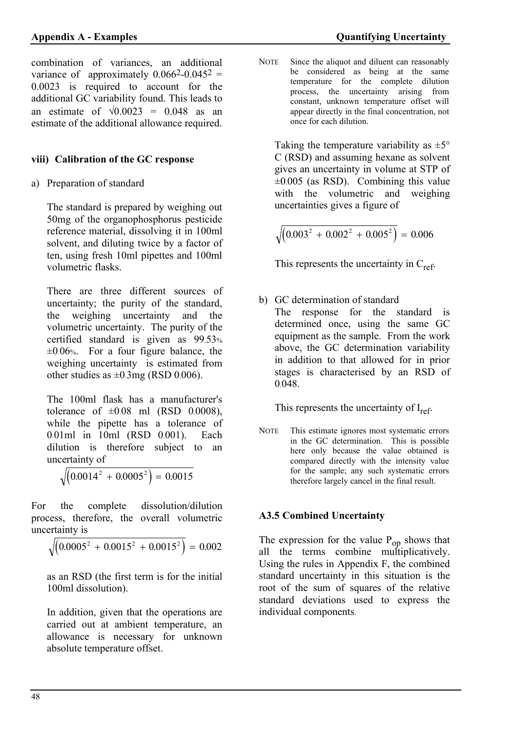combination of variances, an additional variance of approximately $0.066^2 - 0.045^2 = 0.0023$ is required to account for the additional GC variability found. This leads to an estimate of $\sqrt{0.0023} = 0.048$ as an estimate of the additional allowance required.

### viii) Calibration of the GC response

a) Preparation of standard

The standard is prepared by weighing out 50mg of the organophosphorus pesticide reference material, dissolving it in 100ml solvent, and diluting twice by a factor of ten, using fresh 10ml pipettes and 100ml volumetric flasks.

There are three different sources of uncertainty; the purity of the standard, the weighing uncertainty and the volumetric uncertainty. The purity of the certified standard is given as 99.53% ±0.06%. For a four figure balance, the weighing uncertainty is estimated from other studies as ±0.3mg (RSD 0.006).

The 100ml flask has a manufacturer's tolerance of ±0.08 ml (RSD 0.0008), while the pipette has a tolerance of 0.01ml in 10ml (RSD 0.001). Each dilution is therefore subject to an uncertainty of

$$\sqrt{\left(0.0014^2 + 0.0005^2\right)} = 0.0015$$

For the complete dissolution/dilution process, therefore, the overall volumetric uncertainty is

$$\sqrt{\left(0.0005^2 + 0.0015^2 + 0.0015^2\right)} = 0.002$$

as an RSD (the first term is for the initial 100ml dissolution).

In addition, given that the operations are carried out at ambient temperature, an allowance is necessary for unknown absolute temperature offset.

NOTE Since the aliquot and diluent can reasonably be considered as being at the same temperature for the complete dilution process, the uncertainty arising from constant, unknown temperature offset will appear directly in the final concentration, not once for each dilution.

Taking the temperature variability as ±5° C (RSD) and assuming hexane as solvent gives an uncertainty in volume at STP of ±0.005 (as RSD). Combining this value with the volumetric and weighing uncertainties gives a figure of

$$\sqrt{\left(0.003^2 + 0.002^2 + 0.005^2\right)} = 0.006$$

This represents the uncertainty in $C_{ref}$.

b) GC determination of standard

The response for the standard is determined once, using the same GC equipment as the sample. From the work above, the GC determination variability in addition to that allowed for in prior stages is characterised by an RSD of 0.048.

This represents the uncertainty of $I_{ref}$.

NOTE This estimate ignores most systematic errors in the GC determination. This is possible here only because the value obtained is compared directly with the intensity value for the sample; any such systematic errors therefore largely cancel in the final result.

### A3.5 Combined Uncertainty

The expression for the value $P_{op}$ shows that all the terms combine multiplicatively. Using the rules in Appendix F, the combined standard uncertainty in this situation is the root of the sum of squares of the relative standard deviations used to express the individual components.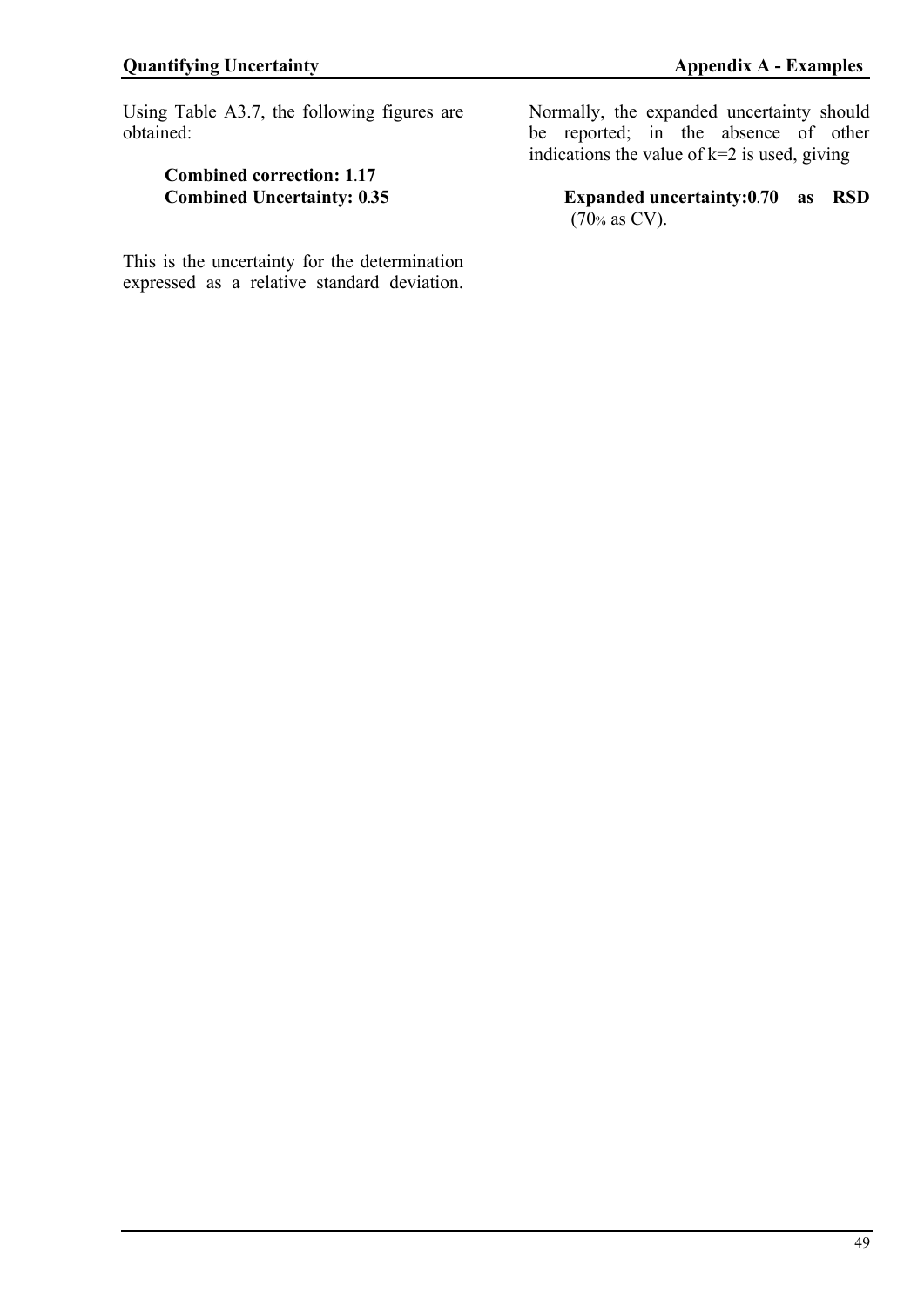Using Table A3.7, the following figures are obtained:

**Combined correction: 1.17**
**Combined Uncertainty: 0.35**

This is the uncertainty for the determination expressed as a relative standard deviation. Normally, the expanded uncertainty should be reported; in the absence of other indications the value of k=2 is used, giving

**Expanded uncertainty: 0.70 as RSD** (70% as CV).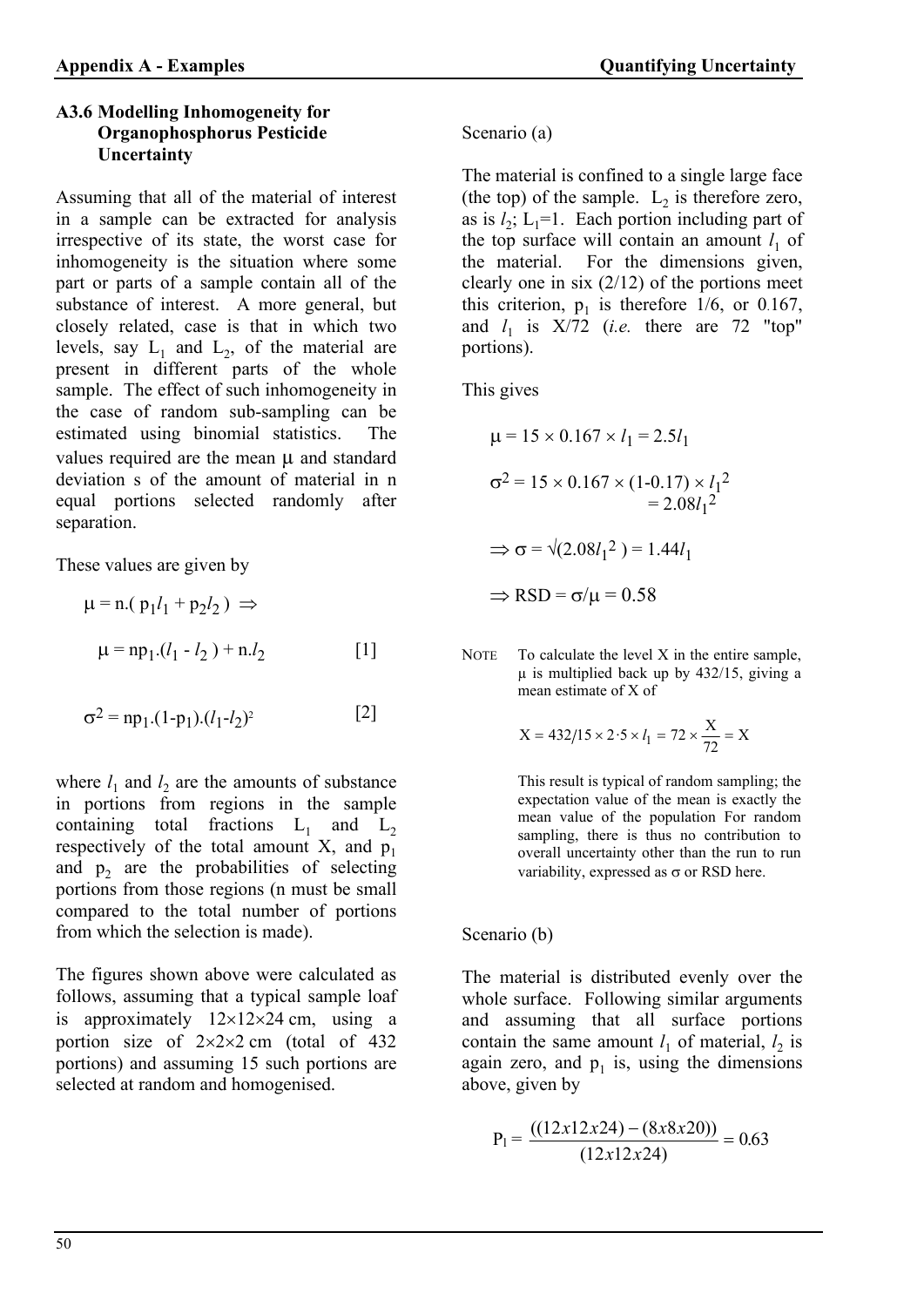### A3.6 Modelling Inhomogeneity for Organophosphorus Pesticide Uncertainty

Assuming that all of the material of interest in a sample can be extracted for analysis irrespective of its state, the worst case for inhomogeneity is the situation where some part or parts of a sample contain all of the substance of interest. A more general, but closely related, case is that in which two levels, say $L_1$ and $L_2$, of the material are present in different parts of the whole sample. The effect of such inhomogeneity in the case of random sub-sampling can be estimated using binomial statistics. The values required are the mean μ and standard deviation s of the amount of material in n equal portions selected randomly after separation.

These values are given by

$$\mu = n.(p_1 l_1 + p_2 l_2) \Rightarrow$$

$$\mu = np_1.(l_1 - l_2) + n.l_2 \qquad [1]$$

$$\sigma^2 = np_1.(1-p_1).(l_1-l_2)^2 \qquad [2]$$

where $l_1$ and $l_2$ are the amounts of substance in portions from regions in the sample containing total fractions $L_1$ and $L_2$ respectively of the total amount X, and $p_1$ and $p_2$ are the probabilities of selecting portions from those regions (n must be small compared to the total number of portions from which the selection is made).

The figures shown above were calculated as follows, assuming that a typical sample loaf is approximately 12×12×24 cm, using a portion size of 2×2×2 cm (total of 432 portions) and assuming 15 such portions are selected at random and homogenised.

Scenario (a)

The material is confined to a single large face (the top) of the sample. $L_2$ is therefore zero, as is $l_2$; $L_1$=1. Each portion including part of the top surface will contain an amount $l_1$ of the material. For the dimensions given, clearly one in six (2/12) of the portions meet this criterion, $p_1$ is therefore 1/6, or 0.167, and $l_1$ is X/72 (*i.e.* there are 72 "top" portions).

This gives

$$\mu = 15 \times 0.167 \times l_1 = 2.5 l_1$$

$$\sigma^2 = 15 \times 0.167 \times (1-0.17) \times l_1^2 = 2.08 l_1^2$$

$$\Rightarrow \sigma = \sqrt{(2.08 l_1^2)} = 1.44 l_1$$

$$\Rightarrow \text{RSD} = \sigma/\mu = 0.58$$

NOTE To calculate the level X in the entire sample, μ is multiplied back up by 432/15, giving a mean estimate of X of

$$X = 432/15 \times 2{\cdot}5 \times l_1 = 72 \times \frac{X}{72} = X$$

This result is typical of random sampling; the expectation value of the mean is exactly the mean value of the population For random sampling, there is thus no contribution to overall uncertainty other than the run to run variability, expressed as σ or RSD here.

Scenario (b)

The material is distributed evenly over the whole surface. Following similar arguments and assuming that all surface portions contain the same amount $l_1$ of material, $l_2$ is again zero, and $p_1$ is, using the dimensions above, given by

$$P_1 = \frac{((12x12x24) - (8x8x20))}{(12x12x24)} = 0.63$$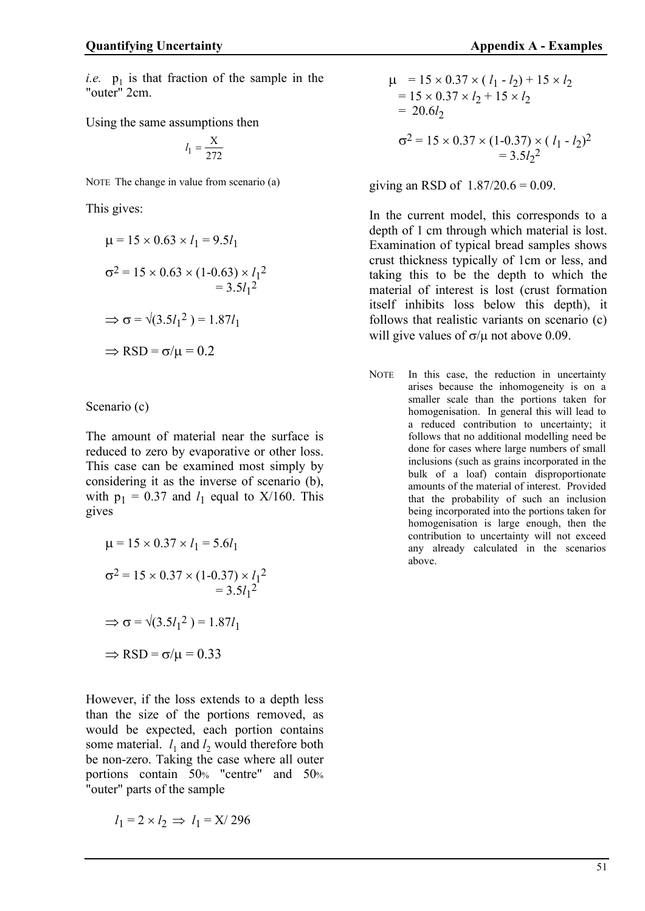*i.e.* $p_1$ is that fraction of the sample in the "outer" 2cm.

Using the same assumptions then

$$l_1 = \frac{X}{272}$$

NOTE The change in value from scenario (a)

This gives:

$$\mu = 15 \times 0.63 \times l_1 = 9.5 l_1$$

$$\sigma^2 = 15 \times 0.63 \times (1\text{-}0.63) \times l_1^2 = 3.5 l_1^2$$

$$\Rightarrow \sigma = \sqrt{(3.5 l_1^2)} = 1.87 l_1$$

$$\Rightarrow \text{RSD} = \sigma/\mu = 0.2$$

Scenario (c)

The amount of material near the surface is reduced to zero by evaporative or other loss. This case can be examined most simply by considering it as the inverse of scenario (b), with $p_1 = 0.37$ and $l_1$ equal to X/160. This gives

$$\mu = 15 \times 0.37 \times l_1 = 5.6 l_1$$

$$\sigma^2 = 15 \times 0.37 \times (1\text{-}0.37) \times l_1^2 = 3.5 l_1^2$$

$$\Rightarrow \sigma = \sqrt{(3.5 l_1^2)} = 1.87 l_1$$

$$\Rightarrow \text{RSD} = \sigma/\mu = 0.33$$

However, if the loss extends to a depth less than the size of the portions removed, as would be expected, each portion contains some material. $l_1$ and $l_2$ would therefore both be non-zero. Taking the case where all outer portions contain 50% "centre" and 50% "outer" parts of the sample

$$l_1 = 2 \times l_2 \Rightarrow l_1 = X/296$$

$$\begin{aligned} \mu &= 15 \times 0.37 \times (l_1 - l_2) + 15 \times l_2 \\ &= 15 \times 0.37 \times l_2 + 15 \times l_2 \\ &= 20.6 l_2 \end{aligned}$$

$$\sigma^2 = 15 \times 0.37 \times (1\text{-}0.37) \times (l_1 - l_2)^2 = 3.5 l_2^2$$

giving an RSD of 1.87/20.6 = 0.09.

In the current model, this corresponds to a depth of 1 cm through which material is lost. Examination of typical bread samples shows crust thickness typically of 1cm or less, and taking this to be the depth to which the material of interest is lost (crust formation itself inhibits loss below this depth), it follows that realistic variants on scenario (c) will give values of $\sigma/\mu$ not above 0.09.

NOTE In this case, the reduction in uncertainty arises because the inhomogeneity is on a smaller scale than the portions taken for homogenisation. In general this will lead to a reduced contribution to uncertainty; it follows that no additional modelling need be done for cases where large numbers of small inclusions (such as grains incorporated in the bulk of a loaf) contain disproportionate amounts of the material of interest. Provided that the probability of such an inclusion being incorporated into the portions taken for homogenisation is large enough, then the contribution to uncertainty will not exceed any already calculated in the scenarios above.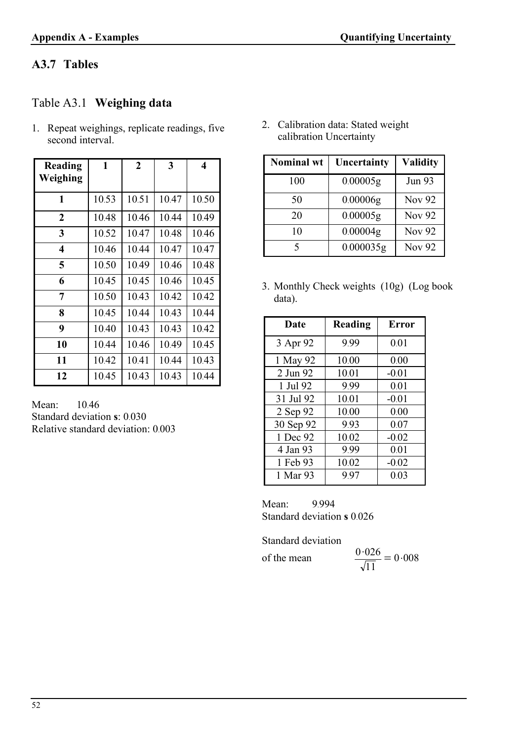## A3.7 Tables

### Table A3.1 **Weighing data**

1. Repeat weighings, replicate readings, five second interval.

| Reading / Weighing | 1 | 2 | 3 | 4 |
|---|---|---|---|---|
| **1** | 10.53 | 10.51 | 10.47 | 10.50 |
| **2** | 10.48 | 10.46 | 10.44 | 10.49 |
| **3** | 10.52 | 10.47 | 10.48 | 10.46 |
| **4** | 10.46 | 10.44 | 10.47 | 10.47 |
| **5** | 10.50 | 10.49 | 10.46 | 10.48 |
| **6** | 10.45 | 10.45 | 10.46 | 10.45 |
| **7** | 10.50 | 10.43 | 10.42 | 10.42 |
| **8** | 10.45 | 10.44 | 10.43 | 10.44 |
| **9** | 10.40 | 10.43 | 10.43 | 10.42 |
| **10** | 10.44 | 10.46 | 10.49 | 10.45 |
| **11** | 10.42 | 10.41 | 10.44 | 10.43 |
| **12** | 10.45 | 10.43 | 10.43 | 10.44 |

Mean: 10.46
Standard deviation **s**: 0.030
Relative standard deviation: 0.003

2. Calibration data: Stated weight calibration Uncertainty

| Nominal wt | Uncertainty | Validity |
|---|---|---|
| 100 | 0.00005g | Jun 93 |
| 50 | 0.00006g | Nov 92 |
| 20 | 0.00005g | Nov 92 |
| 10 | 0.00004g | Nov 92 |
| 5 | 0.000035g | Nov 92 |

3. Monthly Check weights (10g) (Log book data).

| Date | Reading | Error |
|---|---|---|
| 3 Apr 92 | 9.99 | 0.01 |
| 1 May 92 | 10.00 | 0.00 |
| 2 Jun 92 | 10.01 | -0.01 |
| 1 Jul 92 | 9.99 | 0.01 |
| 31 Jul 92 | 10.01 | -0.01 |
| 2 Sep 92 | 10.00 | 0.00 |
| 30 Sep 92 | 9.93 | 0.07 |
| 1 Dec 92 | 10.02 | -0.02 |
| 4 Jan 93 | 9.99 | 0.01 |
| 1 Feb 93 | 10.02 | -0.02 |
| 1 Mar 93 | 9.97 | 0.03 |

Mean: 9.994
Standard deviation **s** 0.026

Standard deviation of the mean $\frac{0{\cdot}026}{\sqrt{11}} = 0{\cdot}008$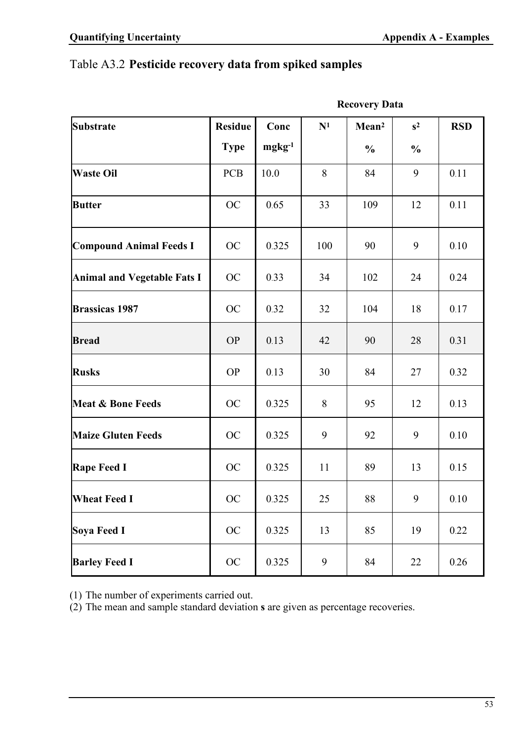Table A3.2 **Pesticide recovery data from spiked samples**

| Substrate | Residue Type | Conc $mgkg^{-1}$ | Recovery Data N[1] | Mean[2] % | s[2] % | RSD |
|---|---|---|---|---|---|---|
| **Waste Oil** | PCB | 10.0 | 8 | 84 | 9 | 0.11 |
| **Butter** | OC | 0.65 | 33 | 109 | 12 | 0.11 |
| **Compound Animal Feeds I** | OC | 0.325 | 100 | 90 | 9 | 0.10 |
| **Animal and Vegetable Fats I** | OC | 0.33 | 34 | 102 | 24 | 0.24 |
| **Brassicas 1987** | OC | 0.32 | 32 | 104 | 18 | 0.17 |
| **Bread** | OP | 0.13 | 42 | 90 | 28 | 0.31 |
| **Rusks** | OP | 0.13 | 30 | 84 | 27 | 0.32 |
| **Meat & Bone Feeds** | OC | 0.325 | 8 | 95 | 12 | 0.13 |
| **Maize Gluten Feeds** | OC | 0.325 | 9 | 92 | 9 | 0.10 |
| **Rape Feed I** | OC | 0.325 | 11 | 89 | 13 | 0.15 |
| **Wheat Feed I** | OC | 0.325 | 25 | 88 | 9 | 0.10 |
| **Soya Feed I** | OC | 0.325 | 13 | 85 | 19 | 0.22 |
| **Barley Feed I** | OC | 0.325 | 9 | 84 | 22 | 0.26 |

(1) The number of experiments carried out.
(2) The mean and sample standard deviation **s** are given as percentage recoveries.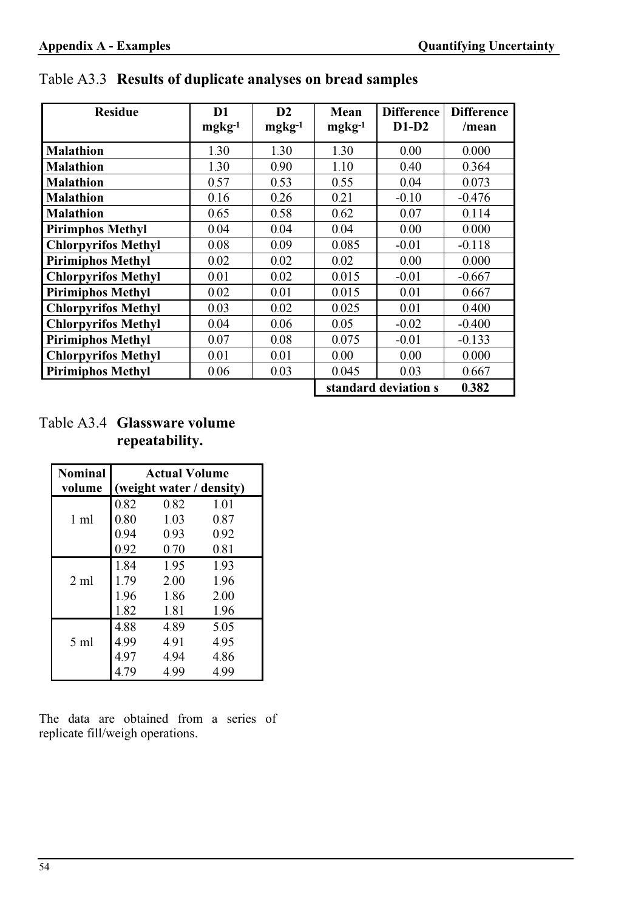Table A3.3 **Results of duplicate analyses on bread samples**

| Residue | D1 $mgkg^{-1}$ | D2 $mgkg^{-1}$ | Mean $mgkg^{-1}$ | Difference D1-D2 | Difference /mean |
|---|---|---|---|---|---|
| **Malathion** | 1.30 | 1.30 | 1.30 | 0.00 | 0.000 |
| **Malathion** | 1.30 | 0.90 | 1.10 | 0.40 | 0.364 |
| **Malathion** | 0.57 | 0.53 | 0.55 | 0.04 | 0.073 |
| **Malathion** | 0.16 | 0.26 | 0.21 | -0.10 | -0.476 |
| **Malathion** | 0.65 | 0.58 | 0.62 | 0.07 | 0.114 |
| **Pirimphos Methyl** | 0.04 | 0.04 | 0.04 | 0.00 | 0.000 |
| **Chlorpyrifos Methyl** | 0.08 | 0.09 | 0.085 | -0.01 | -0.118 |
| **Pirimiphos Methyl** | 0.02 | 0.02 | 0.02 | 0.00 | 0.000 |
| **Chlorpyrifos Methyl** | 0.01 | 0.02 | 0.015 | -0.01 | -0.667 |
| **Pirimiphos Methyl** | 0.02 | 0.01 | 0.015 | 0.01 | 0.667 |
| **Chlorpyrifos Methyl** | 0.03 | 0.02 | 0.025 | 0.01 | 0.400 |
| **Chlorpyrifos Methyl** | 0.04 | 0.06 | 0.05 | -0.02 | -0.400 |
| **Pirimiphos Methyl** | 0.07 | 0.08 | 0.075 | -0.01 | -0.133 |
| **Chlorpyrifos Methyl** | 0.01 | 0.01 | 0.00 | 0.00 | 0.000 |
| **Pirimiphos Methyl** | 0.06 | 0.03 | 0.045 | 0.03 | 0.667 |
| | | | **standard deviation s** | | **0.382** |

Table A3.4 **Glassware volume repeatability.**

| Nominal volume | Actual Volume (weight water / density) | | |
|---|---|---|---|
| 1 ml | 0.82 | 0.82 | 1.01 |
| | 0.80 | 1.03 | 0.87 |
| | 0.94 | 0.93 | 0.92 |
| | 0.92 | 0.70 | 0.81 |
| 2 ml | 1.84 | 1.95 | 1.93 |
| | 1.79 | 2.00 | 1.96 |
| | 1.96 | 1.86 | 2.00 |
| | 1.82 | 1.81 | 1.96 |
| 5 ml | 4.88 | 4.89 | 5.05 |
| | 4.99 | 4.91 | 4.95 |
| | 4.97 | 4.94 | 4.86 |
| | 4.79 | 4.99 | 4.99 |

The data are obtained from a series of replicate fill/weigh operations.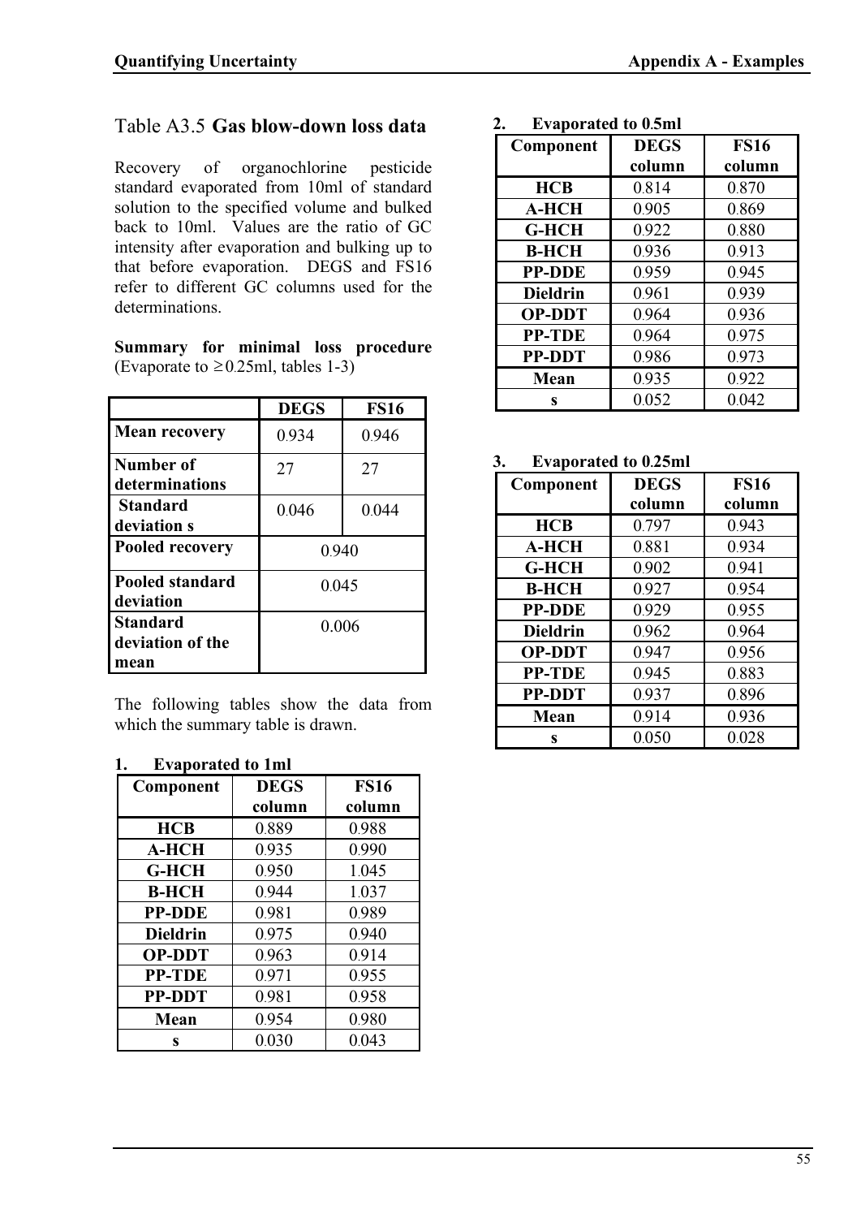## Table A3.5 **Gas blow-down loss data**

Recovery of organochlorine pesticide standard evaporated from 10ml of standard solution to the specified volume and bulked back to 10ml. Values are the ratio of GC intensity after evaporation and bulking up to that before evaporation. DEGS and FS16 refer to different GC columns used for the determinations.

**Summary for minimal loss procedure** (Evaporate to ≥0.25ml, tables 1-3)

| | DEGS | FS16 |
|---|---|---|
| **Mean recovery** | 0.934 | 0.946 |
| **Number of determinations** | 27 | 27 |
| **Standard deviation s** | 0.046 | 0.044 |
| **Pooled recovery** | 0.940 | |
| **Pooled standard deviation** | 0.045 | |
| **Standard deviation of the mean** | 0.006 | |

The following tables show the data from which the summary table is drawn.

**1. Evaporated to 1ml**

| Component | DEGS column | FS16 column |
|---|---|---|
| **HCB** | 0.889 | 0.988 |
| **A-HCH** | 0.935 | 0.990 |
| **G-HCH** | 0.950 | 1.045 |
| **B-HCH** | 0.944 | 1.037 |
| **PP-DDE** | 0.981 | 0.989 |
| **Dieldrin** | 0.975 | 0.940 |
| **OP-DDT** | 0.963 | 0.914 |
| **PP-TDE** | 0.971 | 0.955 |
| **PP-DDT** | 0.981 | 0.958 |
| **Mean** | 0.954 | 0.980 |
| **s** | 0.030 | 0.043 |

**2. Evaporated to 0.5ml**

| Component | DEGS column | FS16 column |
|---|---|---|
| **HCB** | 0.814 | 0.870 |
| **A-HCH** | 0.905 | 0.869 |
| **G-HCH** | 0.922 | 0.880 |
| **B-HCH** | 0.936 | 0.913 |
| **PP-DDE** | 0.959 | 0.945 |
| **Dieldrin** | 0.961 | 0.939 |
| **OP-DDT** | 0.964 | 0.936 |
| **PP-TDE** | 0.964 | 0.975 |
| **PP-DDT** | 0.986 | 0.973 |
| **Mean** | 0.935 | 0.922 |
| **s** | 0.052 | 0.042 |

**3. Evaporated to 0.25ml**

| Component | DEGS column | FS16 column |
|---|---|---|
| **HCB** | 0.797 | 0.943 |
| **A-HCH** | 0.881 | 0.934 |
| **G-HCH** | 0.902 | 0.941 |
| **B-HCH** | 0.927 | 0.954 |
| **PP-DDE** | 0.929 | 0.955 |
| **Dieldrin** | 0.962 | 0.964 |
| **OP-DDT** | 0.947 | 0.956 |
| **PP-TDE** | 0.945 | 0.883 |
| **PP-DDT** | 0.937 | 0.896 |
| **Mean** | 0.914 | 0.936 |
| **s** | 0.050 | 0.028 |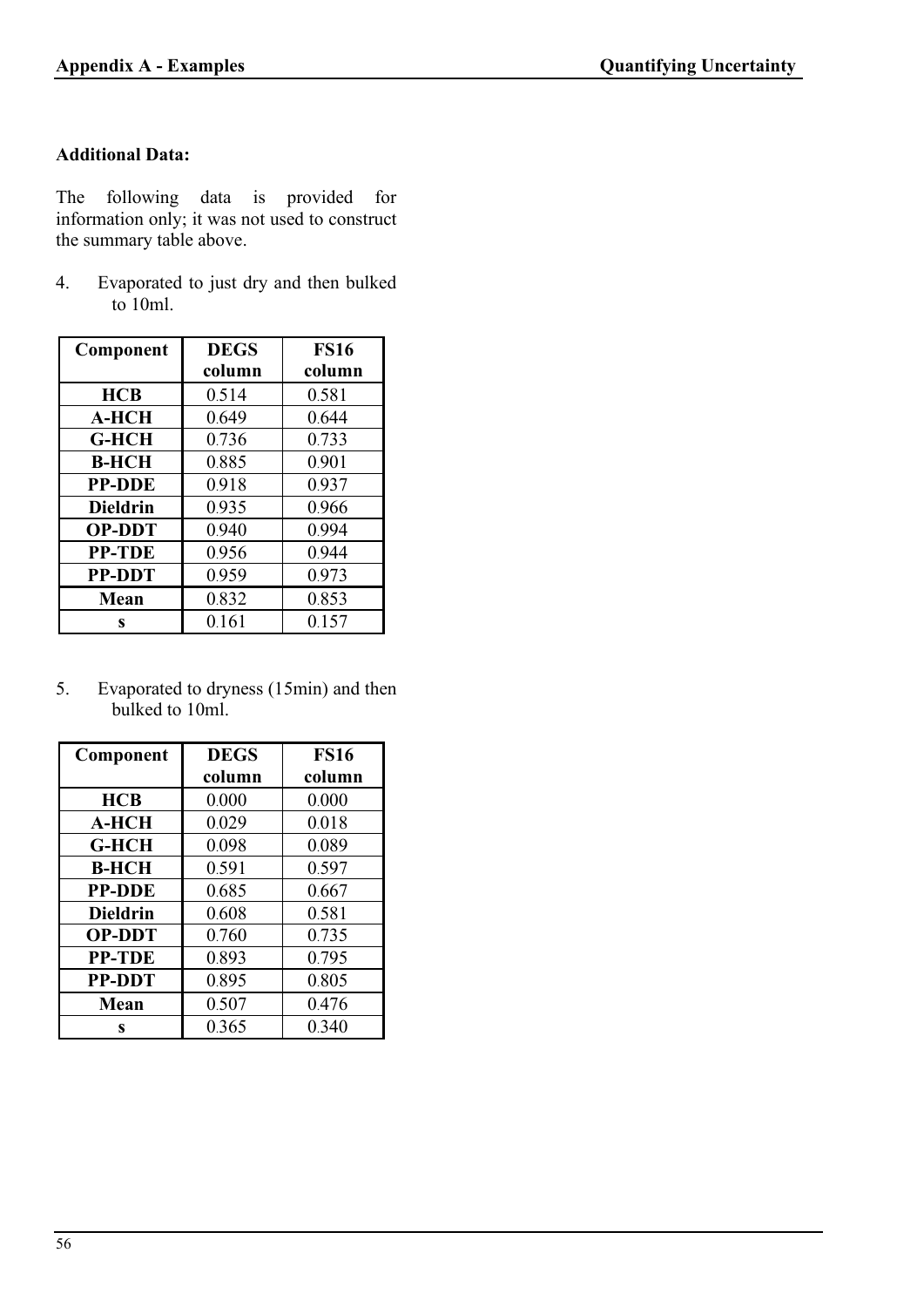**Additional Data:**

The following data is provided for information only; it was not used to construct the summary table above.

4. Evaporated to just dry and then bulked to 10ml.

| Component | DEGS column | FS16 column |
|---|---|---|
| HCB | 0.514 | 0.581 |
| A-HCH | 0.649 | 0.644 |
| G-HCH | 0.736 | 0.733 |
| B-HCH | 0.885 | 0.901 |
| PP-DDE | 0.918 | 0.937 |
| Dieldrin | 0.935 | 0.966 |
| OP-DDT | 0.940 | 0.994 |
| PP-TDE | 0.956 | 0.944 |
| PP-DDT | 0.959 | 0.973 |
| Mean | 0.832 | 0.853 |
| s | 0.161 | 0.157 |

5. Evaporated to dryness (15min) and then bulked to 10ml.

| Component | DEGS column | FS16 column |
|---|---|---|
| HCB | 0.000 | 0.000 |
| A-HCH | 0.029 | 0.018 |
| G-HCH | 0.098 | 0.089 |
| B-HCH | 0.591 | 0.597 |
| PP-DDE | 0.685 | 0.667 |
| Dieldrin | 0.608 | 0.581 |
| OP-DDT | 0.760 | 0.735 |
| PP-TDE | 0.893 | 0.795 |
| PP-DDT | 0.895 | 0.805 |
| Mean | 0.507 | 0.476 |
| s | 0.365 | 0.340 |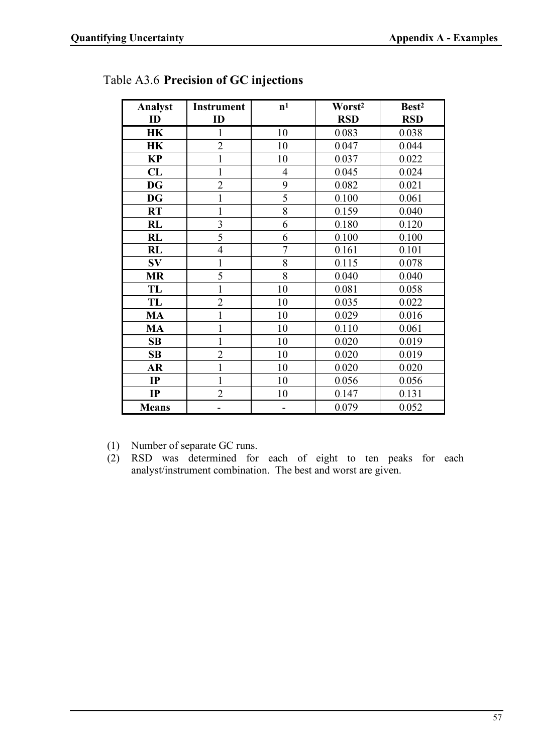Table A3.6 **Precision of GC injections**

| Analyst ID | Instrument ID | n[1] | Worst[2] RSD | Best[2] RSD |
|---|---|---|---|---|
| **HK** | 1 | 10 | 0.083 | 0.038 |
| **HK** | 2 | 10 | 0.047 | 0.044 |
| **KP** | 1 | 10 | 0.037 | 0.022 |
| **CL** | 1 | 4 | 0.045 | 0.024 |
| **DG** | 2 | 9 | 0.082 | 0.021 |
| **DG** | 1 | 5 | 0.100 | 0.061 |
| **RT** | 1 | 8 | 0.159 | 0.040 |
| **RL** | 3 | 6 | 0.180 | 0.120 |
| **RL** | 5 | 6 | 0.100 | 0.100 |
| **RL** | 4 | 7 | 0.161 | 0.101 |
| **SV** | 1 | 8 | 0.115 | 0.078 |
| **MR** | 5 | 8 | 0.040 | 0.040 |
| **TL** | 1 | 10 | 0.081 | 0.058 |
| **TL** | 2 | 10 | 0.035 | 0.022 |
| **MA** | 1 | 10 | 0.029 | 0.016 |
| **MA** | 1 | 10 | 0.110 | 0.061 |
| **SB** | 1 | 10 | 0.020 | 0.019 |
| **SB** | 2 | 10 | 0.020 | 0.019 |
| **AR** | 1 | 10 | 0.020 | 0.020 |
| **IP** | 1 | 10 | 0.056 | 0.056 |
| **IP** | 2 | 10 | 0.147 | 0.131 |
| **Means** | - | - | 0.079 | 0.052 |

(1) Number of separate GC runs.

(2) RSD was determined for each of eight to ten peaks for each analyst/instrument combination. The best and worst are given.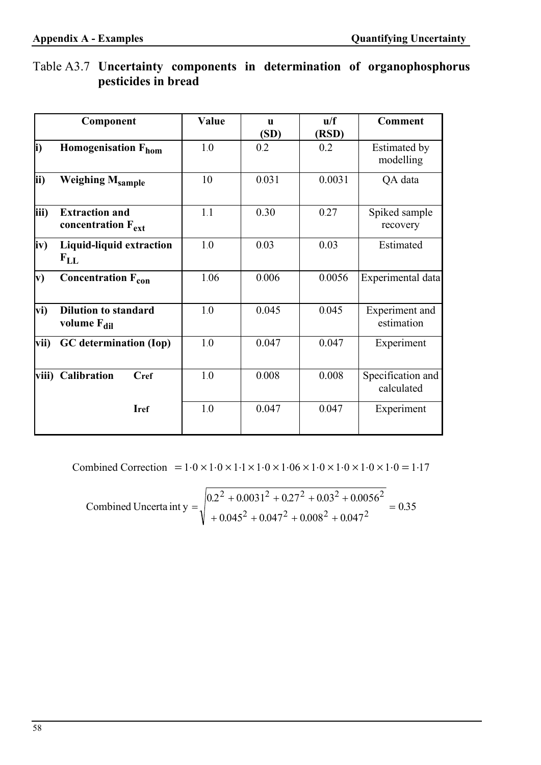Table A3.7 **Uncertainty components in determination of organophosphorus pesticides in bread**

| | Component | Value | u (SD) | u/f (RSD) | Comment |
|---|---|---|---|---|---|
| **i)** | **Homogenisation $F_{hom}$** | 1.0 | 0.2 | 0.2 | Estimated by modelling |
| **ii)** | **Weighing $M_{sample}$** | 10 | 0.031 | 0.0031 | QA data |
| **iii)** | **Extraction and concentration $F_{ext}$** | 1.1 | 0.30 | 0.27 | Spiked sample recovery |
| **iv)** | **Liquid-liquid extraction $F_{LL}$** | 1.0 | 0.03 | 0.03 | Estimated |
| **v)** | **Concentration $F_{con}$** | 1.06 | 0.006 | 0.0056 | Experimental data |
| **vi)** | **Dilution to standard volume $F_{dil}$** | 1.0 | 0.045 | 0.045 | Experiment and estimation |
| **vii)** | **GC determination (Iop)** | 1.0 | 0.047 | 0.047 | Experiment |
| **viii)** | **Calibration $C_{ref}$** | 1.0 | 0.008 | 0.008 | Specification and calculated |
| | **$I_{ref}$** | 1.0 | 0.047 | 0.047 | Experiment |

$$\text{Combined Correction} = 1{\cdot}0 \times 1{\cdot}0 \times 1{\cdot}1 \times 1{\cdot}0 \times 1{\cdot}06 \times 1{\cdot}0 \times 1{\cdot}0 \times 1{\cdot}0 \times 1{\cdot}0 = 1{\cdot}17$$

$$\text{Combined Uncertainty} = \sqrt{\begin{array}{l} 0.2^2 + 0.0031^2 + 0.27^2 + 0.03^2 + 0.0056^2 \\ + 0.045^2 + 0.047^2 + 0.008^2 + 0.047^2 \end{array}} = 0.35$$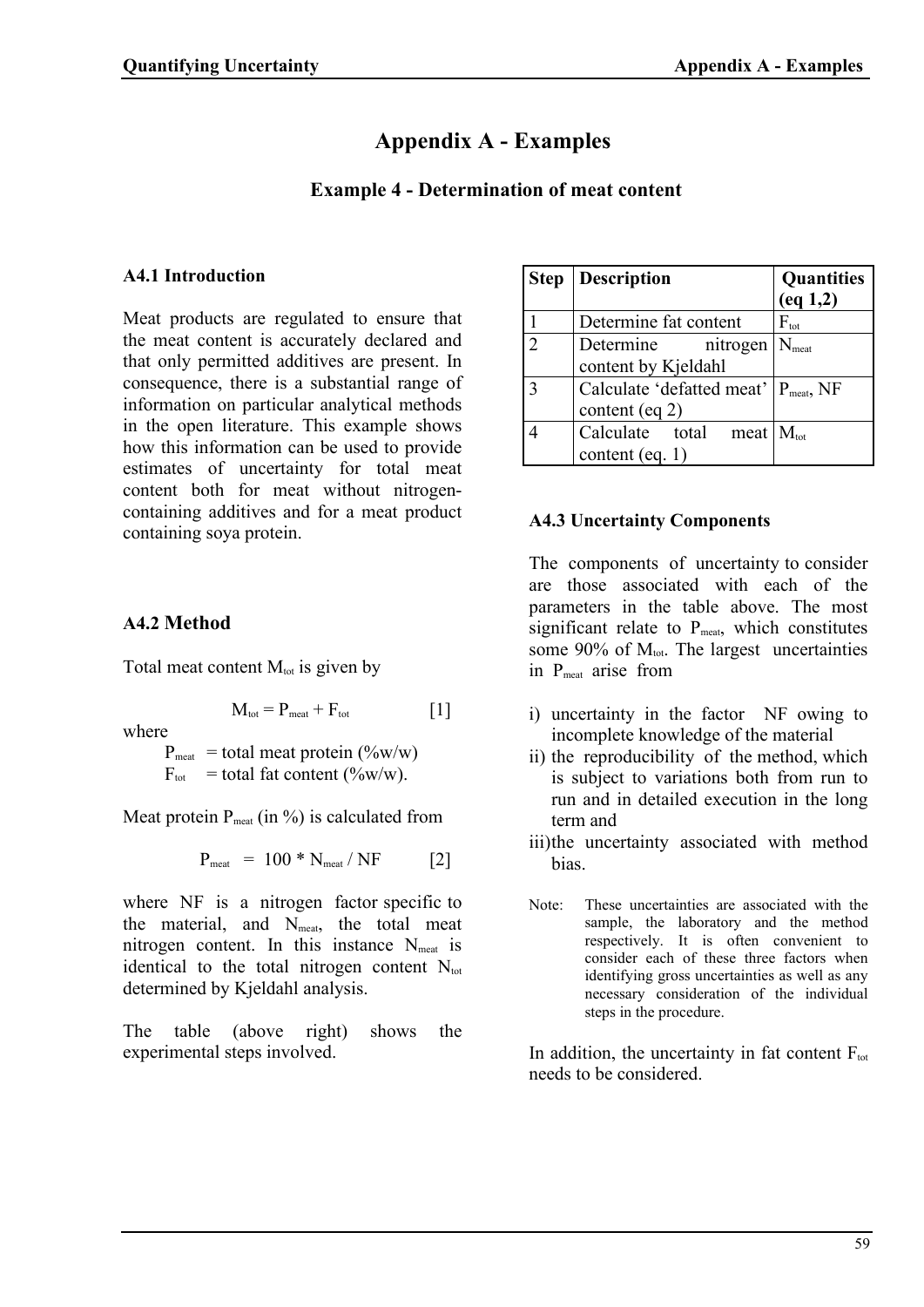# Appendix A - Examples

## Example 4 - Determination of meat content

### A4.1 Introduction

Meat products are regulated to ensure that the meat content is accurately declared and that only permitted additives are present. In consequence, there is a substantial range of information on particular analytical methods in the open literature. This example shows how this information can be used to provide estimates of uncertainty for total meat content both for meat without nitrogen-containing additives and for a meat product containing soya protein.

### A4.2 Method

Total meat content $M_{tot}$ is given by

$$M_{tot} = P_{meat} + F_{tot} \qquad [1]$$

where

$P_{meat}$ = total meat protein (%w/w)
$F_{tot}$ = total fat content (%w/w).

Meat protein $P_{meat}$ (in %) is calculated from

$$P_{meat} = 100 * N_{meat} / NF \qquad [2]$$

where NF is a nitrogen factor specific to the material, and $N_{meat}$, the total meat nitrogen content. In this instance $N_{meat}$ is identical to the total nitrogen content $N_{tot}$ determined by Kjeldahl analysis.

The table (above right) shows the experimental steps involved.

| Step | Description | Quantities (eq 1,2) |
|---|---|---|
| 1 | Determine fat content | $F_{tot}$ |
| 2 | Determine nitrogen content by Kjeldahl | $N_{meat}$ |
| 3 | Calculate 'defatted meat' content (eq 2) | $P_{meat}$, NF |
| 4 | Calculate total meat content (eq. 1) | $M_{tot}$ |

### A4.3 Uncertainty Components

The components of uncertainty to consider are those associated with each of the parameters in the table above. The most significant relate to $P_{meat}$, which constitutes some 90% of $M_{tot}$. The largest uncertainties in $P_{meat}$ arise from

i) uncertainty in the factor NF owing to incomplete knowledge of the material
ii) the reproducibility of the method, which is subject to variations both from run to run and in detailed execution in the long term and
iii) the uncertainty associated with method bias.

Note: These uncertainties are associated with the sample, the laboratory and the method respectively. It is often convenient to consider each of these three factors when identifying gross uncertainties as well as any necessary consideration of the individual steps in the procedure.

In addition, the uncertainty in fat content $F_{tot}$ needs to be considered.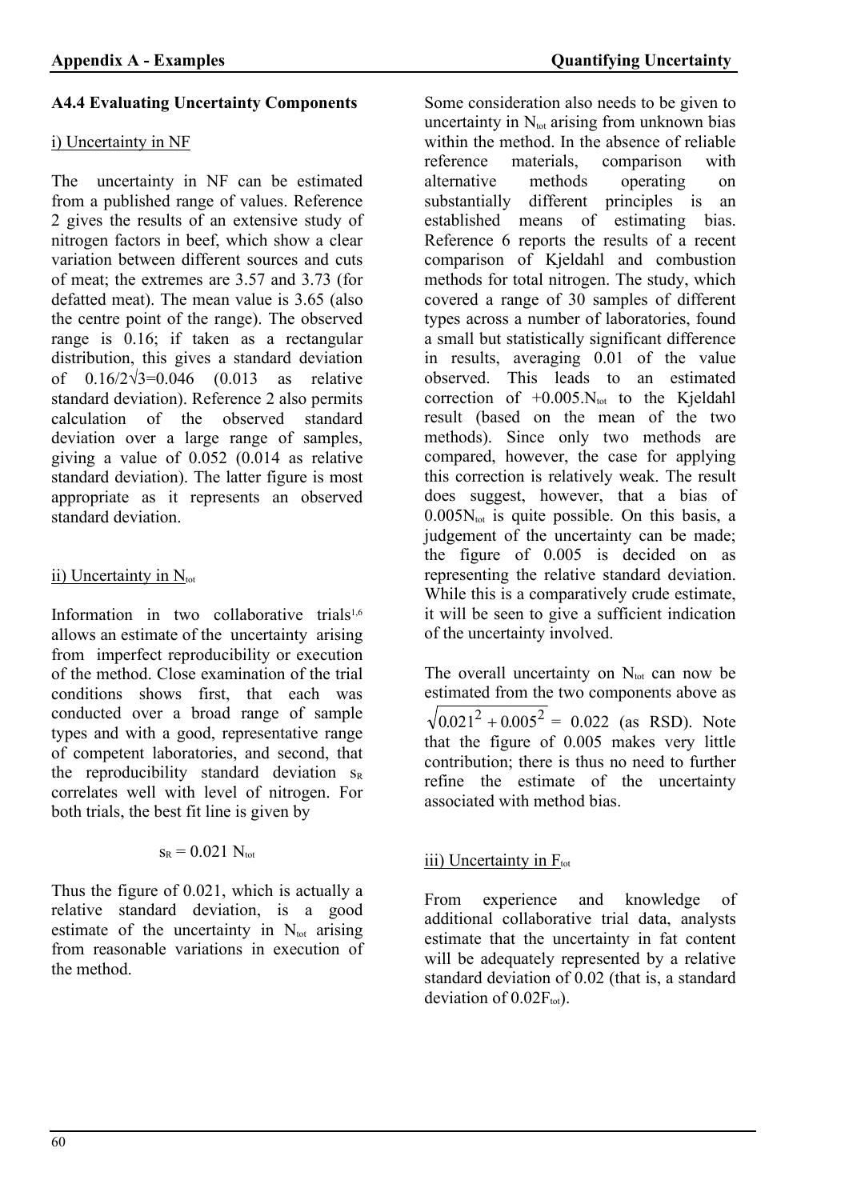### A4.4 Evaluating Uncertainty Components

i) Uncertainty in NF

The uncertainty in NF can be estimated from a published range of values. Reference 2 gives the results of an extensive study of nitrogen factors in beef, which show a clear variation between different sources and cuts of meat; the extremes are 3.57 and 3.73 (for defatted meat). The mean value is 3.65 (also the centre point of the range). The observed range is 0.16; if taken as a rectangular distribution, this gives a standard deviation of $0.16/2\sqrt{3}=0.046$ (0.013 as relative standard deviation). Reference 2 also permits calculation of the observed standard deviation over a large range of samples, giving a value of 0.052 (0.014 as relative standard deviation). The latter figure is most appropriate as it represents an observed standard deviation.

ii) Uncertainty in $N_{tot}$

Information in two collaborative trials[1,6] allows an estimate of the uncertainty arising from imperfect reproducibility or execution of the method. Close examination of the trial conditions shows first, that each was conducted over a broad range of sample types and with a good, representative range of competent laboratories, and second, that the reproducibility standard deviation $s_R$ correlates well with level of nitrogen. For both trials, the best fit line is given by

$$s_R = 0.021\,N_{tot}$$

Thus the figure of 0.021, which is actually a relative standard deviation, is a good estimate of the uncertainty in $N_{tot}$ arising from reasonable variations in execution of the method.

Some consideration also needs to be given to uncertainty in $N_{tot}$ arising from unknown bias within the method. In the absence of reliable reference materials, comparison with alternative methods operating on substantially different principles is an established means of estimating bias. Reference 6 reports the results of a recent comparison of Kjeldahl and combustion methods for total nitrogen. The study, which covered a range of 30 samples of different types across a number of laboratories, found a small but statistically significant difference in results, averaging 0.01 of the value observed. This leads to an estimated correction of $+0.005.N_{tot}$ to the Kjeldahl result (based on the mean of the two methods). Since only two methods are compared, however, the case for applying this correction is relatively weak. The result does suggest, however, that a bias of $0.005N_{tot}$ is quite possible. On this basis, a judgement of the uncertainty can be made; the figure of 0.005 is decided on as representing the relative standard deviation. While this is a comparatively crude estimate, it will be seen to give a sufficient indication of the uncertainty involved.

The overall uncertainty on $N_{tot}$ can now be estimated from the two components above as $\sqrt{0.021^2 + 0.005^2} = 0.022$ (as RSD). Note that the figure of 0.005 makes very little contribution; there is thus no need to further refine the estimate of the uncertainty associated with method bias.

iii) Uncertainty in $F_{tot}$

From experience and knowledge of additional collaborative trial data, analysts estimate that the uncertainty in fat content will be adequately represented by a relative standard deviation of 0.02 (that is, a standard deviation of $0.02F_{tot}$).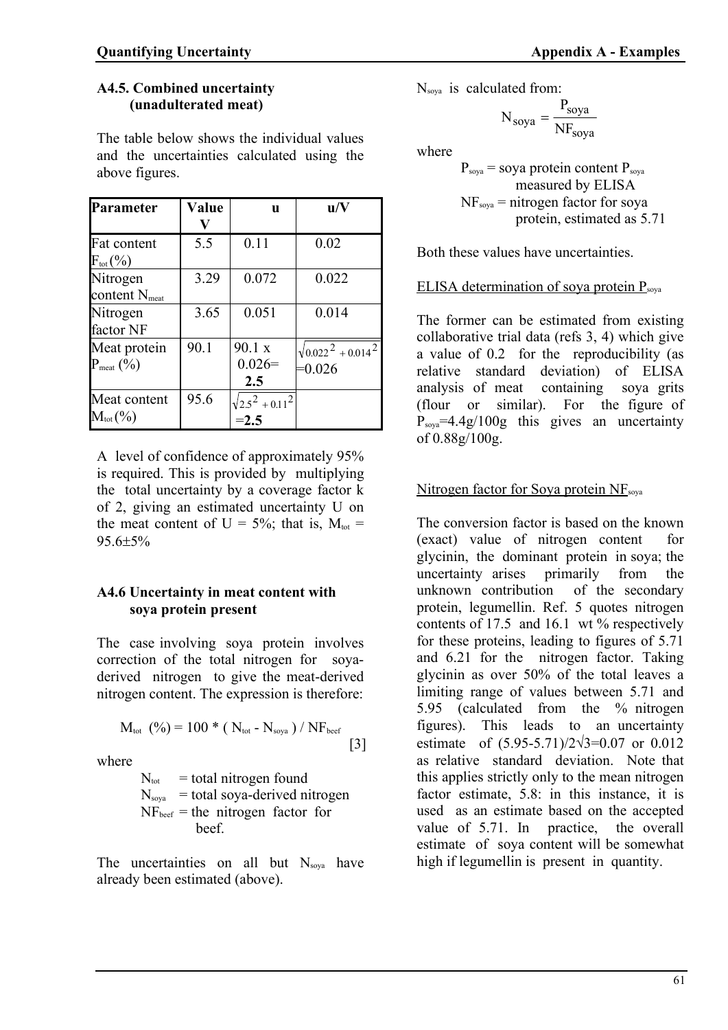### A4.5. Combined uncertainty (unadulterated meat)

The table below shows the individual values and the uncertainties calculated using the above figures.

| Parameter | Value V | u | u/V |
|---|---|---|---|
| Fat content $F_{tot}$ (%) | 5.5 | 0.11 | 0.02 |
| Nitrogen content $N_{meat}$ | 3.29 | 0.072 | 0.022 |
| Nitrogen factor NF | 3.65 | 0.051 | 0.014 |
| Meat protein $P_{meat}$ (%) | 90.1 | 90.1 x 0.026= **2.5** | $\sqrt{0.022^2 + 0.014^2}$ =0.026 |
| Meat content $M_{tot}$ (%) | 95.6 | $\sqrt{2.5^2 + 0.11^2}$ =**2.5** | |

A level of confidence of approximately 95% is required. This is provided by multiplying the total uncertainty by a coverage factor k of 2, giving an estimated uncertainty U on the meat content of U = 5%; that is, $M_{tot}$ = 95.6±5%

### A4.6 Uncertainty in meat content with soya protein present

The case involving soya protein involves correction of the total nitrogen for soya-derived nitrogen to give the meat-derived nitrogen content. The expression is therefore:

$$M_{tot}\ (\%) = 100 * ( N_{tot} - N_{soya} ) / NF_{beef} \qquad [3]$$

where

- $N_{tot}$ = total nitrogen found
- $N_{soya}$ = total soya-derived nitrogen
- $NF_{beef}$ = the nitrogen factor for beef.

The uncertainties on all but $N_{soya}$ have already been estimated (above).

$N_{soya}$ is calculated from:

$$N_{soya} = \frac{P_{soya}}{NF_{soya}}$$

where

- $P_{soya}$ = soya protein content $P_{soya}$ measured by ELISA
- $NF_{soya}$ = nitrogen factor for soya protein, estimated as 5.71

Both these values have uncertainties.

ELISA determination of soya protein $P_{soya}$

The former can be estimated from existing collaborative trial data (refs 3, 4) which give a value of 0.2 for the reproducibility (as relative standard deviation) of ELISA analysis of meat containing soya grits (flour or similar). For the figure of $P_{soya}$=4.4g/100g this gives an uncertainty of 0.88g/100g.

Nitrogen factor for Soya protein $NF_{soya}$

The conversion factor is based on the known (exact) value of nitrogen content for glycinin, the dominant protein in soya; the uncertainty arises primarily from the unknown contribution of the secondary protein, legumellin. Ref. 5 quotes nitrogen contents of 17.5 and 16.1 wt % respectively for these proteins, leading to figures of 5.71 and 6.21 for the nitrogen factor. Taking glycinin as over 50% of the total leaves a limiting range of values between 5.71 and 5.95 (calculated from the % nitrogen figures). This leads to an uncertainty estimate of $(5.95\text{-}5.71)/2\sqrt{3}$=0.07 or 0.012 as relative standard deviation. Note that this applies strictly only to the mean nitrogen factor estimate, 5.8: in this instance, it is used as an estimate based on the accepted value of 5.71. In practice, the overall estimate of soya content will be somewhat high if legumellin is present in quantity.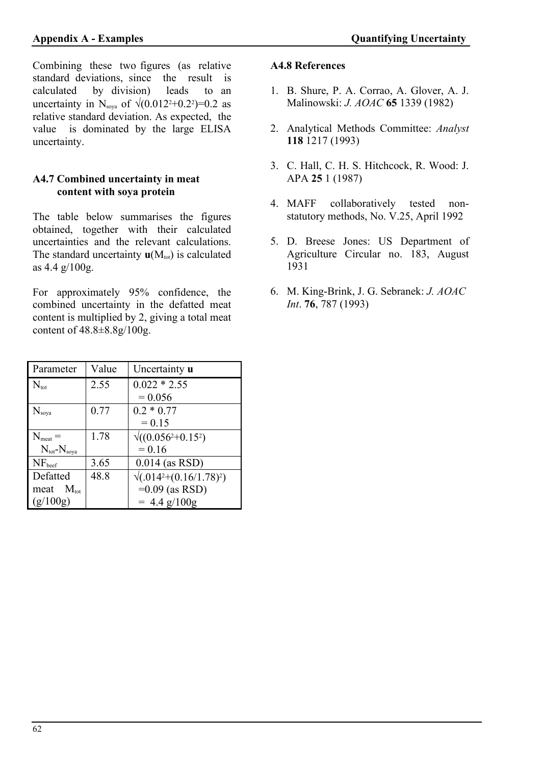Combining these two figures (as relative standard deviations, since the result is calculated by division) leads to an uncertainty in $N_{soya}$ of $\sqrt{(0.012^2+0.2^2)}=0.2$ as relative standard deviation. As expected, the value is dominated by the large ELISA uncertainty.

### A4.7 Combined uncertainty in meat content with soya protein

The table below summarises the figures obtained, together with their calculated uncertainties and the relevant calculations. The standard uncertainty $\mathbf{u}(M_{tot})$ is calculated as 4.4 g/100g.

For approximately 95% confidence, the combined uncertainty in the defatted meat content is multiplied by 2, giving a total meat content of 48.8±8.8g/100g.

| Parameter | Value | Uncertainty **u** |
|---|---|---|
| $N_{tot}$ | 2.55 | $0.022 * 2.55 = 0.056$ |
| $N_{soya}$ | 0.77 | $0.2 * 0.77 = 0.15$ |
| $N_{meat} = N_{tot}-N_{soya}$ | 1.78 | $\sqrt{((0.056^2+0.15^2)} = 0.16$ |
| $NF_{beef}$ | 3.65 | 0.014 (as RSD) |
| Defatted meat $M_{tot}$ (g/100g) | 48.8 | $\sqrt{(.014^2+(0.16/1.78)^2)}$ =0.09 (as RSD) = 4.4 g/100g |

### A4.8 References

1. B. Shure, P. A. Corrao, A. Glover, A. J. Malinowski: *J. AOAC* **65** 1339 (1982)

2. Analytical Methods Committee: *Analyst* **118** 1217 (1993)

3. C. Hall, C. H. S. Hitchcock, R. Wood: J. APA **25** 1 (1987)

4. MAFF collaboratively tested non-statutory methods, No. V.25, April 1992

5. D. Breese Jones: US Department of Agriculture Circular no. 183, August 1931

6. M. King-Brink, J. G. Sebranek: *J. AOAC Int*. **76**, 787 (1993)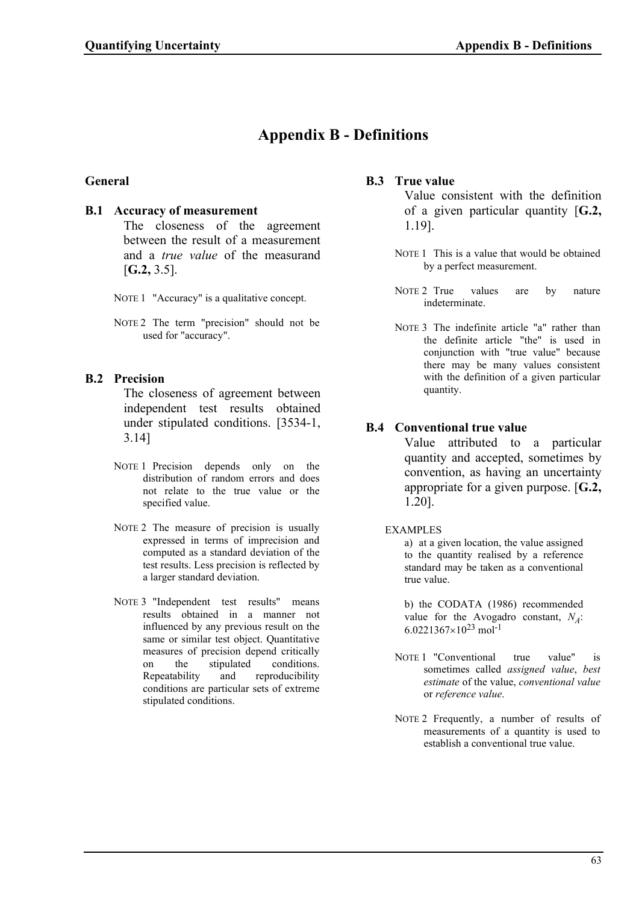# Appendix B - Definitions

## General

### B.1 Accuracy of measurement

The closeness of the agreement between the result of a measurement and a *true value* of the measurand [**G.2,** 3.5].

NOTE 1 "Accuracy" is a qualitative concept.

NOTE 2 The term "precision" should not be used for "accuracy".

### B.2 Precision

The closeness of agreement between independent test results obtained under stipulated conditions. [3534-1, 3.14]

NOTE 1 Precision depends only on the distribution of random errors and does not relate to the true value or the specified value.

NOTE 2 The measure of precision is usually expressed in terms of imprecision and computed as a standard deviation of the test results. Less precision is reflected by a larger standard deviation.

NOTE 3 "Independent test results" means results obtained in a manner not influenced by any previous result on the same or similar test object. Quantitative measures of precision depend critically on the stipulated conditions. Repeatability and reproducibility conditions are particular sets of extreme stipulated conditions.

### B.3 True value

Value consistent with the definition of a given particular quantity [**G.2,** 1.19].

NOTE 1 This is a value that would be obtained by a perfect measurement.

NOTE 2 True values are by nature indeterminate.

NOTE 3 The indefinite article "a" rather than the definite article "the" is used in conjunction with "true value" because there may be many values consistent with the definition of a given particular quantity.

### B.4 Conventional true value

Value attributed to a particular quantity and accepted, sometimes by convention, as having an uncertainty appropriate for a given purpose. [**G.2,** 1.20].

EXAMPLES

a) at a given location, the value assigned to the quantity realised by a reference standard may be taken as a conventional true value.

b) the CODATA (1986) recommended value for the Avogadro constant, $N_A$: $6.0221367\times10^{23}$ mol$^{-1}$

NOTE 1 "Conventional true value" is sometimes called *assigned value*, *best estimate* of the value, *conventional value* or *reference value*.

NOTE 2 Frequently, a number of results of measurements of a quantity is used to establish a conventional true value.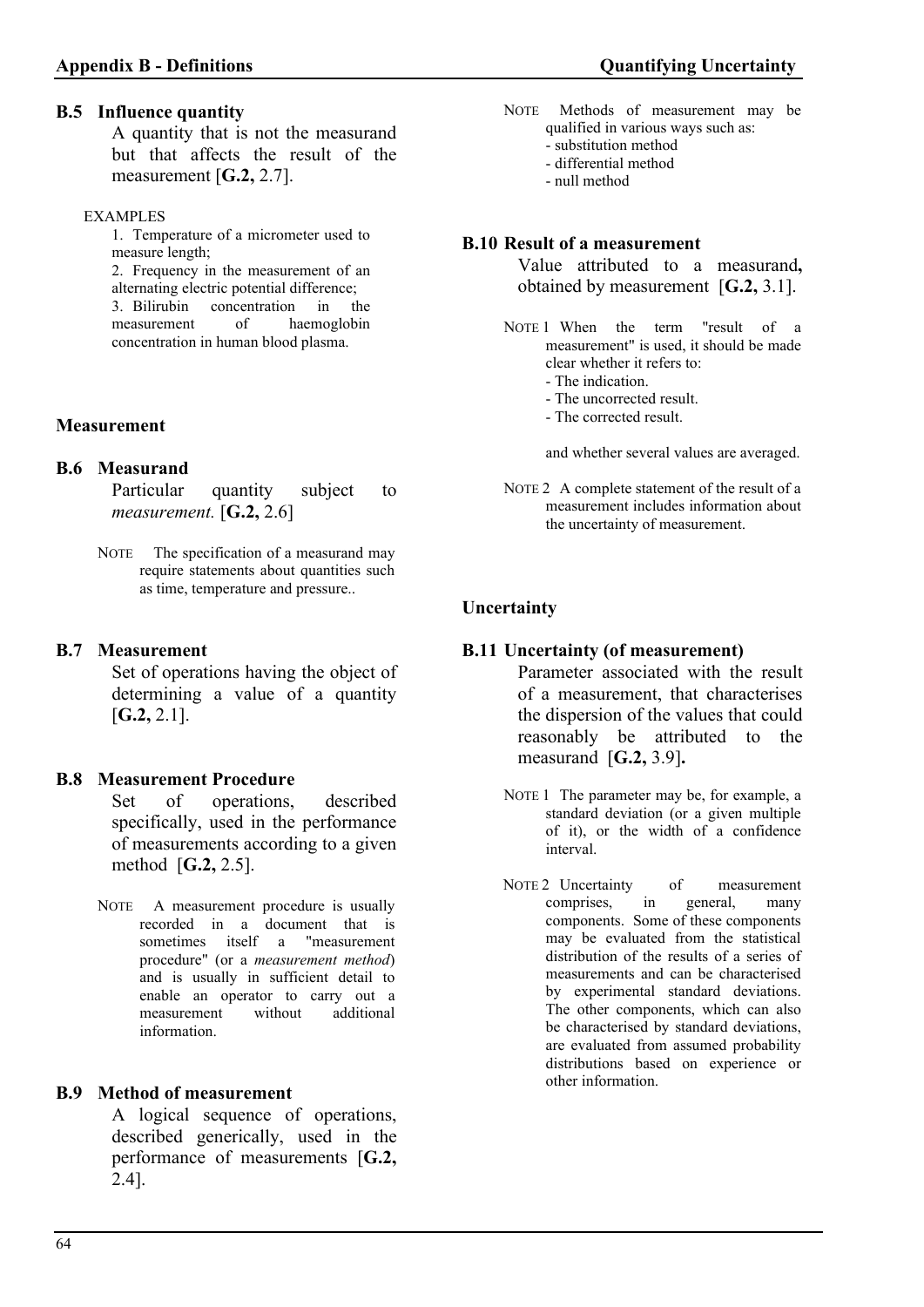### B.5 Influence quantity

A quantity that is not the measurand but that affects the result of the measurement [**G.2,** 2.7].

EXAMPLES

1. Temperature of a micrometer used to measure length;
2. Frequency in the measurement of an alternating electric potential difference;
3. Bilirubin concentration in the measurement of haemoglobin concentration in human blood plasma.

## Measurement

### B.6 Measurand

Particular quantity subject to *measurement.* [**G.2,** 2.6]

NOTE The specification of a measurand may require statements about quantities such as time, temperature and pressure..

### B.7 Measurement

Set of operations having the object of determining a value of a quantity [**G.2,** 2.1].

### B.8 Measurement Procedure

Set of operations, described specifically, used in the performance of measurements according to a given method [**G.2,** 2.5].

NOTE A measurement procedure is usually recorded in a document that is sometimes itself a "measurement procedure" (or a *measurement method*) and is usually in sufficient detail to enable an operator to carry out a measurement without additional information.

### B.9 Method of measurement

A logical sequence of operations, described generically, used in the performance of measurements [**G.2,** 2.4].

NOTE Methods of measurement may be qualified in various ways such as:
- substitution method
- differential method
- null method

### B.10 Result of a measurement

Value attributed to a measurand**,** obtained by measurement [**G.2,** 3.1].

NOTE 1 When the term "result of a measurement" is used, it should be made clear whether it refers to:
- The indication.
- The uncorrected result.
- The corrected result.

and whether several values are averaged.

NOTE 2 A complete statement of the result of a measurement includes information about the uncertainty of measurement.

## Uncertainty

### B.11 Uncertainty (of measurement)

Parameter associated with the result of a measurement, that characterises the dispersion of the values that could reasonably be attributed to the measurand [**G.2,** 3.9]**.**

NOTE 1 The parameter may be, for example, a standard deviation (or a given multiple of it), or the width of a confidence interval.

NOTE 2 Uncertainty of measurement comprises, in general, many components. Some of these components may be evaluated from the statistical distribution of the results of a series of measurements and can be characterised by experimental standard deviations. The other components, which can also be characterised by standard deviations, are evaluated from assumed probability distributions based on experience or other information.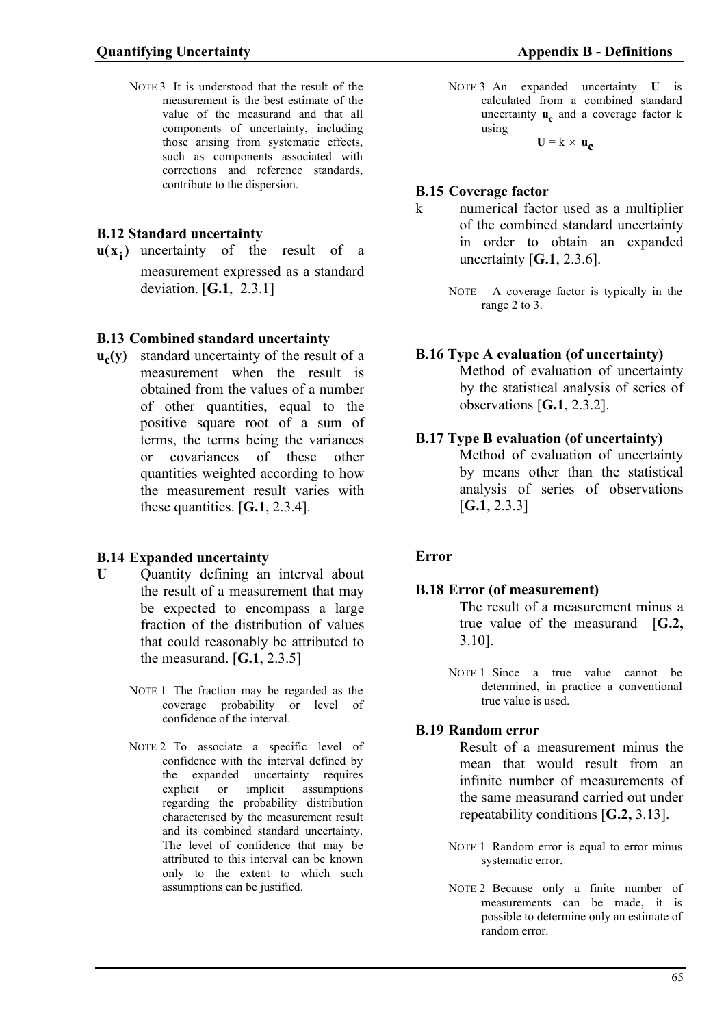NOTE 3 It is understood that the result of the measurement is the best estimate of the value of the measurand and that all components of uncertainty, including those arising from systematic effects, such as components associated with corrections and reference standards, contribute to the dispersion.

### B.12 Standard uncertainty

**$u(x_i)$** uncertainty of the result of a measurement expressed as a standard deviation. [**G.1**, 2.3.1]

### B.13 Combined standard uncertainty

**$u_c(y)$** standard uncertainty of the result of a measurement when the result is obtained from the values of a number of other quantities, equal to the positive square root of a sum of terms, the terms being the variances or covariances of these other quantities weighted according to how the measurement result varies with these quantities. [**G.1**, 2.3.4].

### B.14 Expanded uncertainty

**U** Quantity defining an interval about the result of a measurement that may be expected to encompass a large fraction of the distribution of values that could reasonably be attributed to the measurand. [**G.1**, 2.3.5]

NOTE 1 The fraction may be regarded as the coverage probability or level of confidence of the interval.

NOTE 2 To associate a specific level of confidence with the interval defined by the expanded uncertainty requires explicit or implicit assumptions regarding the probability distribution characterised by the measurement result and its combined standard uncertainty. The level of confidence that may be attributed to this interval can be known only to the extent to which such assumptions can be justified.

NOTE 3 An expanded uncertainty **U** is calculated from a combined standard uncertainty $\mathbf{u_c}$ and a coverage factor k using

$$\mathbf{U} = k \times \mathbf{u_c}$$

### B.15 Coverage factor

k numerical factor used as a multiplier of the combined standard uncertainty in order to obtain an expanded uncertainty [**G.1**, 2.3.6].

NOTE A coverage factor is typically in the range 2 to 3.

### B.16 Type A evaluation (of uncertainty)

Method of evaluation of uncertainty by the statistical analysis of series of observations [**G.1**, 2.3.2].

### B.17 Type B evaluation (of uncertainty)

Method of evaluation of uncertainty by means other than the statistical analysis of series of observations [**G.1**, 2.3.3]

## Error

### B.18 Error (of measurement)

The result of a measurement minus a true value of the measurand [**G.2,** 3.10].

NOTE 1 Since a true value cannot be determined, in practice a conventional true value is used.

### B.19 Random error

Result of a measurement minus the mean that would result from an infinite number of measurements of the same measurand carried out under repeatability conditions [**G.2,** 3.13].

NOTE 1 Random error is equal to error minus systematic error.

NOTE 2 Because only a finite number of measurements can be made, it is possible to determine only an estimate of random error.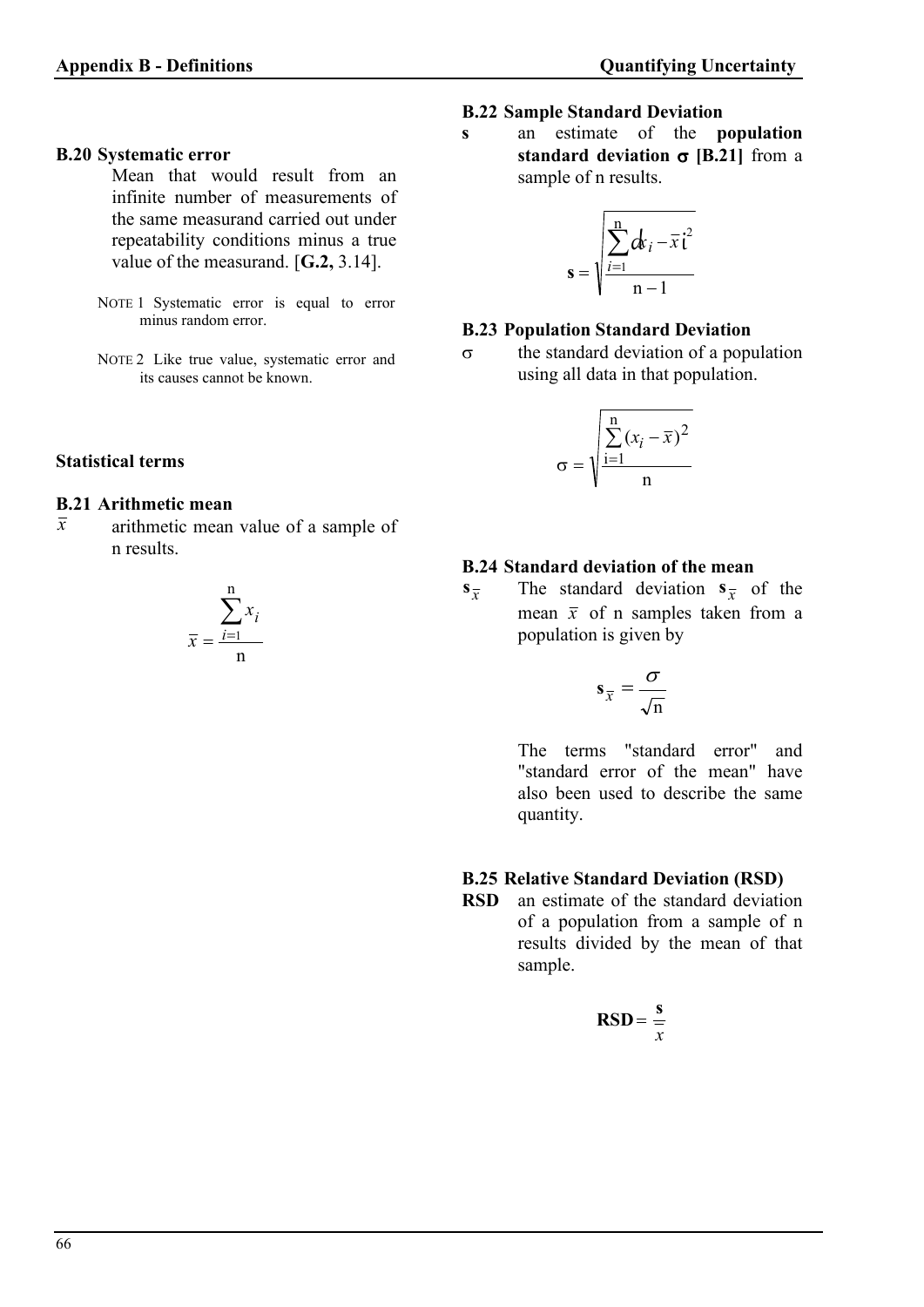**B.20 Systematic error**

Mean that would result from an infinite number of measurements of the same measurand carried out under repeatability conditions minus a true value of the measurand. [**G.2,** 3.14].

NOTE 1 Systematic error is equal to error minus random error.

NOTE 2 Like true value, systematic error and its causes cannot be known.

## Statistical terms

**B.21 Arithmetic mean**

$\bar{x}$ arithmetic mean value of a sample of n results.

$$\bar{x} = \frac{\sum_{i=1}^{n} x_i}{n}$$

**B.22 Sample Standard Deviation**

**s** an estimate of the **population standard deviation σ [B.21]** from a sample of n results.

$$s = \sqrt{\frac{\sum_{i=1}^{n} (x_i - \bar{x})^2}{n-1}}$$

**B.23 Population Standard Deviation**

σ the standard deviation of a population using all data in that population.

$$\sigma = \sqrt{\frac{\sum_{i=1}^{n} (x_i - \bar{x})^2}{n}}$$

**B.24 Standard deviation of the mean**

$s_{\bar{x}}$ The standard deviation $s_{\bar{x}}$ of the mean $\bar{x}$ of n samples taken from a population is given by

$$s_{\bar{x}} = \frac{\sigma}{\sqrt{n}}$$

The terms "standard error" and "standard error of the mean" have also been used to describe the same quantity.

**B.25 Relative Standard Deviation (RSD)**

**RSD** an estimate of the standard deviation of a population from a sample of n results divided by the mean of that sample.

$$\mathrm{RSD} = \frac{s}{\bar{x}}$$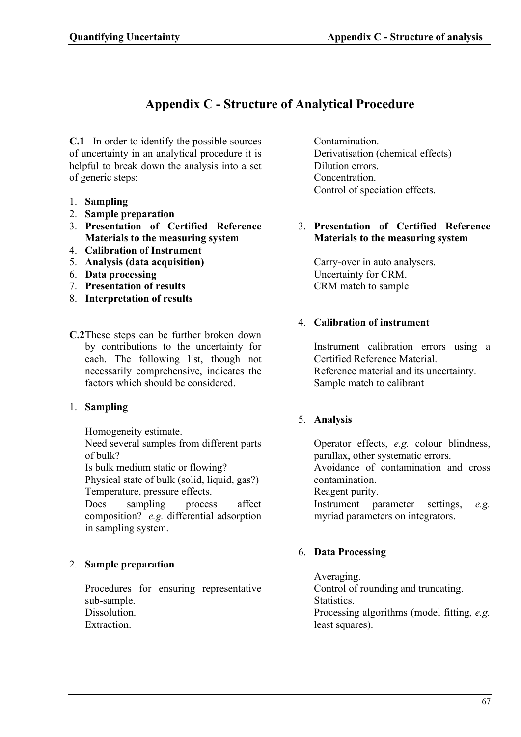# Appendix C - Structure of Analytical Procedure

**C.1** In order to identify the possible sources of uncertainty in an analytical procedure it is helpful to break down the analysis into a set of generic steps:

1. **Sampling**
2. **Sample preparation**
3. **Presentation of Certified Reference Materials to the measuring system**
4. **Calibration of Instrument**
5. **Analysis (data acquisition)**
6. **Data processing**
7. **Presentation of results**
8. **Interpretation of results**

**C.2** These steps can be further broken down by contributions to the uncertainty for each. The following list, though not necessarily comprehensive, indicates the factors which should be considered.

1. **Sampling**

   Homogeneity estimate.
   Need several samples from different parts of bulk?
   Is bulk medium static or flowing?
   Physical state of bulk (solid, liquid, gas?)
   Temperature, pressure effects.
   Does sampling process affect composition? *e.g.* differential adsorption in sampling system.

2. **Sample preparation**

   Procedures for ensuring representative sub-sample.
   Dissolution.
   Extraction.
   Contamination.
   Derivatisation (chemical effects)
   Dilution errors.
   Concentration.
   Control of speciation effects.

3. **Presentation of Certified Reference Materials to the measuring system**

   Carry-over in auto analysers.
   Uncertainty for CRM.
   CRM match to sample

4. **Calibration of instrument**

   Instrument calibration errors using a Certified Reference Material.
   Reference material and its uncertainty.
   Sample match to calibrant

5. **Analysis**

   Operator effects, *e.g.* colour blindness, parallax, other systematic errors.
   Avoidance of contamination and cross contamination.
   Reagent purity.
   Instrument parameter settings, *e.g.* myriad parameters on integrators.

6. **Data Processing**

   Averaging.
   Control of rounding and truncating.
   Statistics.
   Processing algorithms (model fitting, *e.g.* least squares).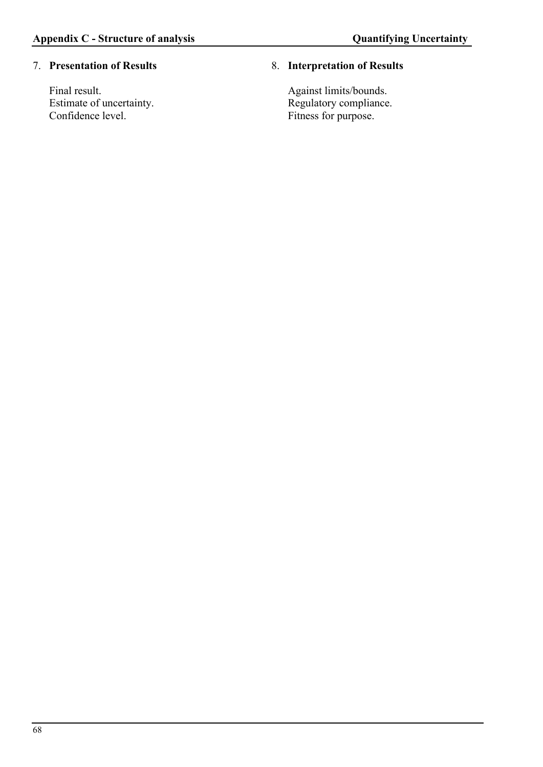7. **Presentation of Results**

   Final result.
   Estimate of uncertainty.
   Confidence level.

8. **Interpretation of Results**

   Against limits/bounds.
   Regulatory compliance.
   Fitness for purpose.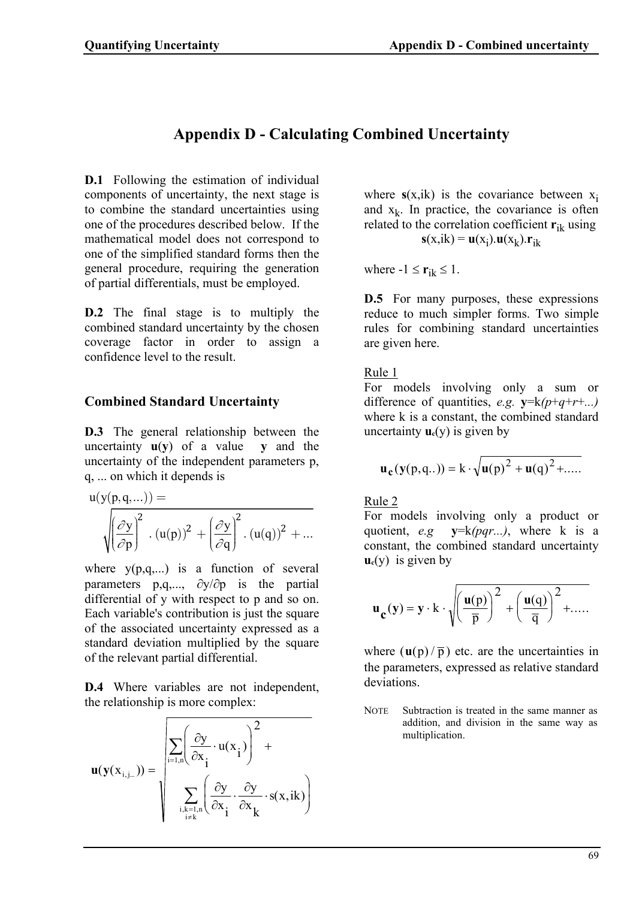# Appendix D - Calculating Combined Uncertainty

**D.1** Following the estimation of individual components of uncertainty, the next stage is to combine the standard uncertainties using one of the procedures described below. If the mathematical model does not correspond to one of the simplified standard forms then the general procedure, requiring the generation of partial differentials, must be employed.

**D.2** The final stage is to multiply the combined standard uncertainty by the chosen coverage factor in order to assign a confidence level to the result.

## Combined Standard Uncertainty

**D.3** The general relationship between the uncertainty $\mathbf{u}(\mathbf{y})$ of a value $\mathbf{y}$ and the uncertainty of the independent parameters p, q, ... on which it depends is

$$u(y(p,q,...)) = \sqrt{\left(\frac{\partial y}{\partial p}\right)^2 . (u(p))^2 + \left(\frac{\partial y}{\partial q}\right)^2 . (u(q))^2 + ...}$$

where y(p,q,...) is a function of several parameters p,q,..., $\partial y / \partial p$ is the partial differential of y with respect to p and so on. Each variable's contribution is just the square of the associated uncertainty expressed as a standard deviation multiplied by the square of the relevant partial differential.

**D.4** Where variables are not independent, the relationship is more complex:

$$\mathbf{u}(\mathbf{y}(x_{i,j...})) = \sqrt{\sum_{i=1,n}\left(\frac{\partial y}{\partial x_i} \cdot u(x_i)\right)^2 + \sum_{\substack{i,k=1,n \\ i \neq k}}\left(\frac{\partial y}{\partial x_i} \cdot \frac{\partial y}{\partial x_k} \cdot s(x,ik)\right)}$$

where $\mathbf{s}(x,ik)$ is the covariance between $x_i$ and $x_k$. In practice, the covariance is often related to the correlation coefficient $\mathbf{r}_{ik}$ using

$$\mathbf{s}(x,ik) = \mathbf{u}(x_i).\mathbf{u}(x_k).\mathbf{r}_{ik}$$

where $-1 \leq \mathbf{r}_{ik} \leq 1$.

**D.5** For many purposes, these expressions reduce to much simpler forms. Two simple rules for combining standard uncertainties are given here.

Rule 1

For models involving only a sum or difference of quantities, *e.g.* $\mathbf{y}=k(p+q+r+...)$ where k is a constant, the combined standard uncertainty $\mathbf{u}_c(y)$ is given by

$$\mathbf{u_c}(\mathbf{y}(p,q..)) = k \cdot \sqrt{\mathbf{u}(p)^2 + \mathbf{u}(q)^2 + .....}$$

Rule 2

For models involving only a product or quotient, *e.g* $\mathbf{y}=k(pqr...)$, where k is a constant, the combined standard uncertainty $\mathbf{u}_c(y)$ is given by

$$\mathbf{u_c}(\mathbf{y}) = \mathbf{y} \cdot k \cdot \sqrt{\left(\frac{\mathbf{u}(p)}{\overline{p}}\right)^2 + \left(\frac{\mathbf{u}(q)}{\overline{q}}\right)^2 + .....}$$

where $(\mathbf{u}(p)/\overline{p})$ etc. are the uncertainties in the parameters, expressed as relative standard deviations.

NOTE Subtraction is treated in the same manner as addition, and division in the same way as multiplication.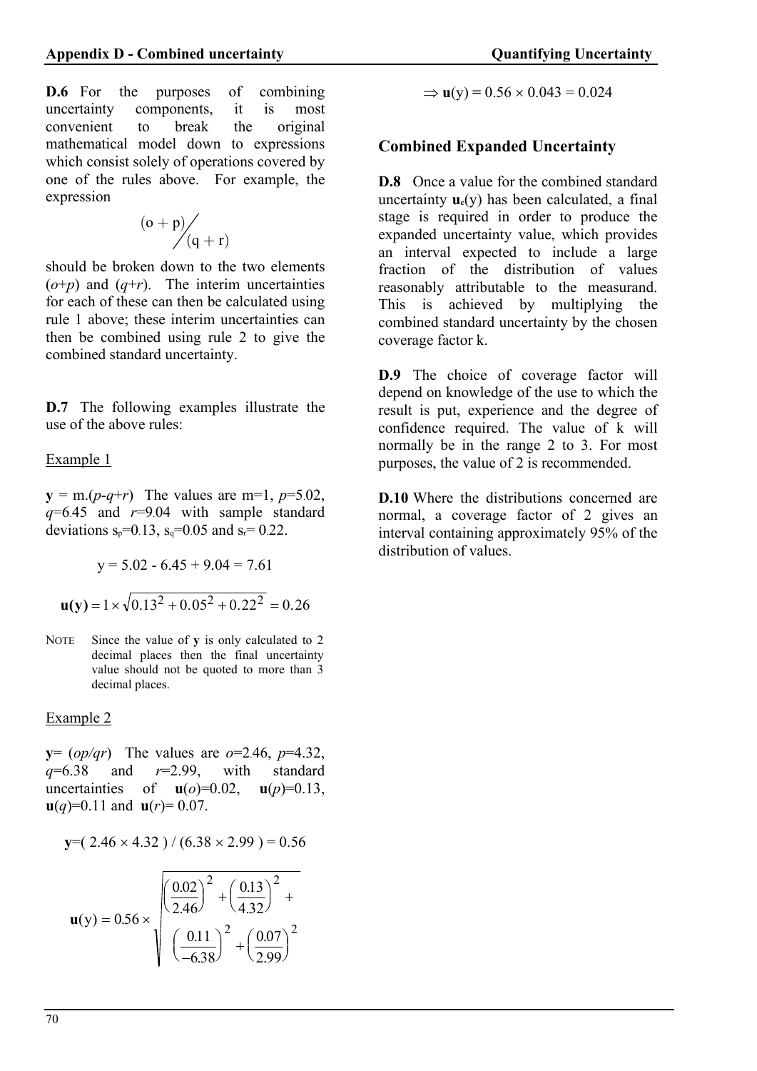**D.6** For the purposes of combining uncertainty components, it is most convenient to break the original mathematical model down to expressions which consist solely of operations covered by one of the rules above. For example, the expression

$$(o+p)\Big/(q+r)$$

should be broken down to the two elements ($o$+$p$) and ($q$+$r$). The interim uncertainties for each of these can then be calculated using rule 1 above; these interim uncertainties can then be combined using rule 2 to give the combined standard uncertainty.

**D.7** The following examples illustrate the use of the above rules:

Example 1

$\mathbf{y} = \mathrm{m}.(p-q+r)$ The values are m=1, $p$=5.02, $q$=6.45 and $r$=9.04 with sample standard deviations $s_p$=0.13, $s_q$=0.05 and $s_r$= 0.22.

$$y = 5.02 - 6.45 + 9.04 = 7.61$$

$$\mathbf{u(y)} = 1 \times \sqrt{0.13^2 + 0.05^2 + 0.22^2} = 0.26$$

NOTE Since the value of **y** is only calculated to 2 decimal places then the final uncertainty value should not be quoted to more than 3 decimal places.

Example 2

$\mathbf{y}$= ($op/qr$) The values are $o$=2.46, $p$=4.32, $q$=6.38 and $r$=2.99, with standard uncertainties of $\mathbf{u}(o)$=0.02, $\mathbf{u}(p)$=0.13, $\mathbf{u}(q)$=0.11 and $\mathbf{u}(r)$= 0.07.

$$\mathbf{y}=(\ 2.46 \times 4.32\ ) / (6.38 \times 2.99\ ) = 0.56$$

$$\mathbf{u}(\mathrm{y}) = 0.56 \times \sqrt{\left(\frac{0.02}{2.46}\right)^2 + \left(\frac{0.13}{4.32}\right)^2 + \left(\frac{0.11}{-6.38}\right)^2 + \left(\frac{0.07}{2.99}\right)^2}$$

$$\Rightarrow \mathbf{u}(\mathrm{y}) = 0.56 \times 0.043 = 0.024$$

## Combined Expanded Uncertainty

**D.8** Once a value for the combined standard uncertainty $\mathbf{u}_c(\mathrm{y})$ has been calculated, a final stage is required in order to produce the expanded uncertainty value, which provides an interval expected to include a large fraction of the distribution of values reasonably attributable to the measurand. This is achieved by multiplying the combined standard uncertainty by the chosen coverage factor k.

**D.9** The choice of coverage factor will depend on knowledge of the use to which the result is put, experience and the degree of confidence required. The value of k will normally be in the range 2 to 3. For most purposes, the value of 2 is recommended.

**D.10** Where the distributions concerned are normal, a coverage factor of 2 gives an interval containing approximately 95% of the distribution of values.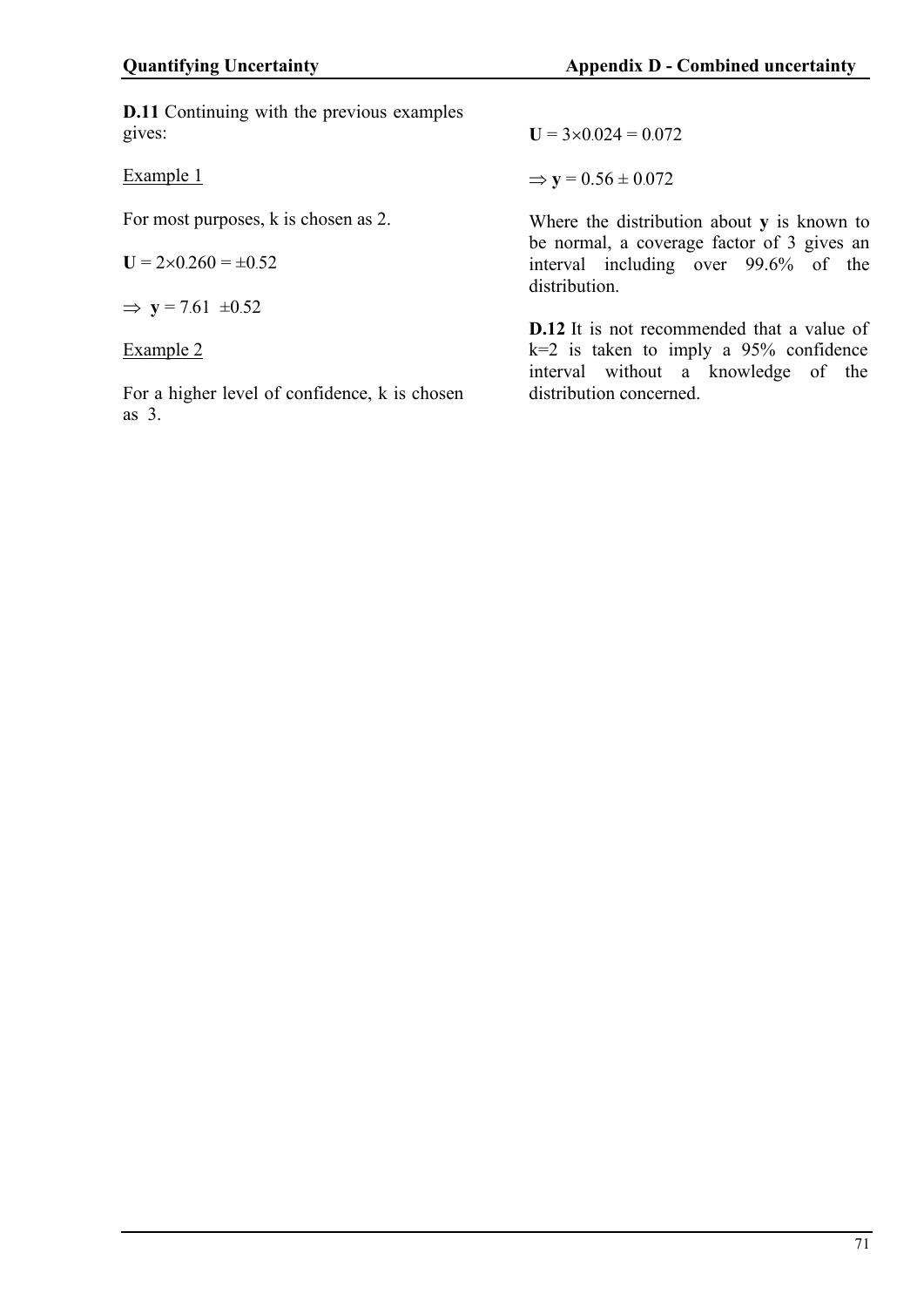**D.11** Continuing with the previous examples gives:

Example 1

For most purposes, k is chosen as 2.

$\mathbf{U} = 2 \times 0.260 = \pm 0.52$

$\Rightarrow \; \mathbf{y} = 7.61 \; \pm 0.52$

Example 2

For a higher level of confidence, k is chosen as 3.

$\mathbf{U} = 3 \times 0.024 = 0.072$

$\Rightarrow \mathbf{y} = 0.56 \pm 0.072$

Where the distribution about **y** is known to be normal, a coverage factor of 3 gives an interval including over 99.6% of the distribution.

**D.12** It is not recommended that a value of k=2 is taken to imply a 95% confidence interval without a knowledge of the distribution concerned.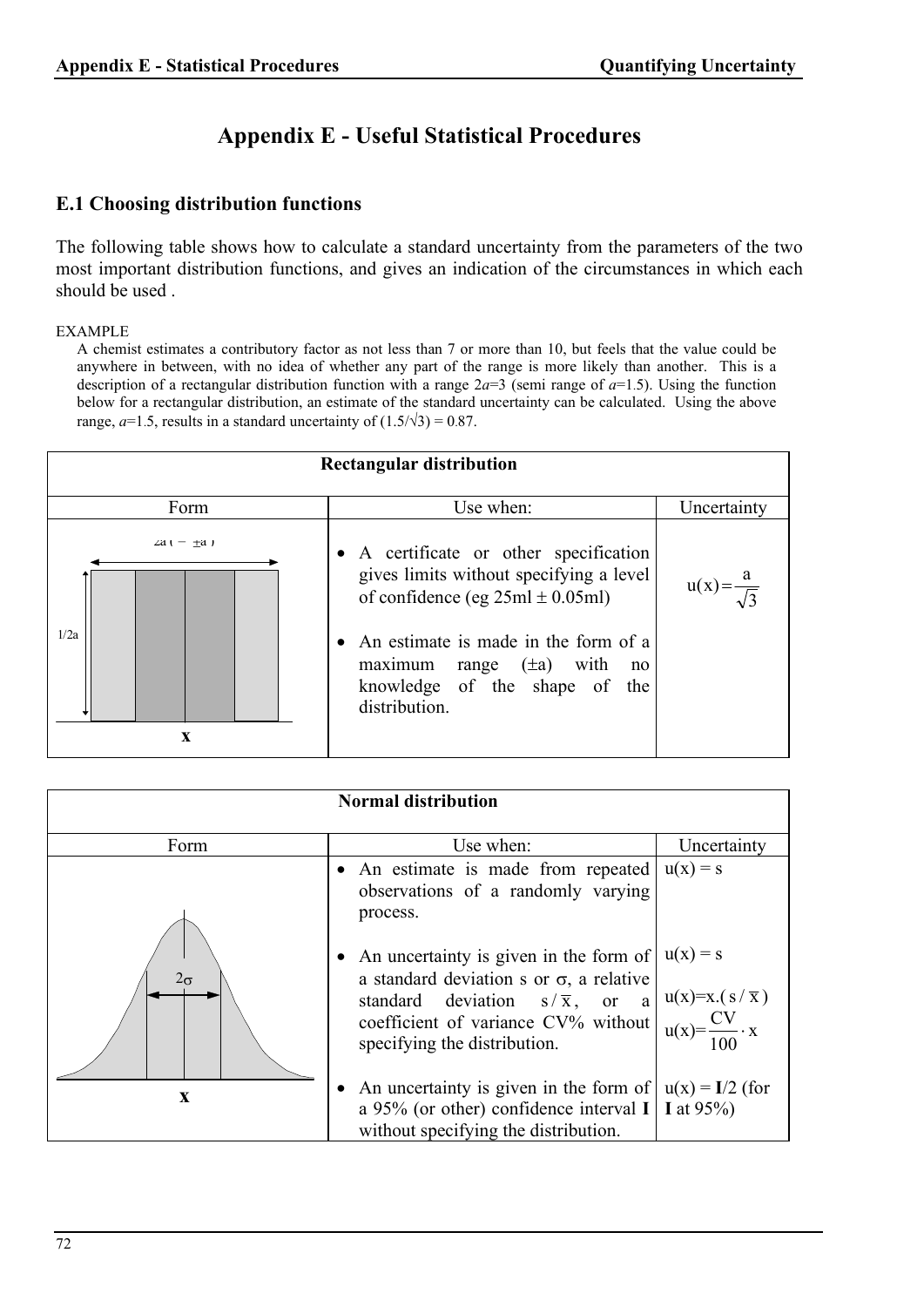# Appendix E - Useful Statistical Procedures

## E.1 Choosing distribution functions

The following table shows how to calculate a standard uncertainty from the parameters of the two most important distribution functions, and gives an indication of the circumstances in which each should be used .

EXAMPLE

A chemist estimates a contributory factor as not less than 7 or more than 10, but feels that the value could be anywhere in between, with no idea of whether any part of the range is more likely than another. This is a description of a rectangular distribution function with a range $2a$=3 (semi range of $a$=1.5). Using the function below for a rectangular distribution, an estimate of the standard uncertainty can be calculated. Using the above range, $a$=1.5, results in a standard uncertainty of $(1.5/\sqrt{3}) = 0.87$.

| **Rectangular distribution** | | |
|---|---|---|
| Form | Use when: | Uncertainty |
| 2a (= ±a); 1/2a; **x** | • A certificate or other specification gives limits without specifying a level of confidence (eg 25ml ± 0.05ml)<br><br>• An estimate is made in the form of a maximum range (±a) with no knowledge of the shape of the distribution. | $u(x) = \frac{a}{\sqrt{3}}$ |

| **Normal distribution** | | |
|---|---|---|
| Form | Use when: | Uncertainty |
| 2σ; **x** | • An estimate is made from repeated observations of a randomly varying process. | $u(x) = s$ |
| | • An uncertainty is given in the form of a standard deviation s or σ, a relative standard deviation $s/\bar{x}$, or a coefficient of variance CV% without specifying the distribution. | $u(x) = s$<br><br>$u(x)=x.(s/\bar{x})$<br><br>$u(x)=\frac{CV}{100}\cdot x$ |
| | • An uncertainty is given in the form of a 95% (or other) confidence interval **I** without specifying the distribution. | $u(x)$ = **I**/2 (for **I** at 95%) |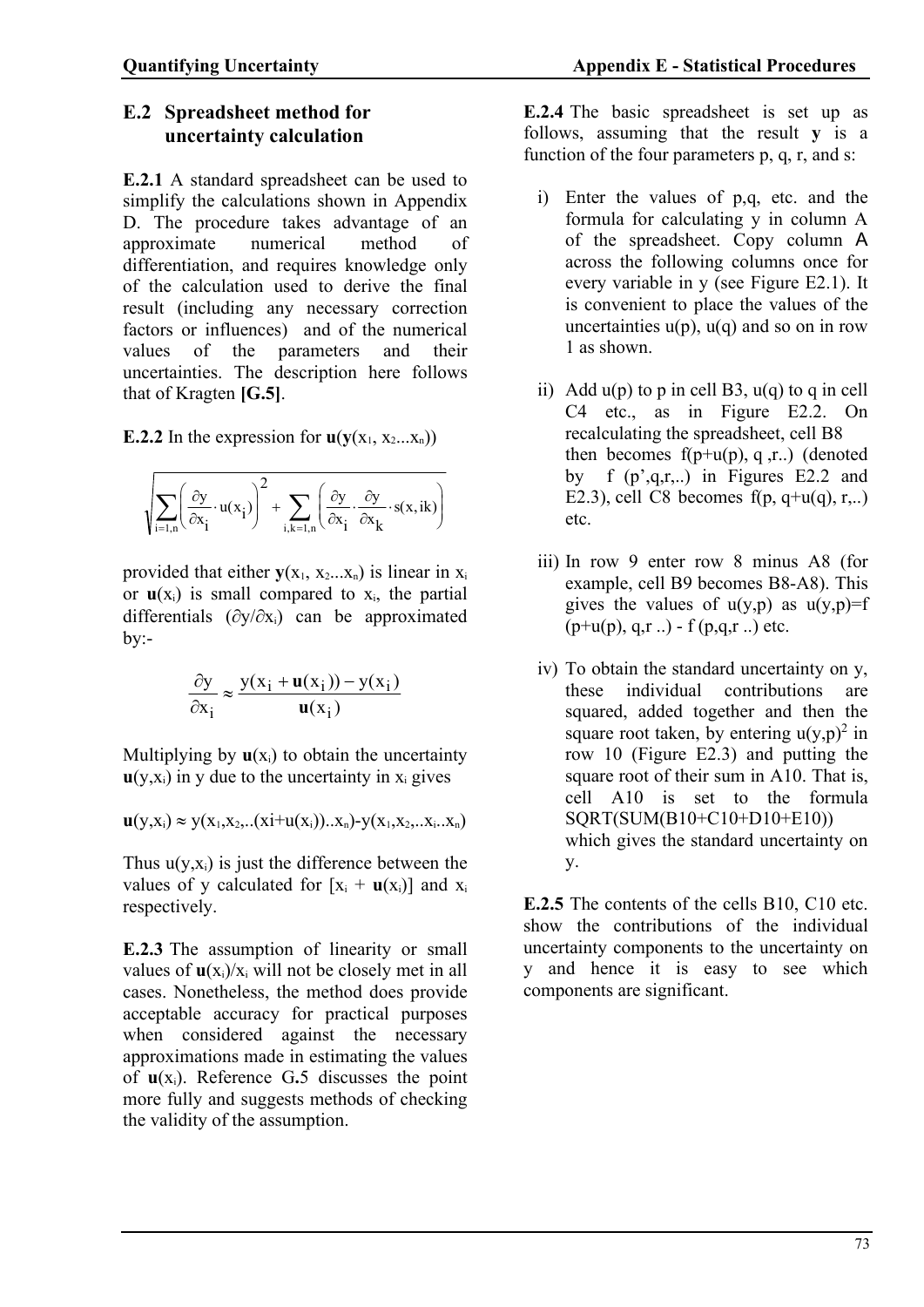## E.2 Spreadsheet method for uncertainty calculation

**E.2.1** A standard spreadsheet can be used to simplify the calculations shown in Appendix D. The procedure takes advantage of an approximate numerical method of differentiation, and requires knowledge only of the calculation used to derive the final result (including any necessary correction factors or influences) and of the numerical values of the parameters and their uncertainties. The description here follows that of Kragten **[G.5]**.

**E.2.2** In the expression for $\mathbf{u}(\mathbf{y}(x_1, x_2...x_n))$

$$\sqrt{\sum_{i=1,n}\left(\frac{\partial y}{\partial x_i}\cdot u(x_i)\right)^2 + \sum_{i,k=1,n}\left(\frac{\partial y}{\partial x_i}\cdot\frac{\partial y}{\partial x_k}\cdot s(x,ik)\right)}$$

provided that either $\mathbf{y}(x_1, x_2...x_n)$ is linear in $x_i$ or $\mathbf{u}(x_i)$ is small compared to $x_i$, the partial differentials $(\partial y/\partial x_i)$ can be approximated by:-

$$\frac{\partial y}{\partial x_i} \approx \frac{y(x_i + \mathbf{u}(x_i)) - y(x_i)}{\mathbf{u}(x_i)}$$

Multiplying by $\mathbf{u}(x_i)$ to obtain the uncertainty $\mathbf{u}(y,x_i)$ in y due to the uncertainty in $x_i$ gives

$\mathbf{u}(y,x_i) \approx y(x_1,x_2,..(xi+u(x_i))..x_n)-y(x_1,x_2,..x_i..x_n)$

Thus $u(y,x_i)$ is just the difference between the values of y calculated for $[x_i + \mathbf{u}(x_i)]$ and $x_i$ respectively.

**E.2.3** The assumption of linearity or small values of $\mathbf{u}(x_i)/x_i$ will not be closely met in all cases. Nonetheless, the method does provide acceptable accuracy for practical purposes when considered against the necessary approximations made in estimating the values of $\mathbf{u}(x_i)$. Reference G**.**5 discusses the point more fully and suggests methods of checking the validity of the assumption.

**E.2.4** The basic spreadsheet is set up as follows, assuming that the result **y** is a function of the four parameters p, q, r, and s:

i) Enter the values of p,q, etc. and the formula for calculating y in column A of the spreadsheet. Copy column A across the following columns once for every variable in y (see Figure E2.1). It is convenient to place the values of the uncertainties u(p), u(q) and so on in row 1 as shown.

ii) Add u(p) to p in cell B3, u(q) to q in cell C4 etc., as in Figure E2.2. On recalculating the spreadsheet, cell B8 then becomes f(p+u(p), q ,r..) (denoted by f (p',q,r,..) in Figures E2.2 and E2.3), cell C8 becomes f(p, q+u(q), r,..) etc.

iii) In row 9 enter row 8 minus A8 (for example, cell B9 becomes B8-A8). This gives the values of u(y,p) as u(y,p)=f (p+u(p), q,r ..) - f (p,q,r ..) etc.

iv) To obtain the standard uncertainty on y, these individual contributions are squared, added together and then the square root taken, by entering $u(y,p)^2$ in row 10 (Figure E2.3) and putting the square root of their sum in A10. That is, cell A10 is set to the formula SQRT(SUM(B10+C10+D10+E10)) which gives the standard uncertainty on y.

**E.2.5** The contents of the cells B10, C10 etc. show the contributions of the individual uncertainty components to the uncertainty on y and hence it is easy to see which components are significant.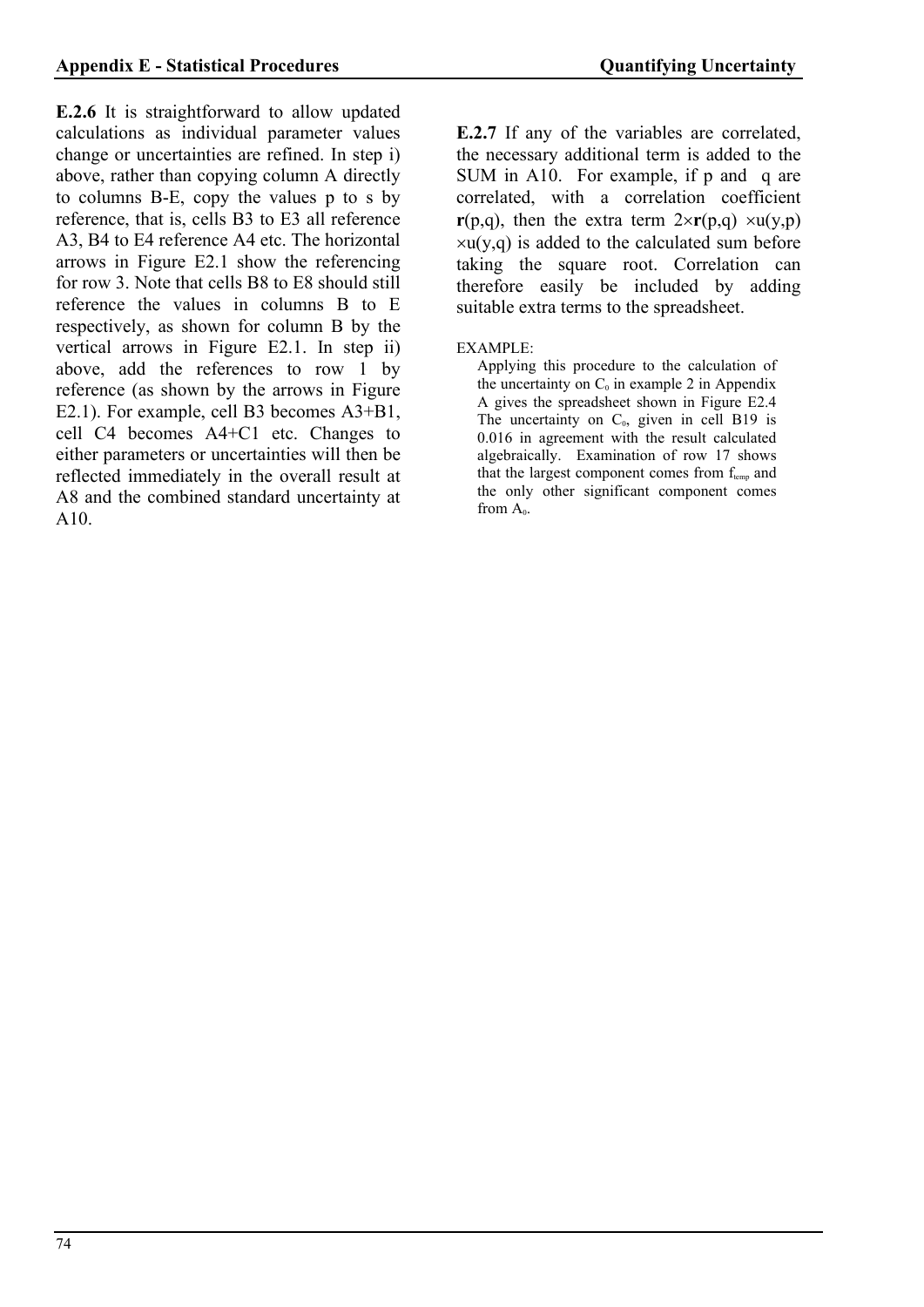**E.2.6** It is straightforward to allow updated calculations as individual parameter values change or uncertainties are refined. In step i) above, rather than copying column A directly to columns B-E, copy the values p to s by reference, that is, cells B3 to E3 all reference A3, B4 to E4 reference A4 etc. The horizontal arrows in Figure E2.1 show the referencing for row 3. Note that cells B8 to E8 should still reference the values in columns B to E respectively, as shown for column B by the vertical arrows in Figure E2.1. In step ii) above, add the references to row 1 by reference (as shown by the arrows in Figure E2.1). For example, cell B3 becomes A3+B1, cell C4 becomes A4+C1 etc. Changes to either parameters or uncertainties will then be reflected immediately in the overall result at A8 and the combined standard uncertainty at A10.

**E.2.7** If any of the variables are correlated, the necessary additional term is added to the SUM in A10. For example, if p and q are correlated, with a correlation coefficient **r**(p,q), then the extra term $2\times\mathbf{r}(p,q)\times u(y,p)\times u(y,q)$ is added to the calculated sum before taking the square root. Correlation can therefore easily be included by adding suitable extra terms to the spreadsheet.

EXAMPLE:

Applying this procedure to the calculation of the uncertainty on $C_0$ in example 2 in Appendix A gives the spreadsheet shown in Figure E2.4 The uncertainty on $C_0$, given in cell B19 is 0.016 in agreement with the result calculated algebraically. Examination of row 17 shows that the largest component comes from $f_{temp}$ and the only other significant component comes from $A_0$.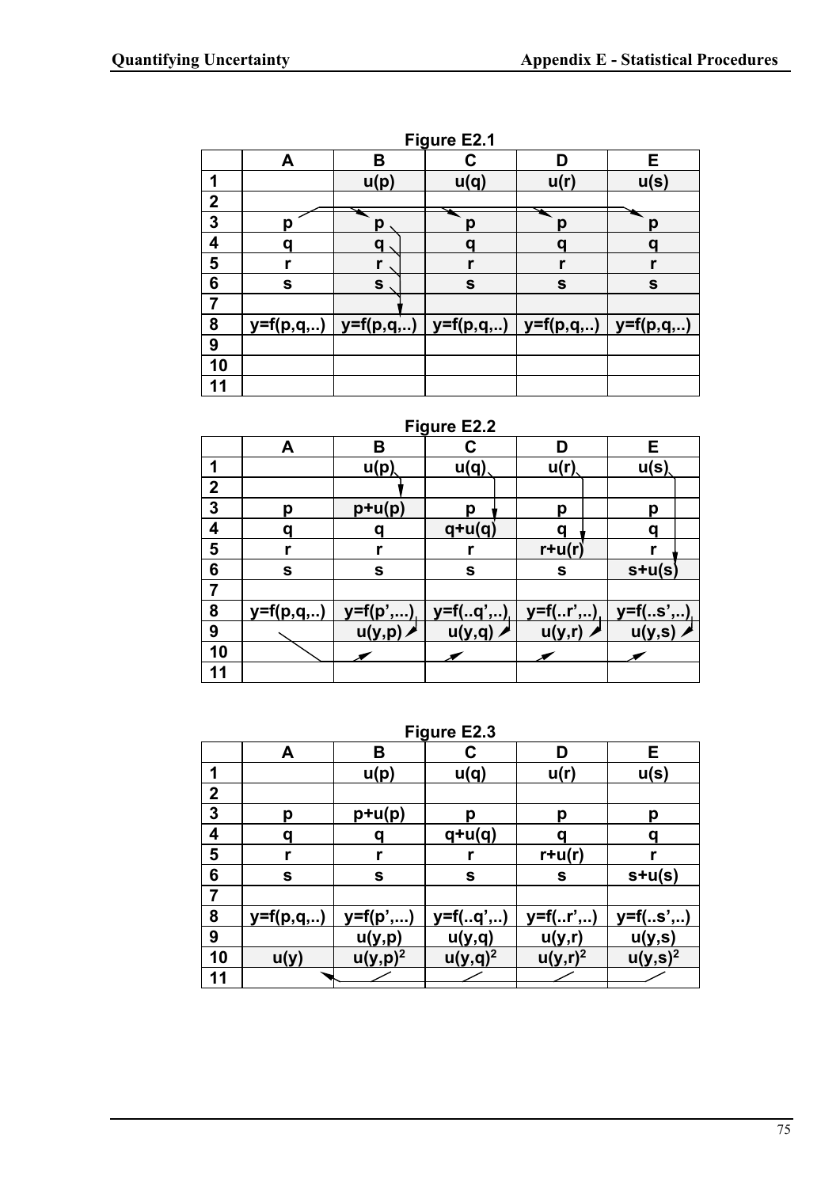**Figure E2.1**

| | A | B | C | D | E |
|---|---|---|---|---|---|
| 1 | | u(p) | u(q) | u(r) | u(s) |
| 2 | | | | | |
| 3 | p | p | p | p | p |
| 4 | q | q | q | q | q |
| 5 | r | r | r | r | r |
| 6 | s | s | s | s | s |
| 7 | | | | | |
| 8 | y=f(p,q,..) | y=f(p,q,..) | y=f(p,q,..) | y=f(p,q,..) | y=f(p,q,..) |
| 9 | | | | | |
| 10 | | | | | |
| 11 | | | | | |

**Figure E2.2**

| | A | B | C | D | E |
|---|---|---|---|---|---|
| 1 | | u(p) | u(q) | u(r) | u(s) |
| 2 | | | | | |
| 3 | p | p+u(p) | p | p | p |
| 4 | q | q | q+u(q) | q | q |
| 5 | r | r | r | r+u(r) | r |
| 6 | s | s | s | s | s+u(s) |
| 7 | | | | | |
| 8 | y=f(p,q,..) | y=f(p',...) | y=f(..q',..) | y=f(..r',..) | y=f(..s',..) |
| 9 | | u(y,p) | u(y,q) | u(y,r) | u(y,s) |
| 10 | | | | | |
| 11 | | | | | |

**Figure E2.3**

| | A | B | C | D | E |
|---|---|---|---|---|---|
| 1 | | u(p) | u(q) | u(r) | u(s) |
| 2 | | | | | |
| 3 | p | p+u(p) | p | p | p |
| 4 | q | q | q+u(q) | q | q |
| 5 | r | r | r | r+u(r) | r |
| 6 | s | s | s | s | s+u(s) |
| 7 | | | | | |
| 8 | y=f(p,q,..) | y=f(p',...) | y=f(..q',..) | y=f(..r',..) | y=f(..s',..) |
| 9 | | u(y,p) | u(y,q) | u(y,r) | u(y,s) |
| 10 | u(y) | $u(y,p)^2$ | $u(y,q)^2$ | $u(y,r)^2$ | $u(y,s)^2$ |
| 11 | | | | | |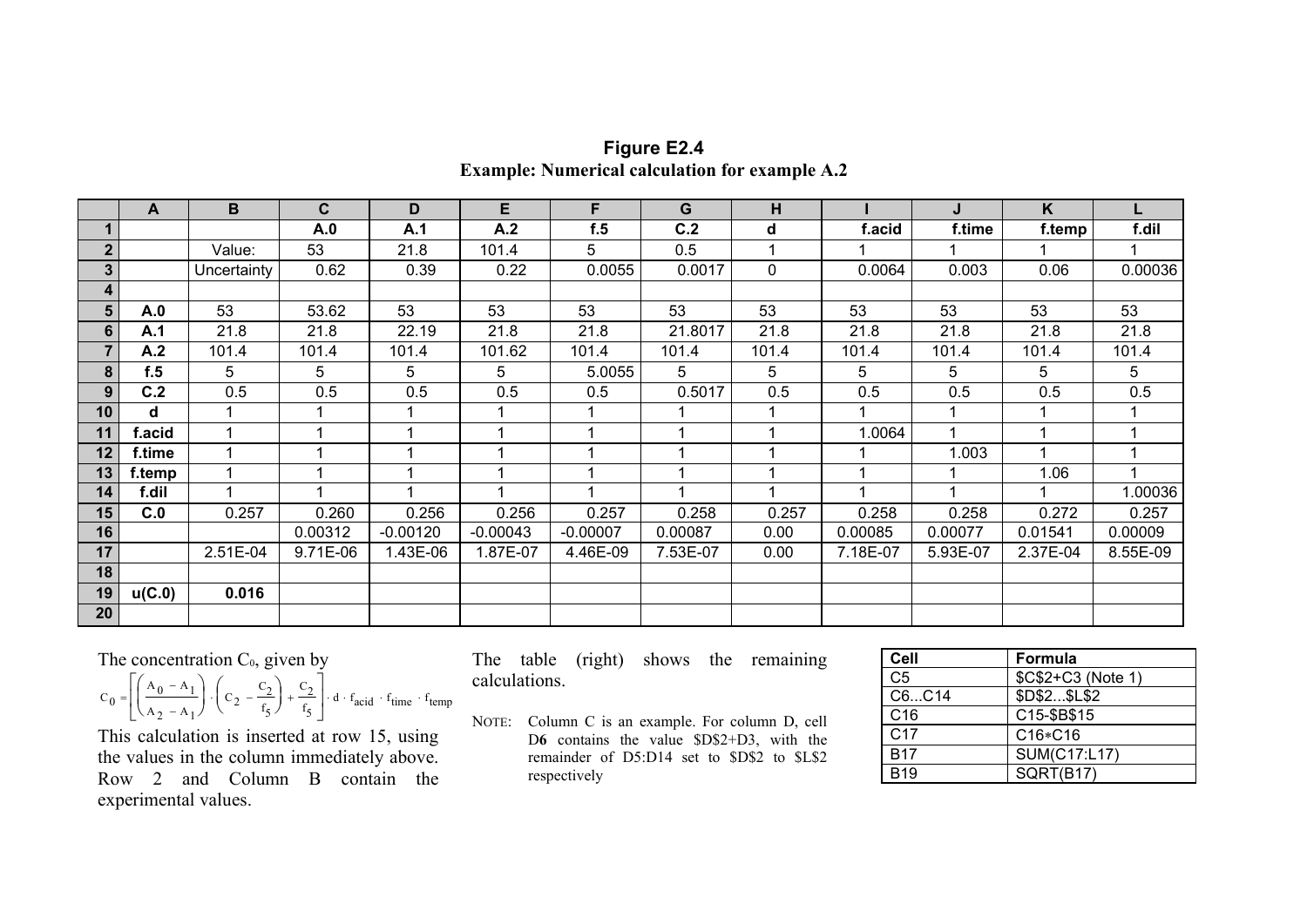**Figure E2.4**

**Example: Numerical calculation for example A.2**

| | A | B | C | D | E | F | G | H | I | J | K | L |
|---|---|---|---|---|---|---|---|---|---|---|---|---|
| **1** | | | **A.0** | **A.1** | **A.2** | **f.5** | **C.2** | **d** | **f.acid** | **f.time** | **f.temp** | **f.dil** |
| **2** | | Value: | 53 | 21.8 | 101.4 | 5 | 0.5 | 1 | 1 | 1 | 1 | 1 |
| **3** | | Uncertainty | 0.62 | 0.39 | 0.22 | 0.0055 | 0.0017 | 0 | 0.0064 | 0.003 | 0.06 | 0.00036 |
| **4** | | | | | | | | | | | | |
| **5** | **A.0** | 53 | 53.62 | 53 | 53 | 53 | 53 | 53 | 53 | 53 | 53 | 53 |
| **6** | **A.1** | 21.8 | 21.8 | 22.19 | 21.8 | 21.8 | 21.8017 | 21.8 | 21.8 | 21.8 | 21.8 | 21.8 |
| **7** | **A.2** | 101.4 | 101.4 | 101.4 | 101.62 | 101.4 | 101.4 | 101.4 | 101.4 | 101.4 | 101.4 | 101.4 |
| **8** | **f.5** | 5 | 5 | 5 | 5 | 5.0055 | 5 | 5 | 5 | 5 | 5 | 5 |
| **9** | **C.2** | 0.5 | 0.5 | 0.5 | 0.5 | 0.5 | 0.5017 | 0.5 | 0.5 | 0.5 | 0.5 | 0.5 |
| **10** | **d** | 1 | 1 | 1 | 1 | 1 | 1 | 1 | 1 | 1 | 1 | 1 |
| **11** | **f.acid** | 1 | 1 | 1 | 1 | 1 | 1 | 1 | 1.0064 | 1 | 1 | 1 |
| **12** | **f.time** | 1 | 1 | 1 | 1 | 1 | 1 | 1 | 1 | 1.003 | 1 | 1 |
| **13** | **f.temp** | 1 | 1 | 1 | 1 | 1 | 1 | 1 | 1 | 1 | 1.06 | 1 |
| **14** | **f.dil** | 1 | 1 | 1 | 1 | 1 | 1 | 1 | 1 | 1 | 1 | 1.00036 |
| **15** | **C.0** | 0.257 | 0.260 | 0.256 | 0.256 | 0.257 | 0.258 | 0.257 | 0.258 | 0.258 | 0.272 | 0.257 |
| **16** | | | 0.00312 | -0.00120 | -0.00043 | -0.00007 | 0.00087 | 0.00 | 0.00085 | 0.00077 | 0.01541 | 0.00009 |
| **17** | | 2.51E-04 | 9.71E-06 | 1.43E-06 | 1.87E-07 | 4.46E-09 | 7.53E-07 | 0.00 | 7.18E-07 | 5.93E-07 | 2.37E-04 | 8.55E-09 |
| **18** | | | | | | | | | | | | |
| **19** | **u(C.0)** | **0.016** | | | | | | | | | | |
| **20** | | | | | | | | | | | | |

The concentration $C_0$, given by

$$C_0 = \left[ \left( \frac{A_0 - A_1}{A_2 - A_1} \right) \cdot \left( C_2 - \frac{C_2}{f_5} \right) + \frac{C_2}{f_5} \right] \cdot d \cdot f_{acid} \cdot f_{time} \cdot f_{temp}$$

This calculation is inserted at row 15, using the values in the column immediately above. Row 2 and Column B contain the experimental values.

The table (right) shows the remaining calculations.

NOTE: Column C is an example. For column D, cell D**6** contains the value $D$2+D3, with the remainder of D5:D14 set to $D$2 to $L$2 respectively

| Cell | Formula |
|---|---|
| C5 | $C$2+C3 (Note 1) |
| C6...C14 | $D$2...$L$2 |
| C16 | C15-$B$15 |
| C17 | C16*C16 |
| B17 | SUM(C17:L17) |
| B19 | SQRT(B17) |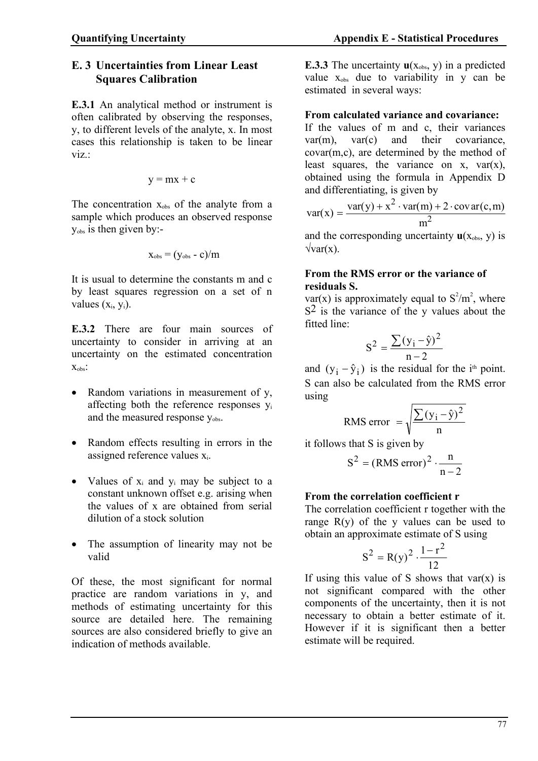## E. 3 Uncertainties from Linear Least Squares Calibration

**E.3.1** An analytical method or instrument is often calibrated by observing the responses, y, to different levels of the analyte, x. In most cases this relationship is taken to be linear viz.:

$$y = mx + c$$

The concentration $x_{obs}$ of the analyte from a sample which produces an observed response $y_{obs}$ is then given by:-

$$x_{obs} = (y_{obs} - c)/m$$

It is usual to determine the constants m and c by least squares regression on a set of n values $(x_i, y_i)$.

**E.3.2** There are four main sources of uncertainty to consider in arriving at an uncertainty on the estimated concentration $x_{obs}$:

- Random variations in measurement of y, affecting both the reference responses $y_i$ and the measured response $y_{obs}$.
- Random effects resulting in errors in the assigned reference values $x_i$.
- Values of $x_i$ and $y_i$ may be subject to a constant unknown offset e.g. arising when the values of x are obtained from serial dilution of a stock solution
- The assumption of linearity may not be valid

Of these, the most significant for normal practice are random variations in y, and methods of estimating uncertainty for this source are detailed here. The remaining sources are also considered briefly to give an indication of methods available.

**E.3.3** The uncertainty $\mathbf{u}(x_{obs}, y)$ in a predicted value $x_{obs}$ due to variability in y can be estimated in several ways:

**From calculated variance and covariance:**
If the values of m and c, their variances var(m), var(c) and their covariance, covar(m,c), are determined by the method of least squares, the variance on x, var(x), obtained using the formula in Appendix D and differentiating, is given by

$$\mathrm{var}(x) = \frac{\mathrm{var}(y) + x^2 \cdot \mathrm{var}(m) + 2 \cdot \mathrm{covar}(c,m)}{m^2}$$

and the corresponding uncertainty $\mathbf{u}(x_{obs}, y)$ is $\sqrt{\mathrm{var}(x)}$.

**From the RMS error or the variance of residuals S.**
var(x) is approximately equal to $S^2/m^2$, where $S^2$ is the variance of the y values about the fitted line:

$$S^2 = \frac{\sum (y_i - \hat{y})^2}{n-2}$$

and $(y_i - \hat{y}_i)$ is the residual for the $i^{th}$ point. S can also be calculated from the RMS error using

$$\text{RMS error } = \sqrt{\frac{\sum (y_i - \hat{y})^2}{n}}$$

it follows that S is given by

$$S^2 = (\text{RMS error})^2 \cdot \frac{n}{n-2}$$

**From the correlation coefficient r**
The correlation coefficient r together with the range R(y) of the y values can be used to obtain an approximate estimate of S using

$$S^2 = R(y)^2 \cdot \frac{1-r^2}{12}$$

If using this value of S shows that var(x) is not significant compared with the other components of the uncertainty, then it is not necessary to obtain a better estimate of it. However if it is significant then a better estimate will be required.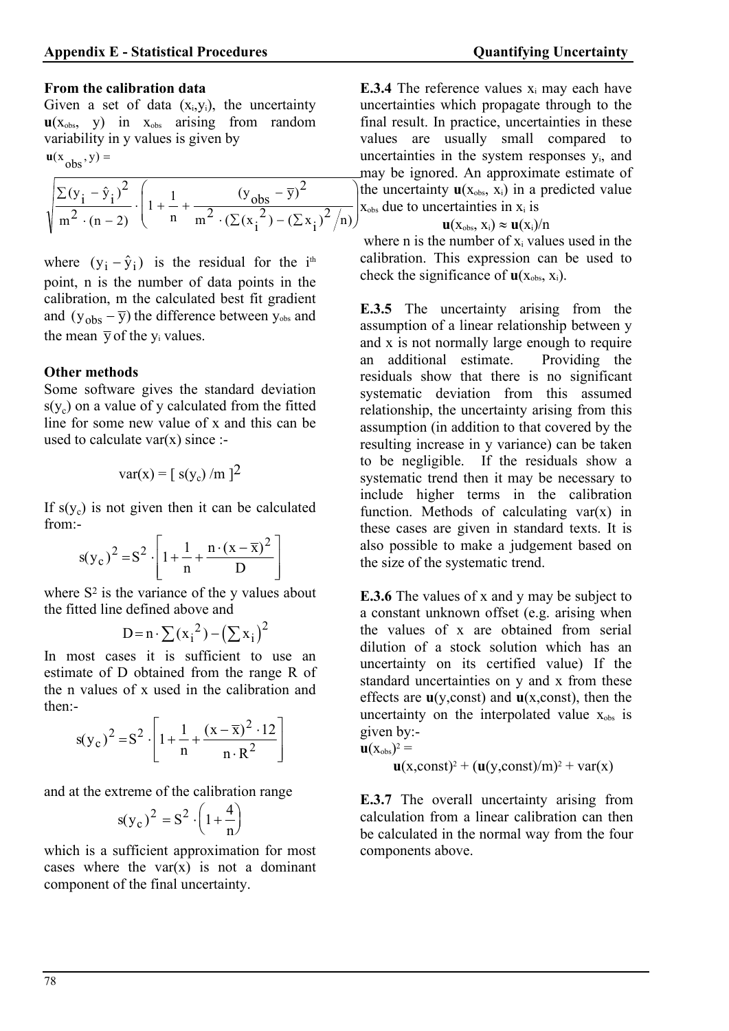**From the calibration data**

Given a set of data $(x_i, y_i)$, the uncertainty $\mathbf{u}(x_{obs}, y)$ in $x_{obs}$ arising from random variability in y values is given by

$$\mathbf{u}(x_{obs}, y) = \sqrt{\frac{\sum (y_i - \hat{y}_i)^2}{m^2 \cdot (n-2)} \cdot \left(1 + \frac{1}{n} + \frac{(y_{obs} - \bar{y})^2}{m^2 \cdot (\sum (x_i^2) - (\sum x_i)^2 / n)}\right)}$$

where $(y_i - \hat{y}_i)$ is the residual for the $i^{th}$ point, n is the number of data points in the calibration, m the calculated best fit gradient and $(y_{obs} - \bar{y})$ the difference between $y_{obs}$ and the mean $\bar{y}$ of the $y_i$ values.

**Other methods**

Some software gives the standard deviation $s(y_c)$ on a value of y calculated from the fitted line for some new value of x and this can be used to calculate var(x) since :-

$$\text{var}(x) = [\ s(y_c)\ /m\ ]^2$$

If $s(y_c)$ is not given then it can be calculated from:-

$$s(y_c)^2 = S^2 \cdot \left[1 + \frac{1}{n} + \frac{n \cdot (x - \bar{x})^2}{D}\right]$$

where $S^2$ is the variance of the y values about the fitted line defined above and

$$D = n \cdot \sum (x_i^2) - \left(\sum x_i\right)^2$$

In most cases it is sufficient to use an estimate of D obtained from the range R of the n values of x used in the calibration and then:-

$$s(y_c)^2 = S^2 \cdot \left[1 + \frac{1}{n} + \frac{(x - \bar{x})^2 \cdot 12}{n \cdot R^2}\right]$$

and at the extreme of the calibration range

$$s(y_c)^2 = S^2 \cdot \left(1 + \frac{4}{n}\right)$$

which is a sufficient approximation for most cases where the var(x) is not a dominant component of the final uncertainty.

**E.3.4** The reference values $x_i$ may each have uncertainties which propagate through to the final result. In practice, uncertainties in these values are usually small compared to uncertainties in the system responses $y_i$, and may be ignored. An approximate estimate of the uncertainty $\mathbf{u}(x_{obs}, x_i)$ in a predicted value $x_{obs}$ due to uncertainties in $x_i$ is

$$\mathbf{u}(x_{obs}, x_i) \approx \mathbf{u}(x_i)/n$$

where n is the number of $x_i$ values used in the calibration. This expression can be used to check the significance of $\mathbf{u}(x_{obs}, x_i)$.

**E.3.5** The uncertainty arising from the assumption of a linear relationship between y and x is not normally large enough to require an additional estimate. Providing the residuals show that there is no significant systematic deviation from this assumed relationship, the uncertainty arising from this assumption (in addition to that covered by the resulting increase in y variance) can be taken to be negligible. If the residuals show a systematic trend then it may be necessary to include higher terms in the calibration function. Methods of calculating var(x) in these cases are given in standard texts. It is also possible to make a judgement based on the size of the systematic trend.

**E.3.6** The values of x and y may be subject to a constant unknown offset (e.g. arising when the values of x are obtained from serial dilution of a stock solution which has an uncertainty on its certified value) If the standard uncertainties on y and x from these effects are $\mathbf{u}(y,\text{const})$ and $\mathbf{u}(x,\text{const})$, then the uncertainty on the interpolated value $x_{obs}$ is given by:-

$$\mathbf{u}(x_{obs})^2 = \mathbf{u}(x,\text{const})^2 + (\mathbf{u}(y,\text{const})/m)^2 + \text{var}(x)$$

**E.3.7** The overall uncertainty arising from calculation from a linear calibration can then be calculated in the normal way from the four components above.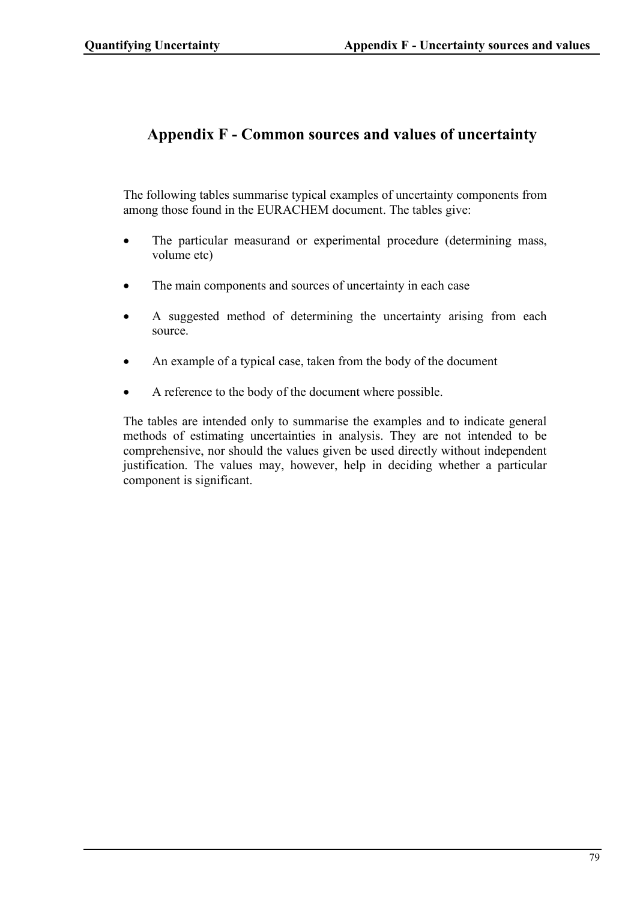# Appendix F - Common sources and values of uncertainty

The following tables summarise typical examples of uncertainty components from among those found in the EURACHEM document. The tables give:

- The particular measurand or experimental procedure (determining mass, volume etc)
- The main components and sources of uncertainty in each case
- A suggested method of determining the uncertainty arising from each source.
- An example of a typical case, taken from the body of the document
- A reference to the body of the document where possible.

The tables are intended only to summarise the examples and to indicate general methods of estimating uncertainties in analysis. They are not intended to be comprehensive, nor should the values given be used directly without independent justification. The values may, however, help in deciding whether a particular component is significant.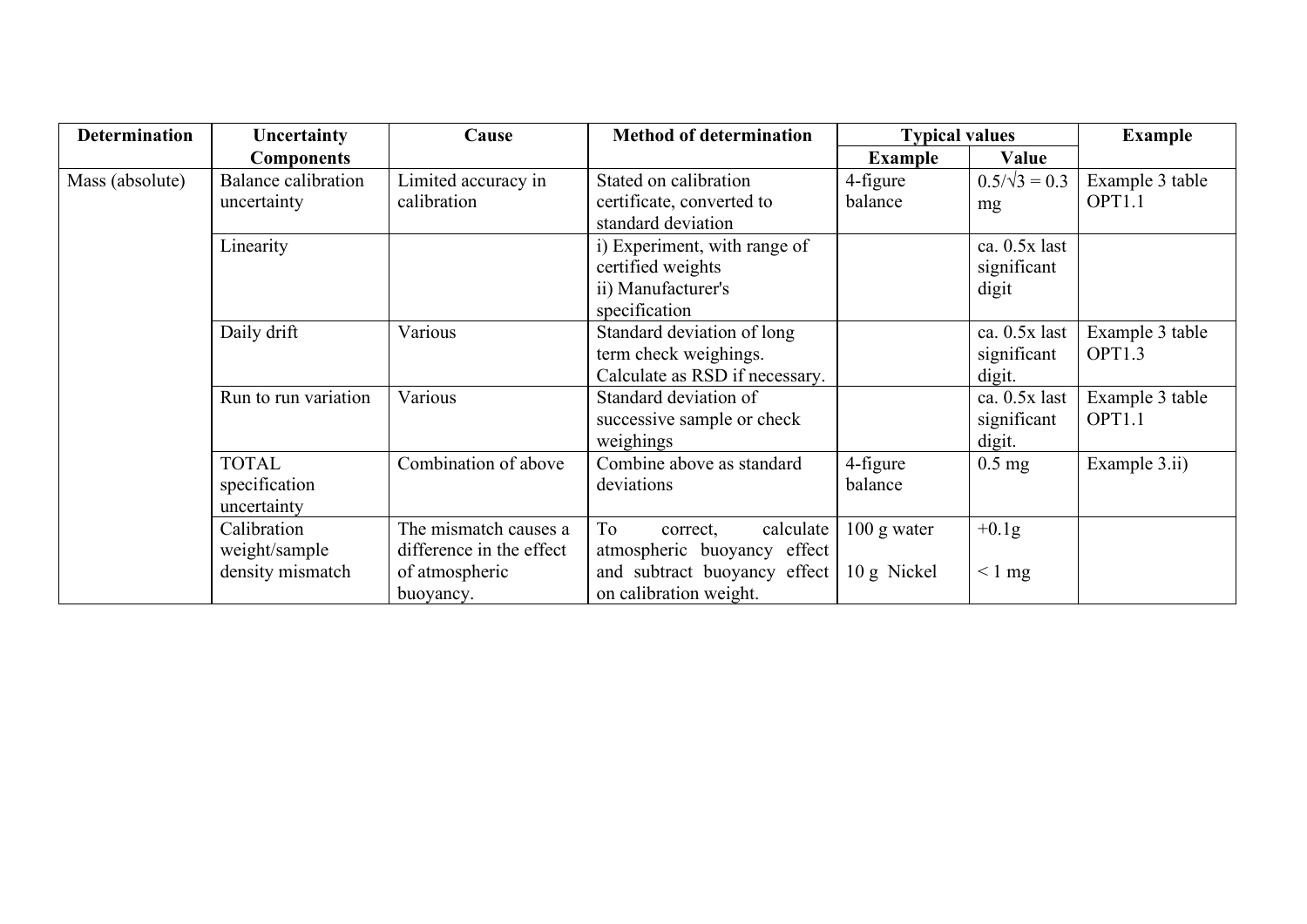| Determination | Uncertainty Components | Cause | Method of determination | Typical values | | Example |
|---|---|---|---|---|---|---|
| | | | | Example | Value | |
| Mass (absolute) | Balance calibration uncertainty | Limited accuracy in calibration | Stated on calibration certificate, converted to standard deviation | 4-figure balance | $0.5/\sqrt{3} = 0.3$ mg | Example 3 table OPT1.1 |
| | Linearity | | i) Experiment, with range of certified weights<br>ii) Manufacturer's specification | | ca. 0.5x last significant digit | |
| | Daily drift | Various | Standard deviation of long term check weighings. Calculate as RSD if necessary. | | ca. 0.5x last significant digit. | Example 3 table OPT1.3 |
| | Run to run variation | Various | Standard deviation of successive sample or check weighings | | ca. 0.5x last significant digit. | Example 3 table OPT1.1 |
| | TOTAL specification uncertainty | Combination of above | Combine above as standard deviations | 4-figure balance | 0.5 mg | Example 3.ii) |
| | Calibration weight/sample density mismatch | The mismatch causes a difference in the effect of atmospheric buoyancy. | To correct, calculate atmospheric buoyancy effect and subtract buoyancy effect on calibration weight. | 100 g water<br><br>10 g Nickel | +0.1g<br><br>< 1 mg | |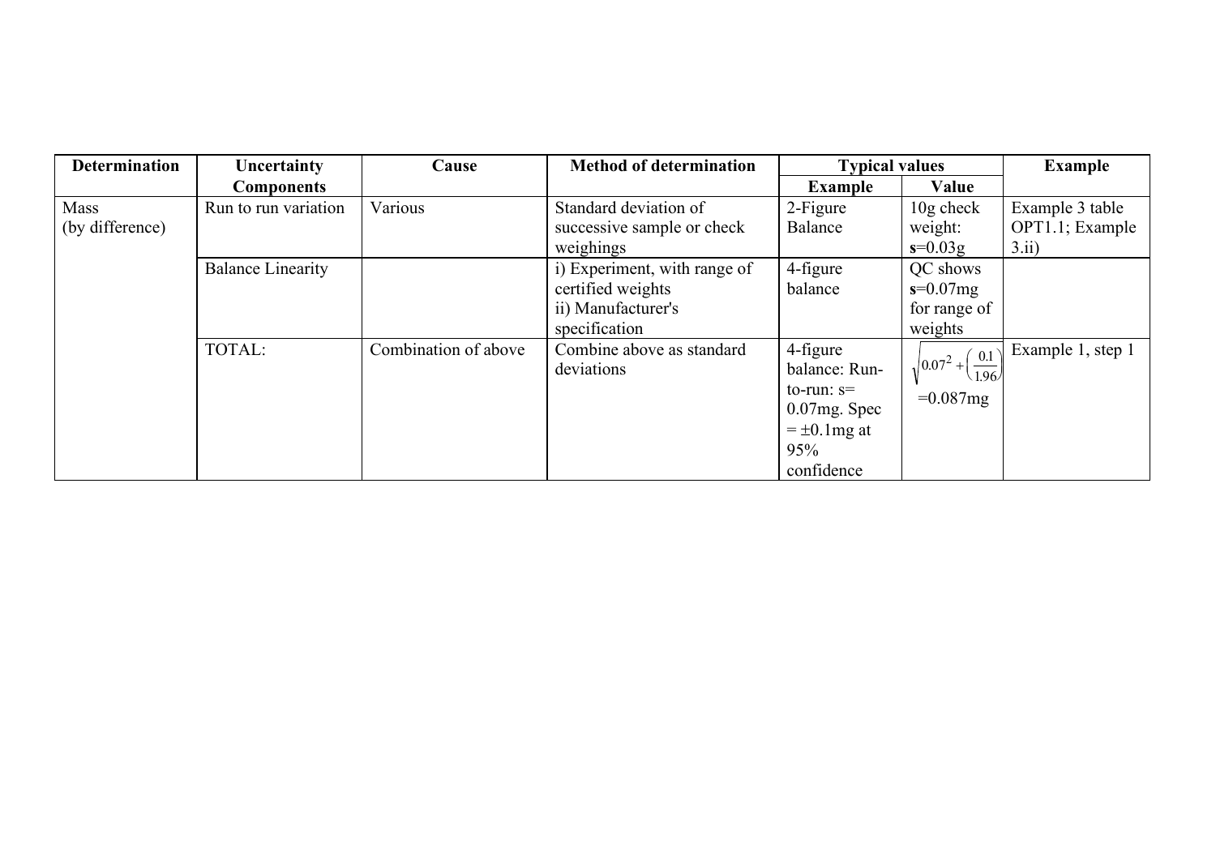| Determination | Uncertainty Components | Cause | Method of determination | Typical values | | Example |
|---|---|---|---|---|---|---|
| | | | | Example | Value | |
| Mass (by difference) | Run to run variation | Various | Standard deviation of successive sample or check weighings | 2-Figure Balance | 10g check weight: **s**=0.03g | Example 3 table OPT1.1; Example 3.ii) |
| | Balance Linearity | | i) Experiment, with range of certified weights ii) Manufacturer's specification | 4-figure balance | QC shows **s**=0.07mg for range of weights | |
| | TOTAL: | Combination of above | Combine above as standard deviations | 4-figure balance: Run-to-run: s= 0.07mg. Spec = ±0.1mg at 95% confidence | $\sqrt{0.07^2+\left(\frac{0.1}{1.96}\right)}$ =0.087mg | Example 1, step 1 |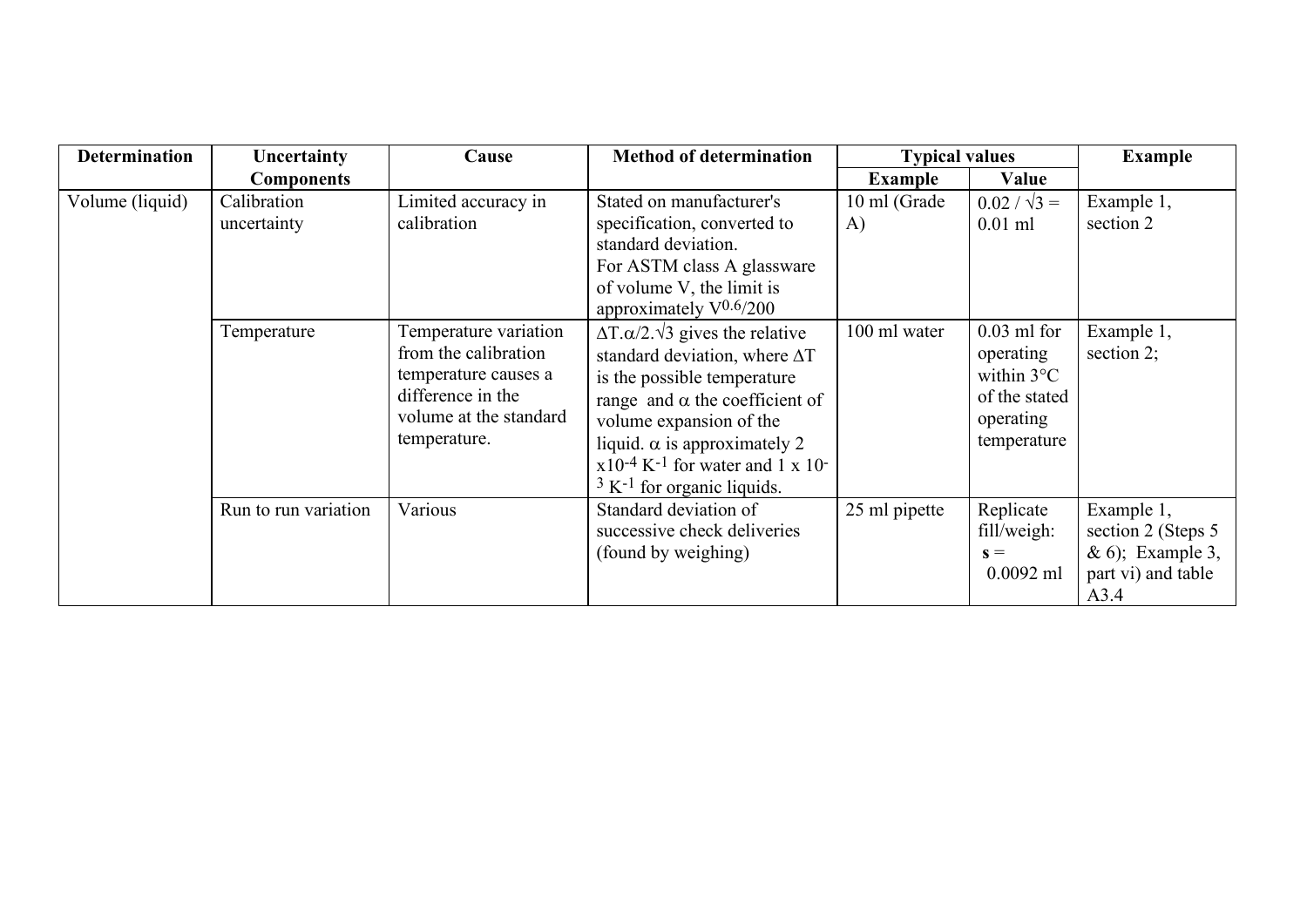| Determination | Uncertainty Components | Cause | Method of determination | Typical values | | Example |
|---|---|---|---|---|---|---|
| | | | | Example | Value | |
| Volume (liquid) | Calibration uncertainty | Limited accuracy in calibration | Stated on manufacturer's specification, converted to standard deviation. For ASTM class A glassware of volume V, the limit is approximately $V^{0.6}/200$ | 10 ml (Grade A) | $0.02 / \sqrt{3} = 0.01$ ml | Example 1, section 2 |
| | Temperature | Temperature variation from the calibration temperature causes a difference in the volume at the standard temperature. | $\Delta T.\alpha/2.\sqrt{3}$ gives the relative standard deviation, where $\Delta T$ is the possible temperature range and $\alpha$ the coefficient of volume expansion of the liquid. $\alpha$ is approximately $2 \times 10^{-4}$ $K^{-1}$ for water and $1 \times 10^{-3}$ $K^{-1}$ for organic liquids. | 100 ml water | 0.03 ml for operating within 3°C of the stated operating temperature | Example 1, section 2; |
| | Run to run variation | Various | Standard deviation of successive check deliveries (found by weighing) | 25 ml pipette | Replicate fill/weigh: **s** = 0.0092 ml | Example 1, section 2 (Steps 5 & 6); Example 3, part vi) and table A3.4 |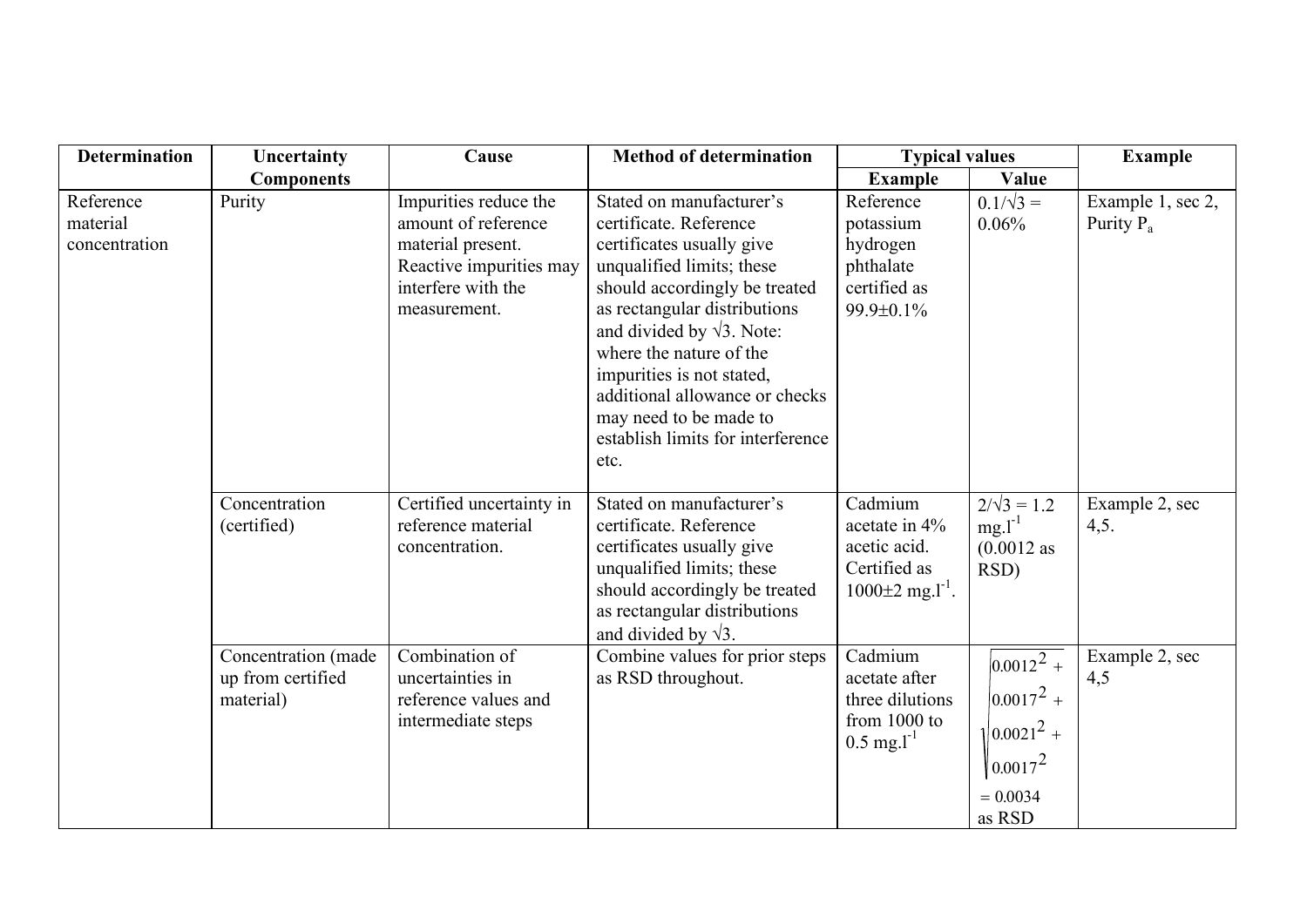| Determination | Uncertainty Components | Cause | Method of determination | Typical values | | Example |
|---|---|---|---|---|---|---|
| | | | | Example | Value | |
| Reference material concentration | Purity | Impurities reduce the amount of reference material present. Reactive impurities may interfere with the measurement. | Stated on manufacturer's certificate. Reference certificates usually give unqualified limits; these should accordingly be treated as rectangular distributions and divided by √3. Note: where the nature of the impurities is not stated, additional allowance or checks may need to be made to establish limits for interference etc. | Reference potassium hydrogen phthalate certified as 99.9±0.1% | $0.1/\sqrt{3} = 0.06\%$ | Example 1, sec 2, Purity $P_a$ |
| | Concentration (certified) | Certified uncertainty in reference material concentration. | Stated on manufacturer's certificate. Reference certificates usually give unqualified limits; these should accordingly be treated as rectangular distributions and divided by √3. | Cadmium acetate in 4% acetic acid. Certified as 1000±2 $mg.l^{-1}$. | $2/\sqrt{3} = 1.2$ $mg.l^{-1}$ (0.0012 as RSD) | Example 2, sec 4,5. |
| | Concentration (made up from certified material) | Combination of uncertainties in reference values and intermediate steps | Combine values for prior steps as RSD throughout. | Cadmium acetate after three dilutions from 1000 to 0.5 $mg.l^{-1}$ | $\sqrt{0.0012^2 + 0.0017^2 + 0.0021^2 + 0.0017^2}$ $= 0.0034$ as RSD | Example 2, sec 4,5 |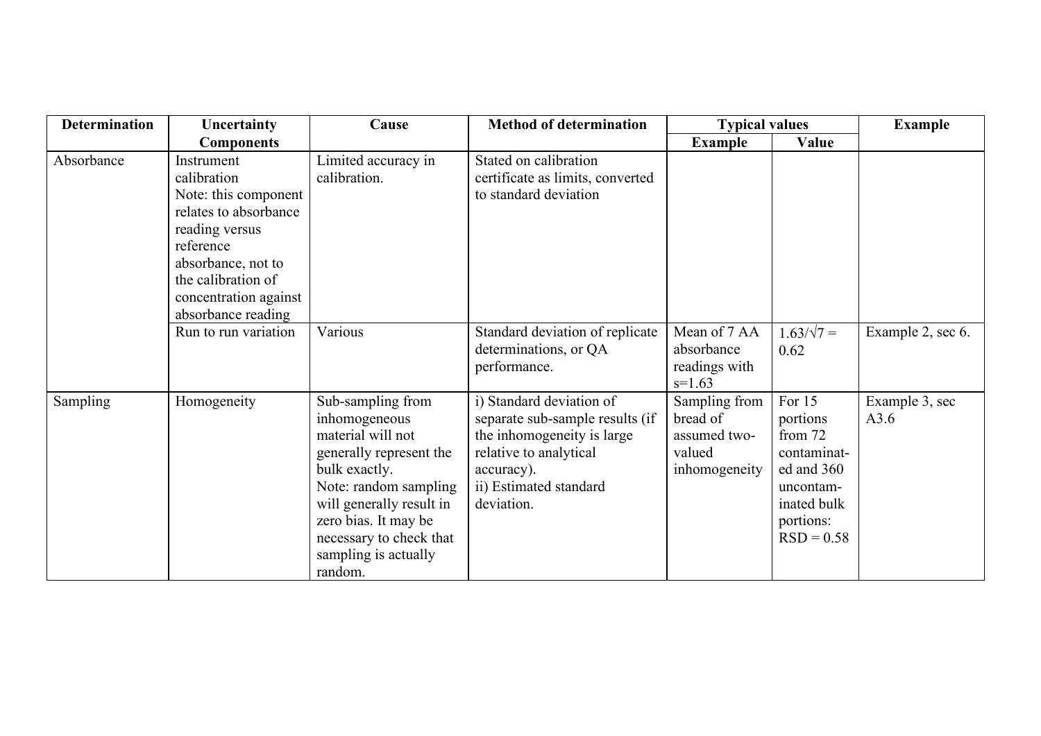| Determination | Uncertainty Components | Cause | Method of determination | Typical values | | Example |
|---|---|---|---|---|---|---|
| | | | | Example | Value | |
| Absorbance | Instrument calibration<br>Note: this component relates to absorbance reading versus reference absorbance, not to the calibration of concentration against absorbance reading | Limited accuracy in calibration. | Stated on calibration certificate as limits, converted to standard deviation | | | |
| | Run to run variation | Various | Standard deviation of replicate determinations, or QA performance. | Mean of 7 AA absorbance readings with s=1.63 | $1.63/\sqrt{7} = 0.62$ | Example 2, sec 6. |
| Sampling | Homogeneity | Sub-sampling from inhomogeneous material will not generally represent the bulk exactly.<br>Note: random sampling will generally result in zero bias. It may be necessary to check that sampling is actually random. | i) Standard deviation of separate sub-sample results (if the inhomogeneity is large relative to analytical accuracy).<br>ii) Estimated standard deviation. | Sampling from bread of assumed two-valued inhomogeneity | For 15 portions from 72 contaminated and 360 uncontaminated bulk portions: RSD = 0.58 | Example 3, sec A3.6 |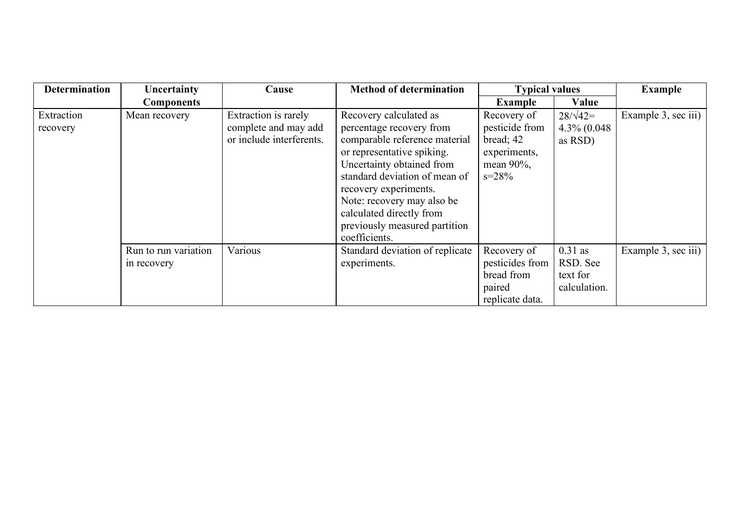| Determination | Uncertainty Components | Cause | Method of determination | Typical values | | Example |
|---|---|---|---|---|---|---|
| | | | | Example | Value | |
| Extraction recovery | Mean recovery | Extraction is rarely complete and may add or include interferents. | Recovery calculated as percentage recovery from comparable reference material or representative spiking. Uncertainty obtained from standard deviation of mean of recovery experiments. Note: recovery may also be calculated directly from previously measured partition coefficients. | Recovery of pesticide from bread; 42 experiments, mean 90%, s=28% | $28/\sqrt{42}$= 4.3% (0.048 as RSD) | Example 3, sec iii) |
| | Run to run variation in recovery | Various | Standard deviation of replicate experiments. | Recovery of pesticides from bread from paired replicate data. | 0.31 as RSD. See text for calculation. | Example 3, sec iii) |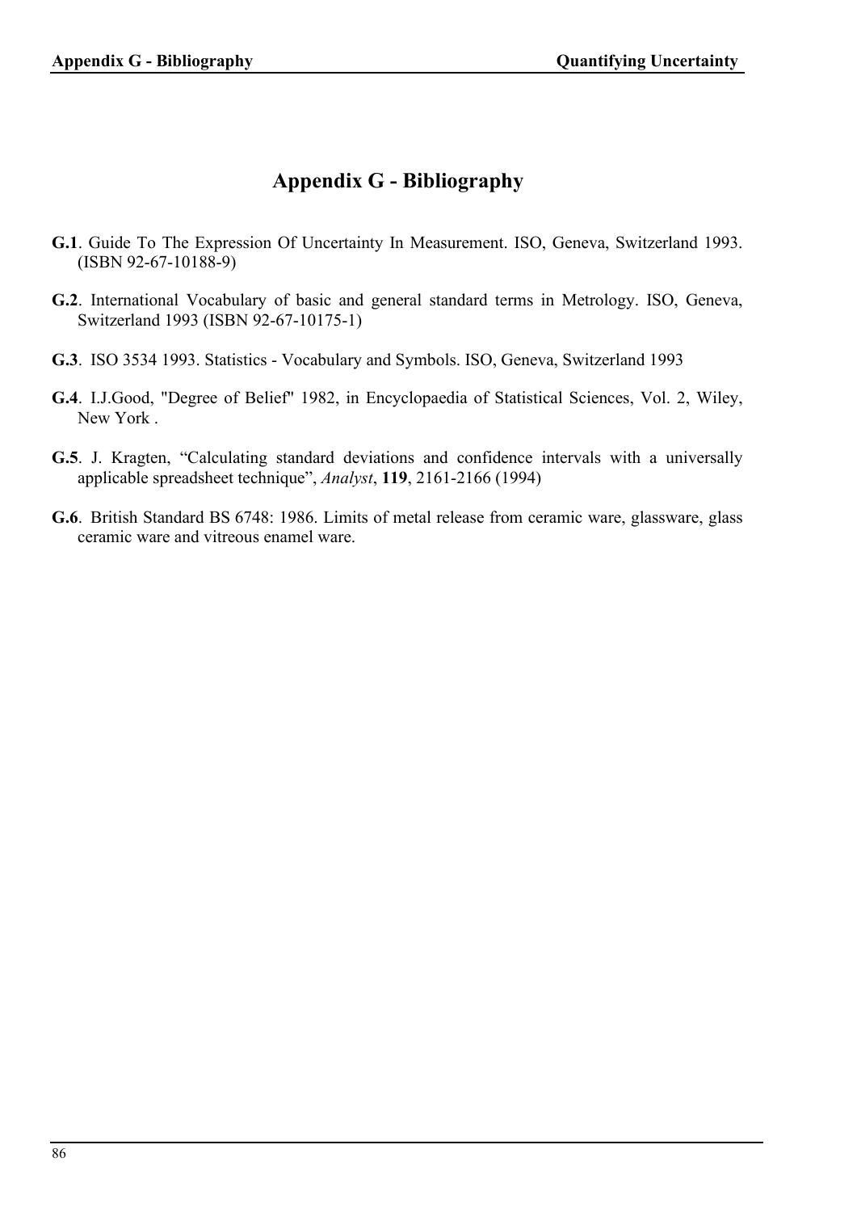# Appendix G - Bibliography

**G.1**. Guide To The Expression Of Uncertainty In Measurement. ISO, Geneva, Switzerland 1993. (ISBN 92-67-10188-9)

**G.2**. International Vocabulary of basic and general standard terms in Metrology. ISO, Geneva, Switzerland 1993 (ISBN 92-67-10175-1)

**G.3**. ISO 3534 1993. Statistics - Vocabulary and Symbols. ISO, Geneva, Switzerland 1993

**G.4**. I.J.Good, "Degree of Belief" 1982, in Encyclopaedia of Statistical Sciences, Vol. 2, Wiley, New York .

**G.5**. J. Kragten, "Calculating standard deviations and confidence intervals with a universally applicable spreadsheet technique", *Analyst*, **119**, 2161-2166 (1994)

**G.6**. British Standard BS 6748: 1986. Limits of metal release from ceramic ware, glassware, glass ceramic ware and vitreous enamel ware.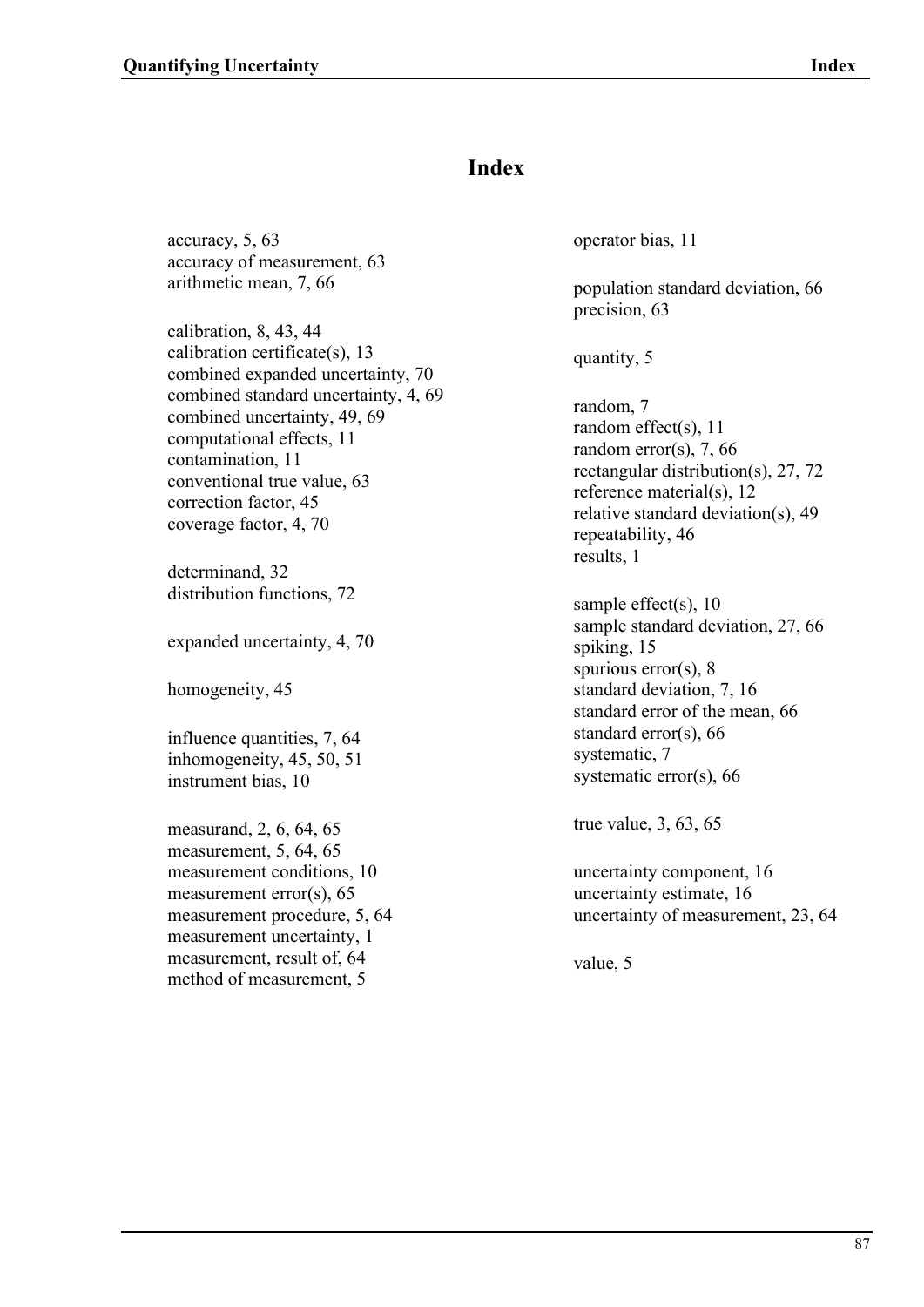# Index

accuracy, 5, 63
accuracy of measurement, 63
arithmetic mean, 7, 66

calibration, 8, 43, 44
calibration certificate(s), 13
combined expanded uncertainty, 70
combined standard uncertainty, 4, 69
combined uncertainty, 49, 69
computational effects, 11
contamination, 11
conventional true value, 63
correction factor, 45
coverage factor, 4, 70

determinand, 32
distribution functions, 72

expanded uncertainty, 4, 70

homogeneity, 45

influence quantities, 7, 64
inhomogeneity, 45, 50, 51
instrument bias, 10

measurand, 2, 6, 64, 65
measurement, 5, 64, 65
measurement conditions, 10
measurement error(s), 65
measurement procedure, 5, 64
measurement uncertainty, 1
measurement, result of, 64
method of measurement, 5

operator bias, 11

population standard deviation, 66
precision, 63

quantity, 5

random, 7
random effect(s), 11
random error(s), 7, 66
rectangular distribution(s), 27, 72
reference material(s), 12
relative standard deviation(s), 49
repeatability, 46
results, 1

sample effect(s), 10
sample standard deviation, 27, 66
spiking, 15
spurious error(s), 8
standard deviation, 7, 16
standard error of the mean, 66
standard error(s), 66
systematic, 7
systematic error(s), 66

true value, 3, 63, 65

uncertainty component, 16
uncertainty estimate, 16
uncertainty of measurement, 23, 64

value, 5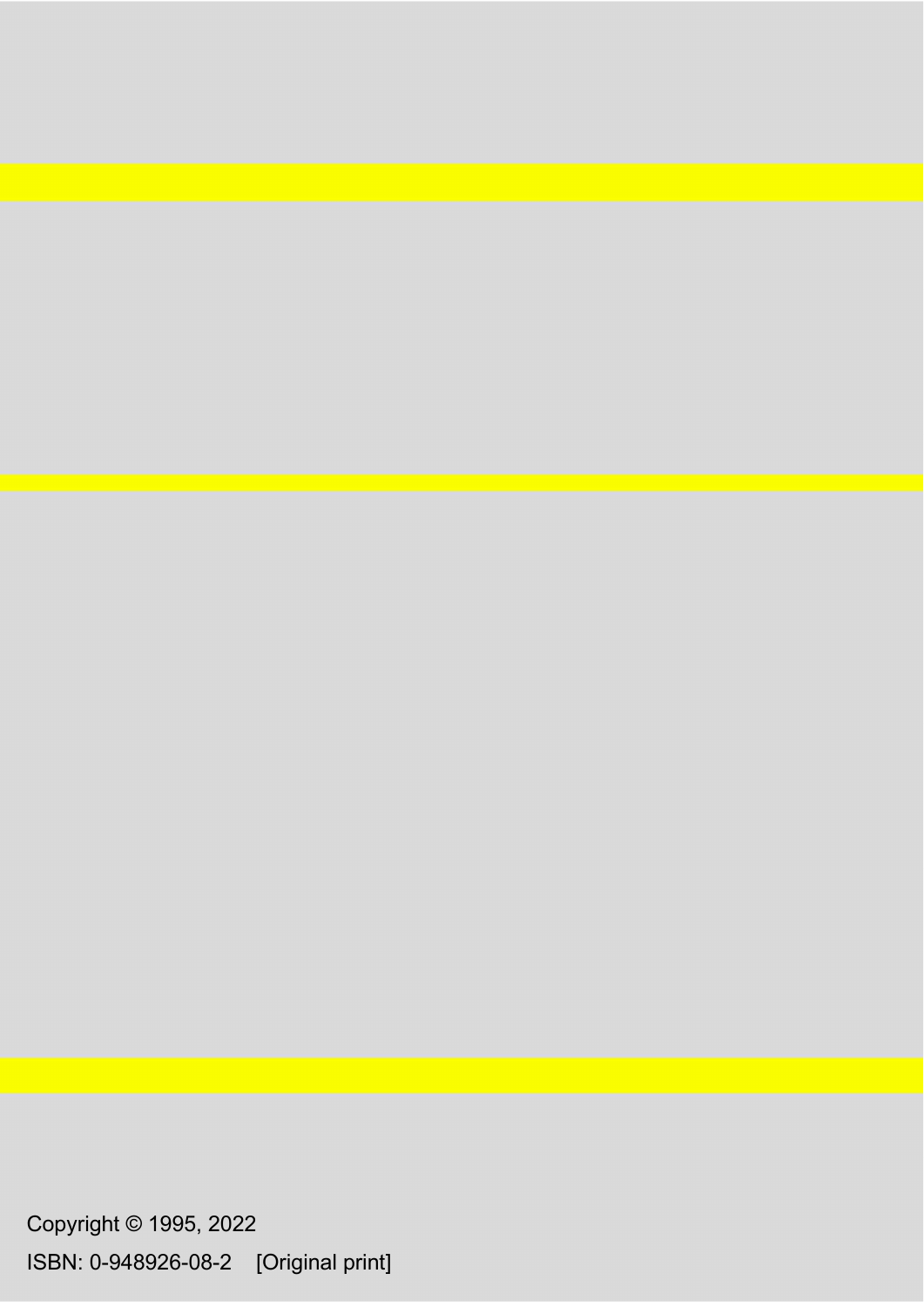Copyright © 1995, 2022

ISBN: 0-948926-08-2 [Original print]